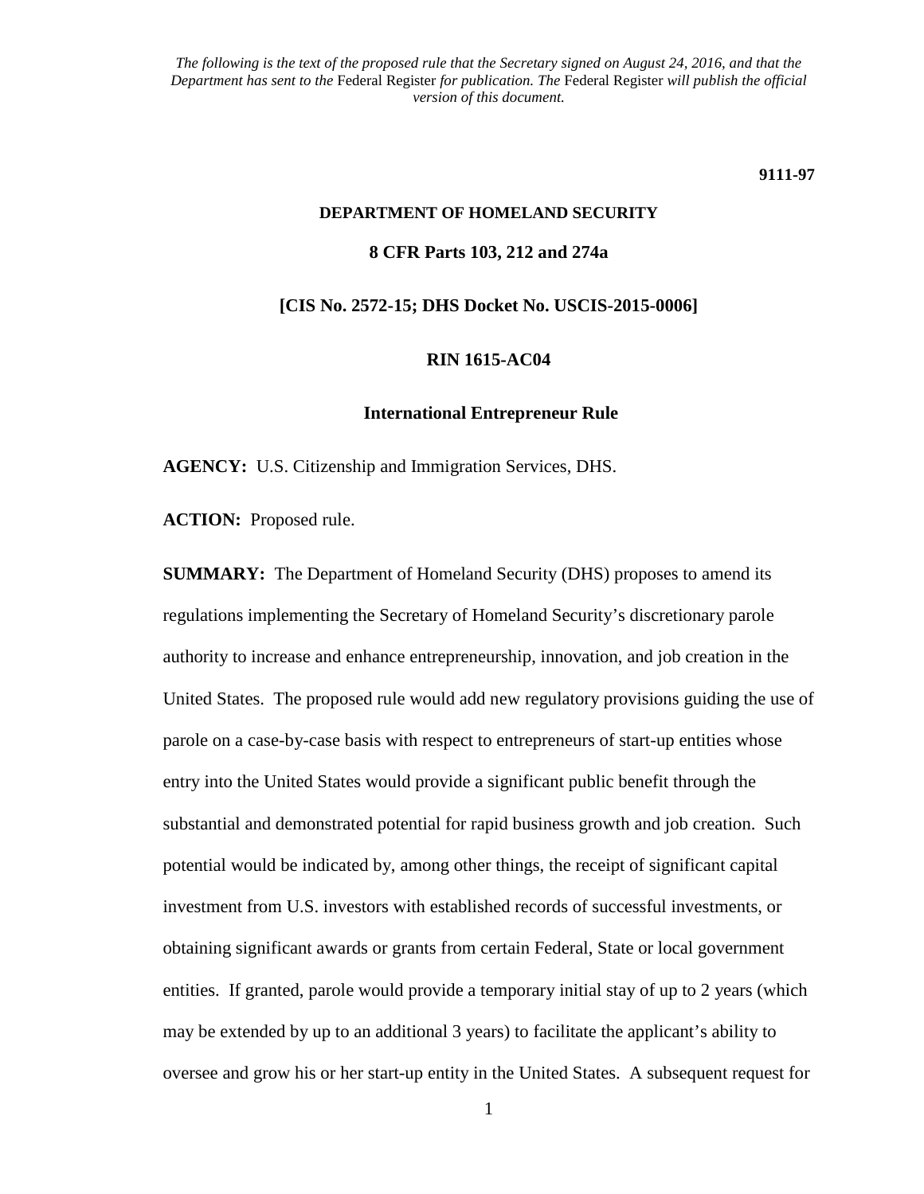*The following is the text of the proposed rule that the Secretary signed on August 24, 2016, and that the Department has sent to the* Federal Register *for publication. The* Federal Register *will publish the official version of this document.*

**9111-97**

**DEPARTMENT OF HOMELAND SECURITY**

**8 CFR Parts 103, 212 and 274a**

**[CIS No. 2572-15; DHS Docket No. USCIS-2015-0006]**

**RIN 1615-AC04**

**International Entrepreneur Rule**

**AGENCY:** U.S. Citizenship and Immigration Services, DHS.

**ACTION:** Proposed rule.

**SUMMARY:** The Department of Homeland Security (DHS) proposes to amend its regulations implementing the Secretary of Homeland Security's discretionary parole authority to increase and enhance entrepreneurship, innovation, and job creation in the United States. The proposed rule would add new regulatory provisions guiding the use of parole on a case-by-case basis with respect to entrepreneurs of start-up entities whose entry into the United States would provide a significant public benefit through the substantial and demonstrated potential for rapid business growth and job creation. Such potential would be indicated by, among other things, the receipt of significant capital investment from U.S. investors with established records of successful investments, or obtaining significant awards or grants from certain Federal, State or local government entities. If granted, parole would provide a temporary initial stay of up to 2 years (which may be extended by up to an additional 3 years) to facilitate the applicant's ability to oversee and grow his or her start-up entity in the United States. A subsequent request for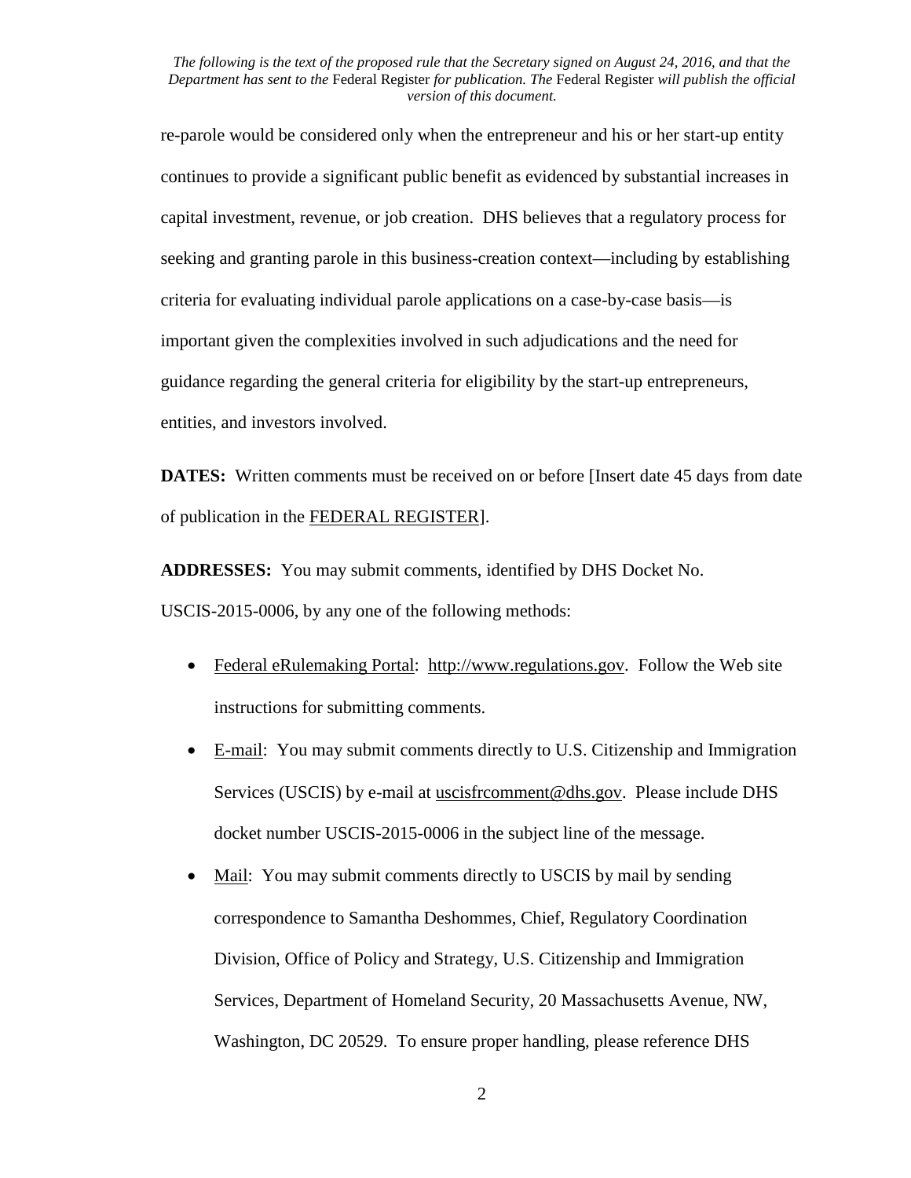re-parole would be considered only when the entrepreneur and his or her start-up entity continues to provide a significant public benefit as evidenced by substantial increases in capital investment, revenue, or job creation. DHS believes that a regulatory process for seeking and granting parole in this business-creation context—including by establishing criteria for evaluating individual parole applications on a case-by-case basis—is important given the complexities involved in such adjudications and the need for guidance regarding the general criteria for eligibility by the start-up entrepreneurs, entities, and investors involved.

**DATES:** Written comments must be received on or before [Insert date 45 days from date of publication in the FEDERAL REGISTER].

**ADDRESSES:** You may submit comments, identified by DHS Docket No. USCIS-2015-0006, by any one of the following methods:

- Federal eRulemaking Portal: http://www.regulations.gov. Follow the Web site instructions for submitting comments.
- E-mail: You may submit comments directly to U.S. Citizenship and Immigration Services (USCIS) by e-mail at uscisfrcomment@dhs.gov. Please include DHS docket number USCIS-2015-0006 in the subject line of the message.
- Mail: You may submit comments directly to USCIS by mail by sending correspondence to Samantha Deshommes, Chief, Regulatory Coordination Division, Office of Policy and Strategy, U.S. Citizenship and Immigration Services, Department of Homeland Security, 20 Massachusetts Avenue, NW, Washington, DC 20529. To ensure proper handling, please reference DHS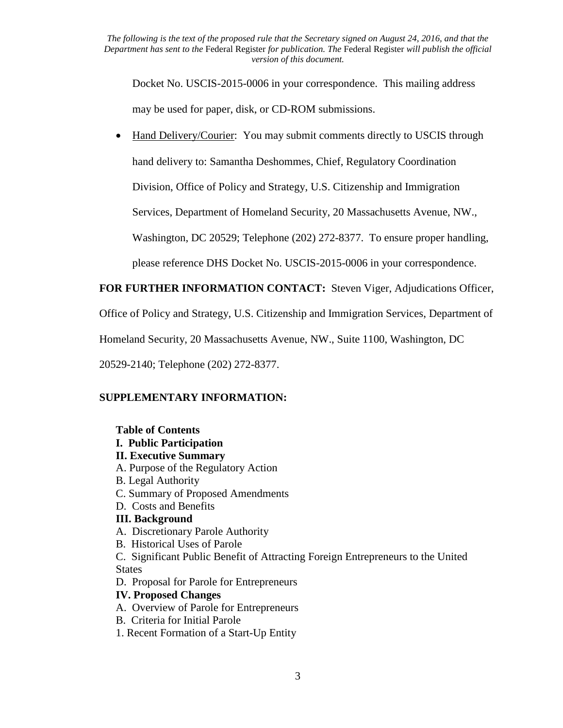Docket No. USCIS-2015-0006 in your correspondence. This mailing address may be used for paper, disk, or CD-ROM submissions.

- Hand Delivery/Courier: You may submit comments directly to USCIS through hand delivery to: Samantha Deshommes, Chief, Regulatory Coordination Division, Office of Policy and Strategy, U.S. Citizenship and Immigration Services, Department of Homeland Security, 20 Massachusetts Avenue, NW., Washington, DC 20529; Telephone (202) 272-8377. To ensure proper handling, please reference DHS Docket No. USCIS-2015-0006 in your correspondence.

**FOR FURTHER INFORMATION CONTACT:** Steven Viger, Adjudications Officer, Office of Policy and Strategy, U.S. Citizenship and Immigration Services, Department of Homeland Security, 20 Massachusetts Avenue, NW., Suite 1100, Washington, DC 20529-2140; Telephone (202) 272-8377.

**SUPPLEMENTARY INFORMATION:**

**Table of Contents**

**I. Public Participation**

**II. Executive Summary**

A. Purpose of the Regulatory Action

B. Legal Authority

C. Summary of Proposed Amendments

D. Costs and Benefits

**III. Background**

A. Discretionary Parole Authority

B. Historical Uses of Parole

C. Significant Public Benefit of Attracting Foreign Entrepreneurs to the United States

D. Proposal for Parole for Entrepreneurs

**IV. Proposed Changes**

A. Overview of Parole for Entrepreneurs

B. Criteria for Initial Parole

1. Recent Formation of a Start-Up Entity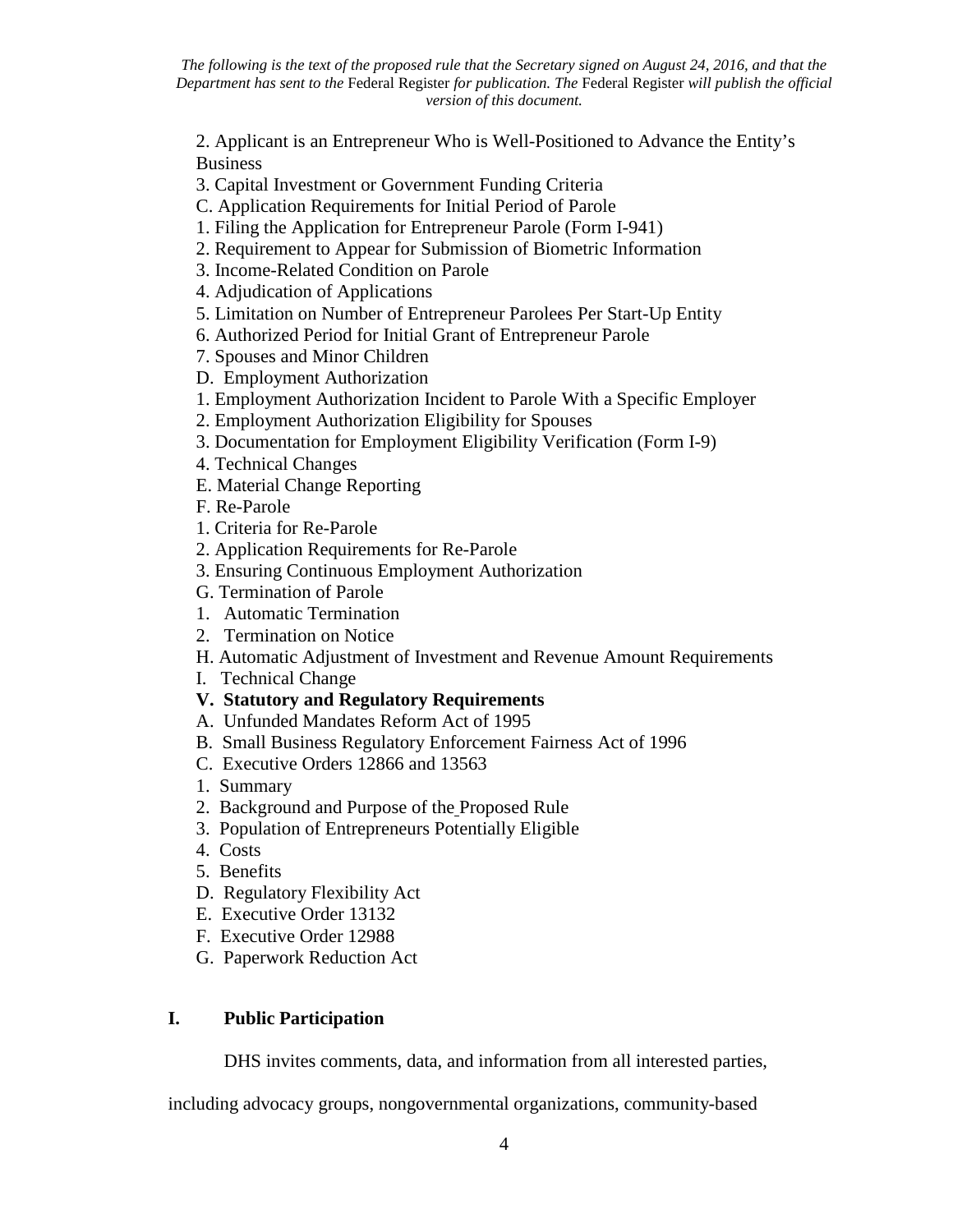2. Applicant is an Entrepreneur Who is Well-Positioned to Advance the Entity's Business

3. Capital Investment or Government Funding Criteria

C. Application Requirements for Initial Period of Parole

1. Filing the Application for Entrepreneur Parole (Form I-941)

2. Requirement to Appear for Submission of Biometric Information

3. Income-Related Condition on Parole

4. Adjudication of Applications

5. Limitation on Number of Entrepreneur Parolees Per Start-Up Entity

6. Authorized Period for Initial Grant of Entrepreneur Parole

7. Spouses and Minor Children

D. Employment Authorization

1. Employment Authorization Incident to Parole With a Specific Employer

2. Employment Authorization Eligibility for Spouses

3. Documentation for Employment Eligibility Verification (Form I-9)

4. Technical Changes

E. Material Change Reporting

F. Re-Parole

1. Criteria for Re-Parole

2. Application Requirements for Re-Parole

3. Ensuring Continuous Employment Authorization

G. Termination of Parole

1. Automatic Termination

2. Termination on Notice

H. Automatic Adjustment of Investment and Revenue Amount Requirements

I. Technical Change

**V. Statutory and Regulatory Requirements**

A. Unfunded Mandates Reform Act of 1995

B. Small Business Regulatory Enforcement Fairness Act of 1996

C. Executive Orders 12866 and 13563

1. Summary

2. Background and Purpose of the Proposed Rule

3. Population of Entrepreneurs Potentially Eligible

4. Costs

5. Benefits

D. Regulatory Flexibility Act

E. Executive Order 13132

F. Executive Order 12988

G. Paperwork Reduction Act

## I. Public Participation

DHS invites comments, data, and information from all interested parties, including advocacy groups, nongovernmental organizations, community-based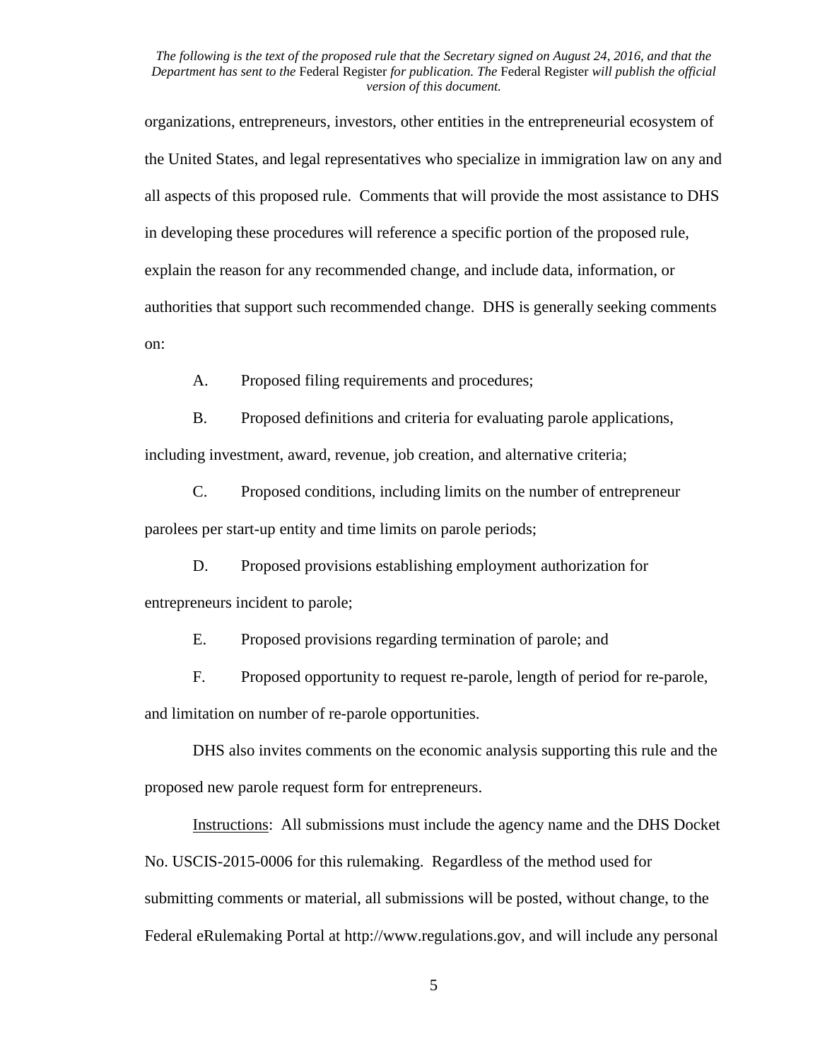organizations, entrepreneurs, investors, other entities in the entrepreneurial ecosystem of the United States, and legal representatives who specialize in immigration law on any and all aspects of this proposed rule. Comments that will provide the most assistance to DHS in developing these procedures will reference a specific portion of the proposed rule, explain the reason for any recommended change, and include data, information, or authorities that support such recommended change. DHS is generally seeking comments on:

A. Proposed filing requirements and procedures;

B. Proposed definitions and criteria for evaluating parole applications, including investment, award, revenue, job creation, and alternative criteria;

C. Proposed conditions, including limits on the number of entrepreneur parolees per start-up entity and time limits on parole periods;

D. Proposed provisions establishing employment authorization for entrepreneurs incident to parole;

E. Proposed provisions regarding termination of parole; and

F. Proposed opportunity to request re-parole, length of period for re-parole, and limitation on number of re-parole opportunities.

DHS also invites comments on the economic analysis supporting this rule and the proposed new parole request form for entrepreneurs.

Instructions: All submissions must include the agency name and the DHS Docket No. USCIS-2015-0006 for this rulemaking. Regardless of the method used for submitting comments or material, all submissions will be posted, without change, to the Federal eRulemaking Portal at http://www.regulations.gov, and will include any personal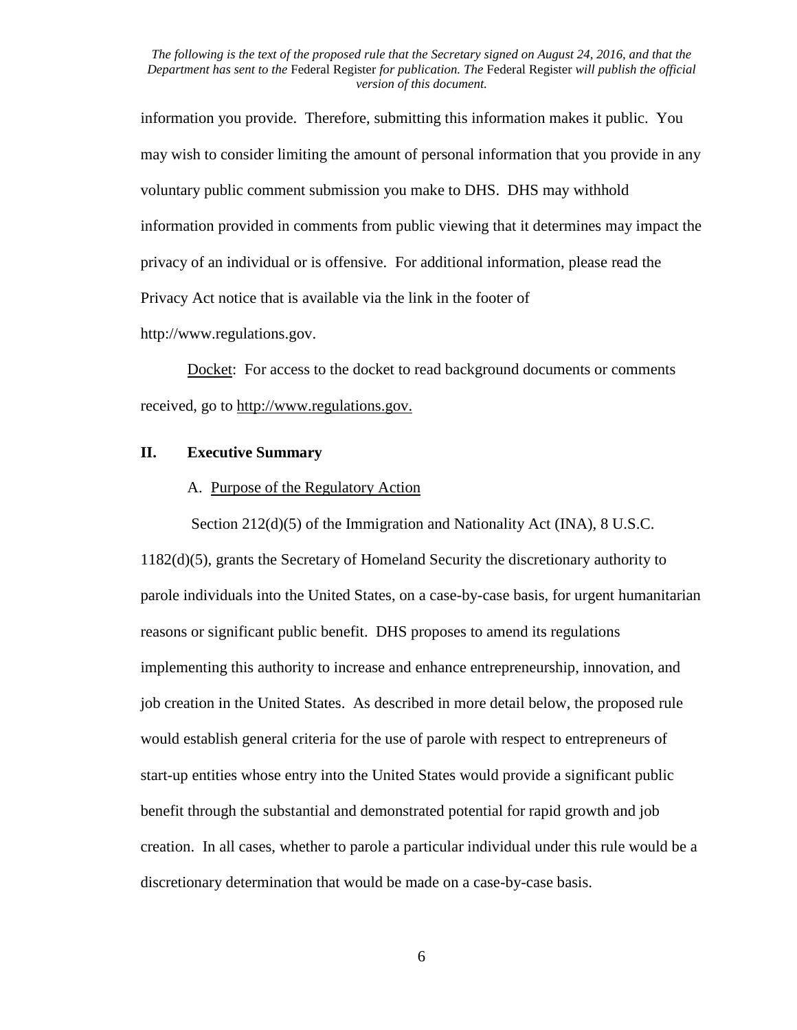information you provide. Therefore, submitting this information makes it public. You may wish to consider limiting the amount of personal information that you provide in any voluntary public comment submission you make to DHS. DHS may withhold information provided in comments from public viewing that it determines may impact the privacy of an individual or is offensive. For additional information, please read the Privacy Act notice that is available via the link in the footer of http://www.regulations.gov.

Docket: For access to the docket to read background documents or comments received, go to http://www.regulations.gov.

## II. Executive Summary

### A. Purpose of the Regulatory Action

Section 212(d)(5) of the Immigration and Nationality Act (INA), 8 U.S.C. 1182(d)(5), grants the Secretary of Homeland Security the discretionary authority to parole individuals into the United States, on a case-by-case basis, for urgent humanitarian reasons or significant public benefit. DHS proposes to amend its regulations implementing this authority to increase and enhance entrepreneurship, innovation, and job creation in the United States. As described in more detail below, the proposed rule would establish general criteria for the use of parole with respect to entrepreneurs of start-up entities whose entry into the United States would provide a significant public benefit through the substantial and demonstrated potential for rapid growth and job creation. In all cases, whether to parole a particular individual under this rule would be a discretionary determination that would be made on a case-by-case basis.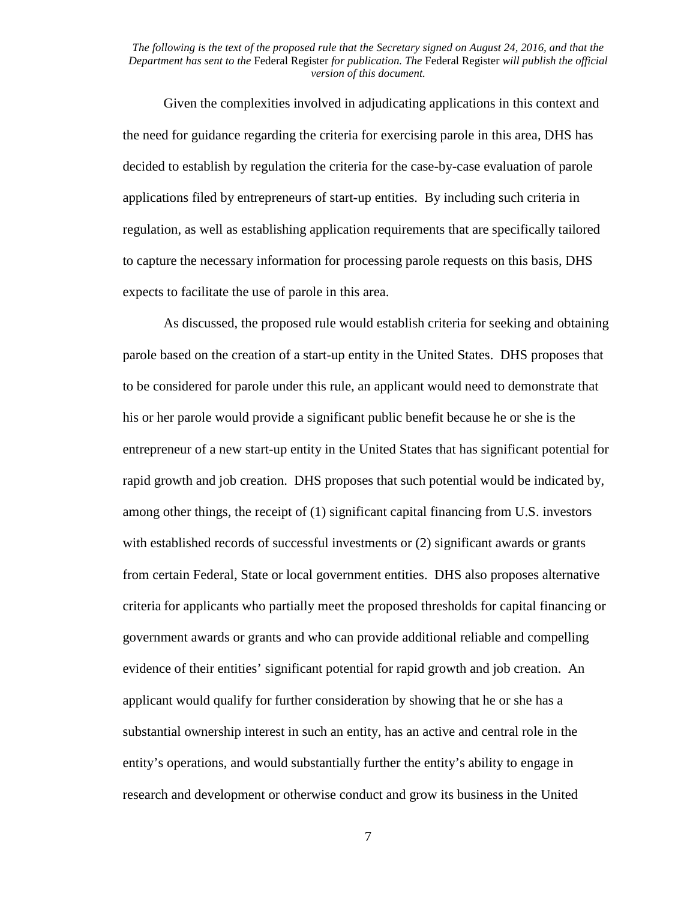Given the complexities involved in adjudicating applications in this context and the need for guidance regarding the criteria for exercising parole in this area, DHS has decided to establish by regulation the criteria for the case-by-case evaluation of parole applications filed by entrepreneurs of start-up entities. By including such criteria in regulation, as well as establishing application requirements that are specifically tailored to capture the necessary information for processing parole requests on this basis, DHS expects to facilitate the use of parole in this area.

As discussed, the proposed rule would establish criteria for seeking and obtaining parole based on the creation of a start-up entity in the United States. DHS proposes that to be considered for parole under this rule, an applicant would need to demonstrate that his or her parole would provide a significant public benefit because he or she is the entrepreneur of a new start-up entity in the United States that has significant potential for rapid growth and job creation. DHS proposes that such potential would be indicated by, among other things, the receipt of (1) significant capital financing from U.S. investors with established records of successful investments or (2) significant awards or grants from certain Federal, State or local government entities. DHS also proposes alternative criteria for applicants who partially meet the proposed thresholds for capital financing or government awards or grants and who can provide additional reliable and compelling evidence of their entities' significant potential for rapid growth and job creation. An applicant would qualify for further consideration by showing that he or she has a substantial ownership interest in such an entity, has an active and central role in the entity's operations, and would substantially further the entity's ability to engage in research and development or otherwise conduct and grow its business in the United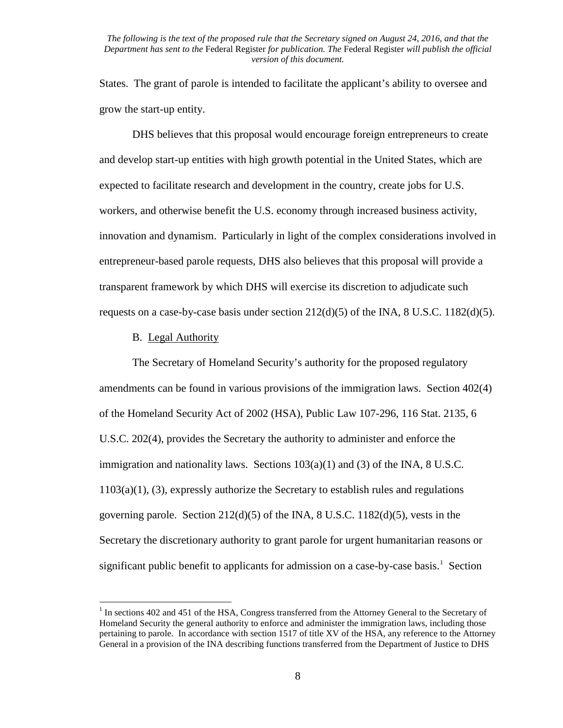States. The grant of parole is intended to facilitate the applicant's ability to oversee and grow the start-up entity.

DHS believes that this proposal would encourage foreign entrepreneurs to create and develop start-up entities with high growth potential in the United States, which are expected to facilitate research and development in the country, create jobs for U.S. workers, and otherwise benefit the U.S. economy through increased business activity, innovation and dynamism. Particularly in light of the complex considerations involved in entrepreneur-based parole requests, DHS also believes that this proposal will provide a transparent framework by which DHS will exercise its discretion to adjudicate such requests on a case-by-case basis under section 212(d)(5) of the INA, 8 U.S.C. 1182(d)(5).

B. Legal Authority

The Secretary of Homeland Security's authority for the proposed regulatory amendments can be found in various provisions of the immigration laws. Section 402(4) of the Homeland Security Act of 2002 (HSA), Public Law 107-296, 116 Stat. 2135, 6 U.S.C. 202(4), provides the Secretary the authority to administer and enforce the immigration and nationality laws. Sections 103(a)(1) and (3) of the INA, 8 U.S.C. 1103(a)(1), (3), expressly authorize the Secretary to establish rules and regulations governing parole. Section 212(d)(5) of the INA, 8 U.S.C. 1182(d)(5), vests in the Secretary the discretionary authority to grant parole for urgent humanitarian reasons or significant public benefit to applicants for admission on a case-by-case basis.[1] Section

[1] In sections 402 and 451 of the HSA, Congress transferred from the Attorney General to the Secretary of Homeland Security the general authority to enforce and administer the immigration laws, including those pertaining to parole. In accordance with section 1517 of title XV of the HSA, any reference to the Attorney General in a provision of the INA describing functions transferred from the Department of Justice to DHS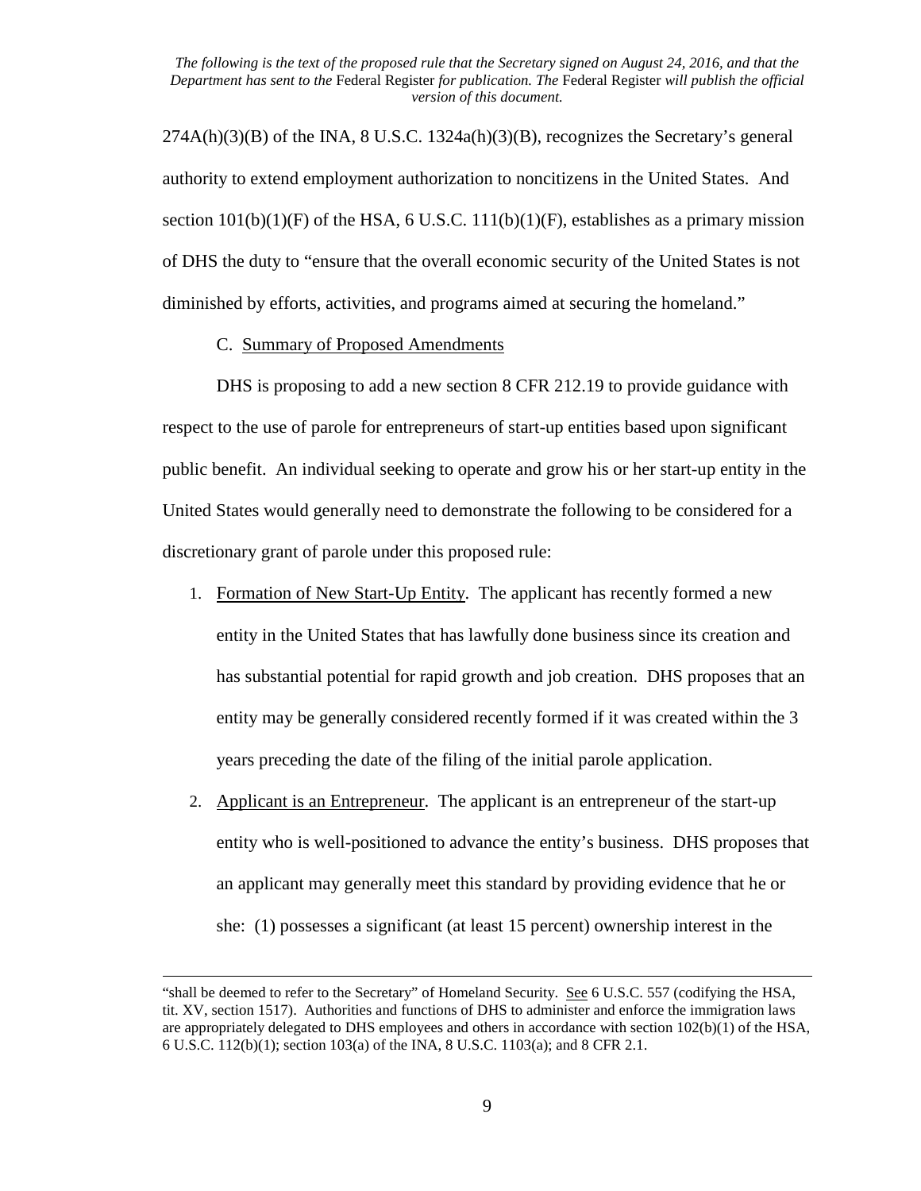274A(h)(3)(B) of the INA, 8 U.S.C. 1324a(h)(3)(B), recognizes the Secretary's general authority to extend employment authorization to noncitizens in the United States. And section 101(b)(1)(F) of the HSA, 6 U.S.C. 111(b)(1)(F), establishes as a primary mission of DHS the duty to "ensure that the overall economic security of the United States is not diminished by efforts, activities, and programs aimed at securing the homeland."

C. Summary of Proposed Amendments

DHS is proposing to add a new section 8 CFR 212.19 to provide guidance with respect to the use of parole for entrepreneurs of start-up entities based upon significant public benefit. An individual seeking to operate and grow his or her start-up entity in the United States would generally need to demonstrate the following to be considered for a discretionary grant of parole under this proposed rule:

1. Formation of New Start-Up Entity. The applicant has recently formed a new entity in the United States that has lawfully done business since its creation and has substantial potential for rapid growth and job creation. DHS proposes that an entity may be generally considered recently formed if it was created within the 3 years preceding the date of the filing of the initial parole application.
2. Applicant is an Entrepreneur. The applicant is an entrepreneur of the start-up entity who is well-positioned to advance the entity's business. DHS proposes that an applicant may generally meet this standard by providing evidence that he or she: (1) possesses a significant (at least 15 percent) ownership interest in the

"shall be deemed to refer to the Secretary" of Homeland Security. See 6 U.S.C. 557 (codifying the HSA, tit. XV, section 1517). Authorities and functions of DHS to administer and enforce the immigration laws are appropriately delegated to DHS employees and others in accordance with section 102(b)(1) of the HSA, 6 U.S.C. 112(b)(1); section 103(a) of the INA, 8 U.S.C. 1103(a); and 8 CFR 2.1.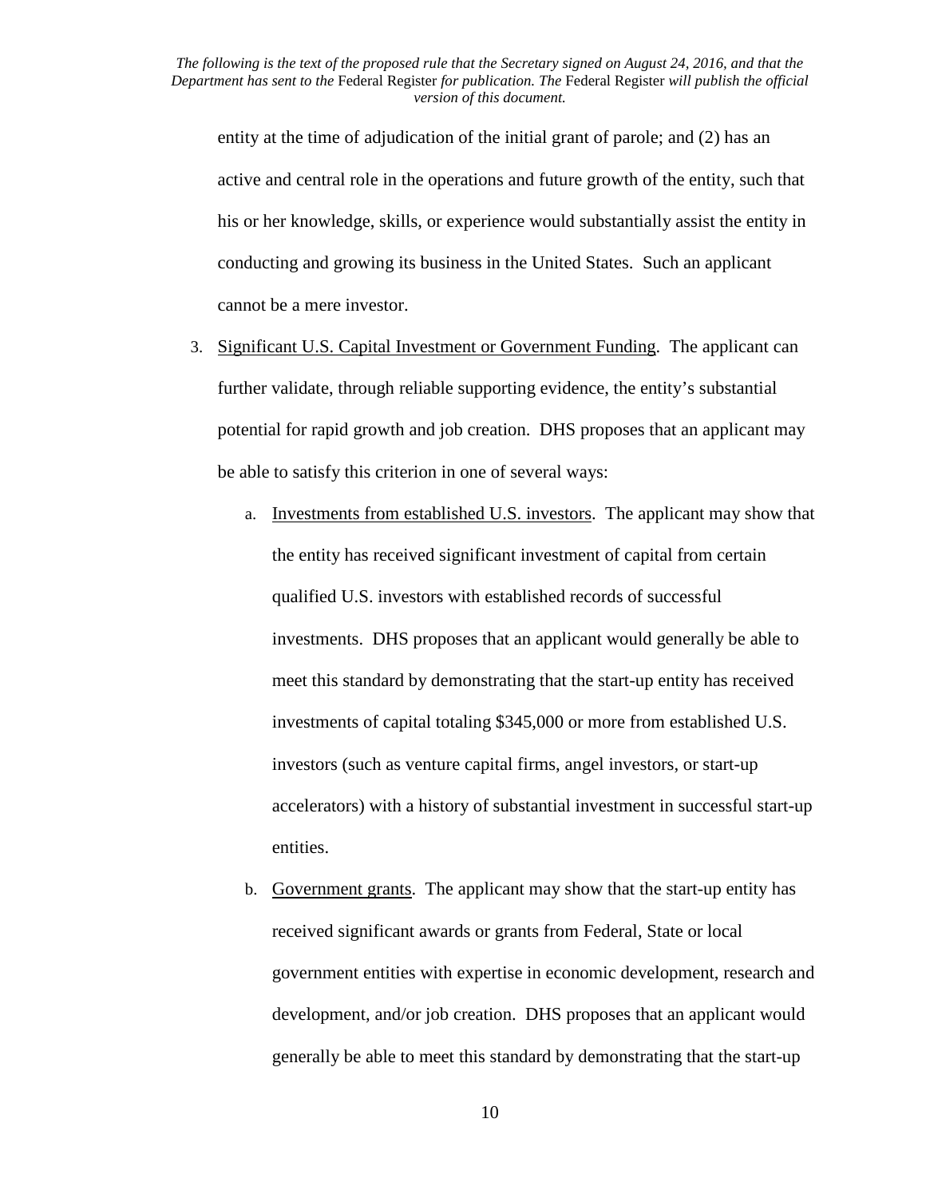entity at the time of adjudication of the initial grant of parole; and (2) has an active and central role in the operations and future growth of the entity, such that his or her knowledge, skills, or experience would substantially assist the entity in conducting and growing its business in the United States. Such an applicant cannot be a mere investor.

3. Significant U.S. Capital Investment or Government Funding. The applicant can further validate, through reliable supporting evidence, the entity's substantial potential for rapid growth and job creation. DHS proposes that an applicant may be able to satisfy this criterion in one of several ways:

    a. Investments from established U.S. investors. The applicant may show that the entity has received significant investment of capital from certain qualified U.S. investors with established records of successful investments. DHS proposes that an applicant would generally be able to meet this standard by demonstrating that the start-up entity has received investments of capital totaling $345,000 or more from established U.S. investors (such as venture capital firms, angel investors, or start-up accelerators) with a history of substantial investment in successful start-up entities.

    b. Government grants. The applicant may show that the start-up entity has received significant awards or grants from Federal, State or local government entities with expertise in economic development, research and development, and/or job creation. DHS proposes that an applicant would generally be able to meet this standard by demonstrating that the start-up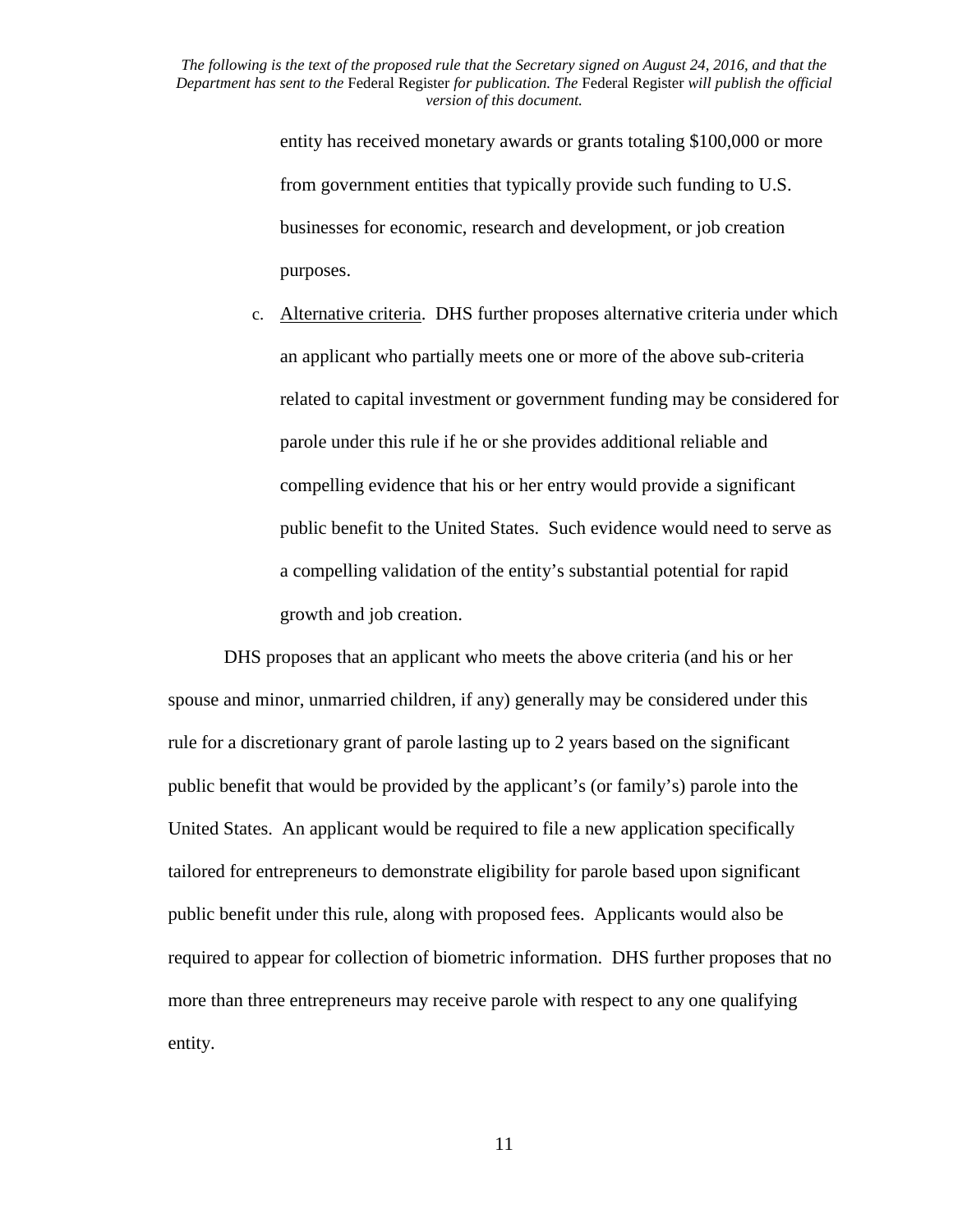entity has received monetary awards or grants totaling $100,000 or more from government entities that typically provide such funding to U.S. businesses for economic, research and development, or job creation purposes.

c. Alternative criteria. DHS further proposes alternative criteria under which an applicant who partially meets one or more of the above sub-criteria related to capital investment or government funding may be considered for parole under this rule if he or she provides additional reliable and compelling evidence that his or her entry would provide a significant public benefit to the United States. Such evidence would need to serve as a compelling validation of the entity's substantial potential for rapid growth and job creation.

DHS proposes that an applicant who meets the above criteria (and his or her spouse and minor, unmarried children, if any) generally may be considered under this rule for a discretionary grant of parole lasting up to 2 years based on the significant public benefit that would be provided by the applicant's (or family's) parole into the United States. An applicant would be required to file a new application specifically tailored for entrepreneurs to demonstrate eligibility for parole based upon significant public benefit under this rule, along with proposed fees. Applicants would also be required to appear for collection of biometric information. DHS further proposes that no more than three entrepreneurs may receive parole with respect to any one qualifying entity.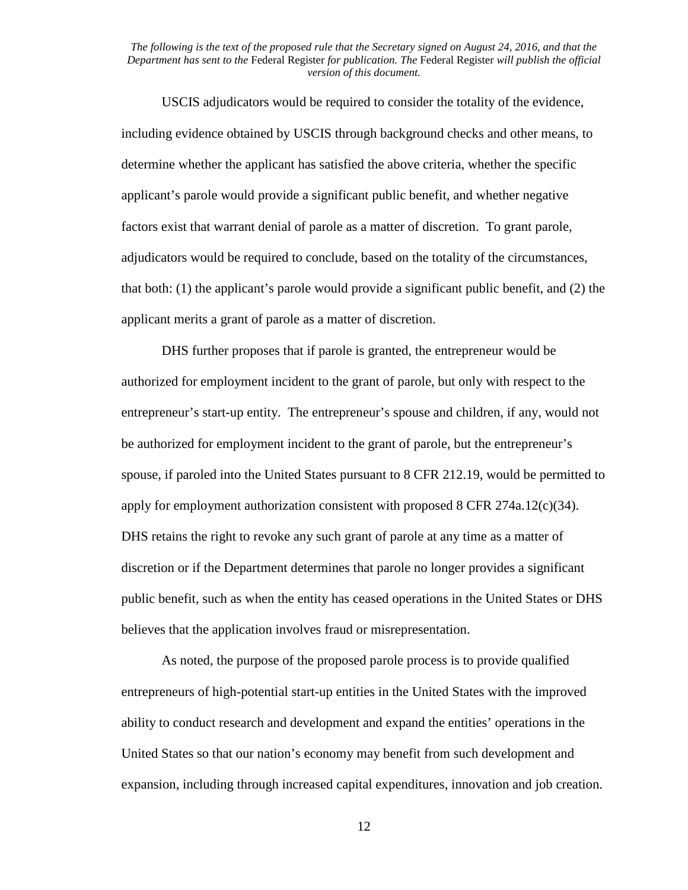USCIS adjudicators would be required to consider the totality of the evidence, including evidence obtained by USCIS through background checks and other means, to determine whether the applicant has satisfied the above criteria, whether the specific applicant's parole would provide a significant public benefit, and whether negative factors exist that warrant denial of parole as a matter of discretion. To grant parole, adjudicators would be required to conclude, based on the totality of the circumstances, that both: (1) the applicant's parole would provide a significant public benefit, and (2) the applicant merits a grant of parole as a matter of discretion.

DHS further proposes that if parole is granted, the entrepreneur would be authorized for employment incident to the grant of parole, but only with respect to the entrepreneur's start-up entity. The entrepreneur's spouse and children, if any, would not be authorized for employment incident to the grant of parole, but the entrepreneur's spouse, if paroled into the United States pursuant to 8 CFR 212.19, would be permitted to apply for employment authorization consistent with proposed 8 CFR 274a.12(c)(34). DHS retains the right to revoke any such grant of parole at any time as a matter of discretion or if the Department determines that parole no longer provides a significant public benefit, such as when the entity has ceased operations in the United States or DHS believes that the application involves fraud or misrepresentation.

As noted, the purpose of the proposed parole process is to provide qualified entrepreneurs of high-potential start-up entities in the United States with the improved ability to conduct research and development and expand the entities' operations in the United States so that our nation's economy may benefit from such development and expansion, including through increased capital expenditures, innovation and job creation.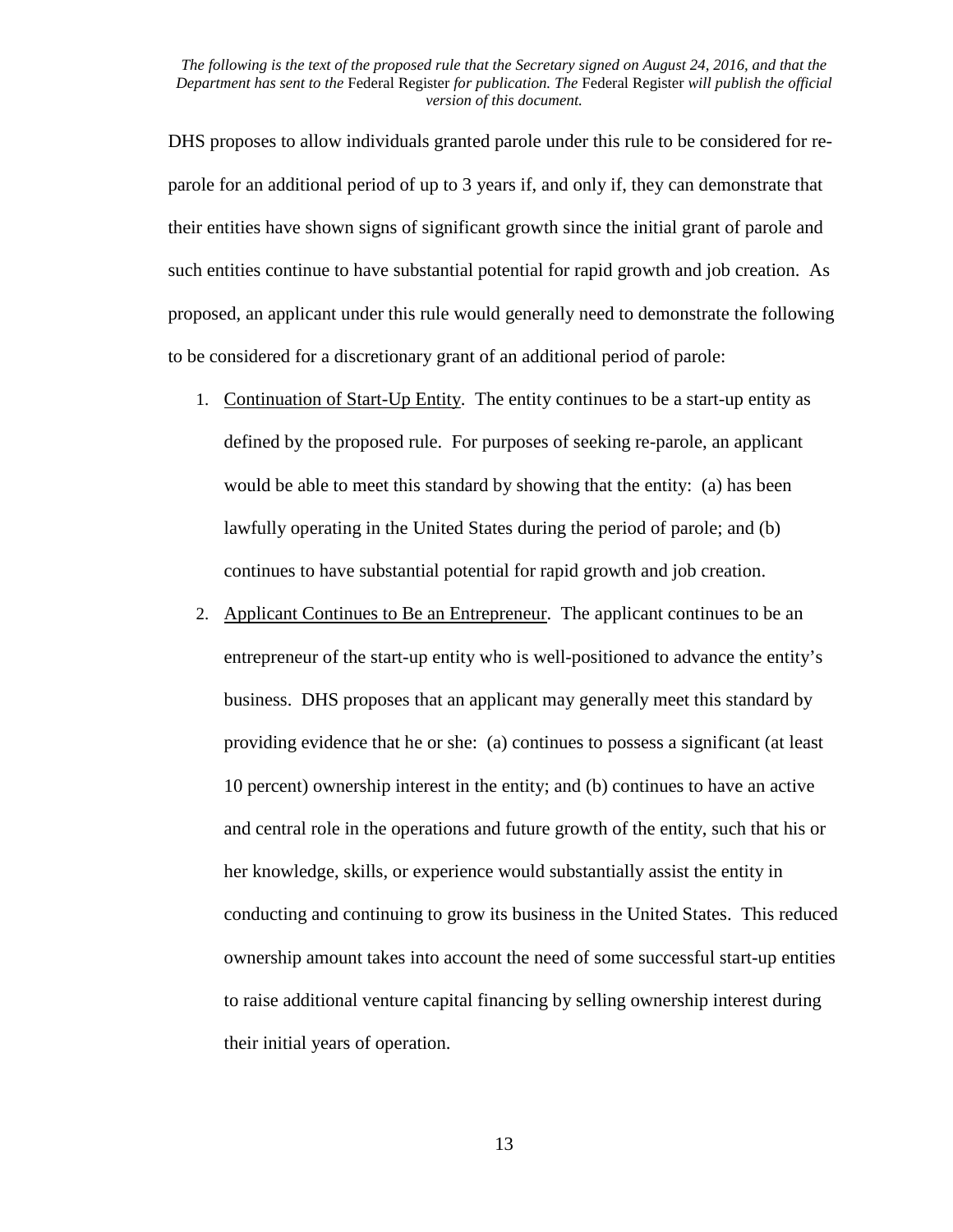DHS proposes to allow individuals granted parole under this rule to be considered for re-parole for an additional period of up to 3 years if, and only if, they can demonstrate that their entities have shown signs of significant growth since the initial grant of parole and such entities continue to have substantial potential for rapid growth and job creation. As proposed, an applicant under this rule would generally need to demonstrate the following to be considered for a discretionary grant of an additional period of parole:

1. Continuation of Start-Up Entity. The entity continues to be a start-up entity as defined by the proposed rule. For purposes of seeking re-parole, an applicant would be able to meet this standard by showing that the entity: (a) has been lawfully operating in the United States during the period of parole; and (b) continues to have substantial potential for rapid growth and job creation.
2. Applicant Continues to Be an Entrepreneur. The applicant continues to be an entrepreneur of the start-up entity who is well-positioned to advance the entity's business. DHS proposes that an applicant may generally meet this standard by providing evidence that he or she: (a) continues to possess a significant (at least 10 percent) ownership interest in the entity; and (b) continues to have an active and central role in the operations and future growth of the entity, such that his or her knowledge, skills, or experience would substantially assist the entity in conducting and continuing to grow its business in the United States. This reduced ownership amount takes into account the need of some successful start-up entities to raise additional venture capital financing by selling ownership interest during their initial years of operation.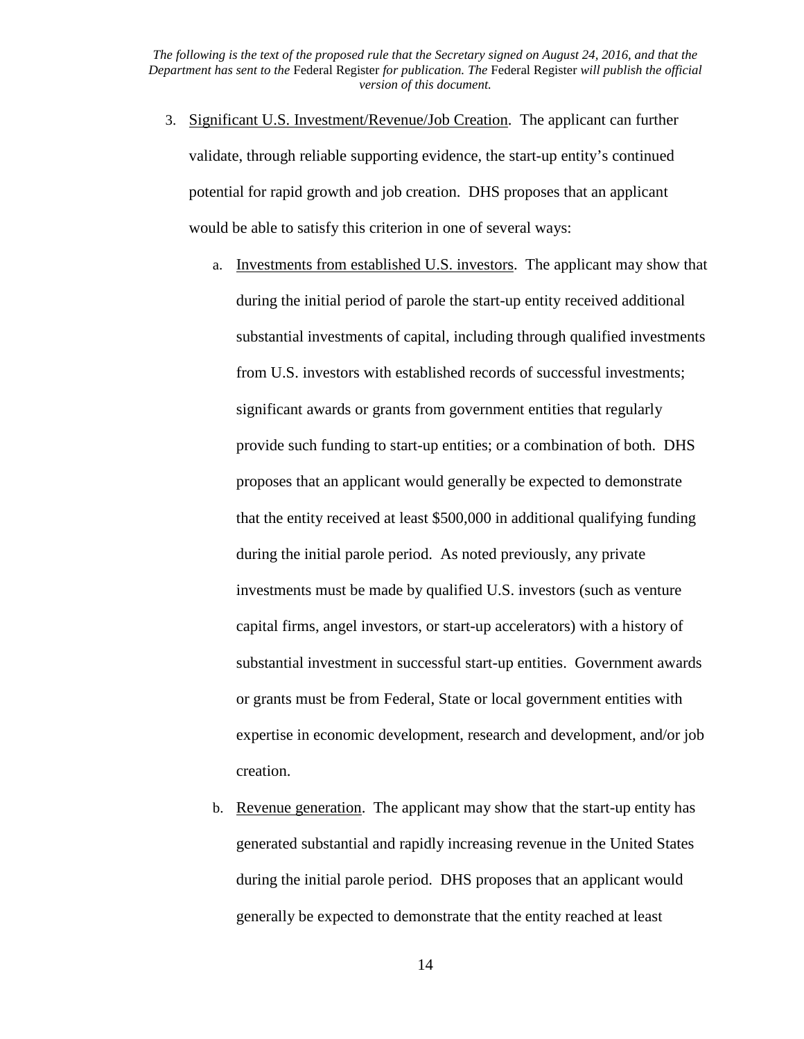3. Significant U.S. Investment/Revenue/Job Creation. The applicant can further validate, through reliable supporting evidence, the start-up entity's continued potential for rapid growth and job creation. DHS proposes that an applicant would be able to satisfy this criterion in one of several ways:

   a. Investments from established U.S. investors. The applicant may show that during the initial period of parole the start-up entity received additional substantial investments of capital, including through qualified investments from U.S. investors with established records of successful investments; significant awards or grants from government entities that regularly provide such funding to start-up entities; or a combination of both. DHS proposes that an applicant would generally be expected to demonstrate that the entity received at least $500,000 in additional qualifying funding during the initial parole period. As noted previously, any private investments must be made by qualified U.S. investors (such as venture capital firms, angel investors, or start-up accelerators) with a history of substantial investment in successful start-up entities. Government awards or grants must be from Federal, State or local government entities with expertise in economic development, research and development, and/or job creation.

   b. Revenue generation. The applicant may show that the start-up entity has generated substantial and rapidly increasing revenue in the United States during the initial parole period. DHS proposes that an applicant would generally be expected to demonstrate that the entity reached at least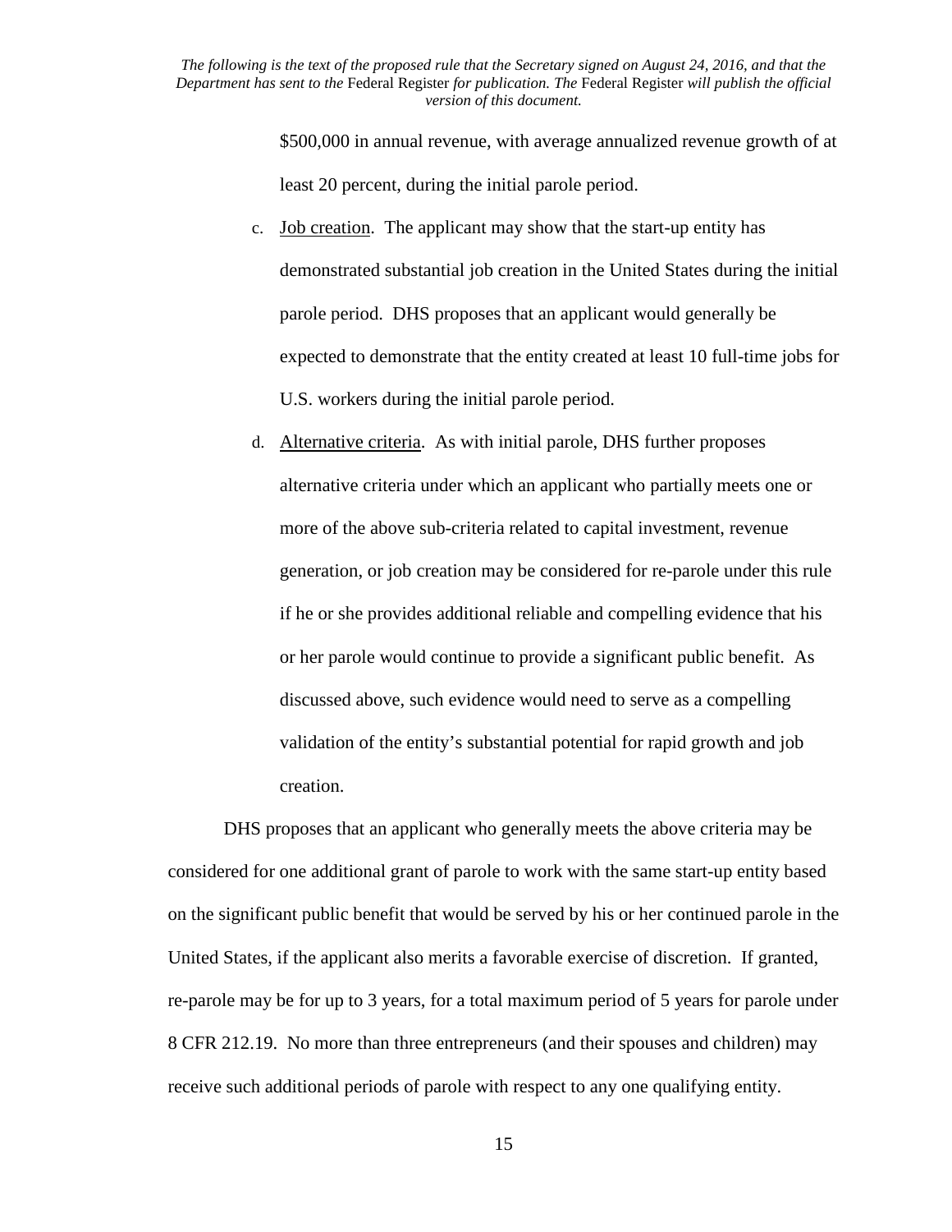$500,000 in annual revenue, with average annualized revenue growth of at least 20 percent, during the initial parole period.

c. Job creation. The applicant may show that the start-up entity has demonstrated substantial job creation in the United States during the initial parole period. DHS proposes that an applicant would generally be expected to demonstrate that the entity created at least 10 full-time jobs for U.S. workers during the initial parole period.

d. Alternative criteria. As with initial parole, DHS further proposes alternative criteria under which an applicant who partially meets one or more of the above sub-criteria related to capital investment, revenue generation, or job creation may be considered for re-parole under this rule if he or she provides additional reliable and compelling evidence that his or her parole would continue to provide a significant public benefit. As discussed above, such evidence would need to serve as a compelling validation of the entity's substantial potential for rapid growth and job creation.

DHS proposes that an applicant who generally meets the above criteria may be considered for one additional grant of parole to work with the same start-up entity based on the significant public benefit that would be served by his or her continued parole in the United States, if the applicant also merits a favorable exercise of discretion. If granted, re-parole may be for up to 3 years, for a total maximum period of 5 years for parole under 8 CFR 212.19. No more than three entrepreneurs (and their spouses and children) may receive such additional periods of parole with respect to any one qualifying entity.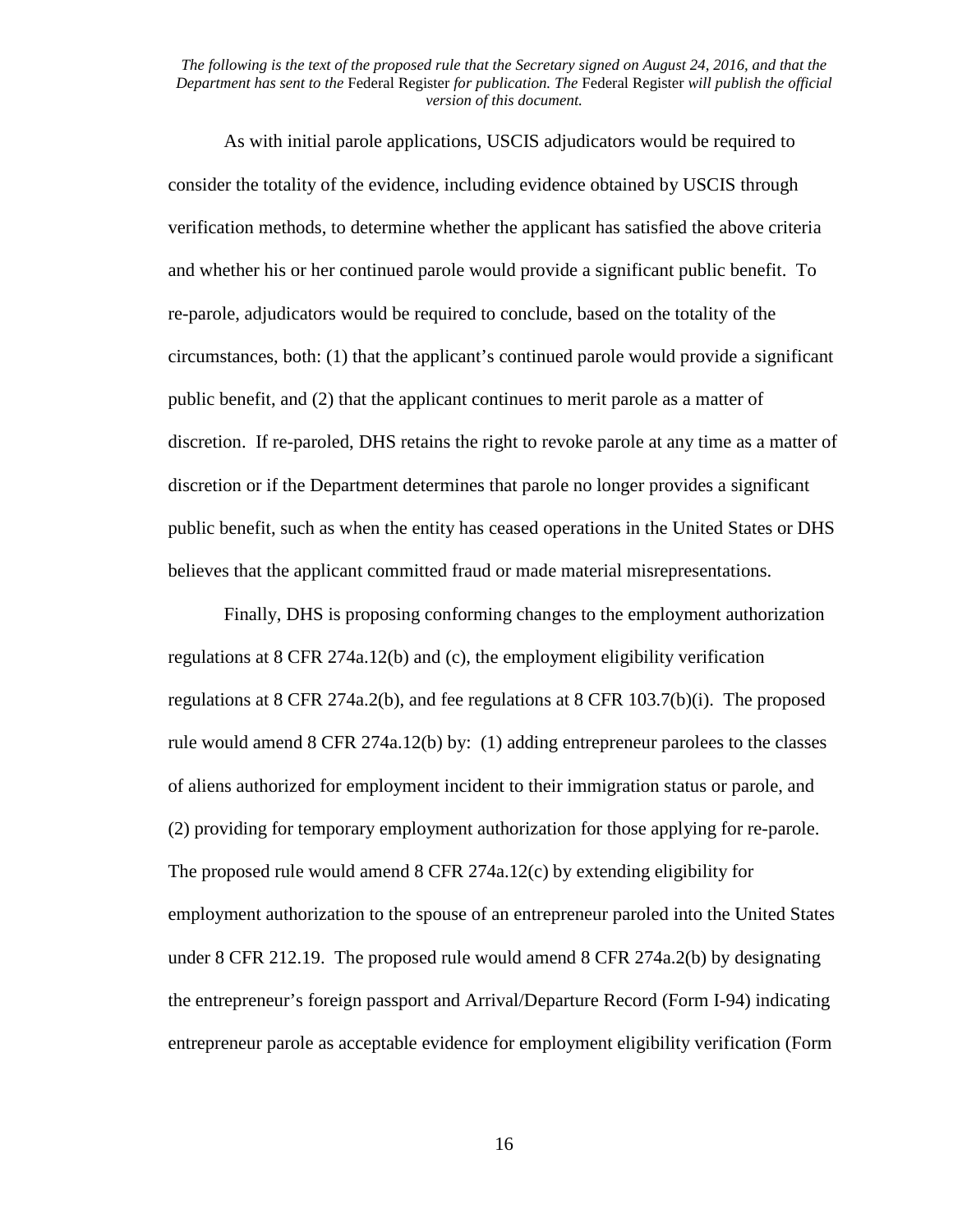As with initial parole applications, USCIS adjudicators would be required to consider the totality of the evidence, including evidence obtained by USCIS through verification methods, to determine whether the applicant has satisfied the above criteria and whether his or her continued parole would provide a significant public benefit. To re-parole, adjudicators would be required to conclude, based on the totality of the circumstances, both: (1) that the applicant's continued parole would provide a significant public benefit, and (2) that the applicant continues to merit parole as a matter of discretion. If re-paroled, DHS retains the right to revoke parole at any time as a matter of discretion or if the Department determines that parole no longer provides a significant public benefit, such as when the entity has ceased operations in the United States or DHS believes that the applicant committed fraud or made material misrepresentations.

Finally, DHS is proposing conforming changes to the employment authorization regulations at 8 CFR 274a.12(b) and (c), the employment eligibility verification regulations at 8 CFR 274a.2(b), and fee regulations at 8 CFR 103.7(b)(i). The proposed rule would amend 8 CFR 274a.12(b) by: (1) adding entrepreneur parolees to the classes of aliens authorized for employment incident to their immigration status or parole, and (2) providing for temporary employment authorization for those applying for re-parole. The proposed rule would amend 8 CFR 274a.12(c) by extending eligibility for employment authorization to the spouse of an entrepreneur paroled into the United States under 8 CFR 212.19. The proposed rule would amend 8 CFR 274a.2(b) by designating the entrepreneur's foreign passport and Arrival/Departure Record (Form I-94) indicating entrepreneur parole as acceptable evidence for employment eligibility verification (Form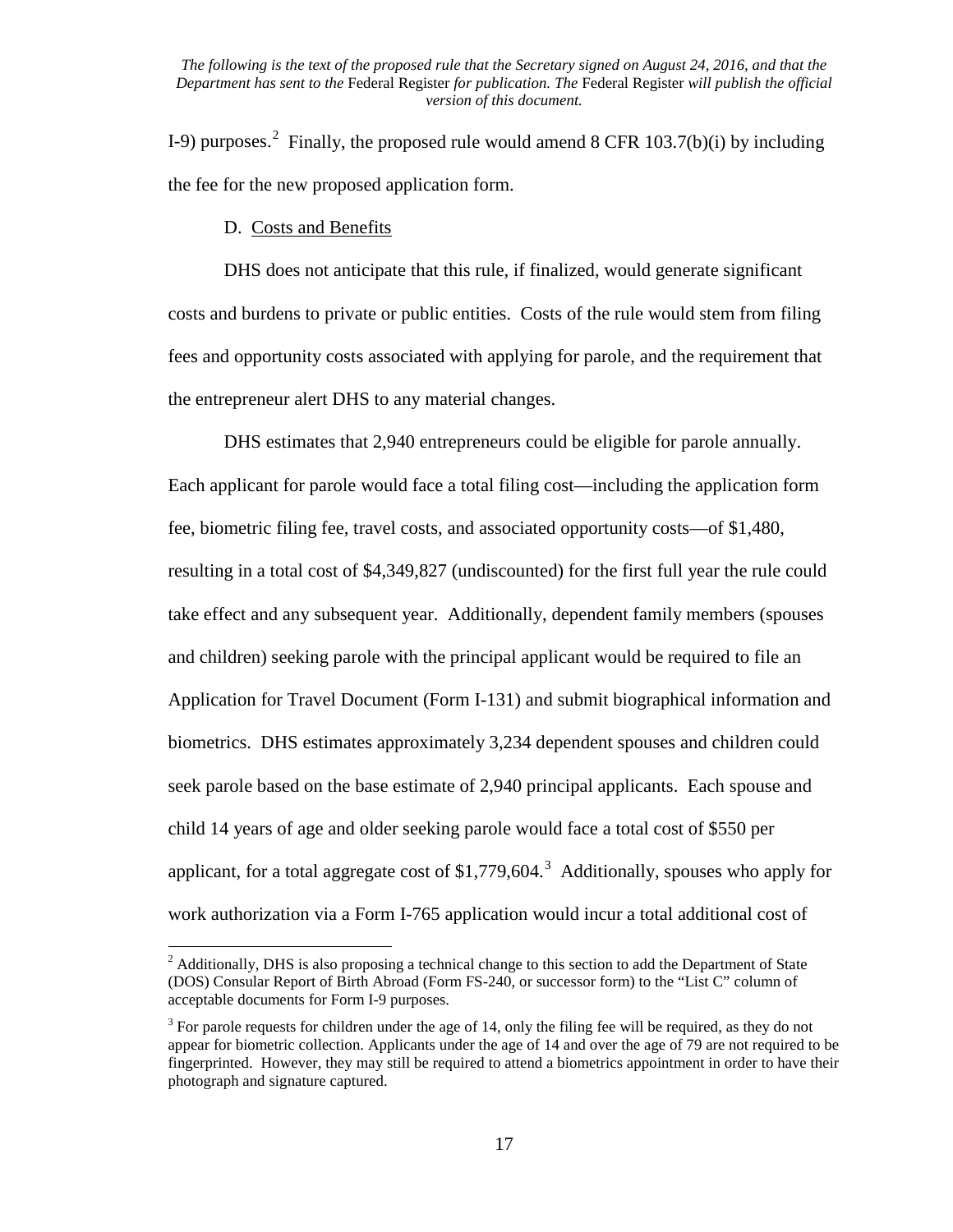I-9) purposes.[2] Finally, the proposed rule would amend 8 CFR 103.7(b)(i) by including the fee for the new proposed application form.

D. Costs and Benefits

DHS does not anticipate that this rule, if finalized, would generate significant costs and burdens to private or public entities. Costs of the rule would stem from filing fees and opportunity costs associated with applying for parole, and the requirement that the entrepreneur alert DHS to any material changes.

DHS estimates that 2,940 entrepreneurs could be eligible for parole annually. Each applicant for parole would face a total filing cost—including the application form fee, biometric filing fee, travel costs, and associated opportunity costs—of $1,480, resulting in a total cost of $4,349,827 (undiscounted) for the first full year the rule could take effect and any subsequent year. Additionally, dependent family members (spouses and children) seeking parole with the principal applicant would be required to file an Application for Travel Document (Form I-131) and submit biographical information and biometrics. DHS estimates approximately 3,234 dependent spouses and children could seek parole based on the base estimate of 2,940 principal applicants. Each spouse and child 14 years of age and older seeking parole would face a total cost of $550 per applicant, for a total aggregate cost of $1,779,604.[3] Additionally, spouses who apply for work authorization via a Form I-765 application would incur a total additional cost of

[2] Additionally, DHS is also proposing a technical change to this section to add the Department of State (DOS) Consular Report of Birth Abroad (Form FS-240, or successor form) to the "List C" column of acceptable documents for Form I-9 purposes.

[3] For parole requests for children under the age of 14, only the filing fee will be required, as they do not appear for biometric collection. Applicants under the age of 14 and over the age of 79 are not required to be fingerprinted. However, they may still be required to attend a biometrics appointment in order to have their photograph and signature captured.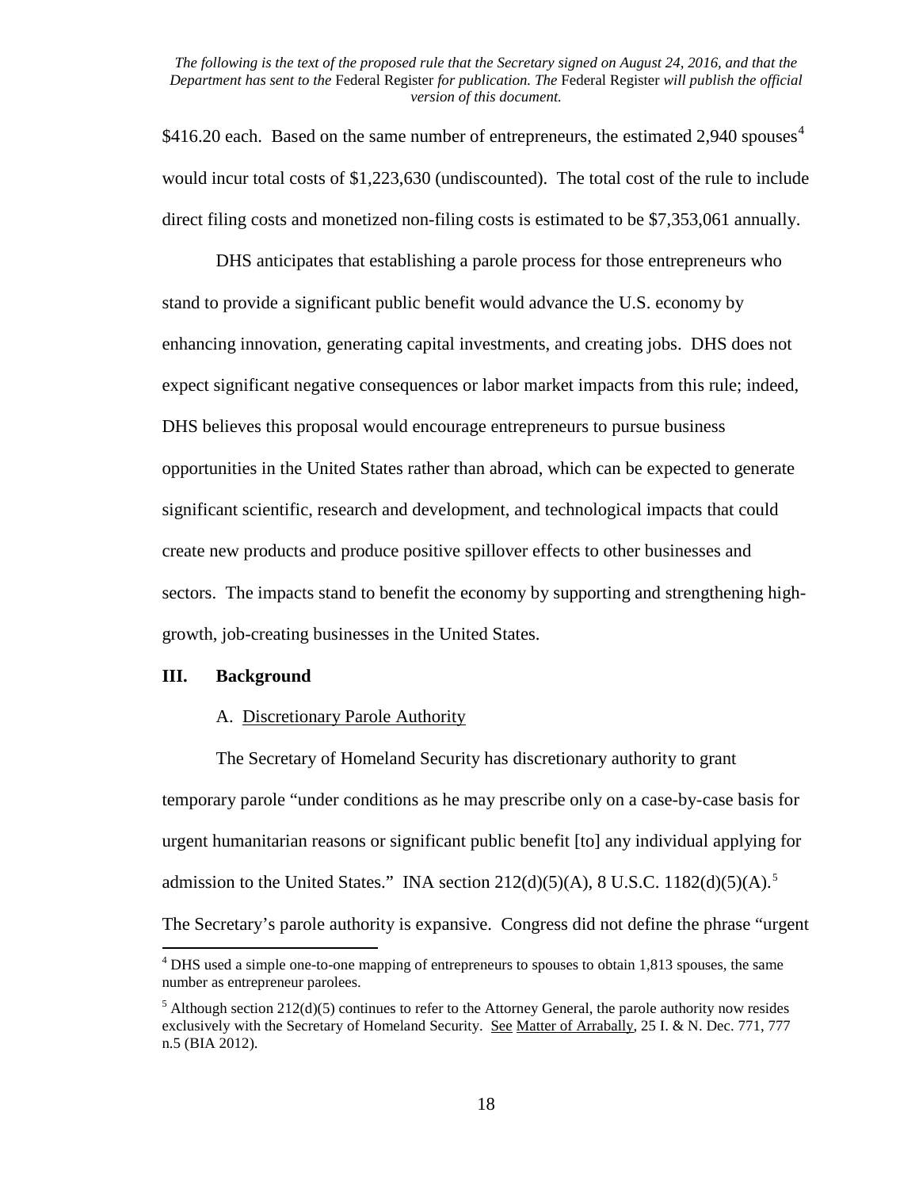$416.20 each. Based on the same number of entrepreneurs, the estimated 2,940 spouses[4] would incur total costs of $1,223,630 (undiscounted). The total cost of the rule to include direct filing costs and monetized non-filing costs is estimated to be $7,353,061 annually.

DHS anticipates that establishing a parole process for those entrepreneurs who stand to provide a significant public benefit would advance the U.S. economy by enhancing innovation, generating capital investments, and creating jobs. DHS does not expect significant negative consequences or labor market impacts from this rule; indeed, DHS believes this proposal would encourage entrepreneurs to pursue business opportunities in the United States rather than abroad, which can be expected to generate significant scientific, research and development, and technological impacts that could create new products and produce positive spillover effects to other businesses and sectors. The impacts stand to benefit the economy by supporting and strengthening high-growth, job-creating businesses in the United States.

## III. Background

### A. Discretionary Parole Authority

The Secretary of Homeland Security has discretionary authority to grant temporary parole "under conditions as he may prescribe only on a case-by-case basis for urgent humanitarian reasons or significant public benefit [to] any individual applying for admission to the United States." INA section 212(d)(5)(A), 8 U.S.C. 1182(d)(5)(A).[5] The Secretary's parole authority is expansive. Congress did not define the phrase "urgent

---

[4] DHS used a simple one-to-one mapping of entrepreneurs to spouses to obtain 1,813 spouses, the same number as entrepreneur parolees.

[5] Although section 212(d)(5) continues to refer to the Attorney General, the parole authority now resides exclusively with the Secretary of Homeland Security. See Matter of Arrabally, 25 I. & N. Dec. 771, 777 n.5 (BIA 2012).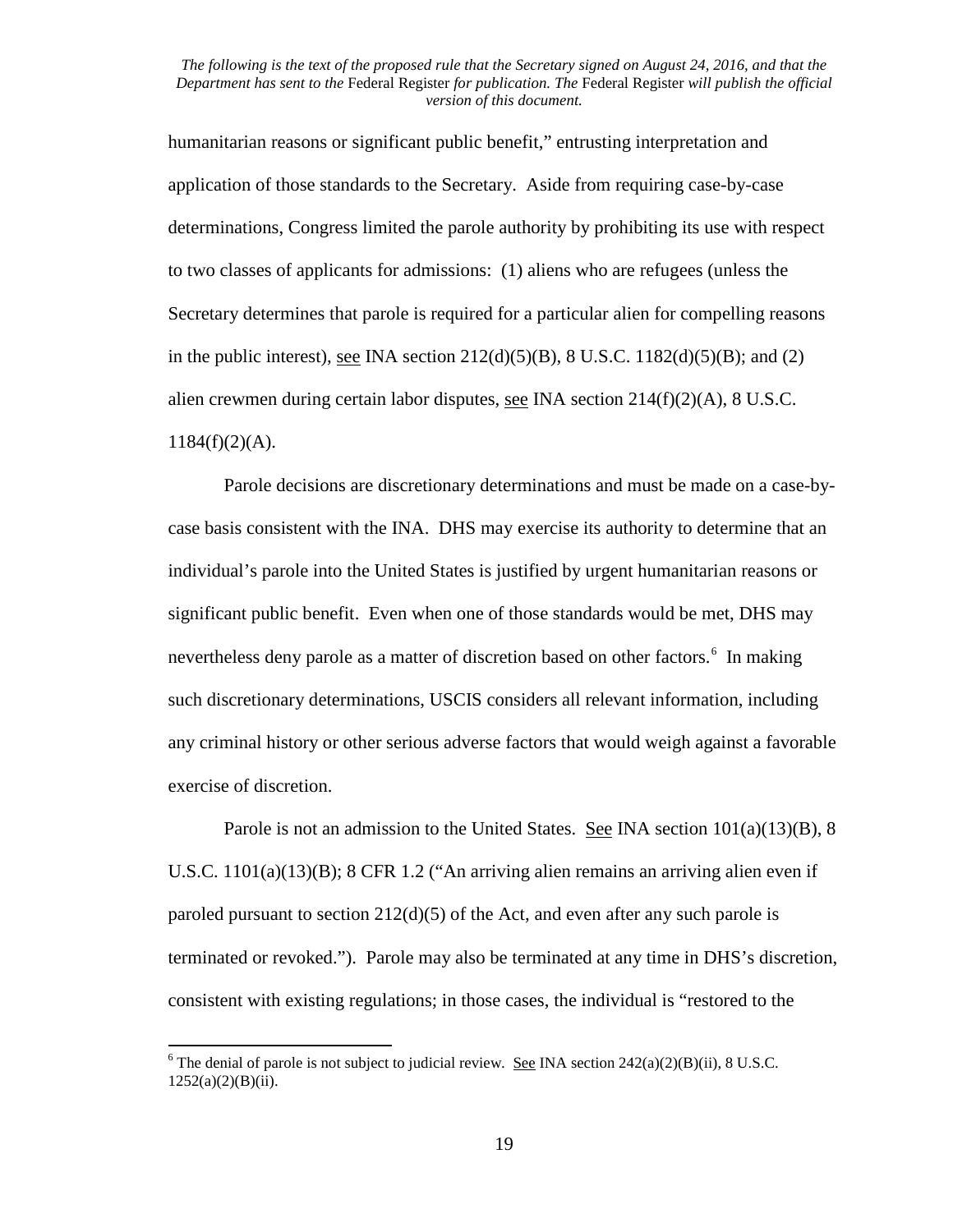humanitarian reasons or significant public benefit," entrusting interpretation and application of those standards to the Secretary. Aside from requiring case-by-case determinations, Congress limited the parole authority by prohibiting its use with respect to two classes of applicants for admissions: (1) aliens who are refugees (unless the Secretary determines that parole is required for a particular alien for compelling reasons in the public interest), see INA section 212(d)(5)(B), 8 U.S.C. 1182(d)(5)(B); and (2) alien crewmen during certain labor disputes, see INA section 214(f)(2)(A), 8 U.S.C. 1184(f)(2)(A).

Parole decisions are discretionary determinations and must be made on a case-by-case basis consistent with the INA. DHS may exercise its authority to determine that an individual's parole into the United States is justified by urgent humanitarian reasons or significant public benefit. Even when one of those standards would be met, DHS may nevertheless deny parole as a matter of discretion based on other factors.[6] In making such discretionary determinations, USCIS considers all relevant information, including any criminal history or other serious adverse factors that would weigh against a favorable exercise of discretion.

Parole is not an admission to the United States. See INA section 101(a)(13)(B), 8 U.S.C. 1101(a)(13)(B); 8 CFR 1.2 ("An arriving alien remains an arriving alien even if paroled pursuant to section 212(d)(5) of the Act, and even after any such parole is terminated or revoked."). Parole may also be terminated at any time in DHS's discretion, consistent with existing regulations; in those cases, the individual is "restored to the

[6] The denial of parole is not subject to judicial review. See INA section 242(a)(2)(B)(ii), 8 U.S.C. 1252(a)(2)(B)(ii).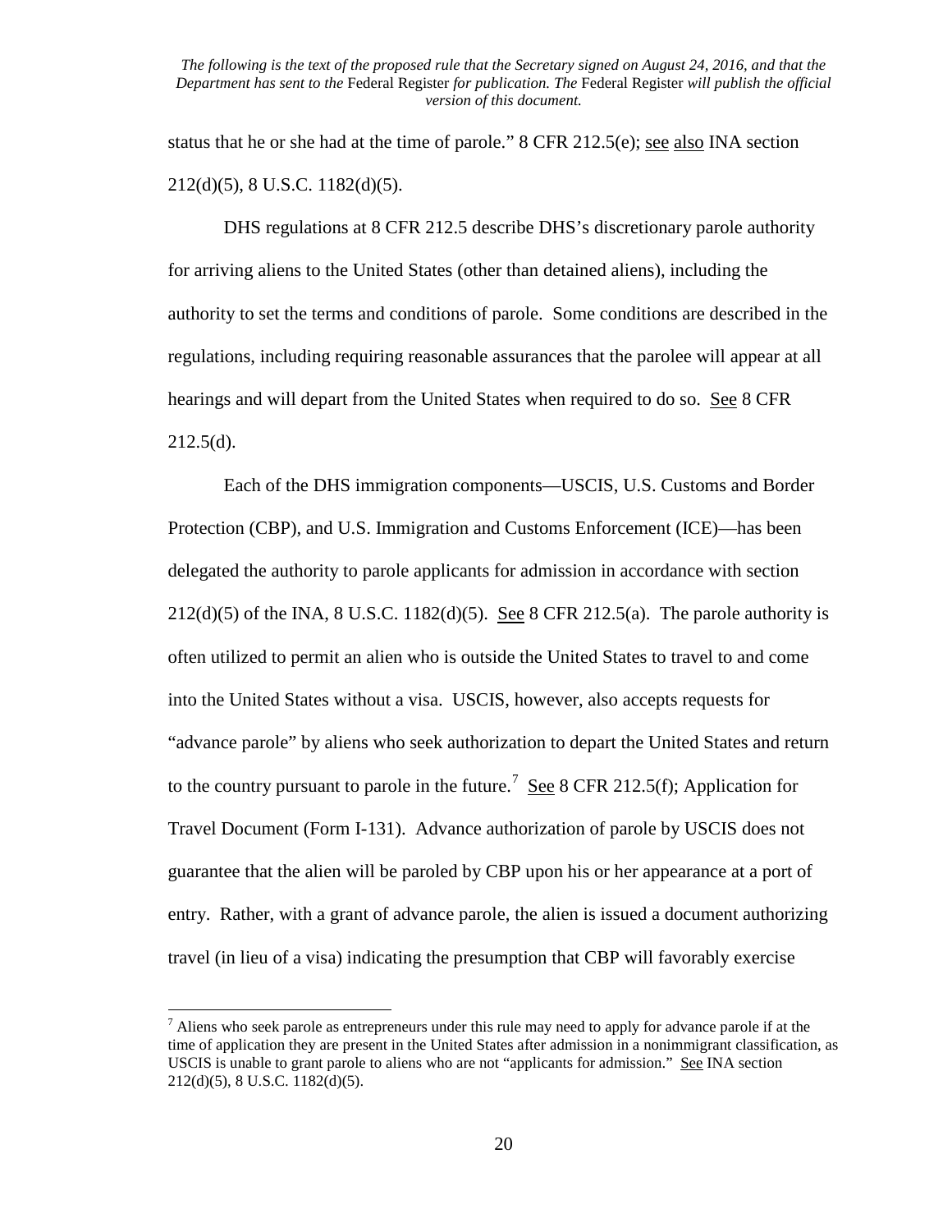status that he or she had at the time of parole." 8 CFR 212.5(e); see also INA section 212(d)(5), 8 U.S.C. 1182(d)(5).

DHS regulations at 8 CFR 212.5 describe DHS's discretionary parole authority for arriving aliens to the United States (other than detained aliens), including the authority to set the terms and conditions of parole. Some conditions are described in the regulations, including requiring reasonable assurances that the parolee will appear at all hearings and will depart from the United States when required to do so. See 8 CFR 212.5(d).

Each of the DHS immigration components—USCIS, U.S. Customs and Border Protection (CBP), and U.S. Immigration and Customs Enforcement (ICE)—has been delegated the authority to parole applicants for admission in accordance with section 212(d)(5) of the INA, 8 U.S.C. 1182(d)(5). See 8 CFR 212.5(a). The parole authority is often utilized to permit an alien who is outside the United States to travel to and come into the United States without a visa. USCIS, however, also accepts requests for "advance parole" by aliens who seek authorization to depart the United States and return to the country pursuant to parole in the future.[7] See 8 CFR 212.5(f); Application for Travel Document (Form I-131). Advance authorization of parole by USCIS does not guarantee that the alien will be paroled by CBP upon his or her appearance at a port of entry. Rather, with a grant of advance parole, the alien is issued a document authorizing travel (in lieu of a visa) indicating the presumption that CBP will favorably exercise

[7] Aliens who seek parole as entrepreneurs under this rule may need to apply for advance parole if at the time of application they are present in the United States after admission in a nonimmigrant classification, as USCIS is unable to grant parole to aliens who are not "applicants for admission." See INA section 212(d)(5), 8 U.S.C. 1182(d)(5).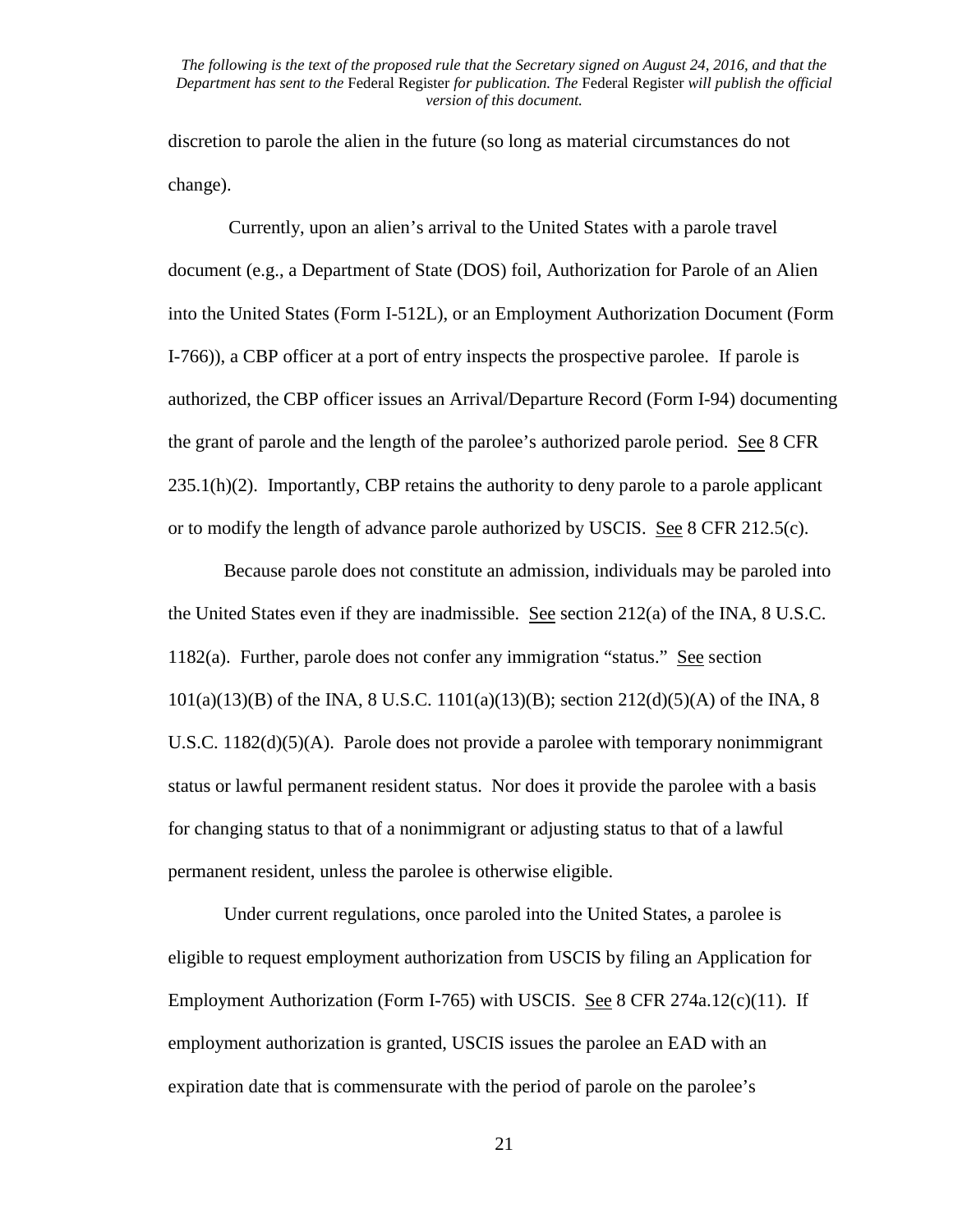discretion to parole the alien in the future (so long as material circumstances do not change).

Currently, upon an alien's arrival to the United States with a parole travel document (e.g., a Department of State (DOS) foil, Authorization for Parole of an Alien into the United States (Form I-512L), or an Employment Authorization Document (Form I-766)), a CBP officer at a port of entry inspects the prospective parolee. If parole is authorized, the CBP officer issues an Arrival/Departure Record (Form I-94) documenting the grant of parole and the length of the parolee's authorized parole period. See 8 CFR 235.1(h)(2). Importantly, CBP retains the authority to deny parole to a parole applicant or to modify the length of advance parole authorized by USCIS. See 8 CFR 212.5(c).

Because parole does not constitute an admission, individuals may be paroled into the United States even if they are inadmissible. See section 212(a) of the INA, 8 U.S.C. 1182(a). Further, parole does not confer any immigration "status." See section 101(a)(13)(B) of the INA, 8 U.S.C. 1101(a)(13)(B); section 212(d)(5)(A) of the INA, 8 U.S.C. 1182(d)(5)(A). Parole does not provide a parolee with temporary nonimmigrant status or lawful permanent resident status. Nor does it provide the parolee with a basis for changing status to that of a nonimmigrant or adjusting status to that of a lawful permanent resident, unless the parolee is otherwise eligible.

Under current regulations, once paroled into the United States, a parolee is eligible to request employment authorization from USCIS by filing an Application for Employment Authorization (Form I-765) with USCIS. See 8 CFR 274a.12(c)(11). If employment authorization is granted, USCIS issues the parolee an EAD with an expiration date that is commensurate with the period of parole on the parolee's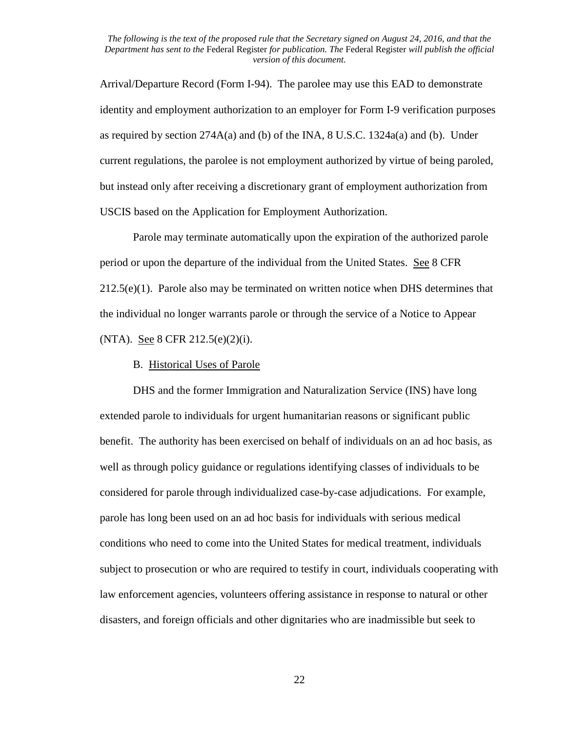Arrival/Departure Record (Form I-94). The parolee may use this EAD to demonstrate identity and employment authorization to an employer for Form I-9 verification purposes as required by section 274A(a) and (b) of the INA, 8 U.S.C. 1324a(a) and (b). Under current regulations, the parolee is not employment authorized by virtue of being paroled, but instead only after receiving a discretionary grant of employment authorization from USCIS based on the Application for Employment Authorization.

Parole may terminate automatically upon the expiration of the authorized parole period or upon the departure of the individual from the United States. See 8 CFR 212.5(e)(1). Parole also may be terminated on written notice when DHS determines that the individual no longer warrants parole or through the service of a Notice to Appear (NTA). See 8 CFR 212.5(e)(2)(i).

B. Historical Uses of Parole

DHS and the former Immigration and Naturalization Service (INS) have long extended parole to individuals for urgent humanitarian reasons or significant public benefit. The authority has been exercised on behalf of individuals on an ad hoc basis, as well as through policy guidance or regulations identifying classes of individuals to be considered for parole through individualized case-by-case adjudications. For example, parole has long been used on an ad hoc basis for individuals with serious medical conditions who need to come into the United States for medical treatment, individuals subject to prosecution or who are required to testify in court, individuals cooperating with law enforcement agencies, volunteers offering assistance in response to natural or other disasters, and foreign officials and other dignitaries who are inadmissible but seek to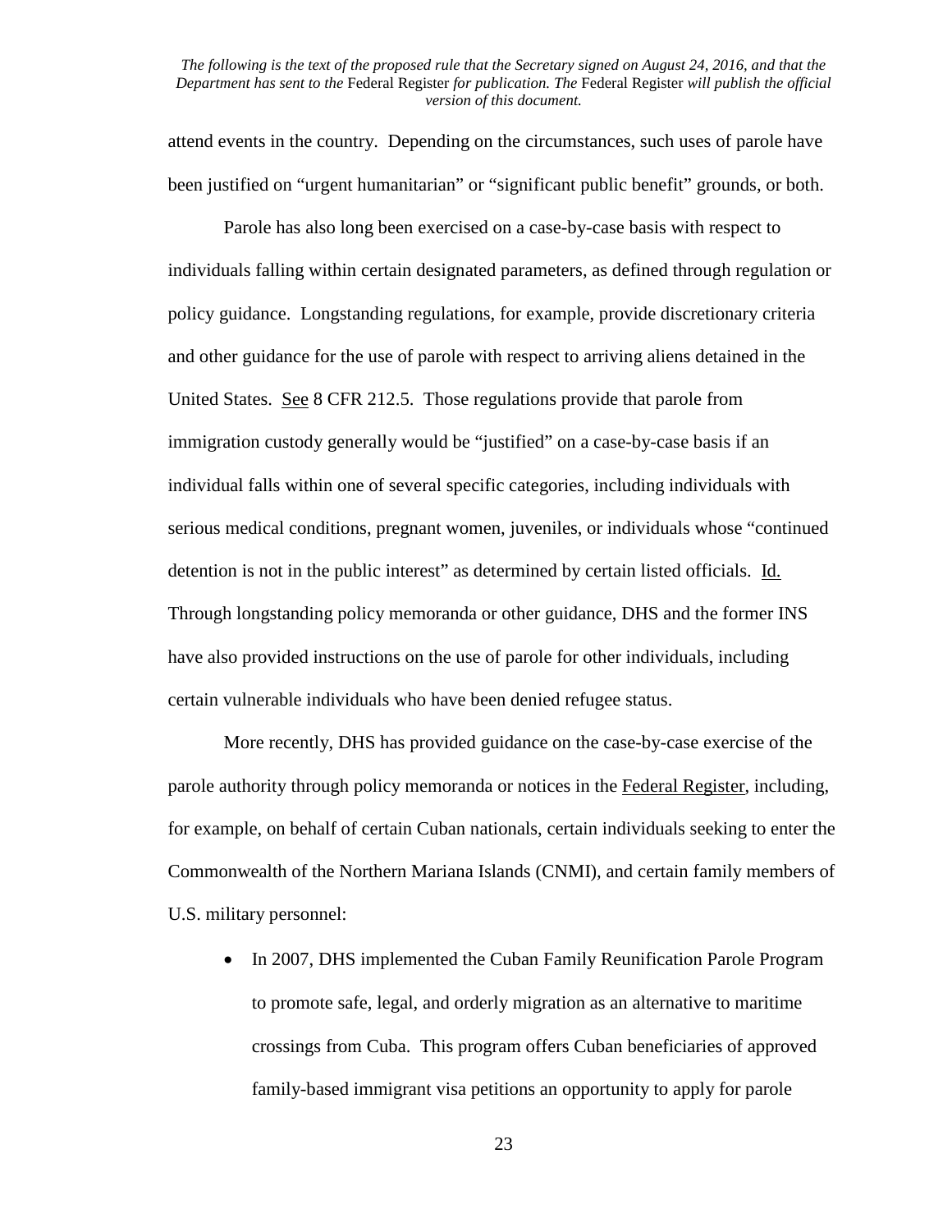attend events in the country. Depending on the circumstances, such uses of parole have been justified on "urgent humanitarian" or "significant public benefit" grounds, or both.

Parole has also long been exercised on a case-by-case basis with respect to individuals falling within certain designated parameters, as defined through regulation or policy guidance. Longstanding regulations, for example, provide discretionary criteria and other guidance for the use of parole with respect to arriving aliens detained in the United States. See 8 CFR 212.5. Those regulations provide that parole from immigration custody generally would be "justified" on a case-by-case basis if an individual falls within one of several specific categories, including individuals with serious medical conditions, pregnant women, juveniles, or individuals whose "continued detention is not in the public interest" as determined by certain listed officials. Id. Through longstanding policy memoranda or other guidance, DHS and the former INS have also provided instructions on the use of parole for other individuals, including certain vulnerable individuals who have been denied refugee status.

More recently, DHS has provided guidance on the case-by-case exercise of the parole authority through policy memoranda or notices in the Federal Register, including, for example, on behalf of certain Cuban nationals, certain individuals seeking to enter the Commonwealth of the Northern Mariana Islands (CNMI), and certain family members of U.S. military personnel:

- In 2007, DHS implemented the Cuban Family Reunification Parole Program to promote safe, legal, and orderly migration as an alternative to maritime crossings from Cuba. This program offers Cuban beneficiaries of approved family-based immigrant visa petitions an opportunity to apply for parole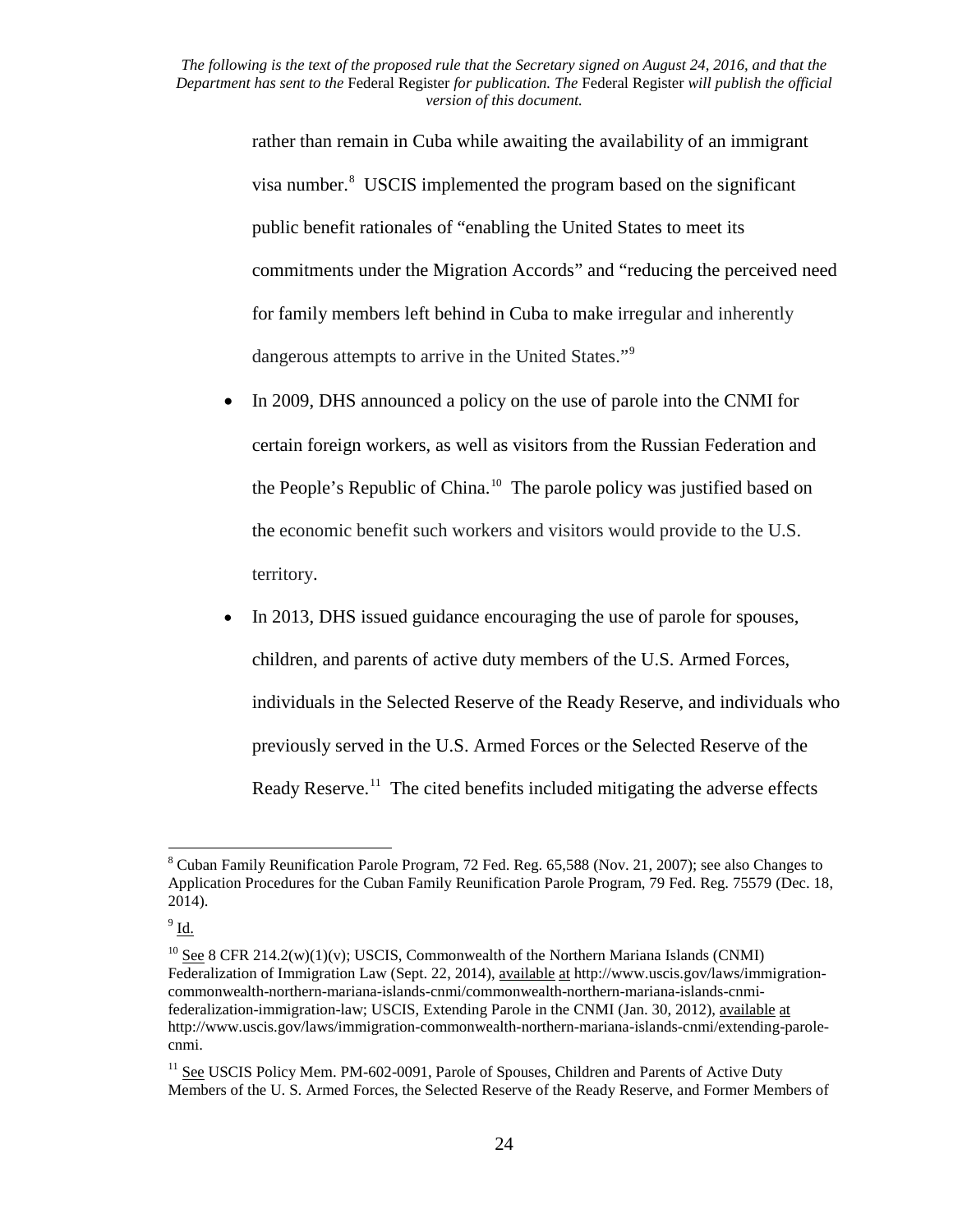rather than remain in Cuba while awaiting the availability of an immigrant visa number.[8] USCIS implemented the program based on the significant public benefit rationales of "enabling the United States to meet its commitments under the Migration Accords" and "reducing the perceived need for family members left behind in Cuba to make irregular and inherently dangerous attempts to arrive in the United States."[9]

- In 2009, DHS announced a policy on the use of parole into the CNMI for certain foreign workers, as well as visitors from the Russian Federation and the People's Republic of China.[10] The parole policy was justified based on the economic benefit such workers and visitors would provide to the U.S. territory.
- In 2013, DHS issued guidance encouraging the use of parole for spouses, children, and parents of active duty members of the U.S. Armed Forces, individuals in the Selected Reserve of the Ready Reserve, and individuals who previously served in the U.S. Armed Forces or the Selected Reserve of the Ready Reserve.[11] The cited benefits included mitigating the adverse effects

---

[8] Cuban Family Reunification Parole Program, 72 Fed. Reg. 65,588 (Nov. 21, 2007); see also Changes to Application Procedures for the Cuban Family Reunification Parole Program, 79 Fed. Reg. 75579 (Dec. 18, 2014).

[9] Id.

[10] See 8 CFR 214.2(w)(1)(v); USCIS, Commonwealth of the Northern Mariana Islands (CNMI) Federalization of Immigration Law (Sept. 22, 2014), available at http://www.uscis.gov/laws/immigration-commonwealth-northern-mariana-islands-cnmi/commonwealth-northern-mariana-islands-cnmi-federalization-immigration-law; USCIS, Extending Parole in the CNMI (Jan. 30, 2012), available at http://www.uscis.gov/laws/immigration-commonwealth-northern-mariana-islands-cnmi/extending-parole-cnmi.

[11] See USCIS Policy Mem. PM-602-0091, Parole of Spouses, Children and Parents of Active Duty Members of the U. S. Armed Forces, the Selected Reserve of the Ready Reserve, and Former Members of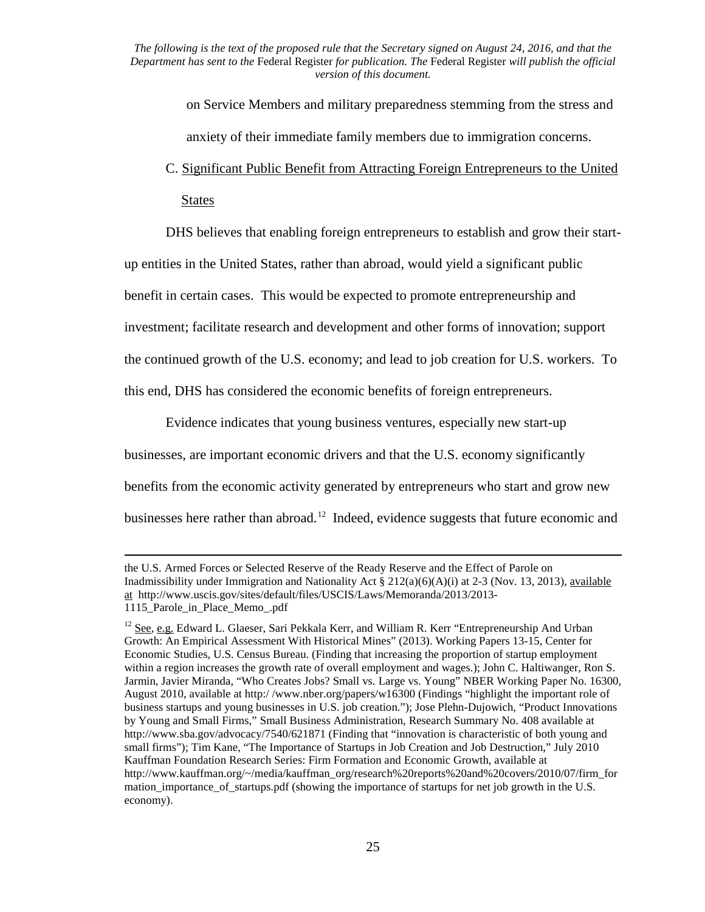on Service Members and military preparedness stemming from the stress and anxiety of their immediate family members due to immigration concerns.

C. Significant Public Benefit from Attracting Foreign Entrepreneurs to the United States

DHS believes that enabling foreign entrepreneurs to establish and grow their start-up entities in the United States, rather than abroad, would yield a significant public benefit in certain cases. This would be expected to promote entrepreneurship and investment; facilitate research and development and other forms of innovation; support the continued growth of the U.S. economy; and lead to job creation for U.S. workers. To this end, DHS has considered the economic benefits of foreign entrepreneurs.

Evidence indicates that young business ventures, especially new start-up businesses, are important economic drivers and that the U.S. economy significantly benefits from the economic activity generated by entrepreneurs who start and grow new businesses here rather than abroad.[12] Indeed, evidence suggests that future economic and

---

the U.S. Armed Forces or Selected Reserve of the Ready Reserve and the Effect of Parole on Inadmissibility under Immigration and Nationality Act § 212(a)(6)(A)(i) at 2-3 (Nov. 13, 2013), available at http://www.uscis.gov/sites/default/files/USCIS/Laws/Memoranda/2013/2013-1115_Parole_in_Place_Memo_.pdf

[12] See, e.g. Edward L. Glaeser, Sari Pekkala Kerr, and William R. Kerr "Entrepreneurship And Urban Growth: An Empirical Assessment With Historical Mines" (2013). Working Papers 13-15, Center for Economic Studies, U.S. Census Bureau. (Finding that increasing the proportion of startup employment within a region increases the growth rate of overall employment and wages.); John C. Haltiwanger, Ron S. Jarmin, Javier Miranda, "Who Creates Jobs? Small vs. Large vs. Young" NBER Working Paper No. 16300, August 2010, available at http:/ /www.nber.org/papers/w16300 (Findings "highlight the important role of business startups and young businesses in U.S. job creation."); Jose Plehn-Dujowich, "Product Innovations by Young and Small Firms," Small Business Administration, Research Summary No. 408 available at http://www.sba.gov/advocacy/7540/621871 (Finding that "innovation is characteristic of both young and small firms"); Tim Kane, "The Importance of Startups in Job Creation and Job Destruction," July 2010 Kauffman Foundation Research Series: Firm Formation and Economic Growth, available at http://www.kauffman.org/~/media/kauffman_org/research%20reports%20and%20covers/2010/07/firm_formation_importance_of_startups.pdf (showing the importance of startups for net job growth in the U.S. economy).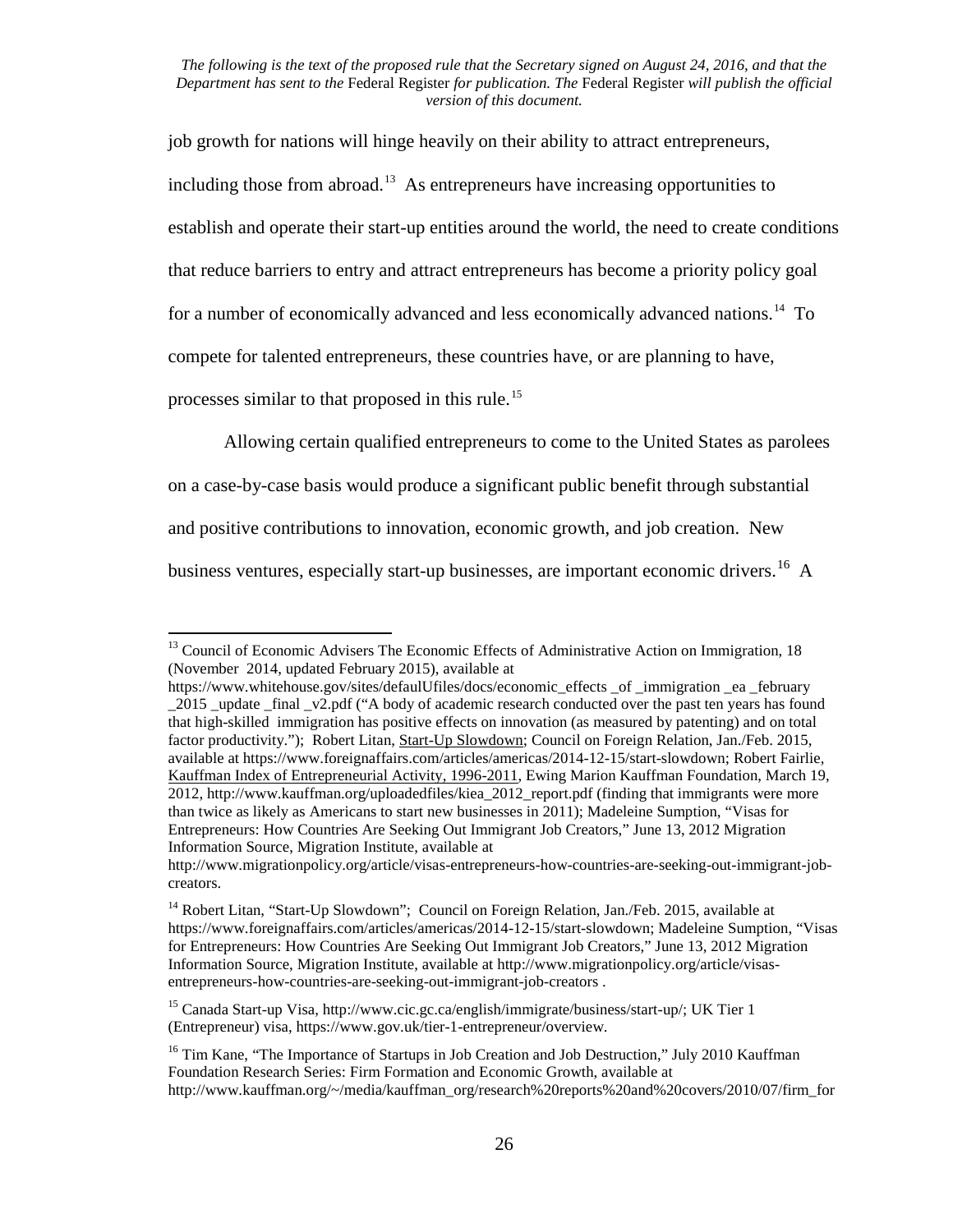*The following is the text of the proposed rule that the Secretary signed on August 24, 2016, and that the Department has sent to the* Federal Register *for publication. The* Federal Register *will publish the official version of this document.*

job growth for nations will hinge heavily on their ability to attract entrepreneurs, including those from abroad.[13] As entrepreneurs have increasing opportunities to establish and operate their start-up entities around the world, the need to create conditions that reduce barriers to entry and attract entrepreneurs has become a priority policy goal for a number of economically advanced and less economically advanced nations.[14] To compete for talented entrepreneurs, these countries have, or are planning to have, processes similar to that proposed in this rule.[15]

Allowing certain qualified entrepreneurs to come to the United States as parolees on a case-by-case basis would produce a significant public benefit through substantial and positive contributions to innovation, economic growth, and job creation. New business ventures, especially start-up businesses, are important economic drivers.[16] A

---

[13] Council of Economic Advisers The Economic Effects of Administrative Action on Immigration, 18 (November 2014, updated February 2015), available at https://www.whitehouse.gov/sites/defaulUfiles/docs/economic_effects _of _immigration _ea _february _2015 _update _final _v2.pdf ("A body of academic research conducted over the past ten years has found that high-skilled immigration has positive effects on innovation (as measured by patenting) and on total factor productivity."); Robert Litan, Start-Up Slowdown; Council on Foreign Relation, Jan./Feb. 2015, available at https://www.foreignaffairs.com/articles/americas/2014-12-15/start-slowdown; Robert Fairlie, Kauffman Index of Entrepreneurial Activity, 1996-2011, Ewing Marion Kauffman Foundation, March 19, 2012, http://www.kauffman.org/uploadedfiles/kiea_2012_report.pdf (finding that immigrants were more than twice as likely as Americans to start new businesses in 2011); Madeleine Sumption, "Visas for Entrepreneurs: How Countries Are Seeking Out Immigrant Job Creators," June 13, 2012 Migration Information Source, Migration Institute, available at http://www.migrationpolicy.org/article/visas-entrepreneurs-how-countries-are-seeking-out-immigrant-job-creators.

[14] Robert Litan, "Start-Up Slowdown"; Council on Foreign Relation, Jan./Feb. 2015, available at https://www.foreignaffairs.com/articles/americas/2014-12-15/start-slowdown; Madeleine Sumption, "Visas for Entrepreneurs: How Countries Are Seeking Out Immigrant Job Creators," June 13, 2012 Migration Information Source, Migration Institute, available at http://www.migrationpolicy.org/article/visas-entrepreneurs-how-countries-are-seeking-out-immigrant-job-creators .

[15] Canada Start-up Visa, http://www.cic.gc.ca/english/immigrate/business/start-up/; UK Tier 1 (Entrepreneur) visa, https://www.gov.uk/tier-1-entrepreneur/overview.

[16] Tim Kane, "The Importance of Startups in Job Creation and Job Destruction," July 2010 Kauffman Foundation Research Series: Firm Formation and Economic Growth, available at http://www.kauffman.org/~/media/kauffman_org/research%20reports%20and%20covers/2010/07/firm_for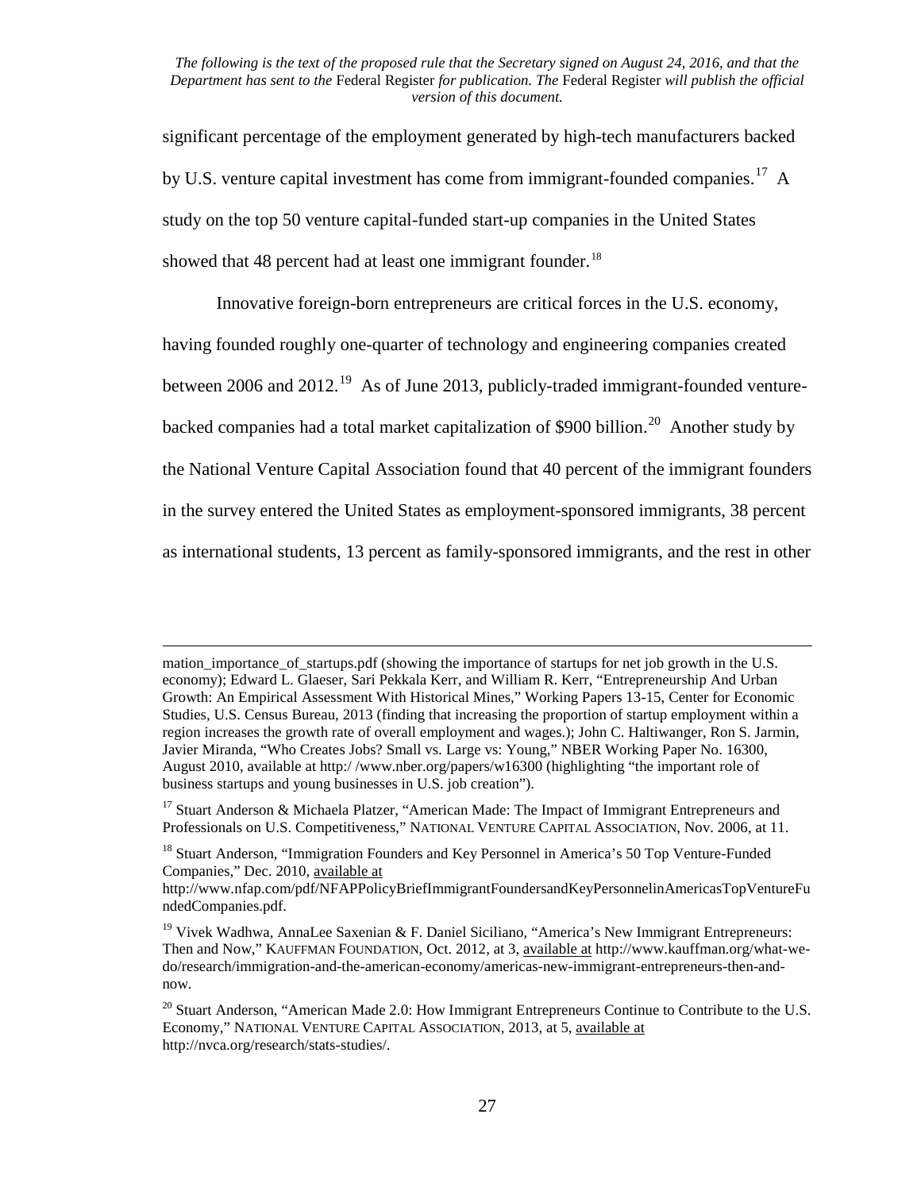significant percentage of the employment generated by high-tech manufacturers backed by U.S. venture capital investment has come from immigrant-founded companies.[17] A study on the top 50 venture capital-funded start-up companies in the United States showed that 48 percent had at least one immigrant founder.[18]

Innovative foreign-born entrepreneurs are critical forces in the U.S. economy, having founded roughly one-quarter of technology and engineering companies created between 2006 and 2012.[19] As of June 2013, publicly-traded immigrant-founded venture-backed companies had a total market capitalization of $900 billion.[20] Another study by the National Venture Capital Association found that 40 percent of the immigrant founders in the survey entered the United States as employment-sponsored immigrants, 38 percent as international students, 13 percent as family-sponsored immigrants, and the rest in other

---

mation_importance_of_startups.pdf (showing the importance of startups for net job growth in the U.S. economy); Edward L. Glaeser, Sari Pekkala Kerr, and William R. Kerr, "Entrepreneurship And Urban Growth: An Empirical Assessment With Historical Mines," Working Papers 13-15, Center for Economic Studies, U.S. Census Bureau, 2013 (finding that increasing the proportion of startup employment within a region increases the growth rate of overall employment and wages.); John C. Haltiwanger, Ron S. Jarmin, Javier Miranda, "Who Creates Jobs? Small vs. Large vs: Young," NBER Working Paper No. 16300, August 2010, available at http:/ /www.nber.org/papers/w16300 (highlighting "the important role of business startups and young businesses in U.S. job creation").

[17] Stuart Anderson & Michaela Platzer, "American Made: The Impact of Immigrant Entrepreneurs and Professionals on U.S. Competitiveness," NATIONAL VENTURE CAPITAL ASSOCIATION, Nov. 2006, at 11.

[18] Stuart Anderson, "Immigration Founders and Key Personnel in America's 50 Top Venture-Funded Companies," Dec. 2010, available at http://www.nfap.com/pdf/NFAPPolicyBriefImmigrantFoundersandKeyPersonnelinAmericasTopVentureFundedCompanies.pdf.

[19] Vivek Wadhwa, AnnaLee Saxenian & F. Daniel Siciliano, "America's New Immigrant Entrepreneurs: Then and Now," KAUFFMAN FOUNDATION, Oct. 2012, at 3, available at http://www.kauffman.org/what-we-do/research/immigration-and-the-american-economy/americas-new-immigrant-entrepreneurs-then-and-now.

[20] Stuart Anderson, "American Made 2.0: How Immigrant Entrepreneurs Continue to Contribute to the U.S. Economy," NATIONAL VENTURE CAPITAL ASSOCIATION, 2013, at 5, available at http://nvca.org/research/stats-studies/.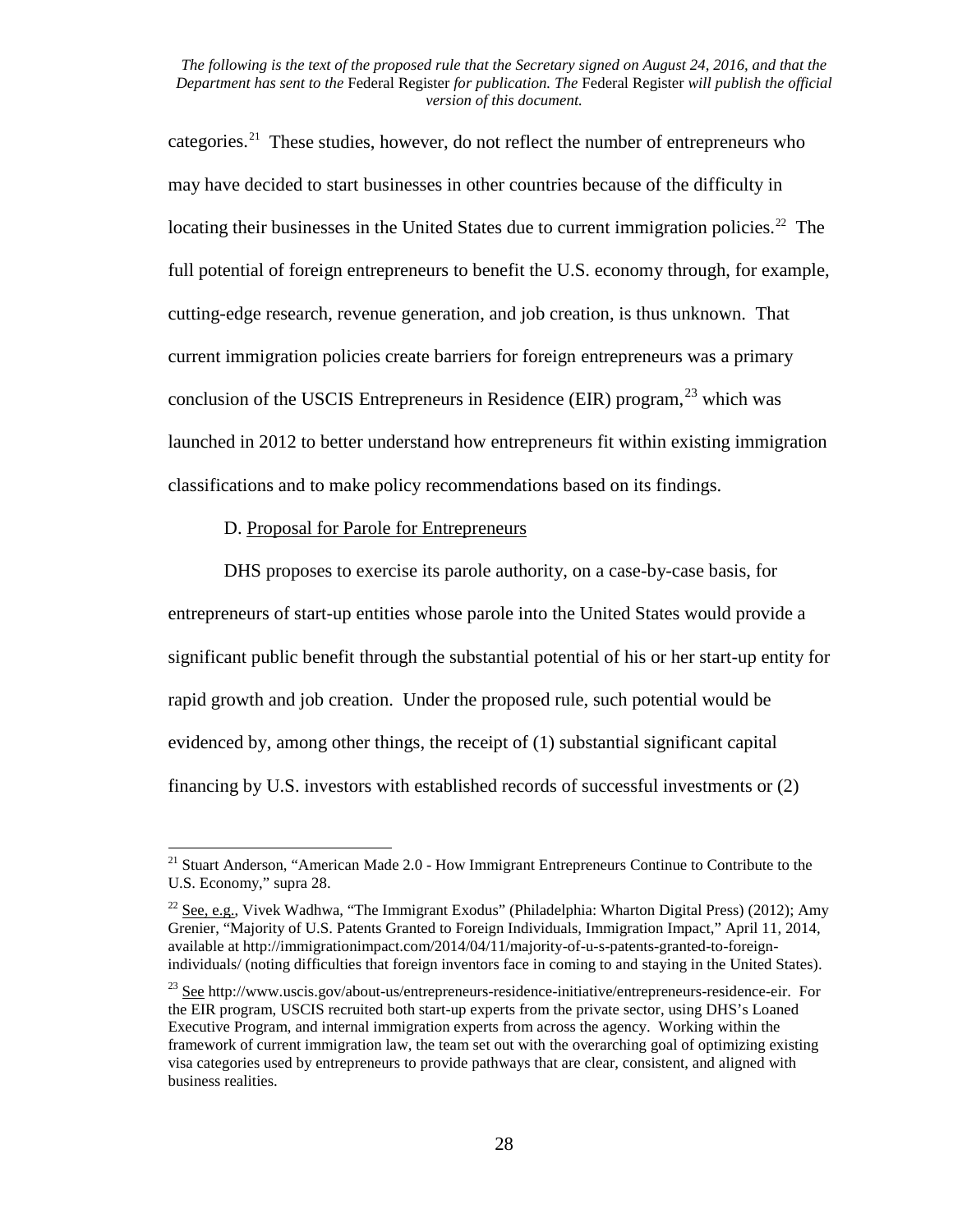categories.[21] These studies, however, do not reflect the number of entrepreneurs who may have decided to start businesses in other countries because of the difficulty in locating their businesses in the United States due to current immigration policies.[22] The full potential of foreign entrepreneurs to benefit the U.S. economy through, for example, cutting-edge research, revenue generation, and job creation, is thus unknown. That current immigration policies create barriers for foreign entrepreneurs was a primary conclusion of the USCIS Entrepreneurs in Residence (EIR) program,[23] which was launched in 2012 to better understand how entrepreneurs fit within existing immigration classifications and to make policy recommendations based on its findings.

D. Proposal for Parole for Entrepreneurs

DHS proposes to exercise its parole authority, on a case-by-case basis, for entrepreneurs of start-up entities whose parole into the United States would provide a significant public benefit through the substantial potential of his or her start-up entity for rapid growth and job creation. Under the proposed rule, such potential would be evidenced by, among other things, the receipt of (1) substantial significant capital financing by U.S. investors with established records of successful investments or (2)

---

[21] Stuart Anderson, "American Made 2.0 - How Immigrant Entrepreneurs Continue to Contribute to the U.S. Economy," supra 28.

[22] See, e.g., Vivek Wadhwa, "The Immigrant Exodus" (Philadelphia: Wharton Digital Press) (2012); Amy Grenier, "Majority of U.S. Patents Granted to Foreign Individuals, Immigration Impact," April 11, 2014, available at http://immigrationimpact.com/2014/04/11/majority-of-u-s-patents-granted-to-foreign-individuals/ (noting difficulties that foreign inventors face in coming to and staying in the United States).

[23] See http://www.uscis.gov/about-us/entrepreneurs-residence-initiative/entrepreneurs-residence-eir. For the EIR program, USCIS recruited both start-up experts from the private sector, using DHS's Loaned Executive Program, and internal immigration experts from across the agency. Working within the framework of current immigration law, the team set out with the overarching goal of optimizing existing visa categories used by entrepreneurs to provide pathways that are clear, consistent, and aligned with business realities.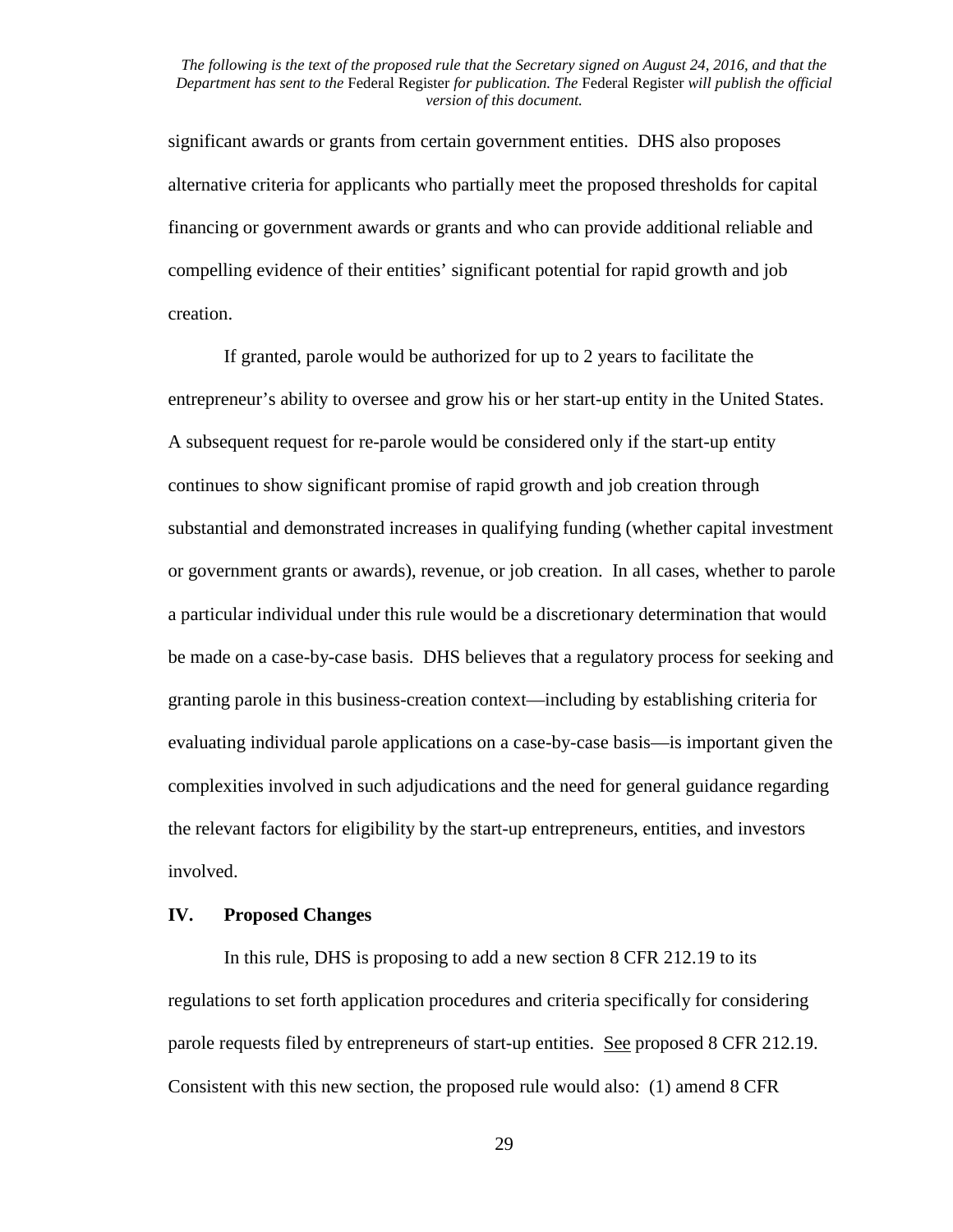significant awards or grants from certain government entities. DHS also proposes alternative criteria for applicants who partially meet the proposed thresholds for capital financing or government awards or grants and who can provide additional reliable and compelling evidence of their entities' significant potential for rapid growth and job creation.

If granted, parole would be authorized for up to 2 years to facilitate the entrepreneur's ability to oversee and grow his or her start-up entity in the United States. A subsequent request for re-parole would be considered only if the start-up entity continues to show significant promise of rapid growth and job creation through substantial and demonstrated increases in qualifying funding (whether capital investment or government grants or awards), revenue, or job creation. In all cases, whether to parole a particular individual under this rule would be a discretionary determination that would be made on a case-by-case basis. DHS believes that a regulatory process for seeking and granting parole in this business-creation context—including by establishing criteria for evaluating individual parole applications on a case-by-case basis—is important given the complexities involved in such adjudications and the need for general guidance regarding the relevant factors for eligibility by the start-up entrepreneurs, entities, and investors involved.

## IV. Proposed Changes

In this rule, DHS is proposing to add a new section 8 CFR 212.19 to its regulations to set forth application procedures and criteria specifically for considering parole requests filed by entrepreneurs of start-up entities. See proposed 8 CFR 212.19. Consistent with this new section, the proposed rule would also: (1) amend 8 CFR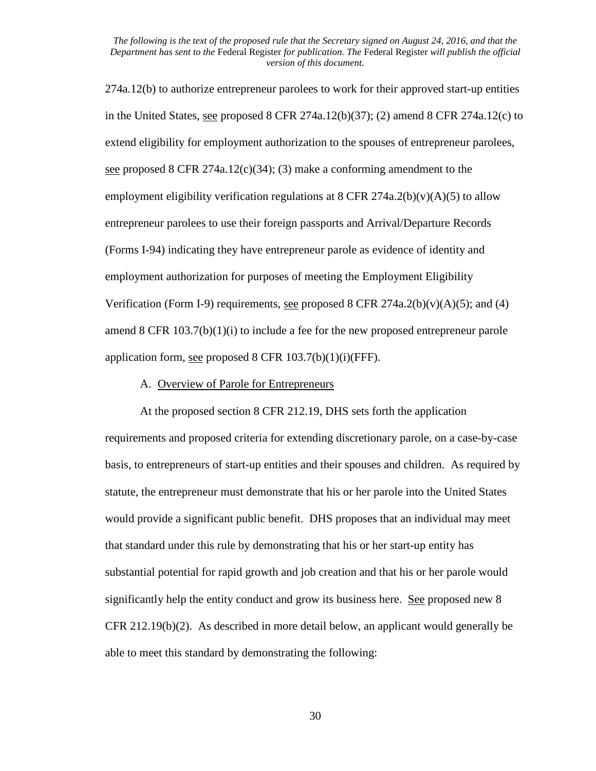274a.12(b) to authorize entrepreneur parolees to work for their approved start-up entities in the United States, see proposed 8 CFR 274a.12(b)(37); (2) amend 8 CFR 274a.12(c) to extend eligibility for employment authorization to the spouses of entrepreneur parolees, see proposed 8 CFR 274a.12(c)(34); (3) make a conforming amendment to the employment eligibility verification regulations at 8 CFR 274a.2(b)(v)(A)(5) to allow entrepreneur parolees to use their foreign passports and Arrival/Departure Records (Forms I-94) indicating they have entrepreneur parole as evidence of identity and employment authorization for purposes of meeting the Employment Eligibility Verification (Form I-9) requirements, see proposed 8 CFR 274a.2(b)(v)(A)(5); and (4) amend 8 CFR 103.7(b)(1)(i) to include a fee for the new proposed entrepreneur parole application form, see proposed 8 CFR 103.7(b)(1)(i)(FFF).

A. Overview of Parole for Entrepreneurs

At the proposed section 8 CFR 212.19, DHS sets forth the application requirements and proposed criteria for extending discretionary parole, on a case-by-case basis, to entrepreneurs of start-up entities and their spouses and children. As required by statute, the entrepreneur must demonstrate that his or her parole into the United States would provide a significant public benefit. DHS proposes that an individual may meet that standard under this rule by demonstrating that his or her start-up entity has substantial potential for rapid growth and job creation and that his or her parole would significantly help the entity conduct and grow its business here. See proposed new 8 CFR 212.19(b)(2). As described in more detail below, an applicant would generally be able to meet this standard by demonstrating the following: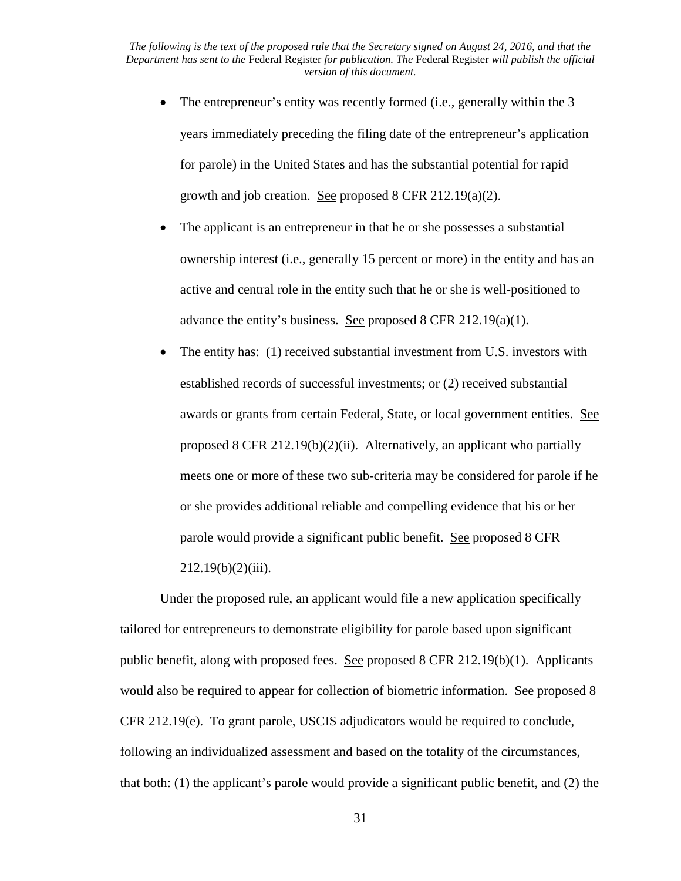- The entrepreneur's entity was recently formed (i.e., generally within the 3 years immediately preceding the filing date of the entrepreneur's application for parole) in the United States and has the substantial potential for rapid growth and job creation. See proposed 8 CFR 212.19(a)(2).
- The applicant is an entrepreneur in that he or she possesses a substantial ownership interest (i.e., generally 15 percent or more) in the entity and has an active and central role in the entity such that he or she is well-positioned to advance the entity's business. See proposed 8 CFR 212.19(a)(1).
- The entity has: (1) received substantial investment from U.S. investors with established records of successful investments; or (2) received substantial awards or grants from certain Federal, State, or local government entities. See proposed 8 CFR 212.19(b)(2)(ii). Alternatively, an applicant who partially meets one or more of these two sub-criteria may be considered for parole if he or she provides additional reliable and compelling evidence that his or her parole would provide a significant public benefit. See proposed 8 CFR 212.19(b)(2)(iii).

Under the proposed rule, an applicant would file a new application specifically tailored for entrepreneurs to demonstrate eligibility for parole based upon significant public benefit, along with proposed fees. See proposed 8 CFR 212.19(b)(1). Applicants would also be required to appear for collection of biometric information. See proposed 8 CFR 212.19(e). To grant parole, USCIS adjudicators would be required to conclude, following an individualized assessment and based on the totality of the circumstances, that both: (1) the applicant's parole would provide a significant public benefit, and (2) the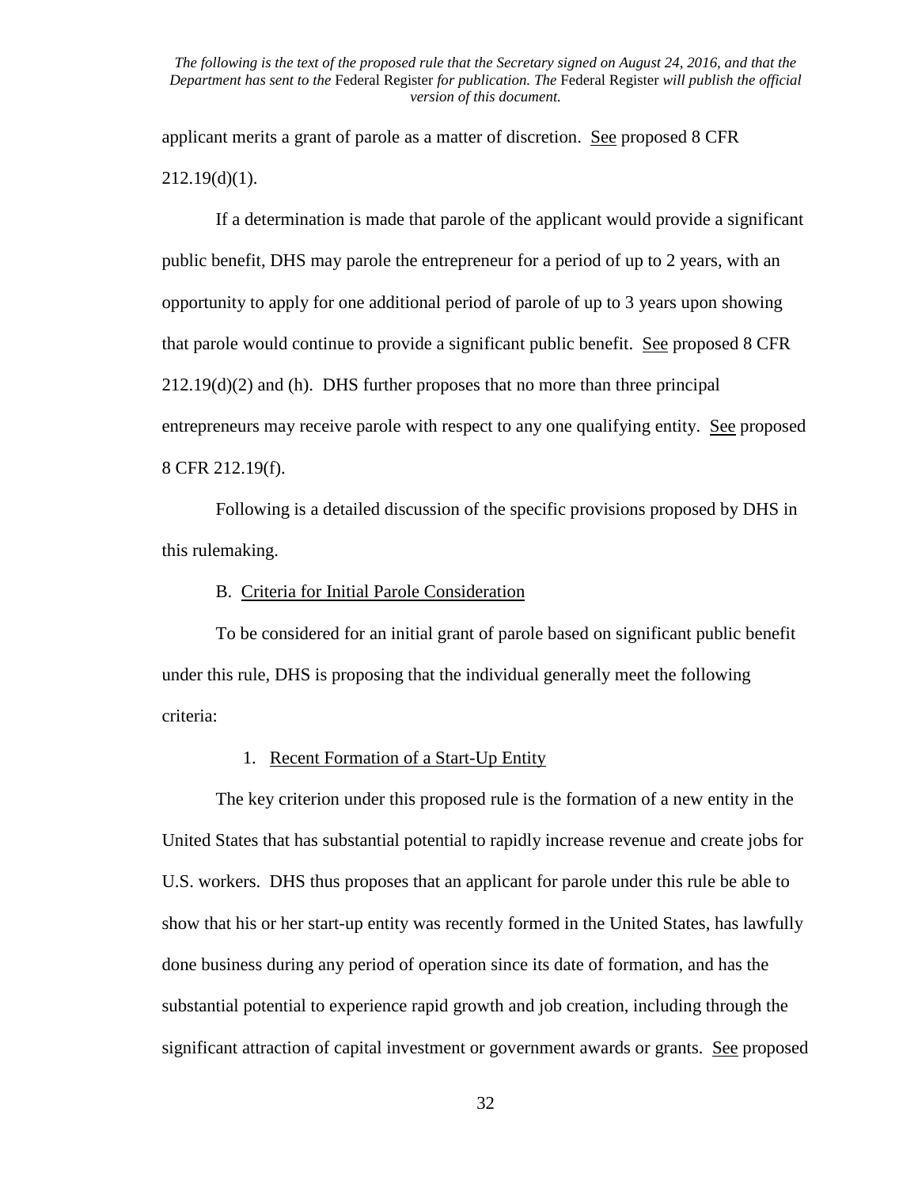applicant merits a grant of parole as a matter of discretion. See proposed 8 CFR 212.19(d)(1).

If a determination is made that parole of the applicant would provide a significant public benefit, DHS may parole the entrepreneur for a period of up to 2 years, with an opportunity to apply for one additional period of parole of up to 3 years upon showing that parole would continue to provide a significant public benefit. See proposed 8 CFR 212.19(d)(2) and (h). DHS further proposes that no more than three principal entrepreneurs may receive parole with respect to any one qualifying entity. See proposed 8 CFR 212.19(f).

Following is a detailed discussion of the specific provisions proposed by DHS in this rulemaking.

## B. Criteria for Initial Parole Consideration

To be considered for an initial grant of parole based on significant public benefit under this rule, DHS is proposing that the individual generally meet the following criteria:

### 1. Recent Formation of a Start-Up Entity

The key criterion under this proposed rule is the formation of a new entity in the United States that has substantial potential to rapidly increase revenue and create jobs for U.S. workers. DHS thus proposes that an applicant for parole under this rule be able to show that his or her start-up entity was recently formed in the United States, has lawfully done business during any period of operation since its date of formation, and has the substantial potential to experience rapid growth and job creation, including through the significant attraction of capital investment or government awards or grants. See proposed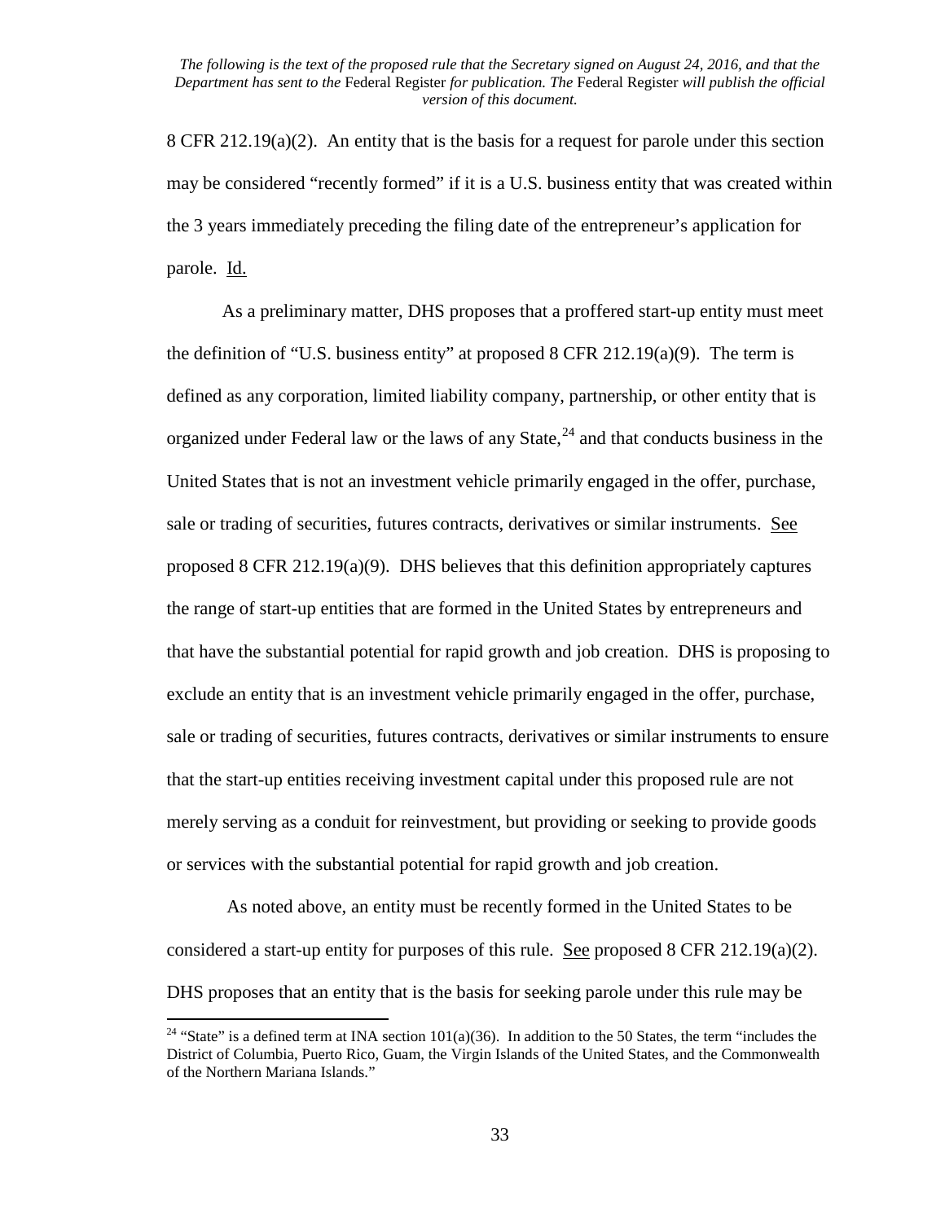8 CFR 212.19(a)(2). An entity that is the basis for a request for parole under this section may be considered "recently formed" if it is a U.S. business entity that was created within the 3 years immediately preceding the filing date of the entrepreneur's application for parole. Id.

As a preliminary matter, DHS proposes that a proffered start-up entity must meet the definition of "U.S. business entity" at proposed 8 CFR 212.19(a)(9). The term is defined as any corporation, limited liability company, partnership, or other entity that is organized under Federal law or the laws of any State,[24] and that conducts business in the United States that is not an investment vehicle primarily engaged in the offer, purchase, sale or trading of securities, futures contracts, derivatives or similar instruments. See proposed 8 CFR 212.19(a)(9). DHS believes that this definition appropriately captures the range of start-up entities that are formed in the United States by entrepreneurs and that have the substantial potential for rapid growth and job creation. DHS is proposing to exclude an entity that is an investment vehicle primarily engaged in the offer, purchase, sale or trading of securities, futures contracts, derivatives or similar instruments to ensure that the start-up entities receiving investment capital under this proposed rule are not merely serving as a conduit for reinvestment, but providing or seeking to provide goods or services with the substantial potential for rapid growth and job creation.

As noted above, an entity must be recently formed in the United States to be considered a start-up entity for purposes of this rule. See proposed 8 CFR 212.19(a)(2). DHS proposes that an entity that is the basis for seeking parole under this rule may be

[24] "State" is a defined term at INA section 101(a)(36). In addition to the 50 States, the term "includes the District of Columbia, Puerto Rico, Guam, the Virgin Islands of the United States, and the Commonwealth of the Northern Mariana Islands."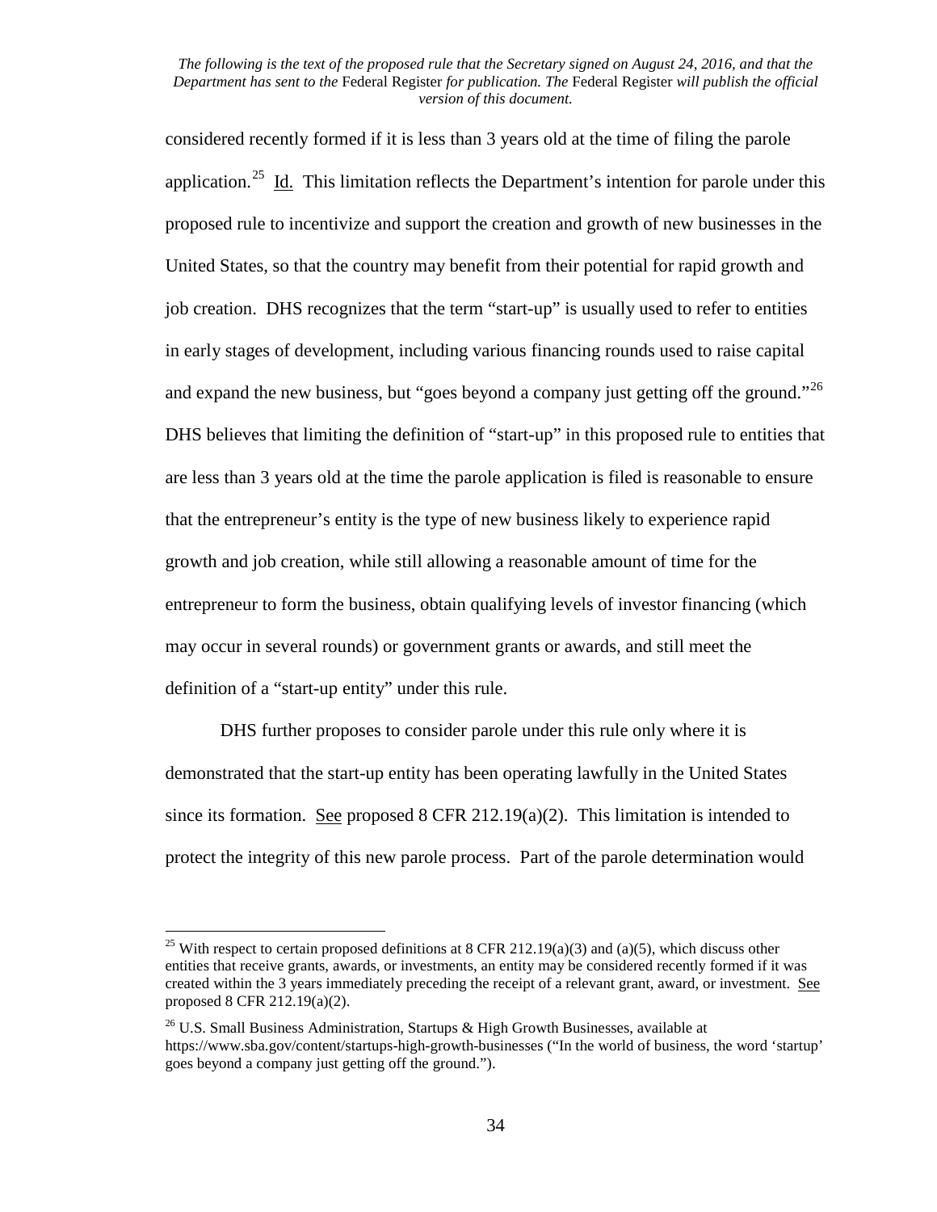considered recently formed if it is less than 3 years old at the time of filing the parole application.[25] Id. This limitation reflects the Department's intention for parole under this proposed rule to incentivize and support the creation and growth of new businesses in the United States, so that the country may benefit from their potential for rapid growth and job creation. DHS recognizes that the term "start-up" is usually used to refer to entities in early stages of development, including various financing rounds used to raise capital and expand the new business, but "goes beyond a company just getting off the ground."[26] DHS believes that limiting the definition of "start-up" in this proposed rule to entities that are less than 3 years old at the time the parole application is filed is reasonable to ensure that the entrepreneur's entity is the type of new business likely to experience rapid growth and job creation, while still allowing a reasonable amount of time for the entrepreneur to form the business, obtain qualifying levels of investor financing (which may occur in several rounds) or government grants or awards, and still meet the definition of a "start-up entity" under this rule.

DHS further proposes to consider parole under this rule only where it is demonstrated that the start-up entity has been operating lawfully in the United States since its formation. See proposed 8 CFR 212.19(a)(2). This limitation is intended to protect the integrity of this new parole process. Part of the parole determination would

---

[25] With respect to certain proposed definitions at 8 CFR 212.19(a)(3) and (a)(5), which discuss other entities that receive grants, awards, or investments, an entity may be considered recently formed if it was created within the 3 years immediately preceding the receipt of a relevant grant, award, or investment. See proposed 8 CFR 212.19(a)(2).

[26] U.S. Small Business Administration, Startups & High Growth Businesses, available at https://www.sba.gov/content/startups-high-growth-businesses ("In the world of business, the word 'startup' goes beyond a company just getting off the ground.").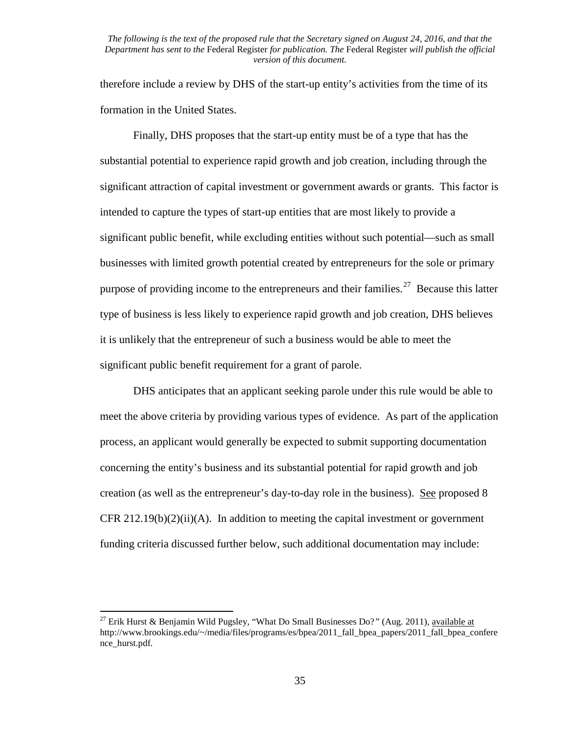therefore include a review by DHS of the start-up entity's activities from the time of its formation in the United States.

Finally, DHS proposes that the start-up entity must be of a type that has the substantial potential to experience rapid growth and job creation, including through the significant attraction of capital investment or government awards or grants. This factor is intended to capture the types of start-up entities that are most likely to provide a significant public benefit, while excluding entities without such potential—such as small businesses with limited growth potential created by entrepreneurs for the sole or primary purpose of providing income to the entrepreneurs and their families.[27] Because this latter type of business is less likely to experience rapid growth and job creation, DHS believes it is unlikely that the entrepreneur of such a business would be able to meet the significant public benefit requirement for a grant of parole.

DHS anticipates that an applicant seeking parole under this rule would be able to meet the above criteria by providing various types of evidence. As part of the application process, an applicant would generally be expected to submit supporting documentation concerning the entity's business and its substantial potential for rapid growth and job creation (as well as the entrepreneur's day-to-day role in the business). See proposed 8 CFR 212.19(b)(2)(ii)(A). In addition to meeting the capital investment or government funding criteria discussed further below, such additional documentation may include:

---

[27] Erik Hurst & Benjamin Wild Pugsley, "What Do Small Businesses Do?" (Aug. 2011), available at http://www.brookings.edu/~/media/files/programs/es/bpea/2011_fall_bpea_papers/2011_fall_bpea_conference_hurst.pdf.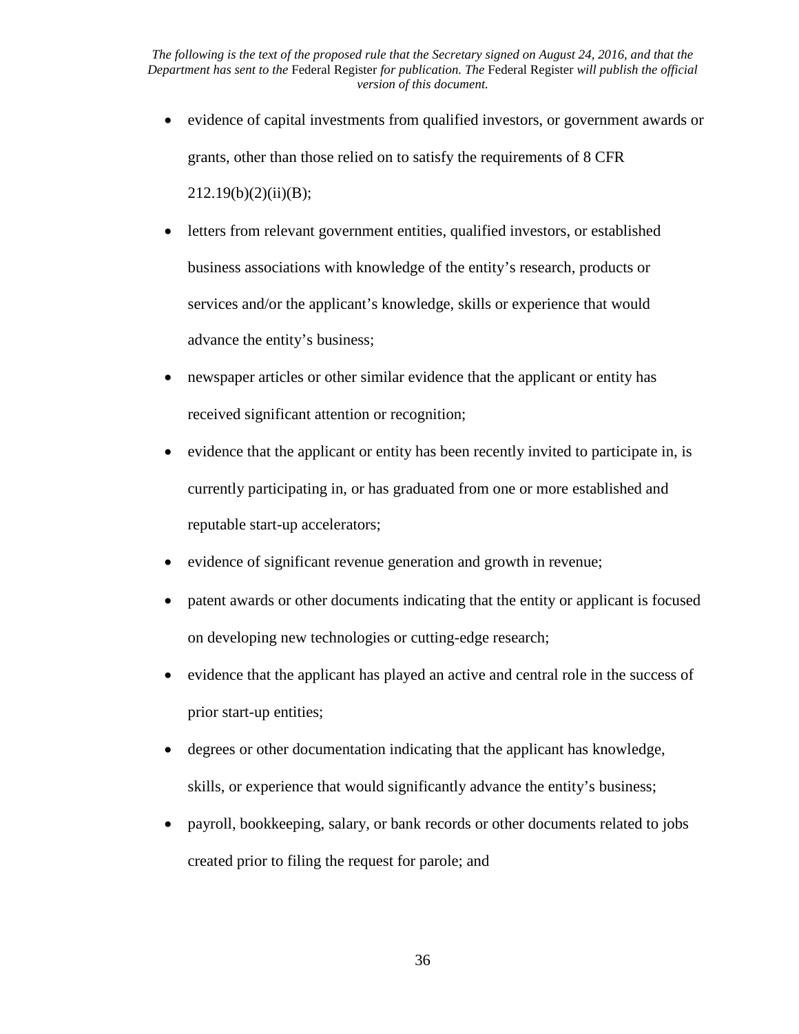- evidence of capital investments from qualified investors, or government awards or grants, other than those relied on to satisfy the requirements of 8 CFR 212.19(b)(2)(ii)(B);
- letters from relevant government entities, qualified investors, or established business associations with knowledge of the entity's research, products or services and/or the applicant's knowledge, skills or experience that would advance the entity's business;
- newspaper articles or other similar evidence that the applicant or entity has received significant attention or recognition;
- evidence that the applicant or entity has been recently invited to participate in, is currently participating in, or has graduated from one or more established and reputable start-up accelerators;
- evidence of significant revenue generation and growth in revenue;
- patent awards or other documents indicating that the entity or applicant is focused on developing new technologies or cutting-edge research;
- evidence that the applicant has played an active and central role in the success of prior start-up entities;
- degrees or other documentation indicating that the applicant has knowledge, skills, or experience that would significantly advance the entity's business;
- payroll, bookkeeping, salary, or bank records or other documents related to jobs created prior to filing the request for parole; and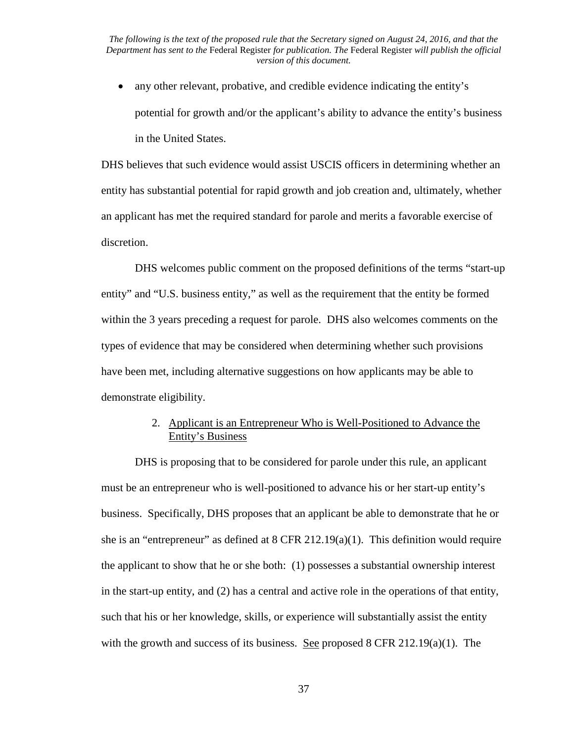- any other relevant, probative, and credible evidence indicating the entity's potential for growth and/or the applicant's ability to advance the entity's business in the United States.

DHS believes that such evidence would assist USCIS officers in determining whether an entity has substantial potential for rapid growth and job creation and, ultimately, whether an applicant has met the required standard for parole and merits a favorable exercise of discretion.

DHS welcomes public comment on the proposed definitions of the terms "start-up entity" and "U.S. business entity," as well as the requirement that the entity be formed within the 3 years preceding a request for parole. DHS also welcomes comments on the types of evidence that may be considered when determining whether such provisions have been met, including alternative suggestions on how applicants may be able to demonstrate eligibility.

2. Applicant is an Entrepreneur Who is Well-Positioned to Advance the Entity's Business

DHS is proposing that to be considered for parole under this rule, an applicant must be an entrepreneur who is well-positioned to advance his or her start-up entity's business. Specifically, DHS proposes that an applicant be able to demonstrate that he or she is an "entrepreneur" as defined at 8 CFR 212.19(a)(1). This definition would require the applicant to show that he or she both: (1) possesses a substantial ownership interest in the start-up entity, and (2) has a central and active role in the operations of that entity, such that his or her knowledge, skills, or experience will substantially assist the entity with the growth and success of its business. See proposed 8 CFR 212.19(a)(1). The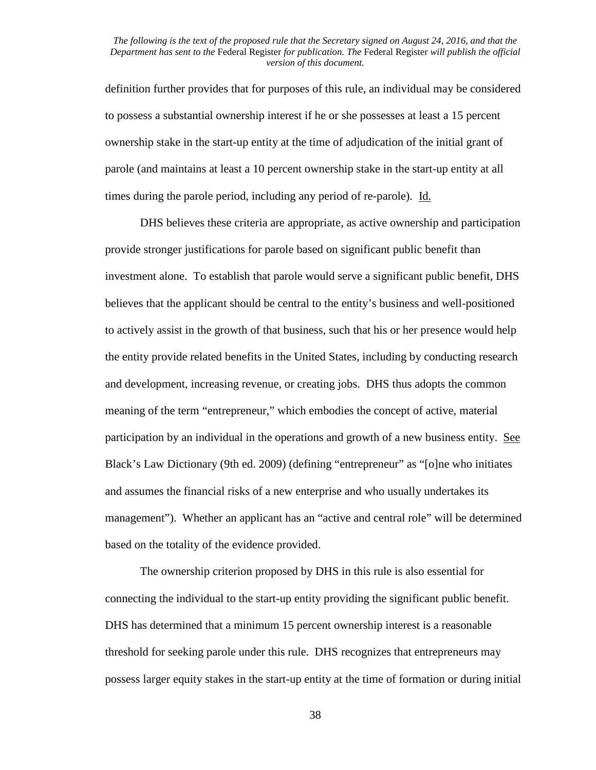definition further provides that for purposes of this rule, an individual may be considered to possess a substantial ownership interest if he or she possesses at least a 15 percent ownership stake in the start-up entity at the time of adjudication of the initial grant of parole (and maintains at least a 10 percent ownership stake in the start-up entity at all times during the parole period, including any period of re-parole). Id.

DHS believes these criteria are appropriate, as active ownership and participation provide stronger justifications for parole based on significant public benefit than investment alone. To establish that parole would serve a significant public benefit, DHS believes that the applicant should be central to the entity's business and well-positioned to actively assist in the growth of that business, such that his or her presence would help the entity provide related benefits in the United States, including by conducting research and development, increasing revenue, or creating jobs. DHS thus adopts the common meaning of the term "entrepreneur," which embodies the concept of active, material participation by an individual in the operations and growth of a new business entity. See Black's Law Dictionary (9th ed. 2009) (defining "entrepreneur" as "[o]ne who initiates and assumes the financial risks of a new enterprise and who usually undertakes its management"). Whether an applicant has an "active and central role" will be determined based on the totality of the evidence provided.

The ownership criterion proposed by DHS in this rule is also essential for connecting the individual to the start-up entity providing the significant public benefit. DHS has determined that a minimum 15 percent ownership interest is a reasonable threshold for seeking parole under this rule. DHS recognizes that entrepreneurs may possess larger equity stakes in the start-up entity at the time of formation or during initial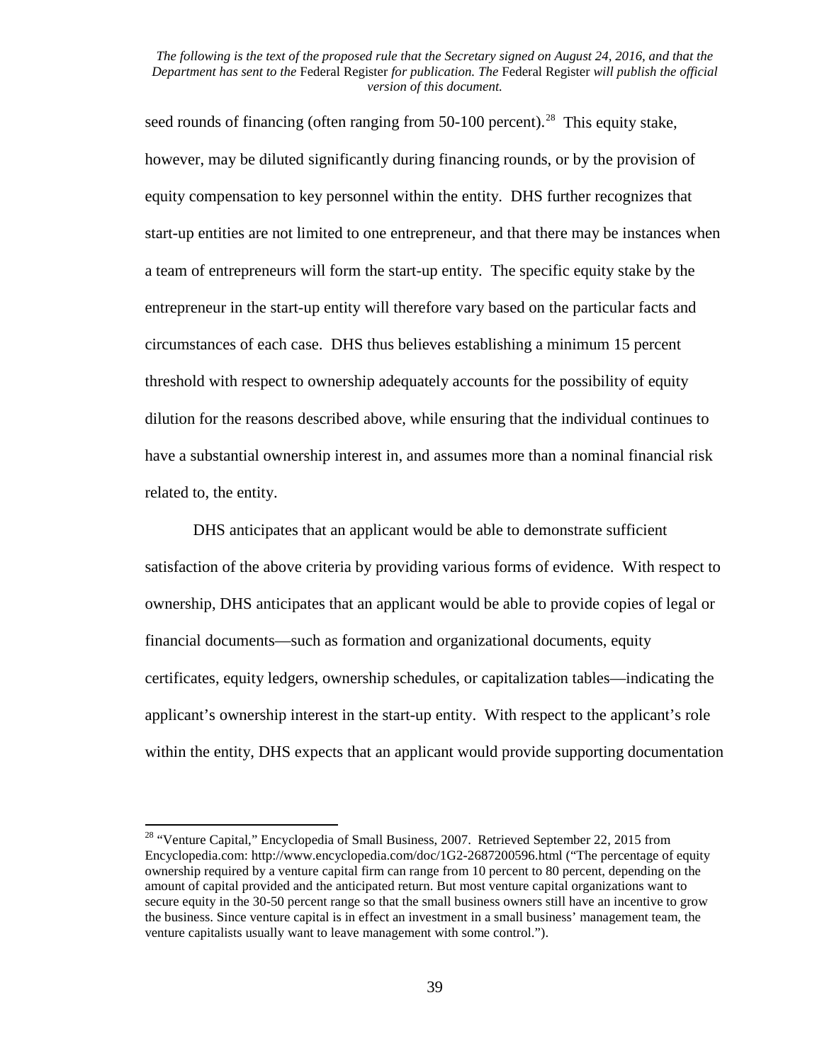seed rounds of financing (often ranging from 50-100 percent).[28] This equity stake, however, may be diluted significantly during financing rounds, or by the provision of equity compensation to key personnel within the entity. DHS further recognizes that start-up entities are not limited to one entrepreneur, and that there may be instances when a team of entrepreneurs will form the start-up entity. The specific equity stake by the entrepreneur in the start-up entity will therefore vary based on the particular facts and circumstances of each case. DHS thus believes establishing a minimum 15 percent threshold with respect to ownership adequately accounts for the possibility of equity dilution for the reasons described above, while ensuring that the individual continues to have a substantial ownership interest in, and assumes more than a nominal financial risk related to, the entity.

DHS anticipates that an applicant would be able to demonstrate sufficient satisfaction of the above criteria by providing various forms of evidence. With respect to ownership, DHS anticipates that an applicant would be able to provide copies of legal or financial documents—such as formation and organizational documents, equity certificates, equity ledgers, ownership schedules, or capitalization tables—indicating the applicant's ownership interest in the start-up entity. With respect to the applicant's role within the entity, DHS expects that an applicant would provide supporting documentation

---

[28] "Venture Capital," Encyclopedia of Small Business, 2007. Retrieved September 22, 2015 from Encyclopedia.com: http://www.encyclopedia.com/doc/1G2-2687200596.html ("The percentage of equity ownership required by a venture capital firm can range from 10 percent to 80 percent, depending on the amount of capital provided and the anticipated return. But most venture capital organizations want to secure equity in the 30-50 percent range so that the small business owners still have an incentive to grow the business. Since venture capital is in effect an investment in a small business' management team, the venture capitalists usually want to leave management with some control.").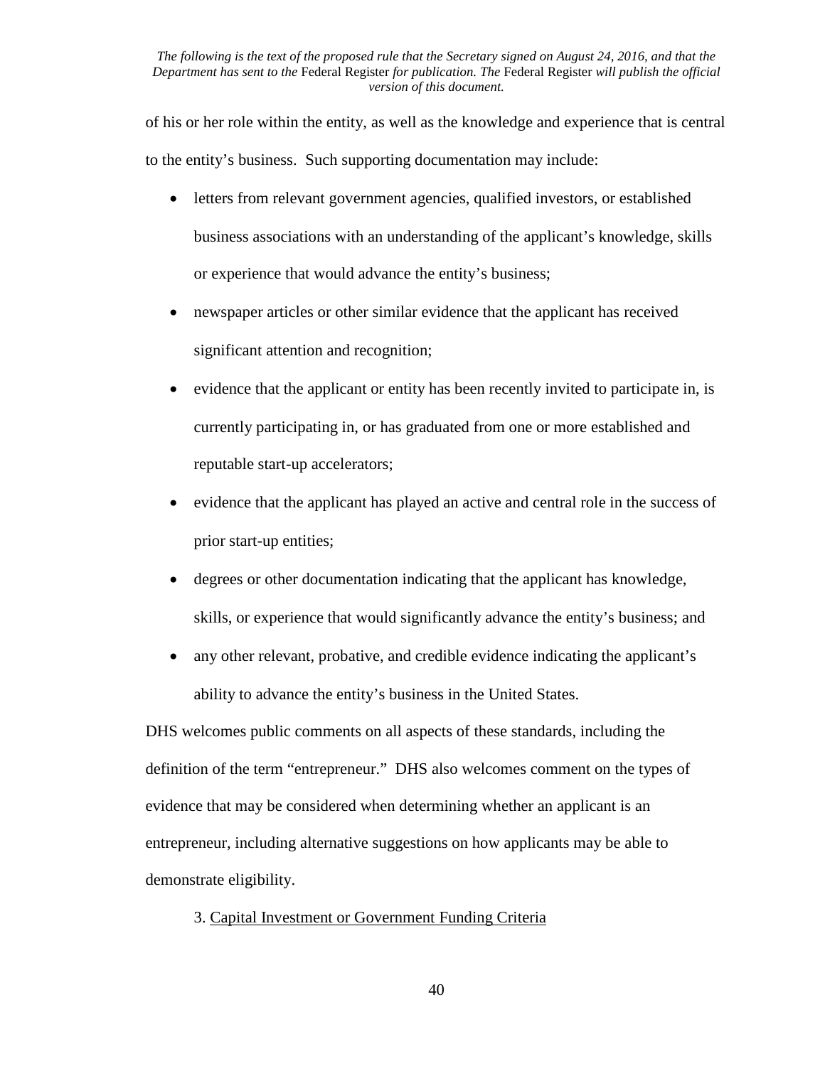of his or her role within the entity, as well as the knowledge and experience that is central to the entity's business. Such supporting documentation may include:

- letters from relevant government agencies, qualified investors, or established business associations with an understanding of the applicant's knowledge, skills or experience that would advance the entity's business;
- newspaper articles or other similar evidence that the applicant has received significant attention and recognition;
- evidence that the applicant or entity has been recently invited to participate in, is currently participating in, or has graduated from one or more established and reputable start-up accelerators;
- evidence that the applicant has played an active and central role in the success of prior start-up entities;
- degrees or other documentation indicating that the applicant has knowledge, skills, or experience that would significantly advance the entity's business; and
- any other relevant, probative, and credible evidence indicating the applicant's ability to advance the entity's business in the United States.

DHS welcomes public comments on all aspects of these standards, including the definition of the term "entrepreneur." DHS also welcomes comment on the types of evidence that may be considered when determining whether an applicant is an entrepreneur, including alternative suggestions on how applicants may be able to demonstrate eligibility.

3. Capital Investment or Government Funding Criteria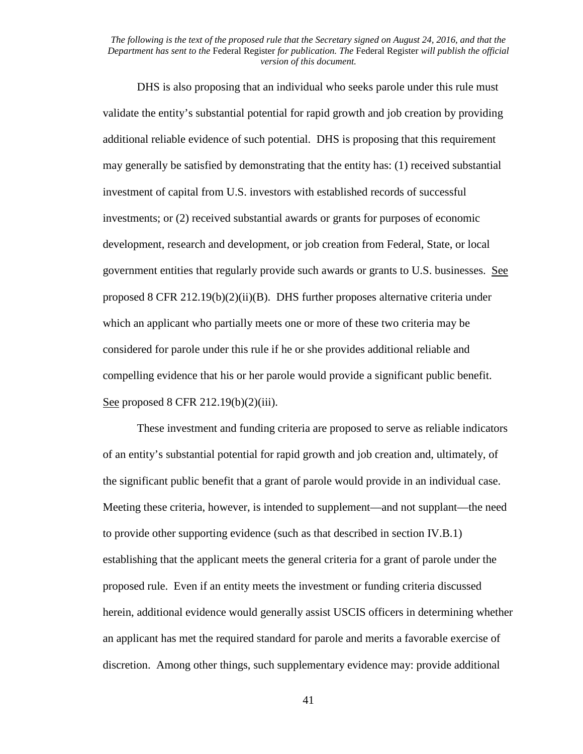*The following is the text of the proposed rule that the Secretary signed on August 24, 2016, and that the Department has sent to the* Federal Register *for publication. The* Federal Register *will publish the official version of this document.*

DHS is also proposing that an individual who seeks parole under this rule must validate the entity's substantial potential for rapid growth and job creation by providing additional reliable evidence of such potential. DHS is proposing that this requirement may generally be satisfied by demonstrating that the entity has: (1) received substantial investment of capital from U.S. investors with established records of successful investments; or (2) received substantial awards or grants for purposes of economic development, research and development, or job creation from Federal, State, or local government entities that regularly provide such awards or grants to U.S. businesses. See proposed 8 CFR 212.19(b)(2)(ii)(B). DHS further proposes alternative criteria under which an applicant who partially meets one or more of these two criteria may be considered for parole under this rule if he or she provides additional reliable and compelling evidence that his or her parole would provide a significant public benefit. See proposed 8 CFR 212.19(b)(2)(iii).

These investment and funding criteria are proposed to serve as reliable indicators of an entity's substantial potential for rapid growth and job creation and, ultimately, of the significant public benefit that a grant of parole would provide in an individual case. Meeting these criteria, however, is intended to supplement—and not supplant—the need to provide other supporting evidence (such as that described in section IV.B.1) establishing that the applicant meets the general criteria for a grant of parole under the proposed rule. Even if an entity meets the investment or funding criteria discussed herein, additional evidence would generally assist USCIS officers in determining whether an applicant has met the required standard for parole and merits a favorable exercise of discretion. Among other things, such supplementary evidence may: provide additional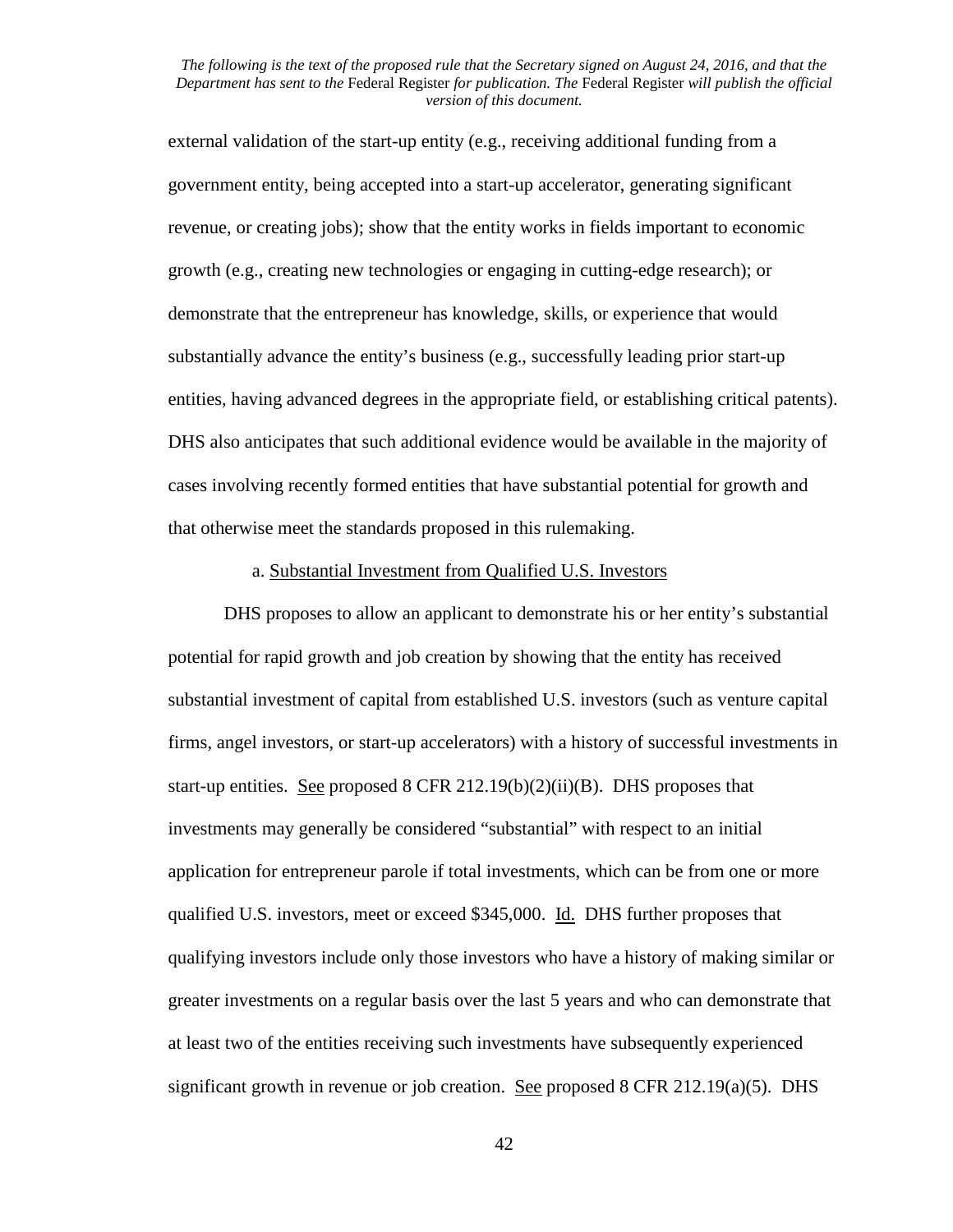external validation of the start-up entity (e.g., receiving additional funding from a government entity, being accepted into a start-up accelerator, generating significant revenue, or creating jobs); show that the entity works in fields important to economic growth (e.g., creating new technologies or engaging in cutting-edge research); or demonstrate that the entrepreneur has knowledge, skills, or experience that would substantially advance the entity's business (e.g., successfully leading prior start-up entities, having advanced degrees in the appropriate field, or establishing critical patents). DHS also anticipates that such additional evidence would be available in the majority of cases involving recently formed entities that have substantial potential for growth and that otherwise meet the standards proposed in this rulemaking.

a. Substantial Investment from Qualified U.S. Investors

DHS proposes to allow an applicant to demonstrate his or her entity's substantial potential for rapid growth and job creation by showing that the entity has received substantial investment of capital from established U.S. investors (such as venture capital firms, angel investors, or start-up accelerators) with a history of successful investments in start-up entities. See proposed 8 CFR 212.19(b)(2)(ii)(B). DHS proposes that investments may generally be considered "substantial" with respect to an initial application for entrepreneur parole if total investments, which can be from one or more qualified U.S. investors, meet or exceed $345,000. Id. DHS further proposes that qualifying investors include only those investors who have a history of making similar or greater investments on a regular basis over the last 5 years and who can demonstrate that at least two of the entities receiving such investments have subsequently experienced significant growth in revenue or job creation. See proposed 8 CFR 212.19(a)(5). DHS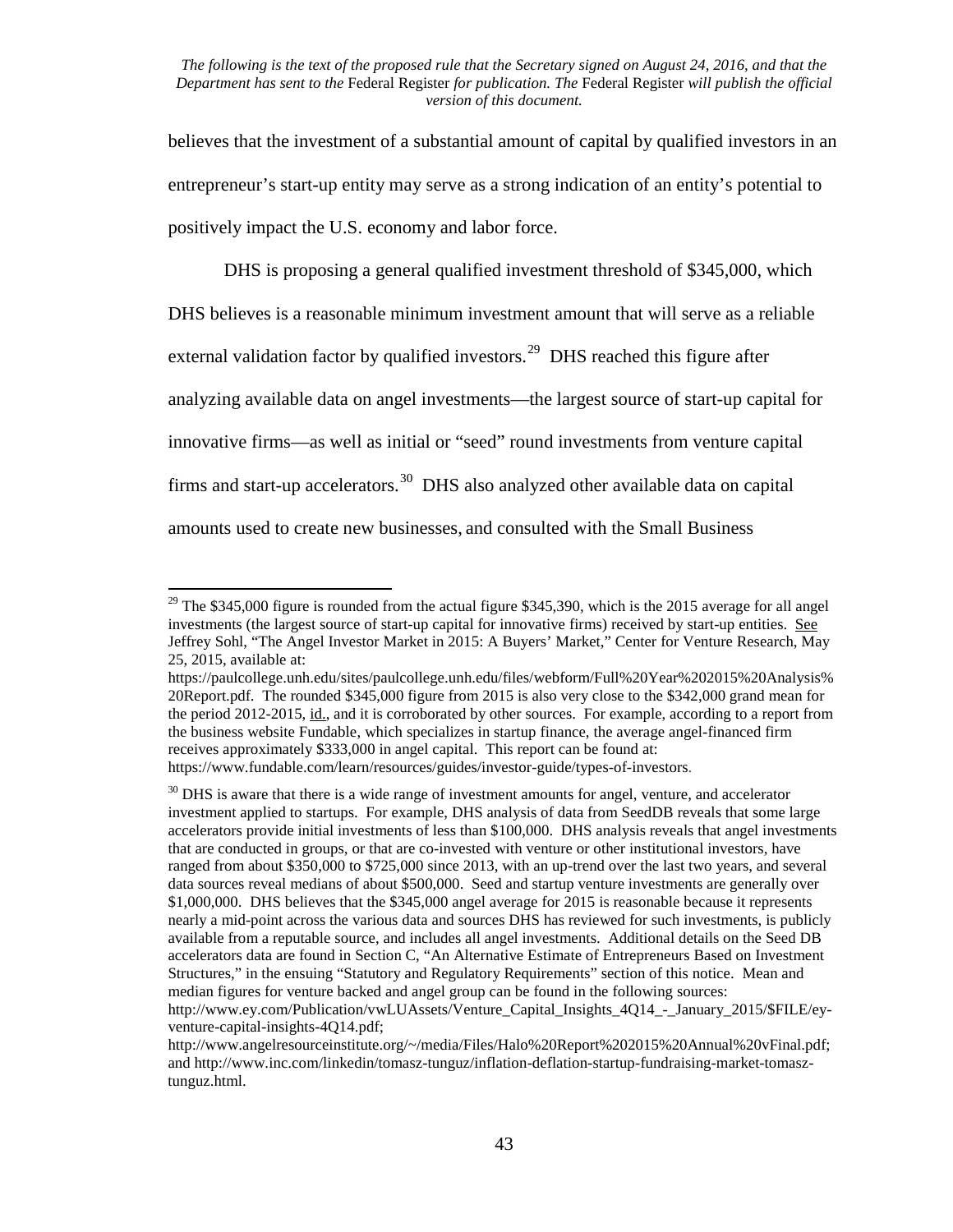believes that the investment of a substantial amount of capital by qualified investors in an entrepreneur's start-up entity may serve as a strong indication of an entity's potential to positively impact the U.S. economy and labor force.

DHS is proposing a general qualified investment threshold of $345,000, which DHS believes is a reasonable minimum investment amount that will serve as a reliable external validation factor by qualified investors.[29] DHS reached this figure after analyzing available data on angel investments—the largest source of start-up capital for innovative firms—as well as initial or "seed" round investments from venture capital firms and start-up accelerators.[30] DHS also analyzed other available data on capital amounts used to create new businesses, and consulted with the Small Business

---

[29] The $345,000 figure is rounded from the actual figure $345,390, which is the 2015 average for all angel investments (the largest source of start-up capital for innovative firms) received by start-up entities. See Jeffrey Sohl, "The Angel Investor Market in 2015: A Buyers' Market," Center for Venture Research, May 25, 2015, available at: https://paulcollege.unh.edu/sites/paulcollege.unh.edu/files/webform/Full%20Year%202015%20Analysis%20Report.pdf. The rounded $345,000 figure from 2015 is also very close to the $342,000 grand mean for the period 2012-2015, id., and it is corroborated by other sources. For example, according to a report from the business website Fundable, which specializes in startup finance, the average angel-financed firm receives approximately $333,000 in angel capital. This report can be found at: https://www.fundable.com/learn/resources/guides/investor-guide/types-of-investors.

[30] DHS is aware that there is a wide range of investment amounts for angel, venture, and accelerator investment applied to startups. For example, DHS analysis of data from SeedDB reveals that some large accelerators provide initial investments of less than $100,000. DHS analysis reveals that angel investments that are conducted in groups, or that are co-invested with venture or other institutional investors, have ranged from about $350,000 to $725,000 since 2013, with an up-trend over the last two years, and several data sources reveal medians of about $500,000. Seed and startup venture investments are generally over $1,000,000. DHS believes that the $345,000 angel average for 2015 is reasonable because it represents nearly a mid-point across the various data and sources DHS has reviewed for such investments, is publicly available from a reputable source, and includes all angel investments. Additional details on the Seed DB accelerators data are found in Section C, "An Alternative Estimate of Entrepreneurs Based on Investment Structures," in the ensuing "Statutory and Regulatory Requirements" section of this notice. Mean and median figures for venture backed and angel group can be found in the following sources: http://www.ey.com/Publication/vwLUAssets/Venture_Capital_Insights_4Q14_-_January_2015/$FILE/ey-venture-capital-insights-4Q14.pdf; http://www.angelresourceinstitute.org/~/media/Files/Halo%20Report%202015%20Annual%20vFinal.pdf; and http://www.inc.com/linkedin/tomasz-tunguz/inflation-deflation-startup-fundraising-market-tomasz-tunguz.html.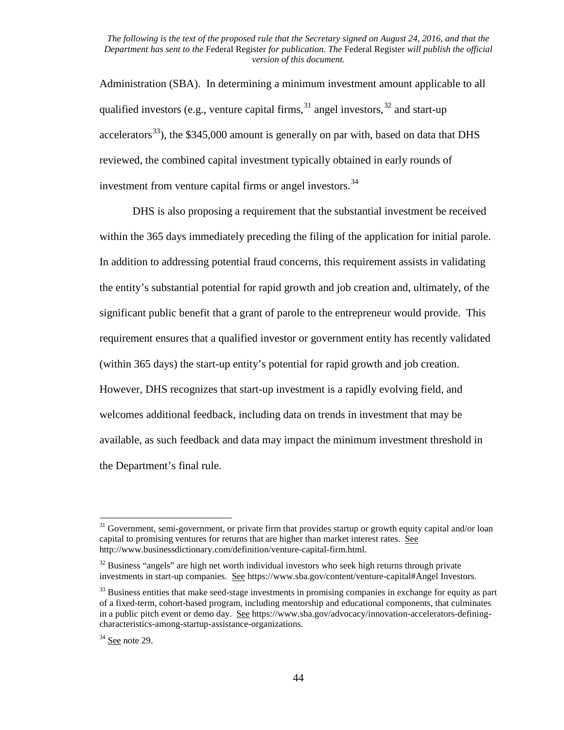Administration (SBA). In determining a minimum investment amount applicable to all qualified investors (e.g., venture capital firms,[31] angel investors,[32] and start-up accelerators[33]), the $345,000 amount is generally on par with, based on data that DHS reviewed, the combined capital investment typically obtained in early rounds of investment from venture capital firms or angel investors.[34]

DHS is also proposing a requirement that the substantial investment be received within the 365 days immediately preceding the filing of the application for initial parole. In addition to addressing potential fraud concerns, this requirement assists in validating the entity's substantial potential for rapid growth and job creation and, ultimately, of the significant public benefit that a grant of parole to the entrepreneur would provide. This requirement ensures that a qualified investor or government entity has recently validated (within 365 days) the start-up entity's potential for rapid growth and job creation. However, DHS recognizes that start-up investment is a rapidly evolving field, and welcomes additional feedback, including data on trends in investment that may be available, as such feedback and data may impact the minimum investment threshold in the Department's final rule.

---

[31] Government, semi-government, or private firm that provides startup or growth equity capital and/or loan capital to promising ventures for returns that are higher than market interest rates. See http://www.businessdictionary.com/definition/venture-capital-firm.html.

[32] Business "angels" are high net worth individual investors who seek high returns through private investments in start-up companies. See https://www.sba.gov/content/venture-capital#Angel Investors.

[33] Business entities that make seed-stage investments in promising companies in exchange for equity as part of a fixed-term, cohort-based program, including mentorship and educational components, that culminates in a public pitch event or demo day. See https://www.sba.gov/advocacy/innovation-accelerators-defining-characteristics-among-startup-assistance-organizations.

[34] See note 29.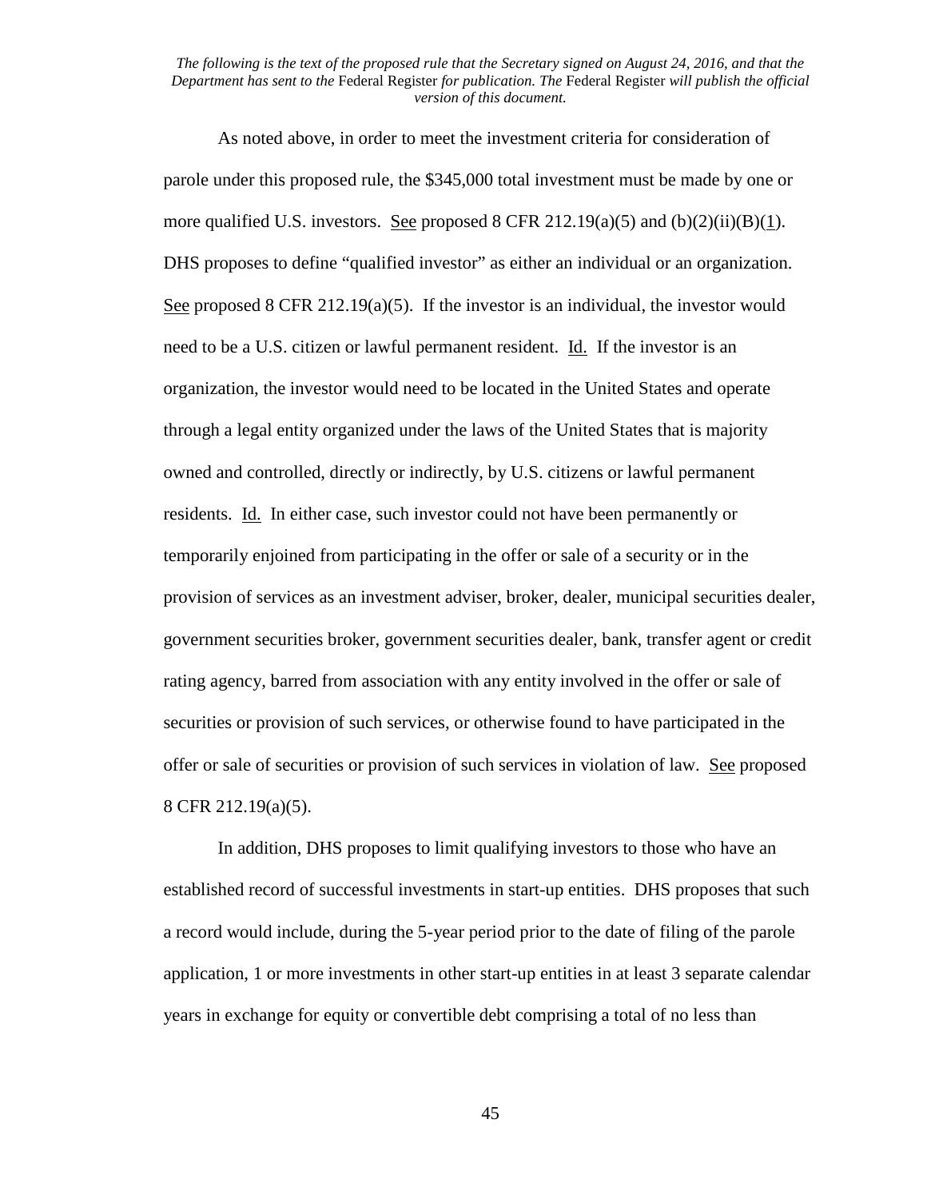As noted above, in order to meet the investment criteria for consideration of parole under this proposed rule, the $345,000 total investment must be made by one or more qualified U.S. investors. See proposed 8 CFR 212.19(a)(5) and (b)(2)(ii)(B)(1). DHS proposes to define "qualified investor" as either an individual or an organization. See proposed 8 CFR 212.19(a)(5). If the investor is an individual, the investor would need to be a U.S. citizen or lawful permanent resident. Id. If the investor is an organization, the investor would need to be located in the United States and operate through a legal entity organized under the laws of the United States that is majority owned and controlled, directly or indirectly, by U.S. citizens or lawful permanent residents. Id. In either case, such investor could not have been permanently or temporarily enjoined from participating in the offer or sale of a security or in the provision of services as an investment adviser, broker, dealer, municipal securities dealer, government securities broker, government securities dealer, bank, transfer agent or credit rating agency, barred from association with any entity involved in the offer or sale of securities or provision of such services, or otherwise found to have participated in the offer or sale of securities or provision of such services in violation of law. See proposed 8 CFR 212.19(a)(5).

In addition, DHS proposes to limit qualifying investors to those who have an established record of successful investments in start-up entities. DHS proposes that such a record would include, during the 5-year period prior to the date of filing of the parole application, 1 or more investments in other start-up entities in at least 3 separate calendar years in exchange for equity or convertible debt comprising a total of no less than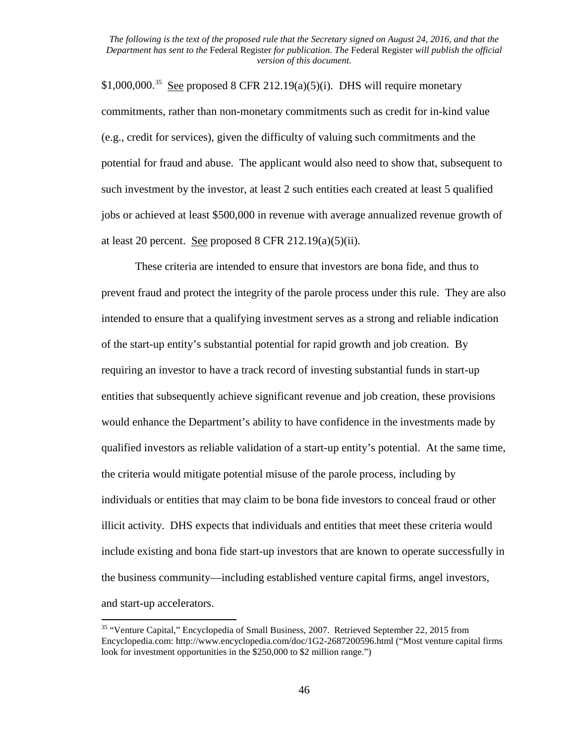$1,000,000.[35] See proposed 8 CFR 212.19(a)(5)(i). DHS will require monetary commitments, rather than non-monetary commitments such as credit for in-kind value (e.g., credit for services), given the difficulty of valuing such commitments and the potential for fraud and abuse. The applicant would also need to show that, subsequent to such investment by the investor, at least 2 such entities each created at least 5 qualified jobs or achieved at least $500,000 in revenue with average annualized revenue growth of at least 20 percent. See proposed 8 CFR 212.19(a)(5)(ii).

These criteria are intended to ensure that investors are bona fide, and thus to prevent fraud and protect the integrity of the parole process under this rule. They are also intended to ensure that a qualifying investment serves as a strong and reliable indication of the start-up entity's substantial potential for rapid growth and job creation. By requiring an investor to have a track record of investing substantial funds in start-up entities that subsequently achieve significant revenue and job creation, these provisions would enhance the Department's ability to have confidence in the investments made by qualified investors as reliable validation of a start-up entity's potential. At the same time, the criteria would mitigate potential misuse of the parole process, including by individuals or entities that may claim to be bona fide investors to conceal fraud or other illicit activity. DHS expects that individuals and entities that meet these criteria would include existing and bona fide start-up investors that are known to operate successfully in the business community—including established venture capital firms, angel investors, and start-up accelerators.

[35] "Venture Capital," Encyclopedia of Small Business, 2007. Retrieved September 22, 2015 from Encyclopedia.com: http://www.encyclopedia.com/doc/1G2-2687200596.html ("Most venture capital firms look for investment opportunities in the $250,000 to $2 million range.")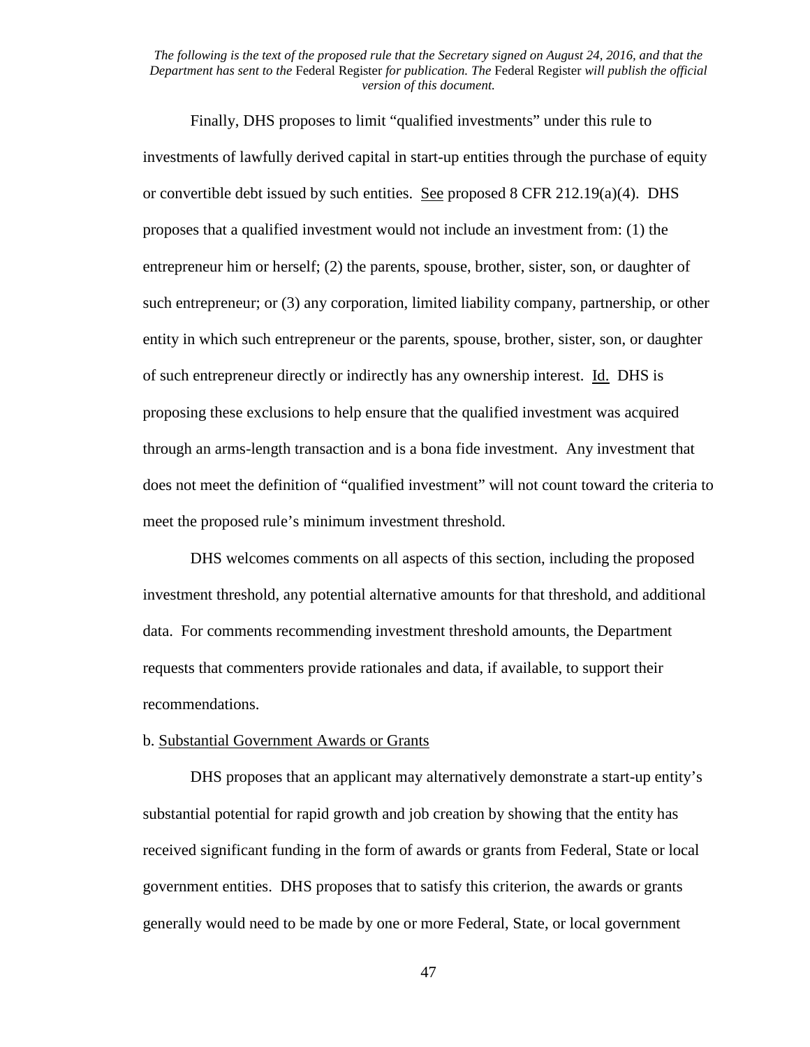Finally, DHS proposes to limit "qualified investments" under this rule to investments of lawfully derived capital in start-up entities through the purchase of equity or convertible debt issued by such entities. See proposed 8 CFR 212.19(a)(4). DHS proposes that a qualified investment would not include an investment from: (1) the entrepreneur him or herself; (2) the parents, spouse, brother, sister, son, or daughter of such entrepreneur; or (3) any corporation, limited liability company, partnership, or other entity in which such entrepreneur or the parents, spouse, brother, sister, son, or daughter of such entrepreneur directly or indirectly has any ownership interest. Id. DHS is proposing these exclusions to help ensure that the qualified investment was acquired through an arms-length transaction and is a bona fide investment. Any investment that does not meet the definition of "qualified investment" will not count toward the criteria to meet the proposed rule's minimum investment threshold.

DHS welcomes comments on all aspects of this section, including the proposed investment threshold, any potential alternative amounts for that threshold, and additional data. For comments recommending investment threshold amounts, the Department requests that commenters provide rationales and data, if available, to support their recommendations.

b. Substantial Government Awards or Grants

DHS proposes that an applicant may alternatively demonstrate a start-up entity's substantial potential for rapid growth and job creation by showing that the entity has received significant funding in the form of awards or grants from Federal, State or local government entities. DHS proposes that to satisfy this criterion, the awards or grants generally would need to be made by one or more Federal, State, or local government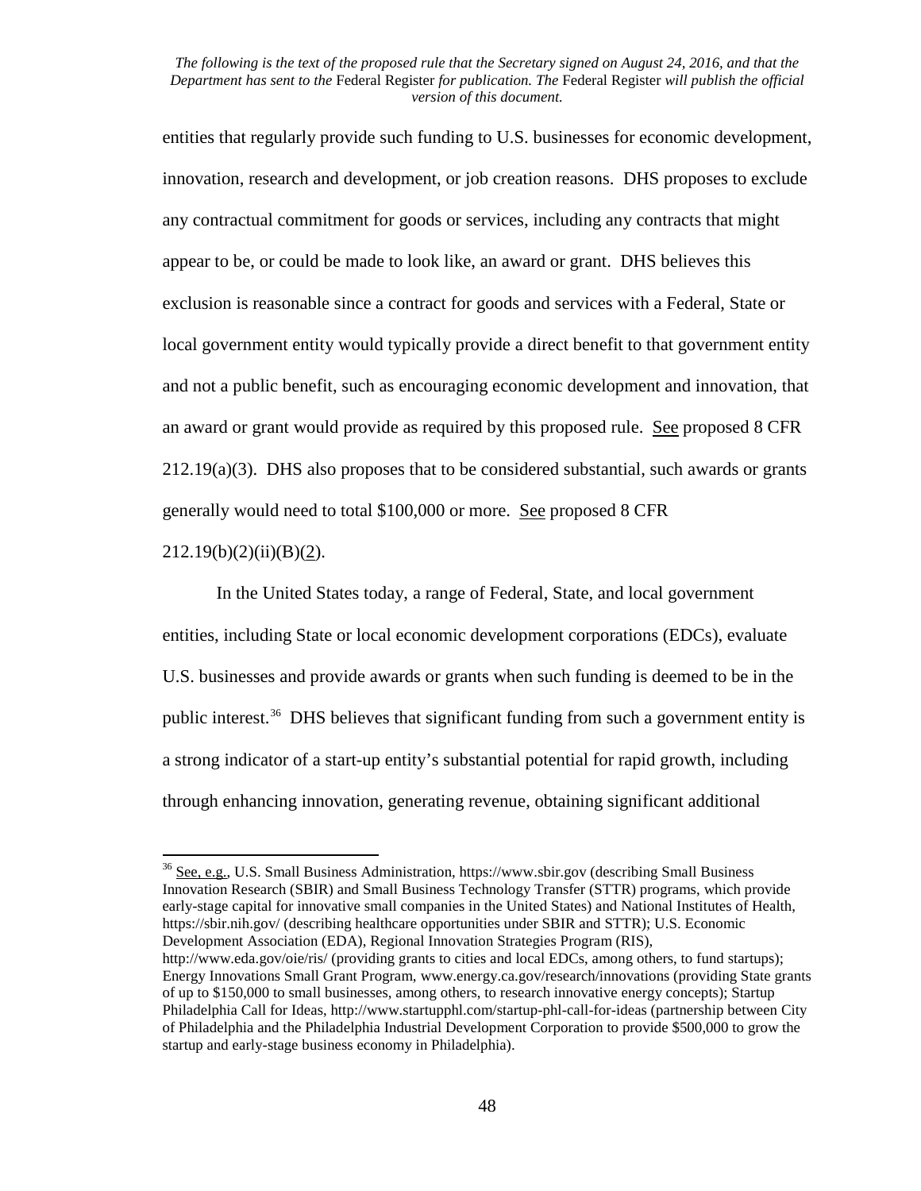entities that regularly provide such funding to U.S. businesses for economic development, innovation, research and development, or job creation reasons. DHS proposes to exclude any contractual commitment for goods or services, including any contracts that might appear to be, or could be made to look like, an award or grant. DHS believes this exclusion is reasonable since a contract for goods and services with a Federal, State or local government entity would typically provide a direct benefit to that government entity and not a public benefit, such as encouraging economic development and innovation, that an award or grant would provide as required by this proposed rule. See proposed 8 CFR 212.19(a)(3). DHS also proposes that to be considered substantial, such awards or grants generally would need to total $100,000 or more. See proposed 8 CFR 212.19(b)(2)(ii)(B)(2).

In the United States today, a range of Federal, State, and local government entities, including State or local economic development corporations (EDCs), evaluate U.S. businesses and provide awards or grants when such funding is deemed to be in the public interest.[36] DHS believes that significant funding from such a government entity is a strong indicator of a start-up entity's substantial potential for rapid growth, including through enhancing innovation, generating revenue, obtaining significant additional

---

[36] See, e.g., U.S. Small Business Administration, https://www.sbir.gov (describing Small Business Innovation Research (SBIR) and Small Business Technology Transfer (STTR) programs, which provide early-stage capital for innovative small companies in the United States) and National Institutes of Health, https://sbir.nih.gov/ (describing healthcare opportunities under SBIR and STTR); U.S. Economic Development Association (EDA), Regional Innovation Strategies Program (RIS), http://www.eda.gov/oie/ris/ (providing grants to cities and local EDCs, among others, to fund startups); Energy Innovations Small Grant Program, www.energy.ca.gov/research/innovations (providing State grants of up to $150,000 to small businesses, among others, to research innovative energy concepts); Startup Philadelphia Call for Ideas, http://www.startupphl.com/startup-phl-call-for-ideas (partnership between City of Philadelphia and the Philadelphia Industrial Development Corporation to provide $500,000 to grow the startup and early-stage business economy in Philadelphia).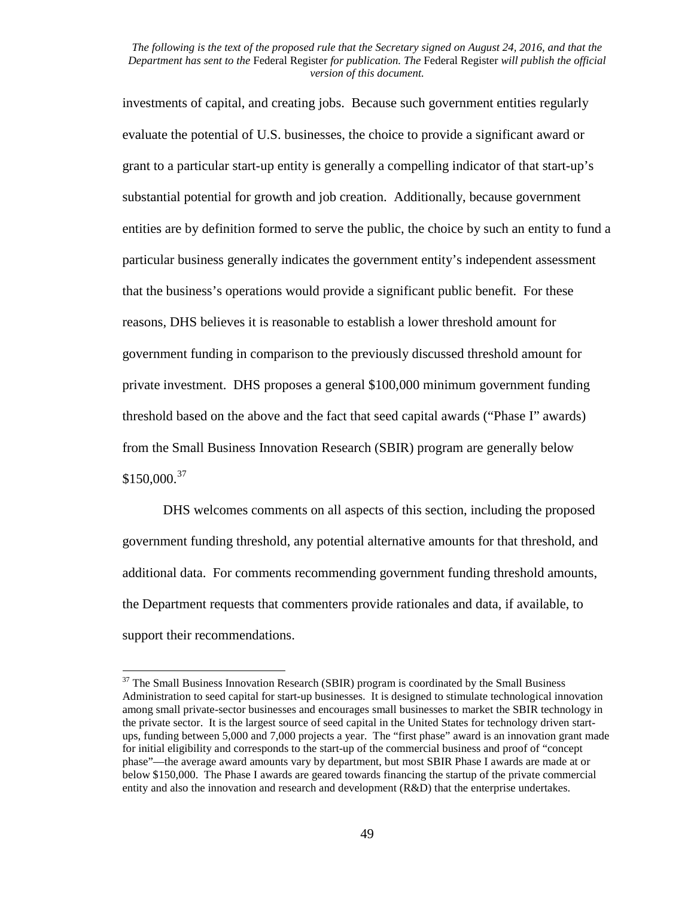investments of capital, and creating jobs. Because such government entities regularly evaluate the potential of U.S. businesses, the choice to provide a significant award or grant to a particular start-up entity is generally a compelling indicator of that start-up's substantial potential for growth and job creation. Additionally, because government entities are by definition formed to serve the public, the choice by such an entity to fund a particular business generally indicates the government entity's independent assessment that the business's operations would provide a significant public benefit. For these reasons, DHS believes it is reasonable to establish a lower threshold amount for government funding in comparison to the previously discussed threshold amount for private investment. DHS proposes a general $100,000 minimum government funding threshold based on the above and the fact that seed capital awards ("Phase I" awards) from the Small Business Innovation Research (SBIR) program are generally below $150,000.[37]

DHS welcomes comments on all aspects of this section, including the proposed government funding threshold, any potential alternative amounts for that threshold, and additional data. For comments recommending government funding threshold amounts, the Department requests that commenters provide rationales and data, if available, to support their recommendations.

[37] The Small Business Innovation Research (SBIR) program is coordinated by the Small Business Administration to seed capital for start-up businesses. It is designed to stimulate technological innovation among small private-sector businesses and encourages small businesses to market the SBIR technology in the private sector. It is the largest source of seed capital in the United States for technology driven start-ups, funding between 5,000 and 7,000 projects a year. The "first phase" award is an innovation grant made for initial eligibility and corresponds to the start-up of the commercial business and proof of "concept phase"—the average award amounts vary by department, but most SBIR Phase I awards are made at or below $150,000. The Phase I awards are geared towards financing the startup of the private commercial entity and also the innovation and research and development (R&D) that the enterprise undertakes.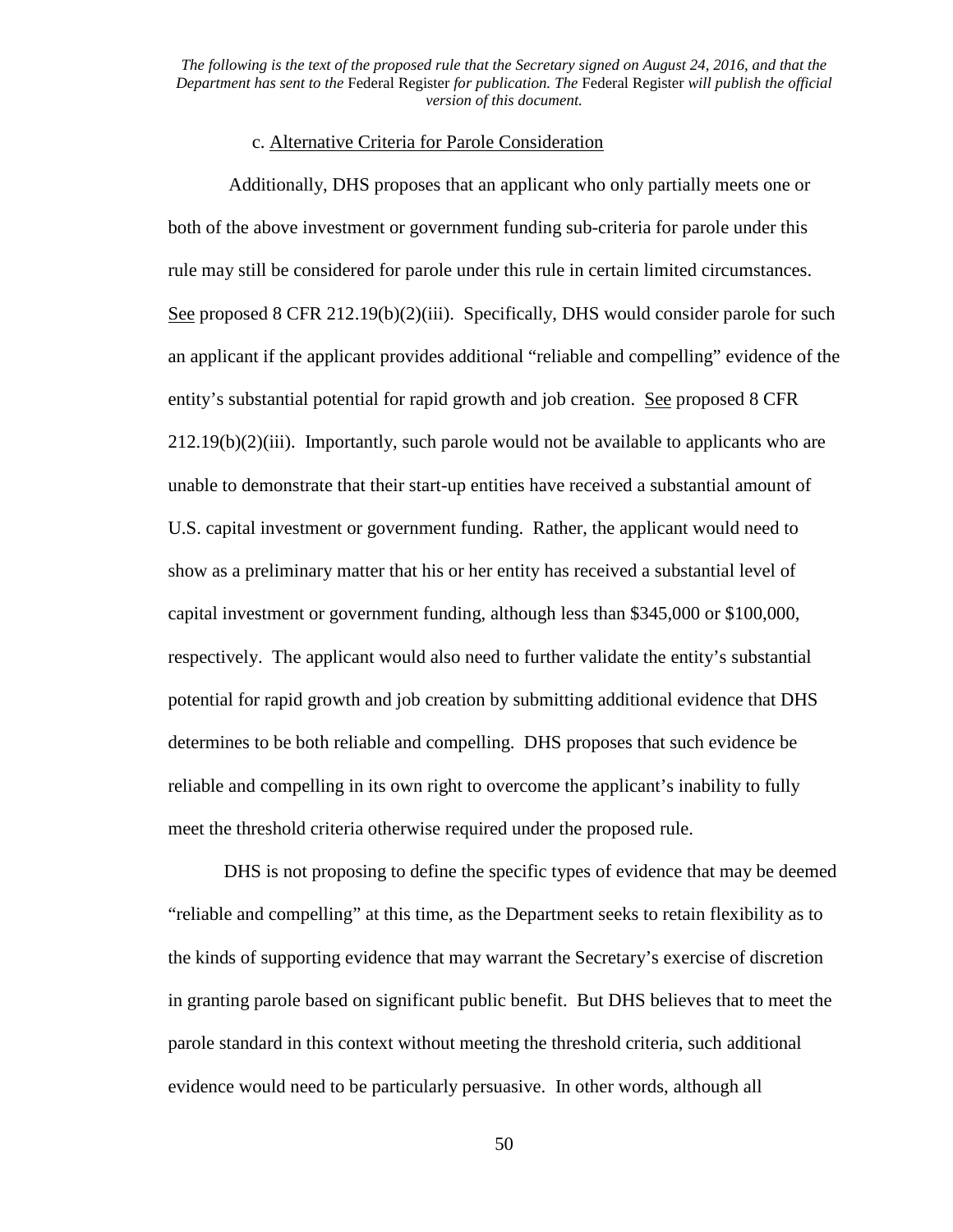c. Alternative Criteria for Parole Consideration

Additionally, DHS proposes that an applicant who only partially meets one or both of the above investment or government funding sub-criteria for parole under this rule may still be considered for parole under this rule in certain limited circumstances. See proposed 8 CFR 212.19(b)(2)(iii). Specifically, DHS would consider parole for such an applicant if the applicant provides additional "reliable and compelling" evidence of the entity's substantial potential for rapid growth and job creation. See proposed 8 CFR 212.19(b)(2)(iii). Importantly, such parole would not be available to applicants who are unable to demonstrate that their start-up entities have received a substantial amount of U.S. capital investment or government funding. Rather, the applicant would need to show as a preliminary matter that his or her entity has received a substantial level of capital investment or government funding, although less than $345,000 or $100,000, respectively. The applicant would also need to further validate the entity's substantial potential for rapid growth and job creation by submitting additional evidence that DHS determines to be both reliable and compelling. DHS proposes that such evidence be reliable and compelling in its own right to overcome the applicant's inability to fully meet the threshold criteria otherwise required under the proposed rule.

DHS is not proposing to define the specific types of evidence that may be deemed "reliable and compelling" at this time, as the Department seeks to retain flexibility as to the kinds of supporting evidence that may warrant the Secretary's exercise of discretion in granting parole based on significant public benefit. But DHS believes that to meet the parole standard in this context without meeting the threshold criteria, such additional evidence would need to be particularly persuasive. In other words, although all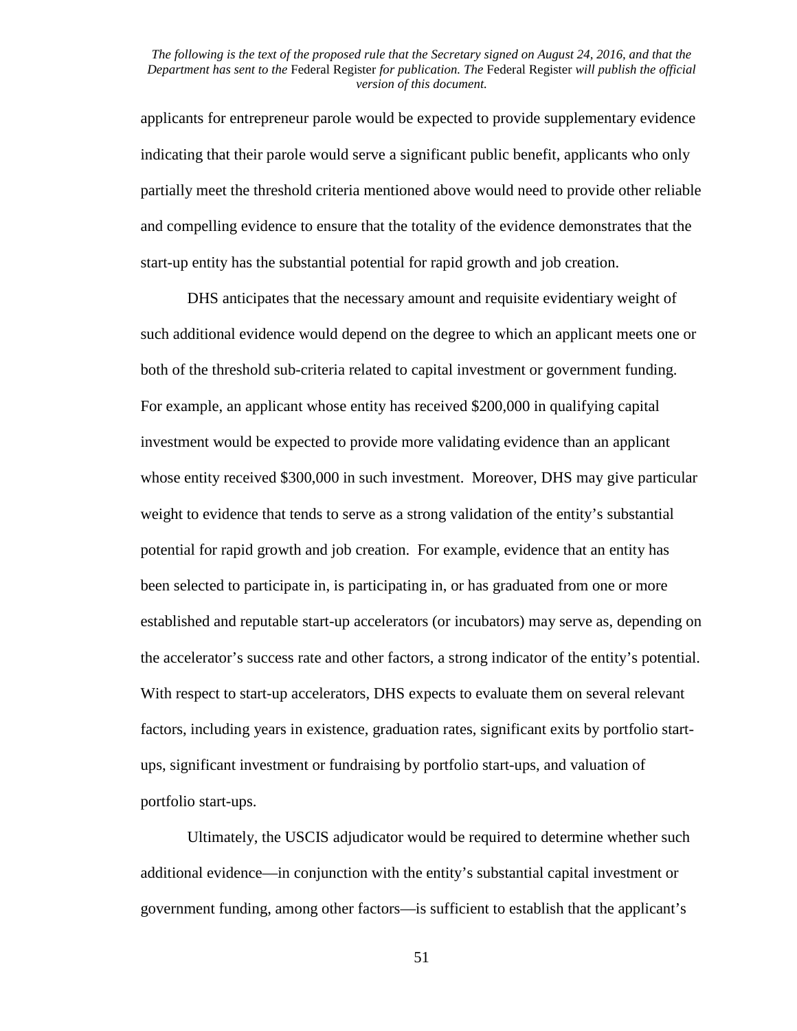applicants for entrepreneur parole would be expected to provide supplementary evidence indicating that their parole would serve a significant public benefit, applicants who only partially meet the threshold criteria mentioned above would need to provide other reliable and compelling evidence to ensure that the totality of the evidence demonstrates that the start-up entity has the substantial potential for rapid growth and job creation.

DHS anticipates that the necessary amount and requisite evidentiary weight of such additional evidence would depend on the degree to which an applicant meets one or both of the threshold sub-criteria related to capital investment or government funding. For example, an applicant whose entity has received $200,000 in qualifying capital investment would be expected to provide more validating evidence than an applicant whose entity received $300,000 in such investment. Moreover, DHS may give particular weight to evidence that tends to serve as a strong validation of the entity's substantial potential for rapid growth and job creation. For example, evidence that an entity has been selected to participate in, is participating in, or has graduated from one or more established and reputable start-up accelerators (or incubators) may serve as, depending on the accelerator's success rate and other factors, a strong indicator of the entity's potential. With respect to start-up accelerators, DHS expects to evaluate them on several relevant factors, including years in existence, graduation rates, significant exits by portfolio start-ups, significant investment or fundraising by portfolio start-ups, and valuation of portfolio start-ups.

Ultimately, the USCIS adjudicator would be required to determine whether such additional evidence—in conjunction with the entity's substantial capital investment or government funding, among other factors—is sufficient to establish that the applicant's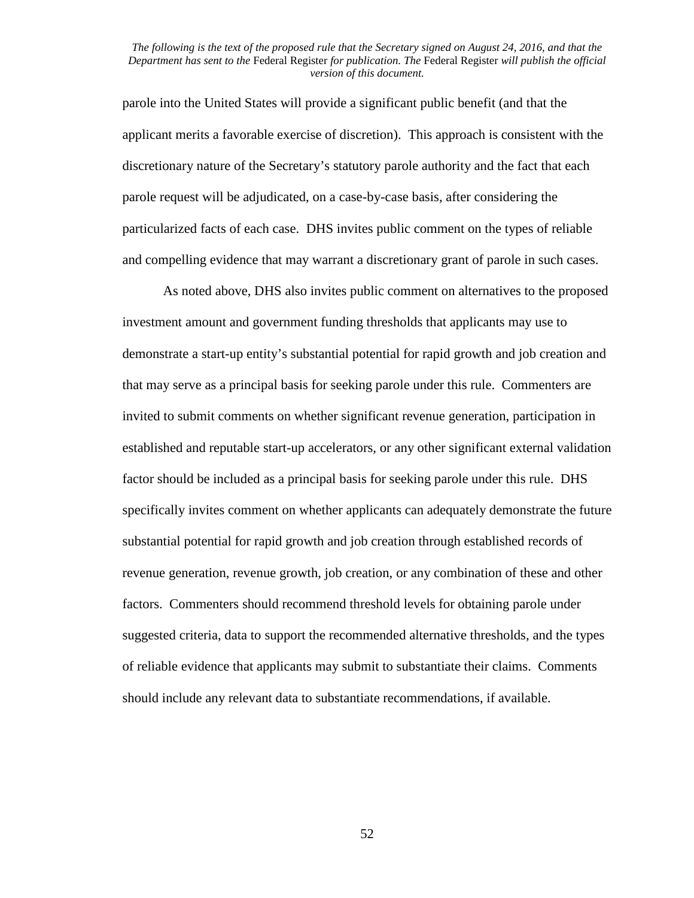parole into the United States will provide a significant public benefit (and that the applicant merits a favorable exercise of discretion). This approach is consistent with the discretionary nature of the Secretary's statutory parole authority and the fact that each parole request will be adjudicated, on a case-by-case basis, after considering the particularized facts of each case. DHS invites public comment on the types of reliable and compelling evidence that may warrant a discretionary grant of parole in such cases.

As noted above, DHS also invites public comment on alternatives to the proposed investment amount and government funding thresholds that applicants may use to demonstrate a start-up entity's substantial potential for rapid growth and job creation and that may serve as a principal basis for seeking parole under this rule. Commenters are invited to submit comments on whether significant revenue generation, participation in established and reputable start-up accelerators, or any other significant external validation factor should be included as a principal basis for seeking parole under this rule. DHS specifically invites comment on whether applicants can adequately demonstrate the future substantial potential for rapid growth and job creation through established records of revenue generation, revenue growth, job creation, or any combination of these and other factors. Commenters should recommend threshold levels for obtaining parole under suggested criteria, data to support the recommended alternative thresholds, and the types of reliable evidence that applicants may submit to substantiate their claims. Comments should include any relevant data to substantiate recommendations, if available.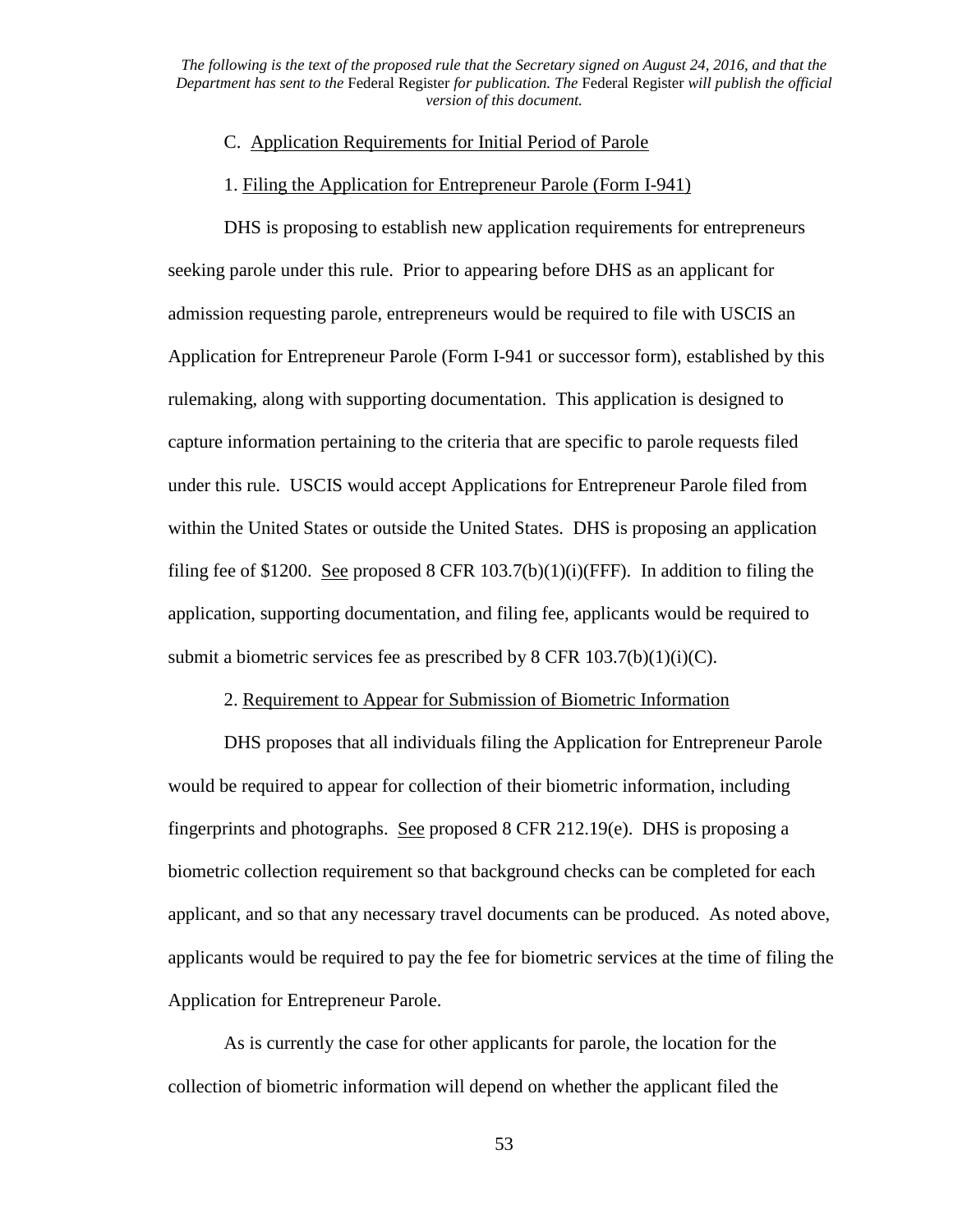C. Application Requirements for Initial Period of Parole

1. Filing the Application for Entrepreneur Parole (Form I-941)

DHS is proposing to establish new application requirements for entrepreneurs seeking parole under this rule. Prior to appearing before DHS as an applicant for admission requesting parole, entrepreneurs would be required to file with USCIS an Application for Entrepreneur Parole (Form I-941 or successor form), established by this rulemaking, along with supporting documentation. This application is designed to capture information pertaining to the criteria that are specific to parole requests filed under this rule. USCIS would accept Applications for Entrepreneur Parole filed from within the United States or outside the United States. DHS is proposing an application filing fee of $1200. See proposed 8 CFR 103.7(b)(1)(i)(FFF). In addition to filing the application, supporting documentation, and filing fee, applicants would be required to submit a biometric services fee as prescribed by 8 CFR 103.7(b)(1)(i)(C).

2. Requirement to Appear for Submission of Biometric Information

DHS proposes that all individuals filing the Application for Entrepreneur Parole would be required to appear for collection of their biometric information, including fingerprints and photographs. See proposed 8 CFR 212.19(e). DHS is proposing a biometric collection requirement so that background checks can be completed for each applicant, and so that any necessary travel documents can be produced. As noted above, applicants would be required to pay the fee for biometric services at the time of filing the Application for Entrepreneur Parole.

As is currently the case for other applicants for parole, the location for the collection of biometric information will depend on whether the applicant filed the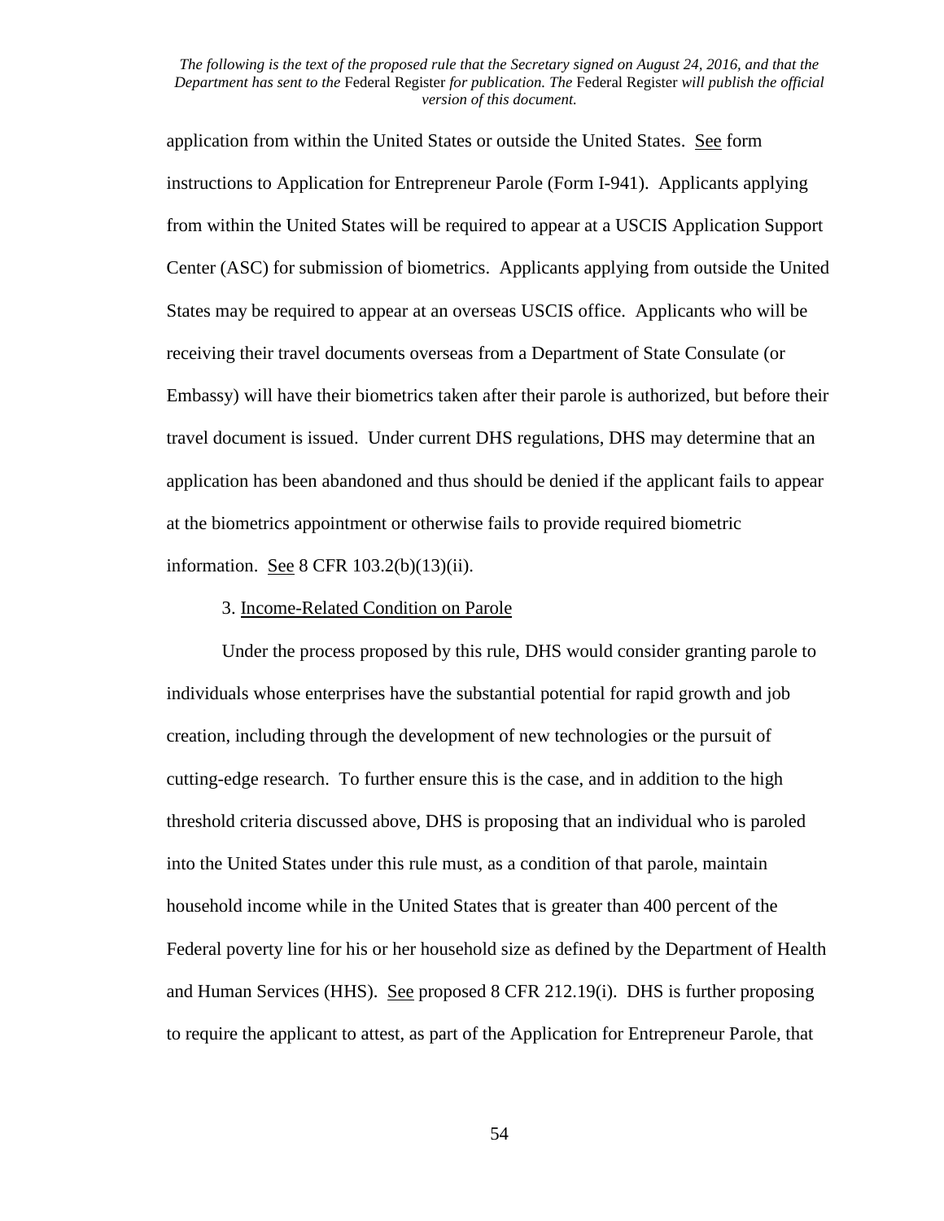application from within the United States or outside the United States. See form instructions to Application for Entrepreneur Parole (Form I-941). Applicants applying from within the United States will be required to appear at a USCIS Application Support Center (ASC) for submission of biometrics. Applicants applying from outside the United States may be required to appear at an overseas USCIS office. Applicants who will be receiving their travel documents overseas from a Department of State Consulate (or Embassy) will have their biometrics taken after their parole is authorized, but before their travel document is issued. Under current DHS regulations, DHS may determine that an application has been abandoned and thus should be denied if the applicant fails to appear at the biometrics appointment or otherwise fails to provide required biometric information. See 8 CFR 103.2(b)(13)(ii).

3. Income-Related Condition on Parole

Under the process proposed by this rule, DHS would consider granting parole to individuals whose enterprises have the substantial potential for rapid growth and job creation, including through the development of new technologies or the pursuit of cutting-edge research. To further ensure this is the case, and in addition to the high threshold criteria discussed above, DHS is proposing that an individual who is paroled into the United States under this rule must, as a condition of that parole, maintain household income while in the United States that is greater than 400 percent of the Federal poverty line for his or her household size as defined by the Department of Health and Human Services (HHS). See proposed 8 CFR 212.19(i). DHS is further proposing to require the applicant to attest, as part of the Application for Entrepreneur Parole, that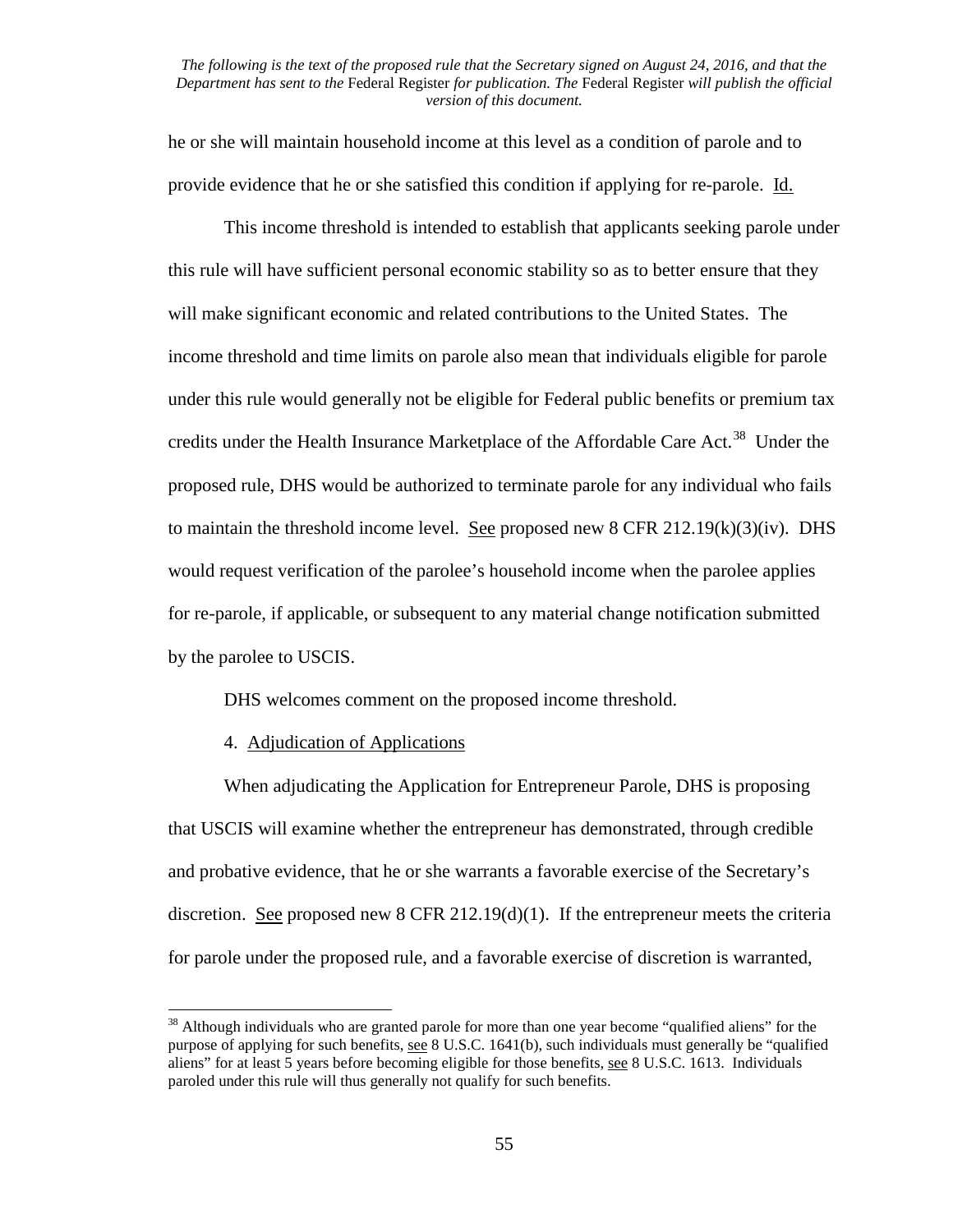he or she will maintain household income at this level as a condition of parole and to provide evidence that he or she satisfied this condition if applying for re-parole. Id.

This income threshold is intended to establish that applicants seeking parole under this rule will have sufficient personal economic stability so as to better ensure that they will make significant economic and related contributions to the United States. The income threshold and time limits on parole also mean that individuals eligible for parole under this rule would generally not be eligible for Federal public benefits or premium tax credits under the Health Insurance Marketplace of the Affordable Care Act.[38] Under the proposed rule, DHS would be authorized to terminate parole for any individual who fails to maintain the threshold income level. See proposed new 8 CFR 212.19(k)(3)(iv). DHS would request verification of the parolee's household income when the parolee applies for re-parole, if applicable, or subsequent to any material change notification submitted by the parolee to USCIS.

DHS welcomes comment on the proposed income threshold.

4. Adjudication of Applications

When adjudicating the Application for Entrepreneur Parole, DHS is proposing that USCIS will examine whether the entrepreneur has demonstrated, through credible and probative evidence, that he or she warrants a favorable exercise of the Secretary's discretion. See proposed new 8 CFR 212.19(d)(1). If the entrepreneur meets the criteria for parole under the proposed rule, and a favorable exercise of discretion is warranted,

[38] Although individuals who are granted parole for more than one year become "qualified aliens" for the purpose of applying for such benefits, see 8 U.S.C. 1641(b), such individuals must generally be "qualified aliens" for at least 5 years before becoming eligible for those benefits, see 8 U.S.C. 1613. Individuals paroled under this rule will thus generally not qualify for such benefits.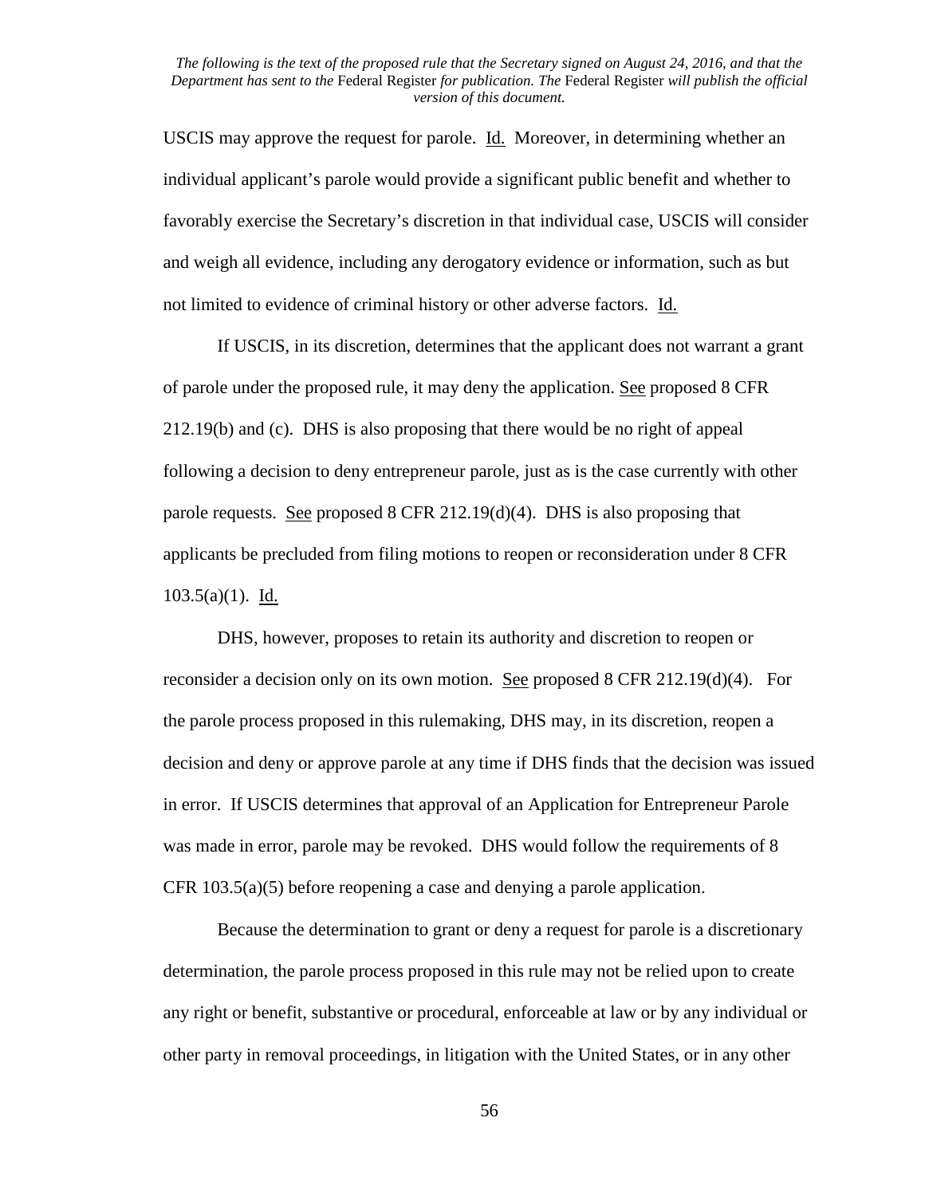USCIS may approve the request for parole. Id. Moreover, in determining whether an individual applicant's parole would provide a significant public benefit and whether to favorably exercise the Secretary's discretion in that individual case, USCIS will consider and weigh all evidence, including any derogatory evidence or information, such as but not limited to evidence of criminal history or other adverse factors. Id.

If USCIS, in its discretion, determines that the applicant does not warrant a grant of parole under the proposed rule, it may deny the application. See proposed 8 CFR 212.19(b) and (c). DHS is also proposing that there would be no right of appeal following a decision to deny entrepreneur parole, just as is the case currently with other parole requests. See proposed 8 CFR 212.19(d)(4). DHS is also proposing that applicants be precluded from filing motions to reopen or reconsideration under 8 CFR 103.5(a)(1). Id.

DHS, however, proposes to retain its authority and discretion to reopen or reconsider a decision only on its own motion. See proposed 8 CFR 212.19(d)(4). For the parole process proposed in this rulemaking, DHS may, in its discretion, reopen a decision and deny or approve parole at any time if DHS finds that the decision was issued in error. If USCIS determines that approval of an Application for Entrepreneur Parole was made in error, parole may be revoked. DHS would follow the requirements of 8 CFR 103.5(a)(5) before reopening a case and denying a parole application.

Because the determination to grant or deny a request for parole is a discretionary determination, the parole process proposed in this rule may not be relied upon to create any right or benefit, substantive or procedural, enforceable at law or by any individual or other party in removal proceedings, in litigation with the United States, or in any other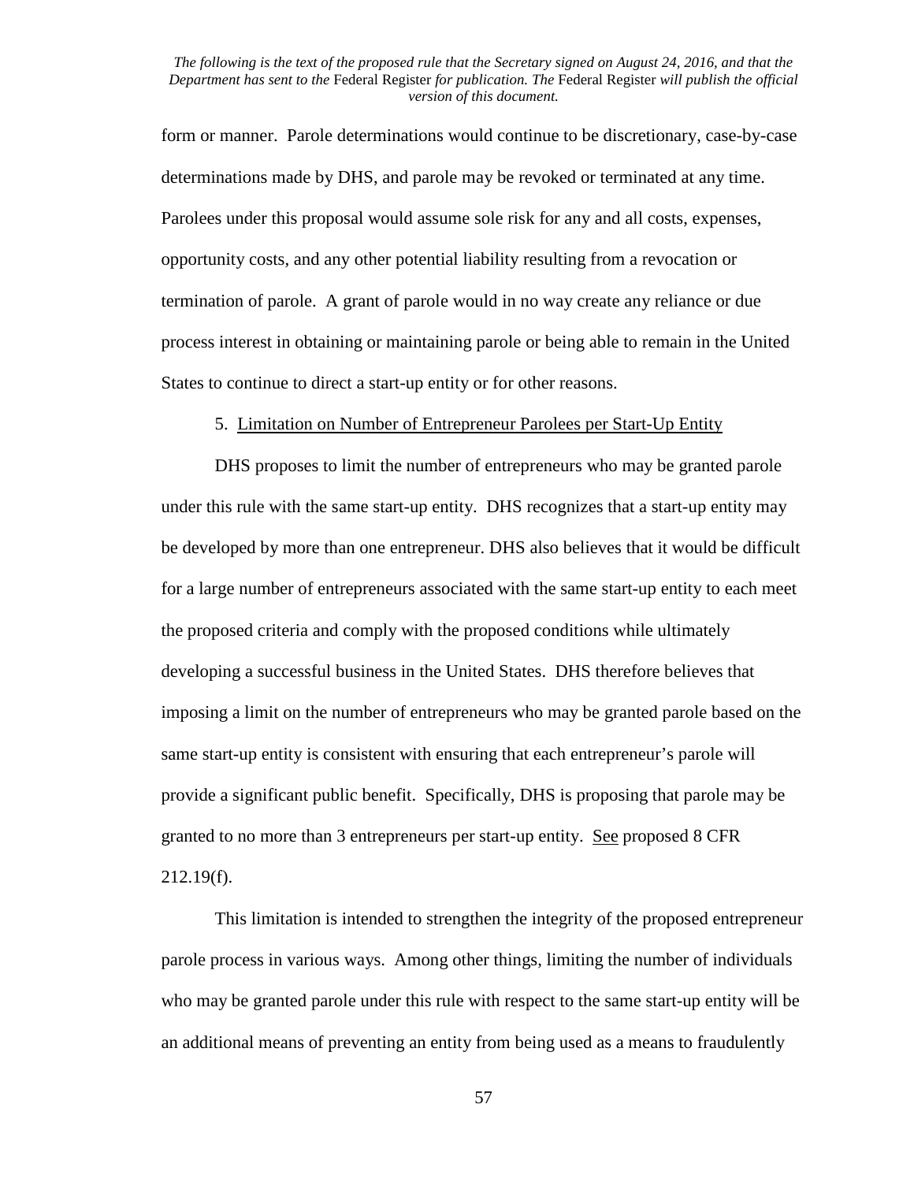form or manner. Parole determinations would continue to be discretionary, case-by-case determinations made by DHS, and parole may be revoked or terminated at any time. Parolees under this proposal would assume sole risk for any and all costs, expenses, opportunity costs, and any other potential liability resulting from a revocation or termination of parole. A grant of parole would in no way create any reliance or due process interest in obtaining or maintaining parole or being able to remain in the United States to continue to direct a start-up entity or for other reasons.

5. Limitation on Number of Entrepreneur Parolees per Start-Up Entity

DHS proposes to limit the number of entrepreneurs who may be granted parole under this rule with the same start-up entity. DHS recognizes that a start-up entity may be developed by more than one entrepreneur. DHS also believes that it would be difficult for a large number of entrepreneurs associated with the same start-up entity to each meet the proposed criteria and comply with the proposed conditions while ultimately developing a successful business in the United States. DHS therefore believes that imposing a limit on the number of entrepreneurs who may be granted parole based on the same start-up entity is consistent with ensuring that each entrepreneur's parole will provide a significant public benefit. Specifically, DHS is proposing that parole may be granted to no more than 3 entrepreneurs per start-up entity. See proposed 8 CFR 212.19(f).

This limitation is intended to strengthen the integrity of the proposed entrepreneur parole process in various ways. Among other things, limiting the number of individuals who may be granted parole under this rule with respect to the same start-up entity will be an additional means of preventing an entity from being used as a means to fraudulently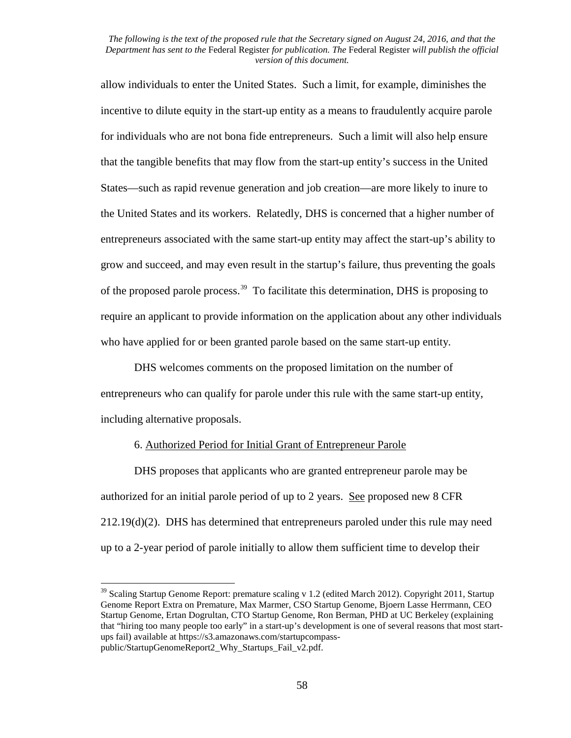allow individuals to enter the United States. Such a limit, for example, diminishes the incentive to dilute equity in the start-up entity as a means to fraudulently acquire parole for individuals who are not bona fide entrepreneurs. Such a limit will also help ensure that the tangible benefits that may flow from the start-up entity's success in the United States—such as rapid revenue generation and job creation—are more likely to inure to the United States and its workers. Relatedly, DHS is concerned that a higher number of entrepreneurs associated with the same start-up entity may affect the start-up's ability to grow and succeed, and may even result in the startup's failure, thus preventing the goals of the proposed parole process.[39] To facilitate this determination, DHS is proposing to require an applicant to provide information on the application about any other individuals who have applied for or been granted parole based on the same start-up entity.

DHS welcomes comments on the proposed limitation on the number of entrepreneurs who can qualify for parole under this rule with the same start-up entity, including alternative proposals.

6. Authorized Period for Initial Grant of Entrepreneur Parole

DHS proposes that applicants who are granted entrepreneur parole may be authorized for an initial parole period of up to 2 years. See proposed new 8 CFR 212.19(d)(2). DHS has determined that entrepreneurs paroled under this rule may need up to a 2-year period of parole initially to allow them sufficient time to develop their

[39] Scaling Startup Genome Report: premature scaling v 1.2 (edited March 2012). Copyright 2011, Startup Genome Report Extra on Premature, Max Marmer, CSO Startup Genome, Bjoern Lasse Herrmann, CEO Startup Genome, Ertan Dogrultan, CTO Startup Genome, Ron Berman, PHD at UC Berkeley (explaining that "hiring too many people too early" in a start-up's development is one of several reasons that most start-ups fail) available at https://s3.amazonaws.com/startupcompass-public/StartupGenomeReport2_Why_Startups_Fail_v2.pdf.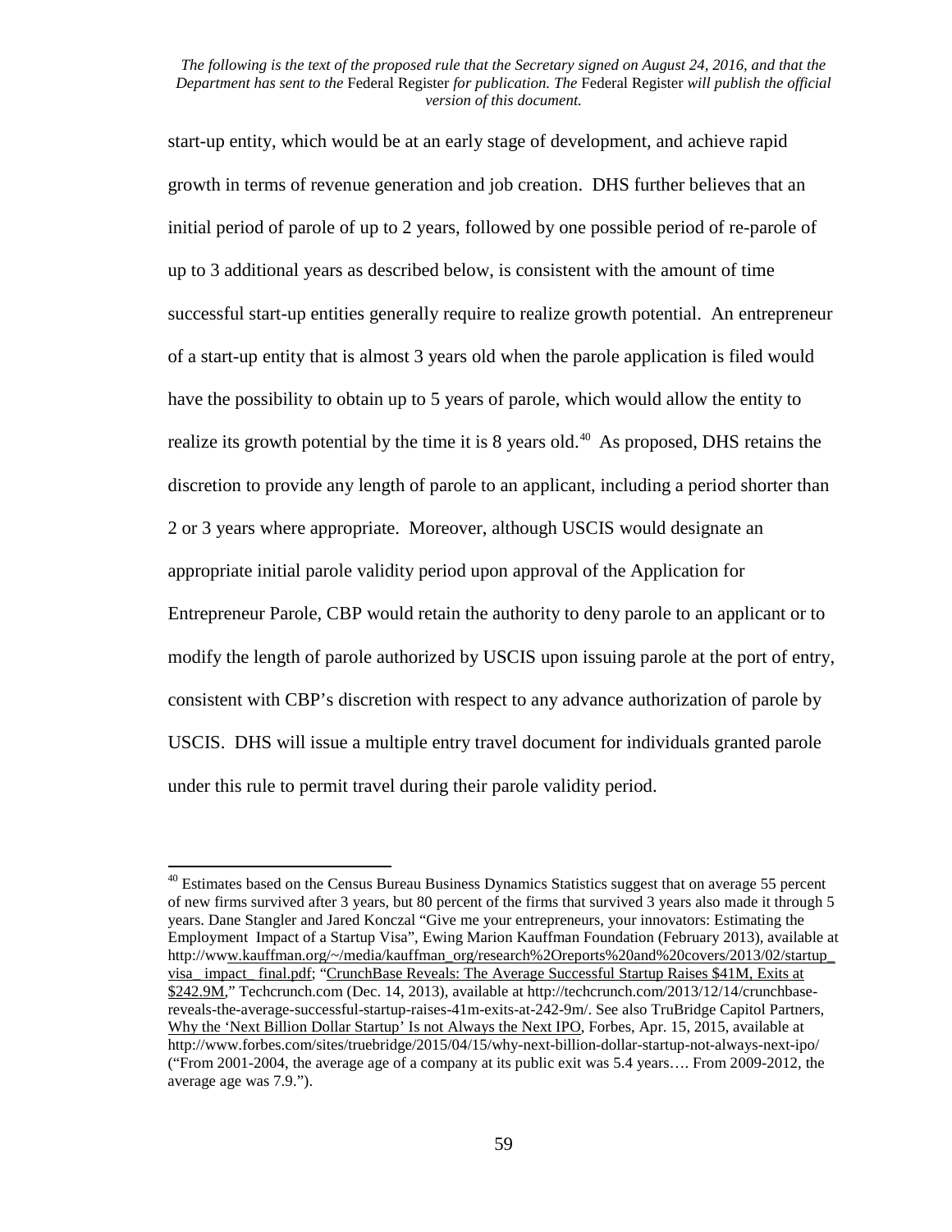start-up entity, which would be at an early stage of development, and achieve rapid growth in terms of revenue generation and job creation. DHS further believes that an initial period of parole of up to 2 years, followed by one possible period of re-parole of up to 3 additional years as described below, is consistent with the amount of time successful start-up entities generally require to realize growth potential. An entrepreneur of a start-up entity that is almost 3 years old when the parole application is filed would have the possibility to obtain up to 5 years of parole, which would allow the entity to realize its growth potential by the time it is 8 years old.[40] As proposed, DHS retains the discretion to provide any length of parole to an applicant, including a period shorter than 2 or 3 years where appropriate. Moreover, although USCIS would designate an appropriate initial parole validity period upon approval of the Application for Entrepreneur Parole, CBP would retain the authority to deny parole to an applicant or to modify the length of parole authorized by USCIS upon issuing parole at the port of entry, consistent with CBP's discretion with respect to any advance authorization of parole by USCIS. DHS will issue a multiple entry travel document for individuals granted parole under this rule to permit travel during their parole validity period.

[40] Estimates based on the Census Bureau Business Dynamics Statistics suggest that on average 55 percent of new firms survived after 3 years, but 80 percent of the firms that survived 3 years also made it through 5 years. Dane Stangler and Jared Konczal "Give me your entrepreneurs, your innovators: Estimating the Employment Impact of a Startup Visa", Ewing Marion Kauffman Foundation (February 2013), available at http://www.kauffman.org/~/media/kauffman_org/research%2Oreports%20and%20covers/2013/02/startup_visa_impact_final.pdf; "CrunchBase Reveals: The Average Successful Startup Raises $41M, Exits at $242.9M," Techcrunch.com (Dec. 14, 2013), available at http://techcrunch.com/2013/12/14/crunchbase-reveals-the-average-successful-startup-raises-41m-exits-at-242-9m/. See also TruBridge Capitol Partners, Why the 'Next Billion Dollar Startup' Is not Always the Next IPO, Forbes, Apr. 15, 2015, available at http://www.forbes.com/sites/truebridge/2015/04/15/why-next-billion-dollar-startup-not-always-next-ipo/ ("From 2001-2004, the average age of a company at its public exit was 5.4 years…. From 2009-2012, the average age was 7.9.").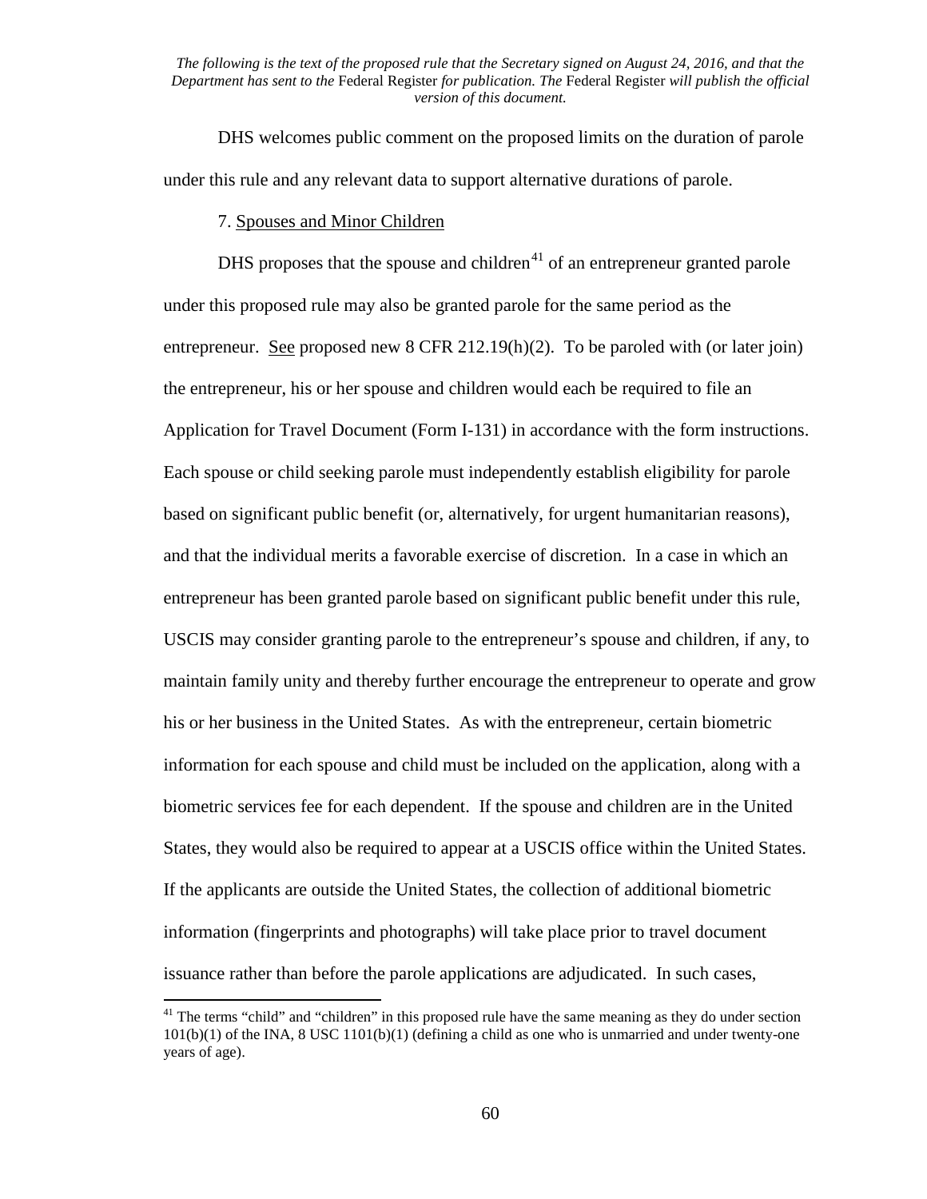*The following is the text of the proposed rule that the Secretary signed on August 24, 2016, and that the Department has sent to the* Federal Register *for publication. The* Federal Register *will publish the official version of this document.*

DHS welcomes public comment on the proposed limits on the duration of parole under this rule and any relevant data to support alternative durations of parole.

7. Spouses and Minor Children

DHS proposes that the spouse and children[41] of an entrepreneur granted parole under this proposed rule may also be granted parole for the same period as the entrepreneur. See proposed new 8 CFR 212.19(h)(2). To be paroled with (or later join) the entrepreneur, his or her spouse and children would each be required to file an Application for Travel Document (Form I-131) in accordance with the form instructions. Each spouse or child seeking parole must independently establish eligibility for parole based on significant public benefit (or, alternatively, for urgent humanitarian reasons), and that the individual merits a favorable exercise of discretion. In a case in which an entrepreneur has been granted parole based on significant public benefit under this rule, USCIS may consider granting parole to the entrepreneur's spouse and children, if any, to maintain family unity and thereby further encourage the entrepreneur to operate and grow his or her business in the United States. As with the entrepreneur, certain biometric information for each spouse and child must be included on the application, along with a biometric services fee for each dependent. If the spouse and children are in the United States, they would also be required to appear at a USCIS office within the United States. If the applicants are outside the United States, the collection of additional biometric information (fingerprints and photographs) will take place prior to travel document issuance rather than before the parole applications are adjudicated. In such cases,

[41] The terms "child" and "children" in this proposed rule have the same meaning as they do under section 101(b)(1) of the INA, 8 USC 1101(b)(1) (defining a child as one who is unmarried and under twenty-one years of age).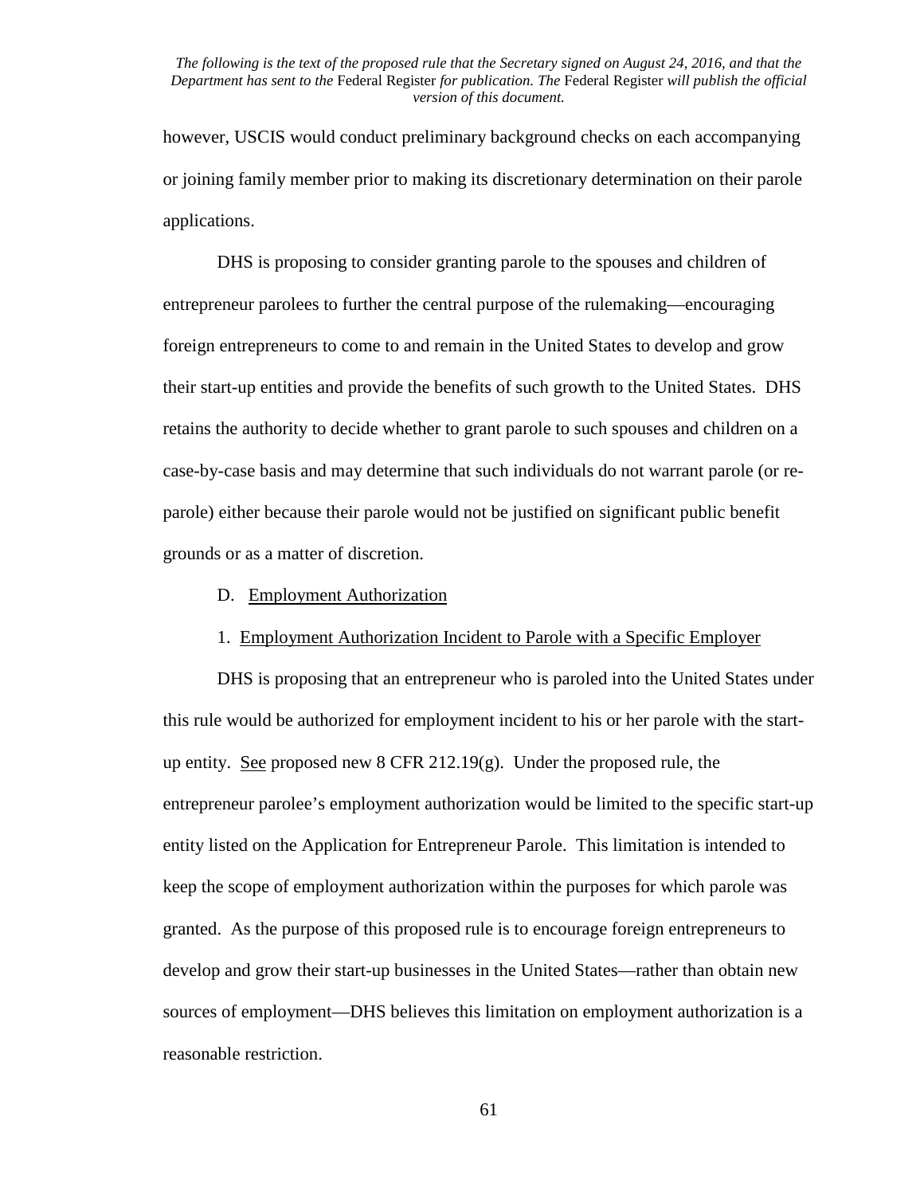however, USCIS would conduct preliminary background checks on each accompanying or joining family member prior to making its discretionary determination on their parole applications.

DHS is proposing to consider granting parole to the spouses and children of entrepreneur parolees to further the central purpose of the rulemaking—encouraging foreign entrepreneurs to come to and remain in the United States to develop and grow their start-up entities and provide the benefits of such growth to the United States. DHS retains the authority to decide whether to grant parole to such spouses and children on a case-by-case basis and may determine that such individuals do not warrant parole (or re-parole) either because their parole would not be justified on significant public benefit grounds or as a matter of discretion.

D. Employment Authorization

1. Employment Authorization Incident to Parole with a Specific Employer

DHS is proposing that an entrepreneur who is paroled into the United States under this rule would be authorized for employment incident to his or her parole with the start-up entity. See proposed new 8 CFR 212.19(g). Under the proposed rule, the entrepreneur parolee's employment authorization would be limited to the specific start-up entity listed on the Application for Entrepreneur Parole. This limitation is intended to keep the scope of employment authorization within the purposes for which parole was granted. As the purpose of this proposed rule is to encourage foreign entrepreneurs to develop and grow their start-up businesses in the United States—rather than obtain new sources of employment—DHS believes this limitation on employment authorization is a reasonable restriction.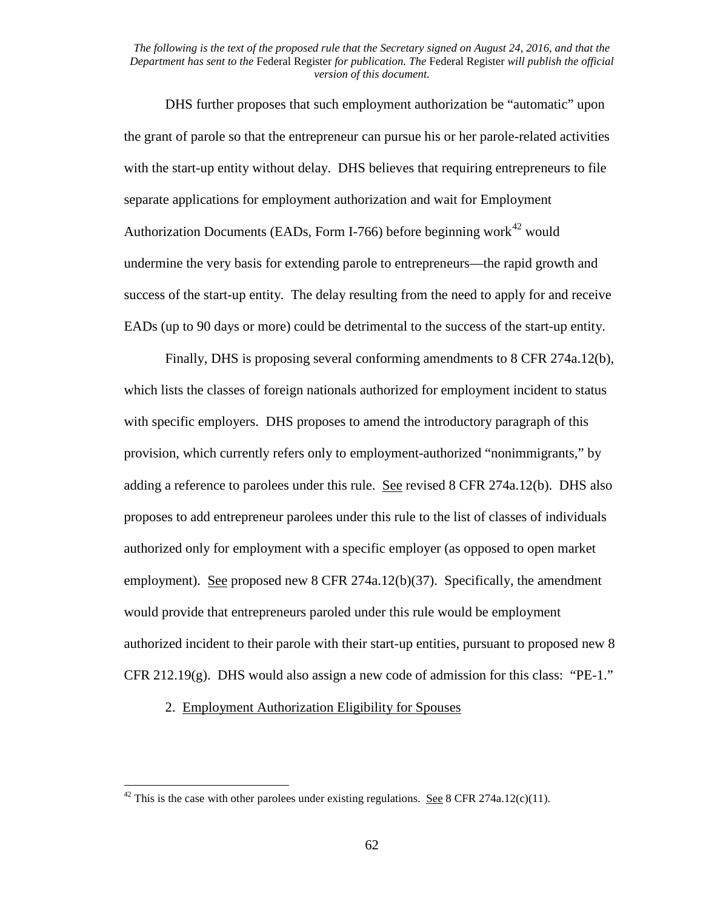*The following is the text of the proposed rule that the Secretary signed on August 24, 2016, and that the Department has sent to the* Federal Register *for publication. The* Federal Register *will publish the official version of this document.*

DHS further proposes that such employment authorization be "automatic" upon the grant of parole so that the entrepreneur can pursue his or her parole-related activities with the start-up entity without delay. DHS believes that requiring entrepreneurs to file separate applications for employment authorization and wait for Employment Authorization Documents (EADs, Form I-766) before beginning work[42] would undermine the very basis for extending parole to entrepreneurs—the rapid growth and success of the start-up entity. The delay resulting from the need to apply for and receive EADs (up to 90 days or more) could be detrimental to the success of the start-up entity.

Finally, DHS is proposing several conforming amendments to 8 CFR 274a.12(b), which lists the classes of foreign nationals authorized for employment incident to status with specific employers. DHS proposes to amend the introductory paragraph of this provision, which currently refers only to employment-authorized "nonimmigrants," by adding a reference to parolees under this rule. See revised 8 CFR 274a.12(b). DHS also proposes to add entrepreneur parolees under this rule to the list of classes of individuals authorized only for employment with a specific employer (as opposed to open market employment). See proposed new 8 CFR 274a.12(b)(37). Specifically, the amendment would provide that entrepreneurs paroled under this rule would be employment authorized incident to their parole with their start-up entities, pursuant to proposed new 8 CFR 212.19(g). DHS would also assign a new code of admission for this class: "PE-1."

2. Employment Authorization Eligibility for Spouses

[42] This is the case with other parolees under existing regulations. See 8 CFR 274a.12(c)(11).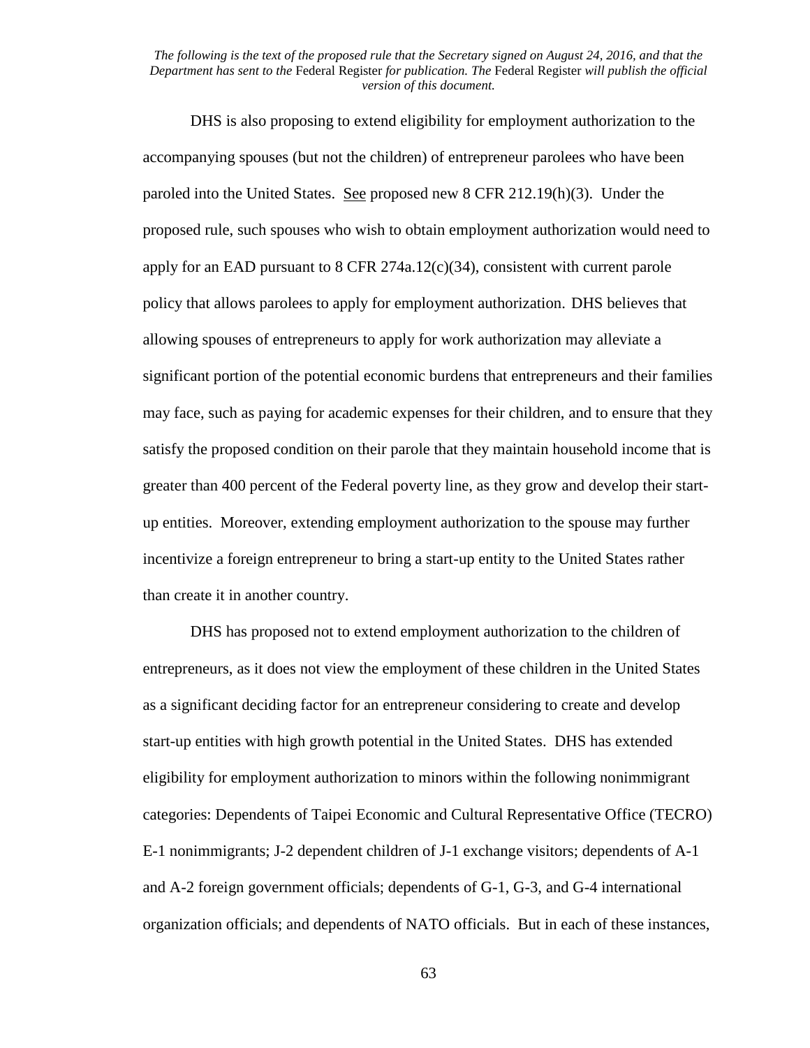*The following is the text of the proposed rule that the Secretary signed on August 24, 2016, and that the Department has sent to the* Federal Register *for publication. The* Federal Register *will publish the official version of this document.*

DHS is also proposing to extend eligibility for employment authorization to the accompanying spouses (but not the children) of entrepreneur parolees who have been paroled into the United States. See proposed new 8 CFR 212.19(h)(3). Under the proposed rule, such spouses who wish to obtain employment authorization would need to apply for an EAD pursuant to 8 CFR 274a.12(c)(34), consistent with current parole policy that allows parolees to apply for employment authorization. DHS believes that allowing spouses of entrepreneurs to apply for work authorization may alleviate a significant portion of the potential economic burdens that entrepreneurs and their families may face, such as paying for academic expenses for their children, and to ensure that they satisfy the proposed condition on their parole that they maintain household income that is greater than 400 percent of the Federal poverty line, as they grow and develop their start-up entities. Moreover, extending employment authorization to the spouse may further incentivize a foreign entrepreneur to bring a start-up entity to the United States rather than create it in another country.

DHS has proposed not to extend employment authorization to the children of entrepreneurs, as it does not view the employment of these children in the United States as a significant deciding factor for an entrepreneur considering to create and develop start-up entities with high growth potential in the United States. DHS has extended eligibility for employment authorization to minors within the following nonimmigrant categories: Dependents of Taipei Economic and Cultural Representative Office (TECRO) E-1 nonimmigrants; J-2 dependent children of J-1 exchange visitors; dependents of A-1 and A-2 foreign government officials; dependents of G-1, G-3, and G-4 international organization officials; and dependents of NATO officials. But in each of these instances,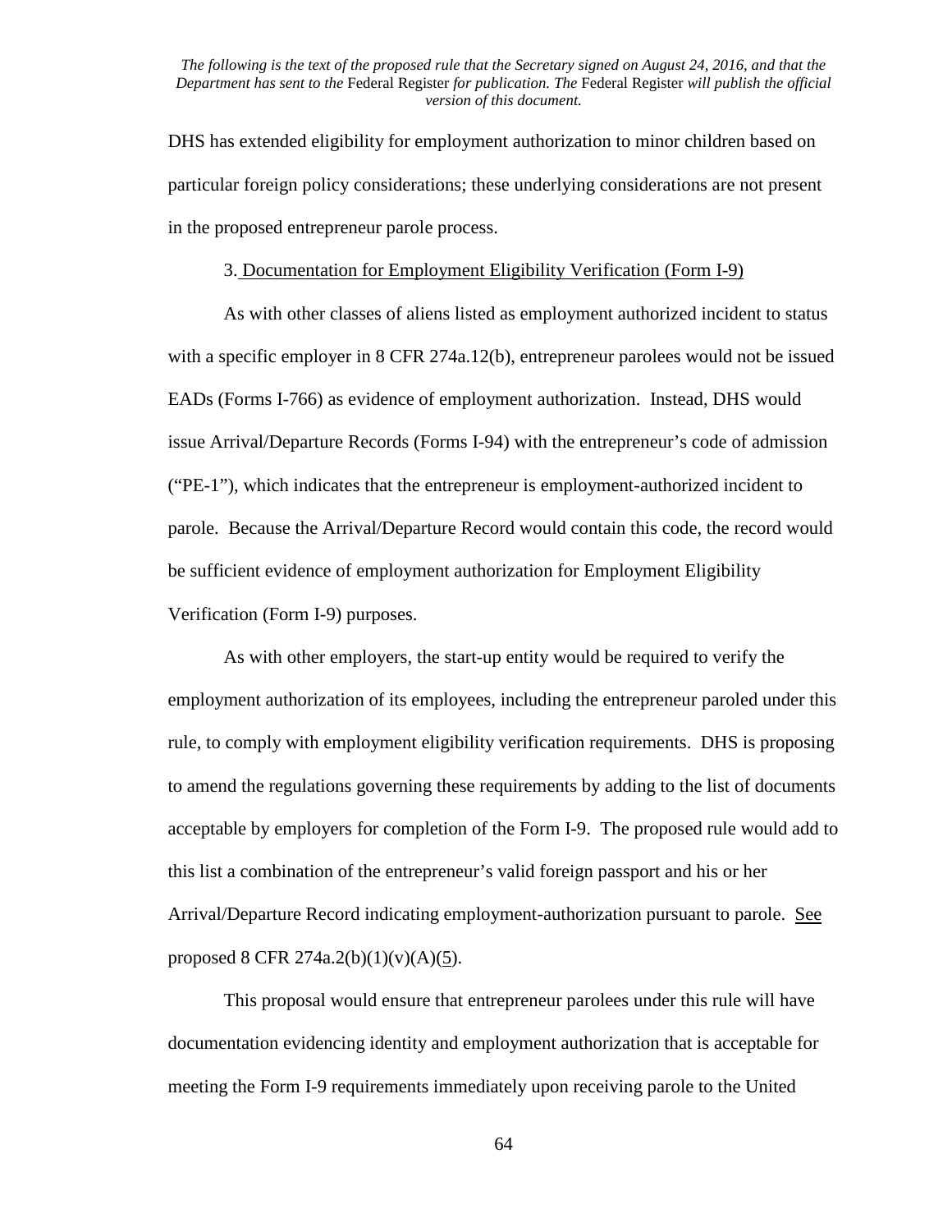DHS has extended eligibility for employment authorization to minor children based on particular foreign policy considerations; these underlying considerations are not present in the proposed entrepreneur parole process.

3. Documentation for Employment Eligibility Verification (Form I-9)

As with other classes of aliens listed as employment authorized incident to status with a specific employer in 8 CFR 274a.12(b), entrepreneur parolees would not be issued EADs (Forms I-766) as evidence of employment authorization. Instead, DHS would issue Arrival/Departure Records (Forms I-94) with the entrepreneur's code of admission ("PE-1"), which indicates that the entrepreneur is employment-authorized incident to parole. Because the Arrival/Departure Record would contain this code, the record would be sufficient evidence of employment authorization for Employment Eligibility Verification (Form I-9) purposes.

As with other employers, the start-up entity would be required to verify the employment authorization of its employees, including the entrepreneur paroled under this rule, to comply with employment eligibility verification requirements. DHS is proposing to amend the regulations governing these requirements by adding to the list of documents acceptable by employers for completion of the Form I-9. The proposed rule would add to this list a combination of the entrepreneur's valid foreign passport and his or her Arrival/Departure Record indicating employment-authorization pursuant to parole. See proposed 8 CFR 274a.2(b)(1)(v)(A)(5).

This proposal would ensure that entrepreneur parolees under this rule will have documentation evidencing identity and employment authorization that is acceptable for meeting the Form I-9 requirements immediately upon receiving parole to the United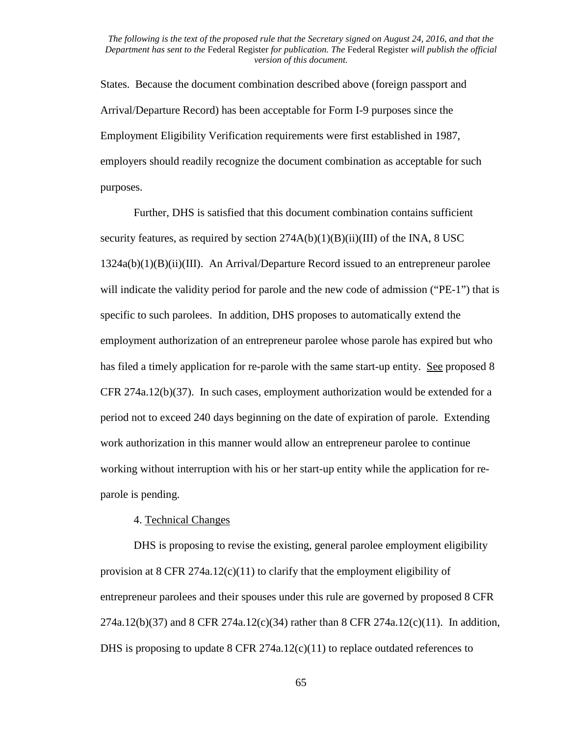States. Because the document combination described above (foreign passport and Arrival/Departure Record) has been acceptable for Form I-9 purposes since the Employment Eligibility Verification requirements were first established in 1987, employers should readily recognize the document combination as acceptable for such purposes.

Further, DHS is satisfied that this document combination contains sufficient security features, as required by section 274A(b)(1)(B)(ii)(III) of the INA, 8 USC 1324a(b)(1)(B)(ii)(III). An Arrival/Departure Record issued to an entrepreneur parolee will indicate the validity period for parole and the new code of admission ("PE-1") that is specific to such parolees. In addition, DHS proposes to automatically extend the employment authorization of an entrepreneur parolee whose parole has expired but who has filed a timely application for re-parole with the same start-up entity. See proposed 8 CFR 274a.12(b)(37). In such cases, employment authorization would be extended for a period not to exceed 240 days beginning on the date of expiration of parole. Extending work authorization in this manner would allow an entrepreneur parolee to continue working without interruption with his or her start-up entity while the application for re-parole is pending.

4. Technical Changes

DHS is proposing to revise the existing, general parolee employment eligibility provision at 8 CFR 274a.12(c)(11) to clarify that the employment eligibility of entrepreneur parolees and their spouses under this rule are governed by proposed 8 CFR 274a.12(b)(37) and 8 CFR 274a.12(c)(34) rather than 8 CFR 274a.12(c)(11). In addition, DHS is proposing to update 8 CFR 274a.12(c)(11) to replace outdated references to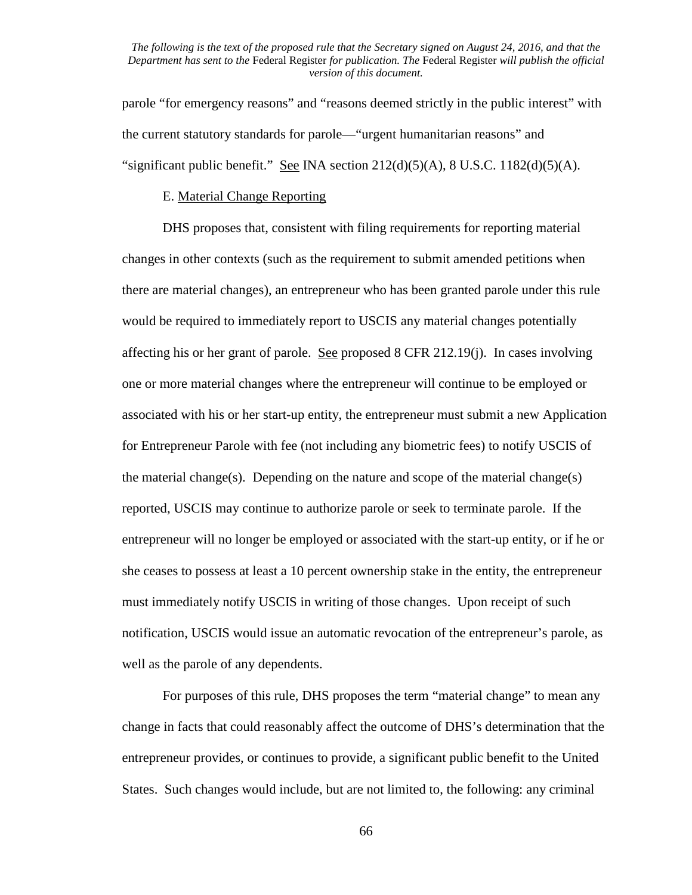parole "for emergency reasons" and "reasons deemed strictly in the public interest" with the current statutory standards for parole—"urgent humanitarian reasons" and "significant public benefit." See INA section 212(d)(5)(A), 8 U.S.C. 1182(d)(5)(A).

E. Material Change Reporting

DHS proposes that, consistent with filing requirements for reporting material changes in other contexts (such as the requirement to submit amended petitions when there are material changes), an entrepreneur who has been granted parole under this rule would be required to immediately report to USCIS any material changes potentially affecting his or her grant of parole. See proposed 8 CFR 212.19(j). In cases involving one or more material changes where the entrepreneur will continue to be employed or associated with his or her start-up entity, the entrepreneur must submit a new Application for Entrepreneur Parole with fee (not including any biometric fees) to notify USCIS of the material change(s). Depending on the nature and scope of the material change(s) reported, USCIS may continue to authorize parole or seek to terminate parole. If the entrepreneur will no longer be employed or associated with the start-up entity, or if he or she ceases to possess at least a 10 percent ownership stake in the entity, the entrepreneur must immediately notify USCIS in writing of those changes. Upon receipt of such notification, USCIS would issue an automatic revocation of the entrepreneur's parole, as well as the parole of any dependents.

For purposes of this rule, DHS proposes the term "material change" to mean any change in facts that could reasonably affect the outcome of DHS's determination that the entrepreneur provides, or continues to provide, a significant public benefit to the United States. Such changes would include, but are not limited to, the following: any criminal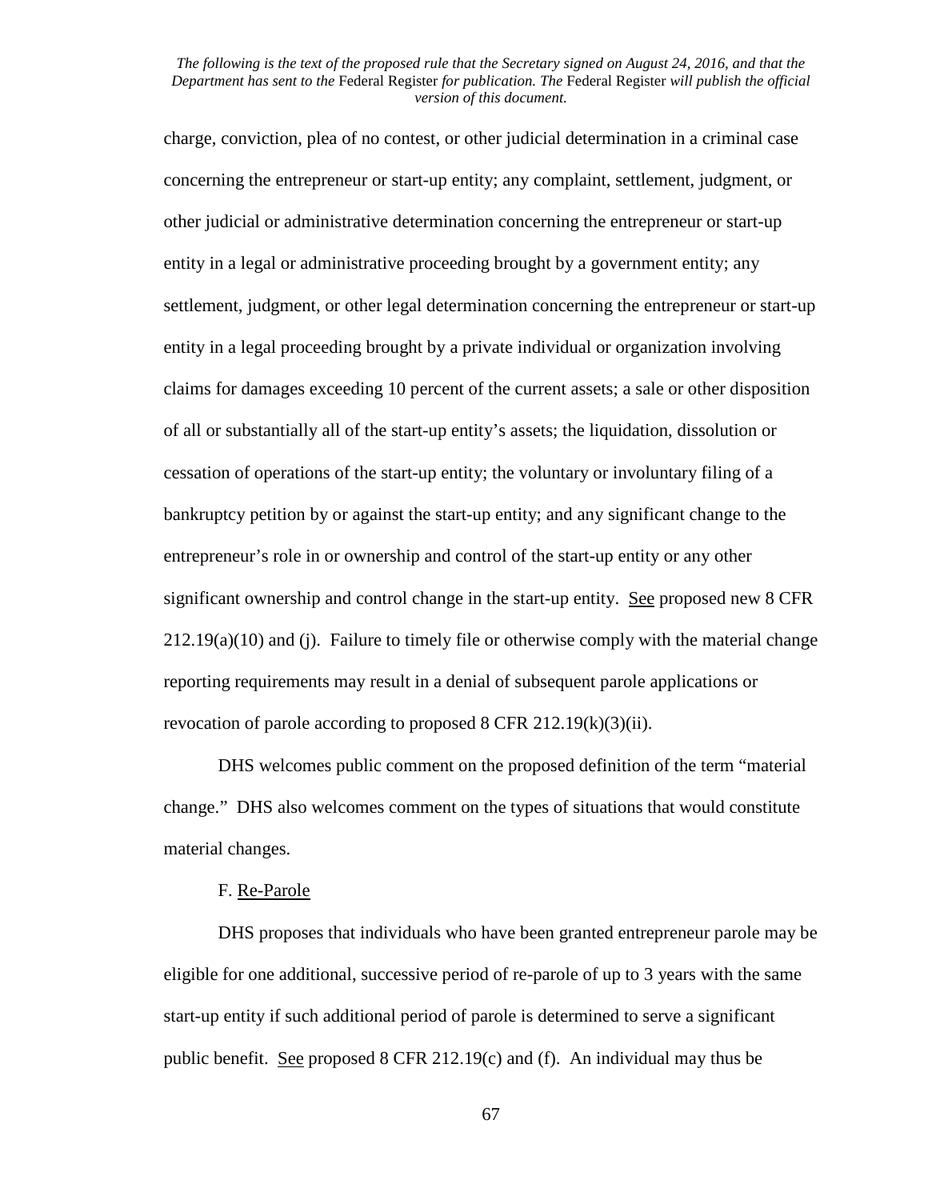charge, conviction, plea of no contest, or other judicial determination in a criminal case concerning the entrepreneur or start-up entity; any complaint, settlement, judgment, or other judicial or administrative determination concerning the entrepreneur or start-up entity in a legal or administrative proceeding brought by a government entity; any settlement, judgment, or other legal determination concerning the entrepreneur or start-up entity in a legal proceeding brought by a private individual or organization involving claims for damages exceeding 10 percent of the current assets; a sale or other disposition of all or substantially all of the start-up entity's assets; the liquidation, dissolution or cessation of operations of the start-up entity; the voluntary or involuntary filing of a bankruptcy petition by or against the start-up entity; and any significant change to the entrepreneur's role in or ownership and control of the start-up entity or any other significant ownership and control change in the start-up entity. See proposed new 8 CFR 212.19(a)(10) and (j). Failure to timely file or otherwise comply with the material change reporting requirements may result in a denial of subsequent parole applications or revocation of parole according to proposed 8 CFR 212.19(k)(3)(ii).

DHS welcomes public comment on the proposed definition of the term "material change." DHS also welcomes comment on the types of situations that would constitute material changes.

F. Re-Parole

DHS proposes that individuals who have been granted entrepreneur parole may be eligible for one additional, successive period of re-parole of up to 3 years with the same start-up entity if such additional period of parole is determined to serve a significant public benefit. See proposed 8 CFR 212.19(c) and (f). An individual may thus be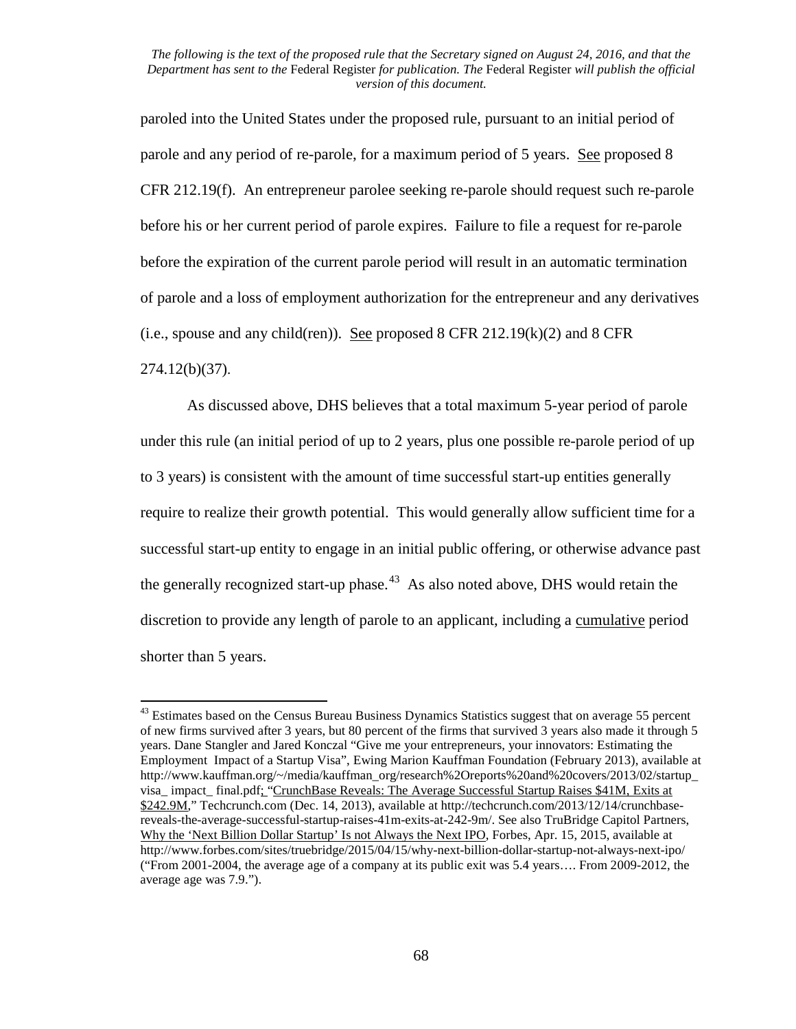paroled into the United States under the proposed rule, pursuant to an initial period of parole and any period of re-parole, for a maximum period of 5 years. See proposed 8 CFR 212.19(f). An entrepreneur parolee seeking re-parole should request such re-parole before his or her current period of parole expires. Failure to file a request for re-parole before the expiration of the current parole period will result in an automatic termination of parole and a loss of employment authorization for the entrepreneur and any derivatives (i.e., spouse and any child(ren)). See proposed 8 CFR 212.19(k)(2) and 8 CFR 274.12(b)(37).

As discussed above, DHS believes that a total maximum 5-year period of parole under this rule (an initial period of up to 2 years, plus one possible re-parole period of up to 3 years) is consistent with the amount of time successful start-up entities generally require to realize their growth potential. This would generally allow sufficient time for a successful start-up entity to engage in an initial public offering, or otherwise advance past the generally recognized start-up phase.[43] As also noted above, DHS would retain the discretion to provide any length of parole to an applicant, including a cumulative period shorter than 5 years.

[43] Estimates based on the Census Bureau Business Dynamics Statistics suggest that on average 55 percent of new firms survived after 3 years, but 80 percent of the firms that survived 3 years also made it through 5 years. Dane Stangler and Jared Konczal "Give me your entrepreneurs, your innovators: Estimating the Employment Impact of a Startup Visa", Ewing Marion Kauffman Foundation (February 2013), available at http://www.kauffman.org/~/media/kauffman_org/research%2Oreports%20and%20covers/2013/02/startup_visa_ impact_ final.pdf; "CrunchBase Reveals: The Average Successful Startup Raises $41M, Exits at $242.9M," Techcrunch.com (Dec. 14, 2013), available at http://techcrunch.com/2013/12/14/crunchbase-reveals-the-average-successful-startup-raises-41m-exits-at-242-9m/. See also TruBridge Capitol Partners, Why the 'Next Billion Dollar Startup' Is not Always the Next IPO, Forbes, Apr. 15, 2015, available at http://www.forbes.com/sites/truebridge/2015/04/15/why-next-billion-dollar-startup-not-always-next-ipo/ ("From 2001-2004, the average age of a company at its public exit was 5.4 years…. From 2009-2012, the average age was 7.9.").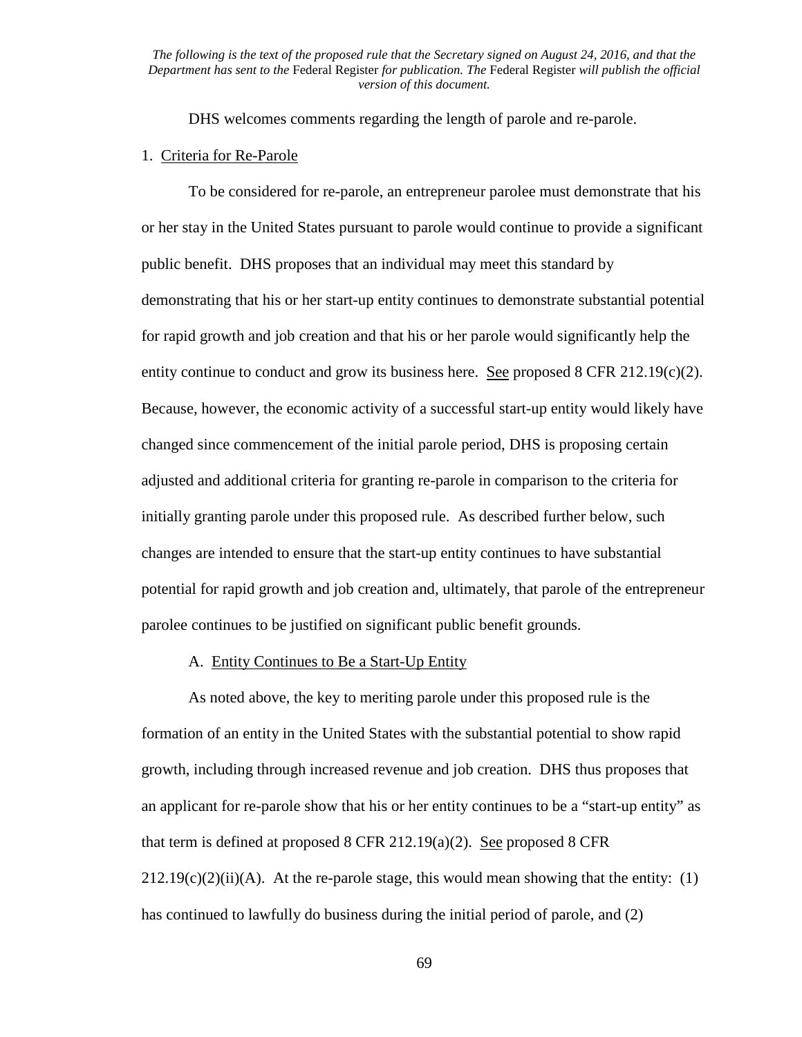DHS welcomes comments regarding the length of parole and re-parole.

1. Criteria for Re-Parole

To be considered for re-parole, an entrepreneur parolee must demonstrate that his or her stay in the United States pursuant to parole would continue to provide a significant public benefit. DHS proposes that an individual may meet this standard by demonstrating that his or her start-up entity continues to demonstrate substantial potential for rapid growth and job creation and that his or her parole would significantly help the entity continue to conduct and grow its business here. See proposed 8 CFR 212.19(c)(2). Because, however, the economic activity of a successful start-up entity would likely have changed since commencement of the initial parole period, DHS is proposing certain adjusted and additional criteria for granting re-parole in comparison to the criteria for initially granting parole under this proposed rule. As described further below, such changes are intended to ensure that the start-up entity continues to have substantial potential for rapid growth and job creation and, ultimately, that parole of the entrepreneur parolee continues to be justified on significant public benefit grounds.

A. Entity Continues to Be a Start-Up Entity

As noted above, the key to meriting parole under this proposed rule is the formation of an entity in the United States with the substantial potential to show rapid growth, including through increased revenue and job creation. DHS thus proposes that an applicant for re-parole show that his or her entity continues to be a "start-up entity" as that term is defined at proposed 8 CFR 212.19(a)(2). See proposed 8 CFR 212.19(c)(2)(ii)(A). At the re-parole stage, this would mean showing that the entity: (1) has continued to lawfully do business during the initial period of parole, and (2)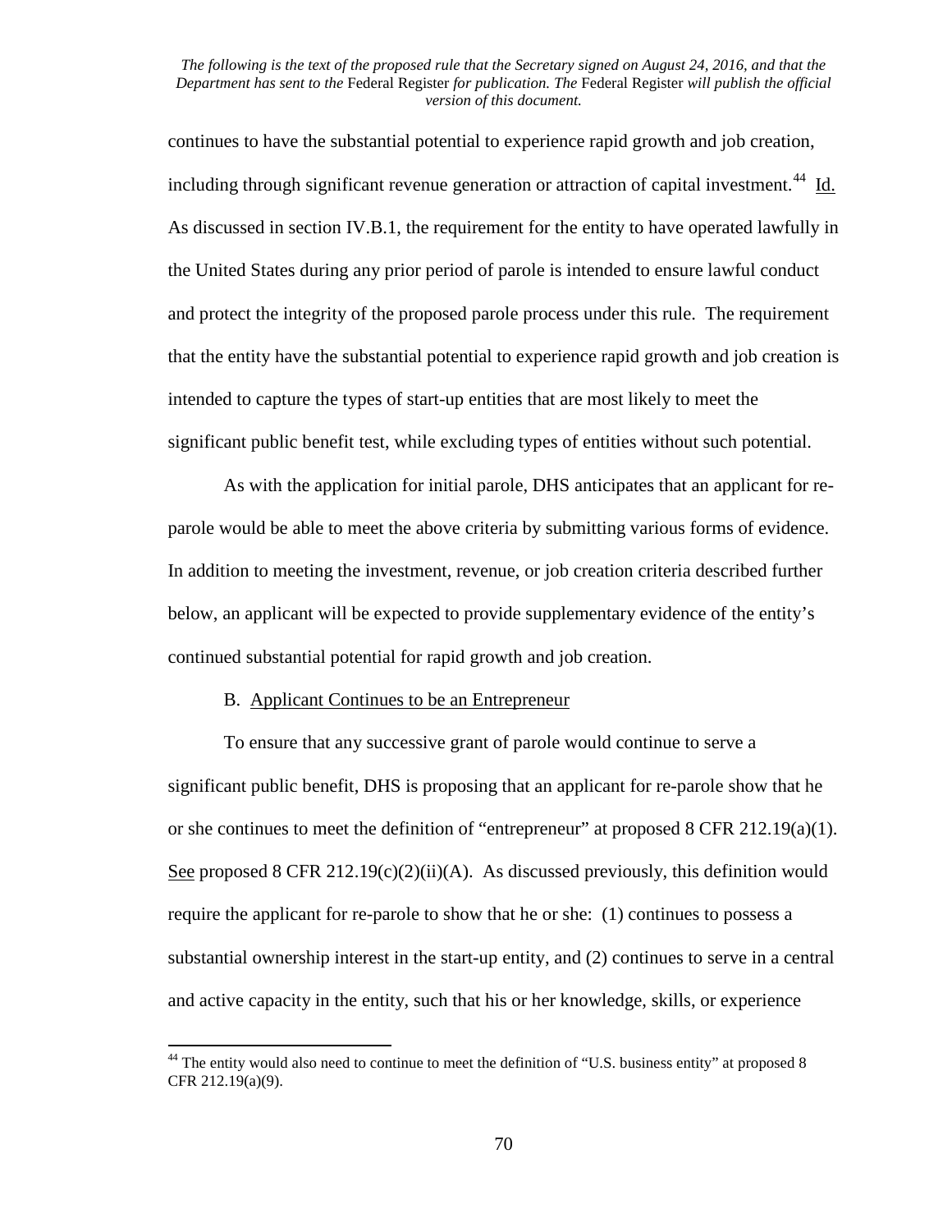continues to have the substantial potential to experience rapid growth and job creation, including through significant revenue generation or attraction of capital investment.[44] Id. As discussed in section IV.B.1, the requirement for the entity to have operated lawfully in the United States during any prior period of parole is intended to ensure lawful conduct and protect the integrity of the proposed parole process under this rule. The requirement that the entity have the substantial potential to experience rapid growth and job creation is intended to capture the types of start-up entities that are most likely to meet the significant public benefit test, while excluding types of entities without such potential.

As with the application for initial parole, DHS anticipates that an applicant for re-parole would be able to meet the above criteria by submitting various forms of evidence. In addition to meeting the investment, revenue, or job creation criteria described further below, an applicant will be expected to provide supplementary evidence of the entity's continued substantial potential for rapid growth and job creation.

B. Applicant Continues to be an Entrepreneur

To ensure that any successive grant of parole would continue to serve a significant public benefit, DHS is proposing that an applicant for re-parole show that he or she continues to meet the definition of "entrepreneur" at proposed 8 CFR 212.19(a)(1). See proposed 8 CFR 212.19(c)(2)(ii)(A). As discussed previously, this definition would require the applicant for re-parole to show that he or she: (1) continues to possess a substantial ownership interest in the start-up entity, and (2) continues to serve in a central and active capacity in the entity, such that his or her knowledge, skills, or experience

[44] The entity would also need to continue to meet the definition of "U.S. business entity" at proposed 8 CFR 212.19(a)(9).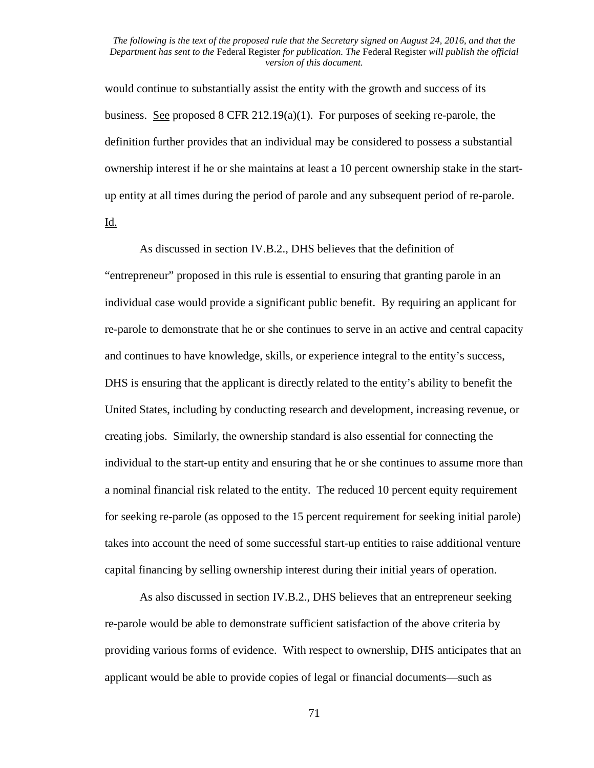would continue to substantially assist the entity with the growth and success of its business. See proposed 8 CFR 212.19(a)(1). For purposes of seeking re-parole, the definition further provides that an individual may be considered to possess a substantial ownership interest if he or she maintains at least a 10 percent ownership stake in the start-up entity at all times during the period of parole and any subsequent period of re-parole. Id.

As discussed in section IV.B.2., DHS believes that the definition of "entrepreneur" proposed in this rule is essential to ensuring that granting parole in an individual case would provide a significant public benefit. By requiring an applicant for re-parole to demonstrate that he or she continues to serve in an active and central capacity and continues to have knowledge, skills, or experience integral to the entity's success, DHS is ensuring that the applicant is directly related to the entity's ability to benefit the United States, including by conducting research and development, increasing revenue, or creating jobs. Similarly, the ownership standard is also essential for connecting the individual to the start-up entity and ensuring that he or she continues to assume more than a nominal financial risk related to the entity. The reduced 10 percent equity requirement for seeking re-parole (as opposed to the 15 percent requirement for seeking initial parole) takes into account the need of some successful start-up entities to raise additional venture capital financing by selling ownership interest during their initial years of operation.

As also discussed in section IV.B.2., DHS believes that an entrepreneur seeking re-parole would be able to demonstrate sufficient satisfaction of the above criteria by providing various forms of evidence. With respect to ownership, DHS anticipates that an applicant would be able to provide copies of legal or financial documents—such as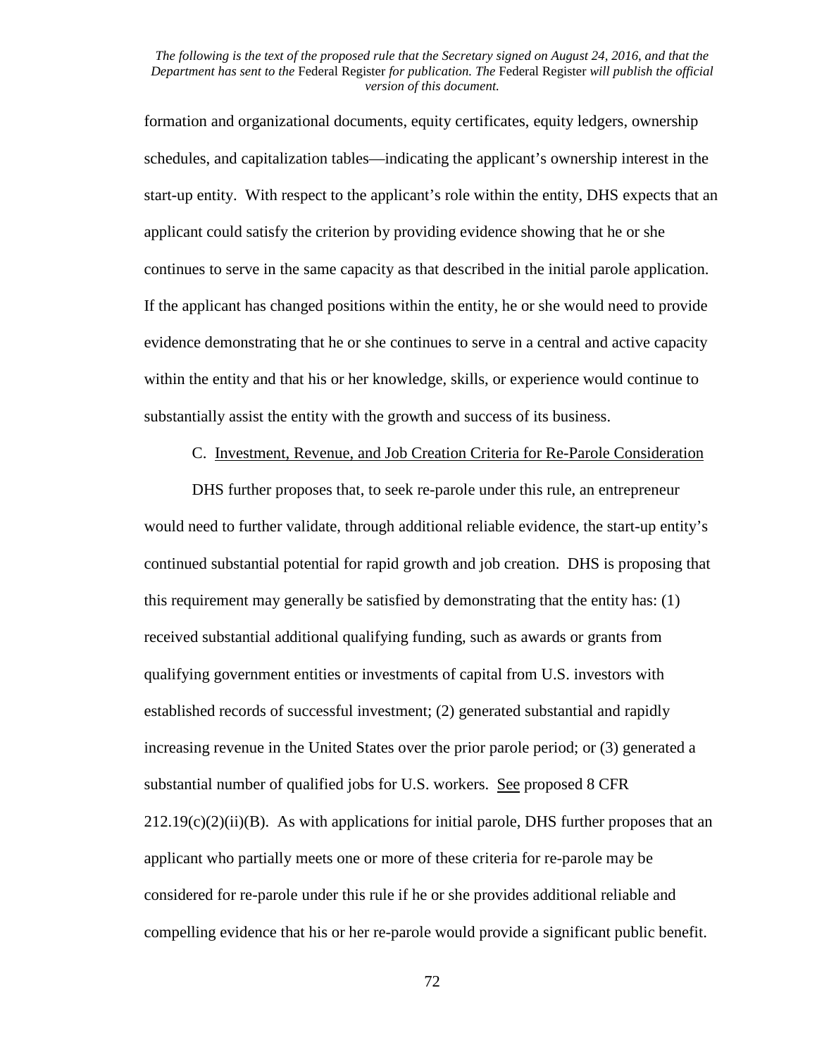formation and organizational documents, equity certificates, equity ledgers, ownership schedules, and capitalization tables—indicating the applicant's ownership interest in the start-up entity. With respect to the applicant's role within the entity, DHS expects that an applicant could satisfy the criterion by providing evidence showing that he or she continues to serve in the same capacity as that described in the initial parole application. If the applicant has changed positions within the entity, he or she would need to provide evidence demonstrating that he or she continues to serve in a central and active capacity within the entity and that his or her knowledge, skills, or experience would continue to substantially assist the entity with the growth and success of its business.

C. Investment, Revenue, and Job Creation Criteria for Re-Parole Consideration

DHS further proposes that, to seek re-parole under this rule, an entrepreneur would need to further validate, through additional reliable evidence, the start-up entity's continued substantial potential for rapid growth and job creation. DHS is proposing that this requirement may generally be satisfied by demonstrating that the entity has: (1) received substantial additional qualifying funding, such as awards or grants from qualifying government entities or investments of capital from U.S. investors with established records of successful investment; (2) generated substantial and rapidly increasing revenue in the United States over the prior parole period; or (3) generated a substantial number of qualified jobs for U.S. workers. See proposed 8 CFR 212.19(c)(2)(ii)(B). As with applications for initial parole, DHS further proposes that an applicant who partially meets one or more of these criteria for re-parole may be considered for re-parole under this rule if he or she provides additional reliable and compelling evidence that his or her re-parole would provide a significant public benefit.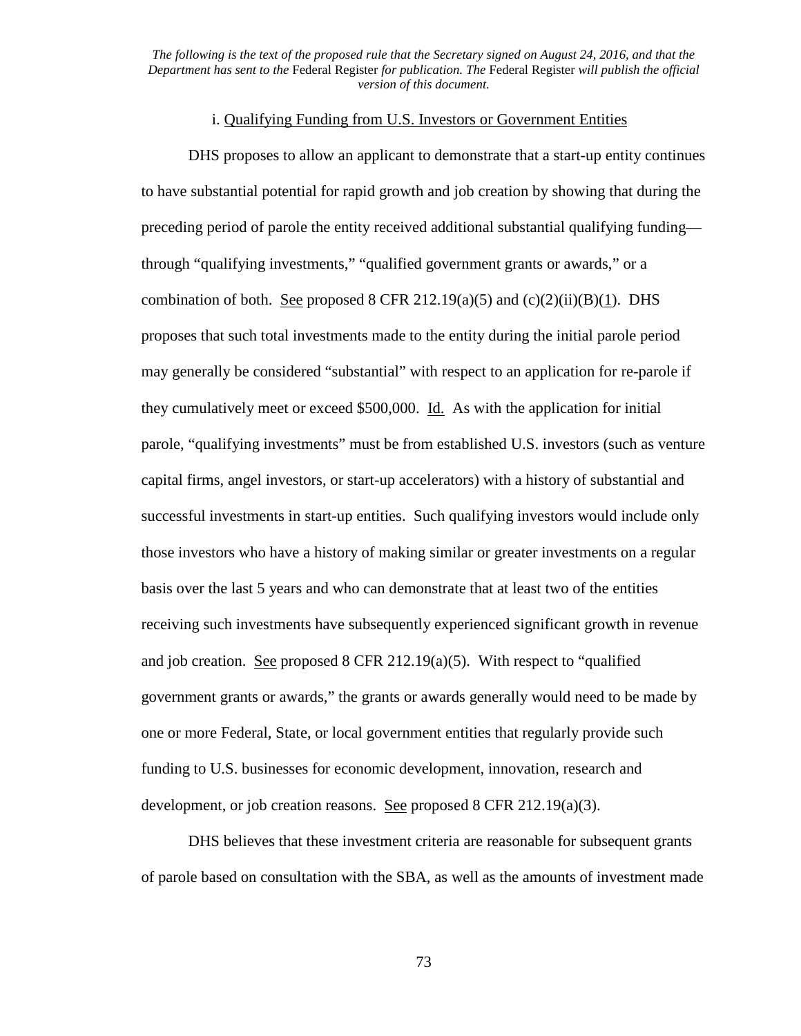*The following is the text of the proposed rule that the Secretary signed on August 24, 2016, and that the Department has sent to the* Federal Register *for publication. The* Federal Register *will publish the official version of this document.*

i. Qualifying Funding from U.S. Investors or Government Entities

DHS proposes to allow an applicant to demonstrate that a start-up entity continues to have substantial potential for rapid growth and job creation by showing that during the preceding period of parole the entity received additional substantial qualifying funding—through "qualifying investments," "qualified government grants or awards," or a combination of both. See proposed 8 CFR 212.19(a)(5) and (c)(2)(ii)(B)(1). DHS proposes that such total investments made to the entity during the initial parole period may generally be considered "substantial" with respect to an application for re-parole if they cumulatively meet or exceed $500,000. Id. As with the application for initial parole, "qualifying investments" must be from established U.S. investors (such as venture capital firms, angel investors, or start-up accelerators) with a history of substantial and successful investments in start-up entities. Such qualifying investors would include only those investors who have a history of making similar or greater investments on a regular basis over the last 5 years and who can demonstrate that at least two of the entities receiving such investments have subsequently experienced significant growth in revenue and job creation. See proposed 8 CFR 212.19(a)(5). With respect to "qualified government grants or awards," the grants or awards generally would need to be made by one or more Federal, State, or local government entities that regularly provide such funding to U.S. businesses for economic development, innovation, research and development, or job creation reasons. See proposed 8 CFR 212.19(a)(3).

DHS believes that these investment criteria are reasonable for subsequent grants of parole based on consultation with the SBA, as well as the amounts of investment made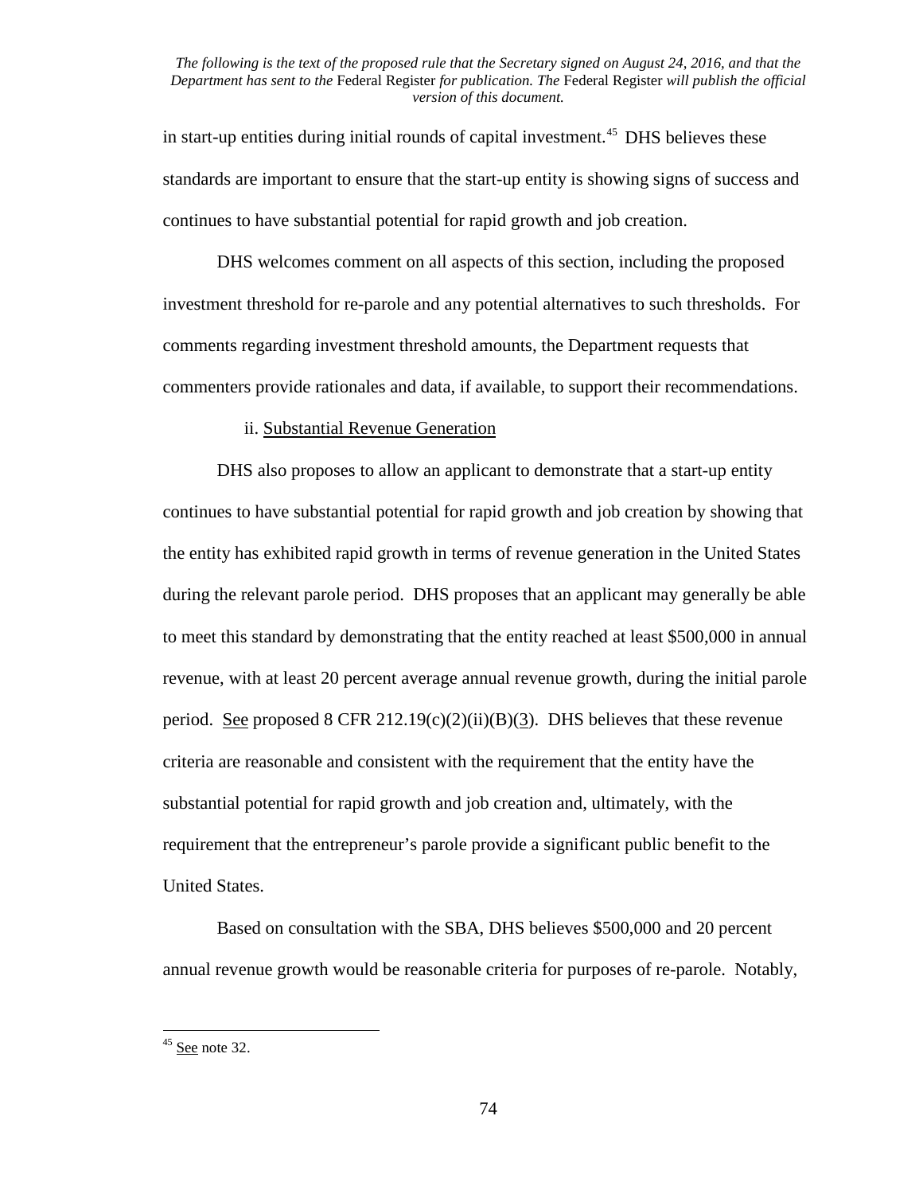in start-up entities during initial rounds of capital investment.[45] DHS believes these standards are important to ensure that the start-up entity is showing signs of success and continues to have substantial potential for rapid growth and job creation.

DHS welcomes comment on all aspects of this section, including the proposed investment threshold for re-parole and any potential alternatives to such thresholds. For comments regarding investment threshold amounts, the Department requests that commenters provide rationales and data, if available, to support their recommendations.

ii. Substantial Revenue Generation

DHS also proposes to allow an applicant to demonstrate that a start-up entity continues to have substantial potential for rapid growth and job creation by showing that the entity has exhibited rapid growth in terms of revenue generation in the United States during the relevant parole period. DHS proposes that an applicant may generally be able to meet this standard by demonstrating that the entity reached at least $500,000 in annual revenue, with at least 20 percent average annual revenue growth, during the initial parole period. See proposed 8 CFR 212.19(c)(2)(ii)(B)(3). DHS believes that these revenue criteria are reasonable and consistent with the requirement that the entity have the substantial potential for rapid growth and job creation and, ultimately, with the requirement that the entrepreneur's parole provide a significant public benefit to the United States.

Based on consultation with the SBA, DHS believes $500,000 and 20 percent annual revenue growth would be reasonable criteria for purposes of re-parole. Notably,

[45] See note 32.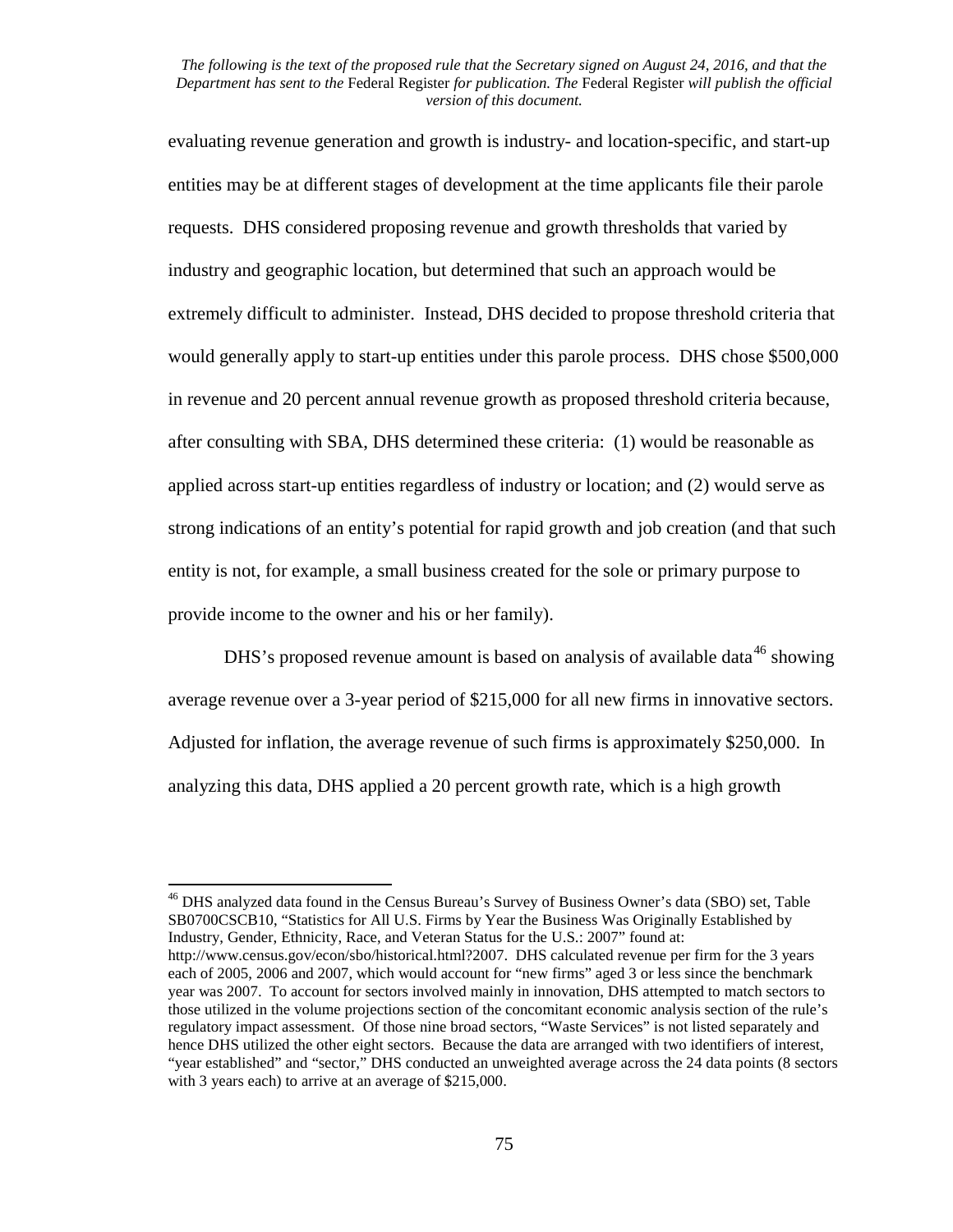evaluating revenue generation and growth is industry- and location-specific, and start-up entities may be at different stages of development at the time applicants file their parole requests. DHS considered proposing revenue and growth thresholds that varied by industry and geographic location, but determined that such an approach would be extremely difficult to administer. Instead, DHS decided to propose threshold criteria that would generally apply to start-up entities under this parole process. DHS chose $500,000 in revenue and 20 percent annual revenue growth as proposed threshold criteria because, after consulting with SBA, DHS determined these criteria: (1) would be reasonable as applied across start-up entities regardless of industry or location; and (2) would serve as strong indications of an entity's potential for rapid growth and job creation (and that such entity is not, for example, a small business created for the sole or primary purpose to provide income to the owner and his or her family).

DHS's proposed revenue amount is based on analysis of available data[46] showing average revenue over a 3-year period of $215,000 for all new firms in innovative sectors. Adjusted for inflation, the average revenue of such firms is approximately $250,000. In analyzing this data, DHS applied a 20 percent growth rate, which is a high growth

---

[46] DHS analyzed data found in the Census Bureau's Survey of Business Owner's data (SBO) set, Table SB0700CSCB10, "Statistics for All U.S. Firms by Year the Business Was Originally Established by Industry, Gender, Ethnicity, Race, and Veteran Status for the U.S.: 2007" found at: http://www.census.gov/econ/sbo/historical.html?2007. DHS calculated revenue per firm for the 3 years each of 2005, 2006 and 2007, which would account for "new firms" aged 3 or less since the benchmark year was 2007. To account for sectors involved mainly in innovation, DHS attempted to match sectors to those utilized in the volume projections section of the concomitant economic analysis section of the rule's regulatory impact assessment. Of those nine broad sectors, "Waste Services" is not listed separately and hence DHS utilized the other eight sectors. Because the data are arranged with two identifiers of interest, "year established" and "sector," DHS conducted an unweighted average across the 24 data points (8 sectors with 3 years each) to arrive at an average of $215,000.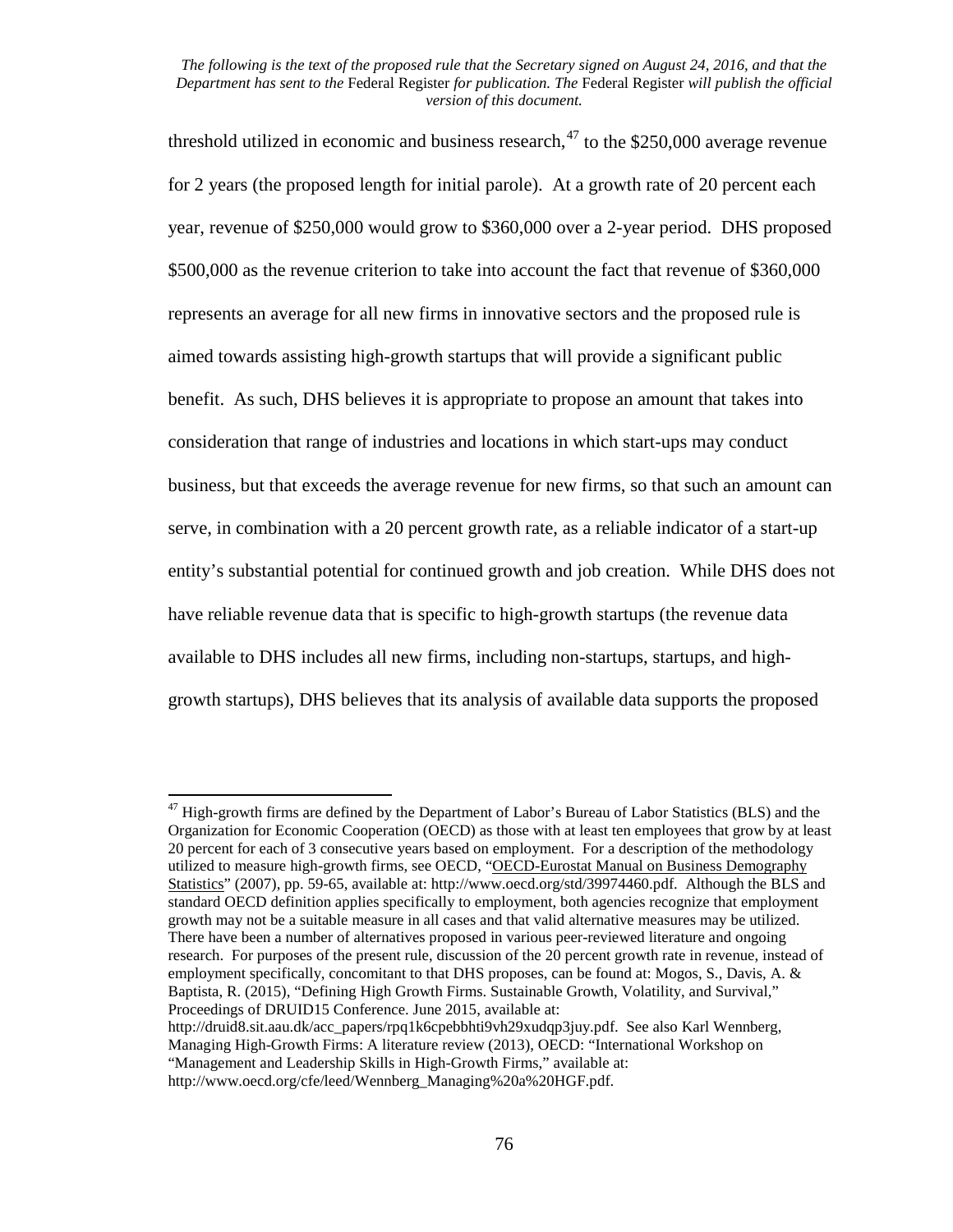threshold utilized in economic and business research,[47] to the $250,000 average revenue for 2 years (the proposed length for initial parole). At a growth rate of 20 percent each year, revenue of $250,000 would grow to $360,000 over a 2-year period. DHS proposed $500,000 as the revenue criterion to take into account the fact that revenue of $360,000 represents an average for all new firms in innovative sectors and the proposed rule is aimed towards assisting high-growth startups that will provide a significant public benefit. As such, DHS believes it is appropriate to propose an amount that takes into consideration that range of industries and locations in which start-ups may conduct business, but that exceeds the average revenue for new firms, so that such an amount can serve, in combination with a 20 percent growth rate, as a reliable indicator of a start-up entity's substantial potential for continued growth and job creation. While DHS does not have reliable revenue data that is specific to high-growth startups (the revenue data available to DHS includes all new firms, including non-startups, startups, and high-growth startups), DHS believes that its analysis of available data supports the proposed

---

[47] High-growth firms are defined by the Department of Labor's Bureau of Labor Statistics (BLS) and the Organization for Economic Cooperation (OECD) as those with at least ten employees that grow by at least 20 percent for each of 3 consecutive years based on employment. For a description of the methodology utilized to measure high-growth firms, see OECD, "OECD-Eurostat Manual on Business Demography Statistics" (2007), pp. 59-65, available at: http://www.oecd.org/std/39974460.pdf. Although the BLS and standard OECD definition applies specifically to employment, both agencies recognize that employment growth may not be a suitable measure in all cases and that valid alternative measures may be utilized. There have been a number of alternatives proposed in various peer-reviewed literature and ongoing research. For purposes of the present rule, discussion of the 20 percent growth rate in revenue, instead of employment specifically, concomitant to that DHS proposes, can be found at: Mogos, S., Davis, A. & Baptista, R. (2015), "Defining High Growth Firms. Sustainable Growth, Volatility, and Survival," Proceedings of DRUID15 Conference. June 2015, available at: http://druid8.sit.aau.dk/acc_papers/rpq1k6cpebbhti9vh29xudqp3juy.pdf. See also Karl Wennberg, Managing High-Growth Firms: A literature review (2013), OECD: "International Workshop on "Management and Leadership Skills in High-Growth Firms," available at: http://www.oecd.org/cfe/leed/Wennberg_Managing%20a%20HGF.pdf.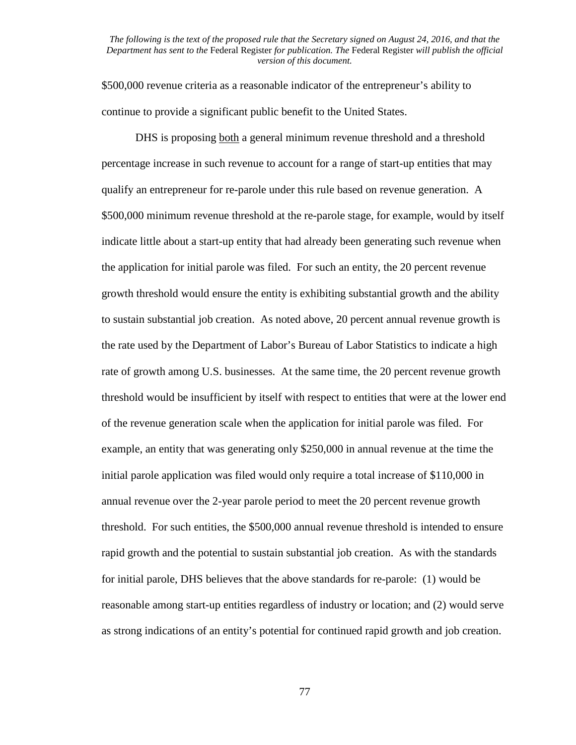$500,000 revenue criteria as a reasonable indicator of the entrepreneur's ability to continue to provide a significant public benefit to the United States.

DHS is proposing both a general minimum revenue threshold and a threshold percentage increase in such revenue to account for a range of start-up entities that may qualify an entrepreneur for re-parole under this rule based on revenue generation. A $500,000 minimum revenue threshold at the re-parole stage, for example, would by itself indicate little about a start-up entity that had already been generating such revenue when the application for initial parole was filed. For such an entity, the 20 percent revenue growth threshold would ensure the entity is exhibiting substantial growth and the ability to sustain substantial job creation. As noted above, 20 percent annual revenue growth is the rate used by the Department of Labor's Bureau of Labor Statistics to indicate a high rate of growth among U.S. businesses. At the same time, the 20 percent revenue growth threshold would be insufficient by itself with respect to entities that were at the lower end of the revenue generation scale when the application for initial parole was filed. For example, an entity that was generating only $250,000 in annual revenue at the time the initial parole application was filed would only require a total increase of $110,000 in annual revenue over the 2-year parole period to meet the 20 percent revenue growth threshold. For such entities, the $500,000 annual revenue threshold is intended to ensure rapid growth and the potential to sustain substantial job creation. As with the standards for initial parole, DHS believes that the above standards for re-parole: (1) would be reasonable among start-up entities regardless of industry or location; and (2) would serve as strong indications of an entity's potential for continued rapid growth and job creation.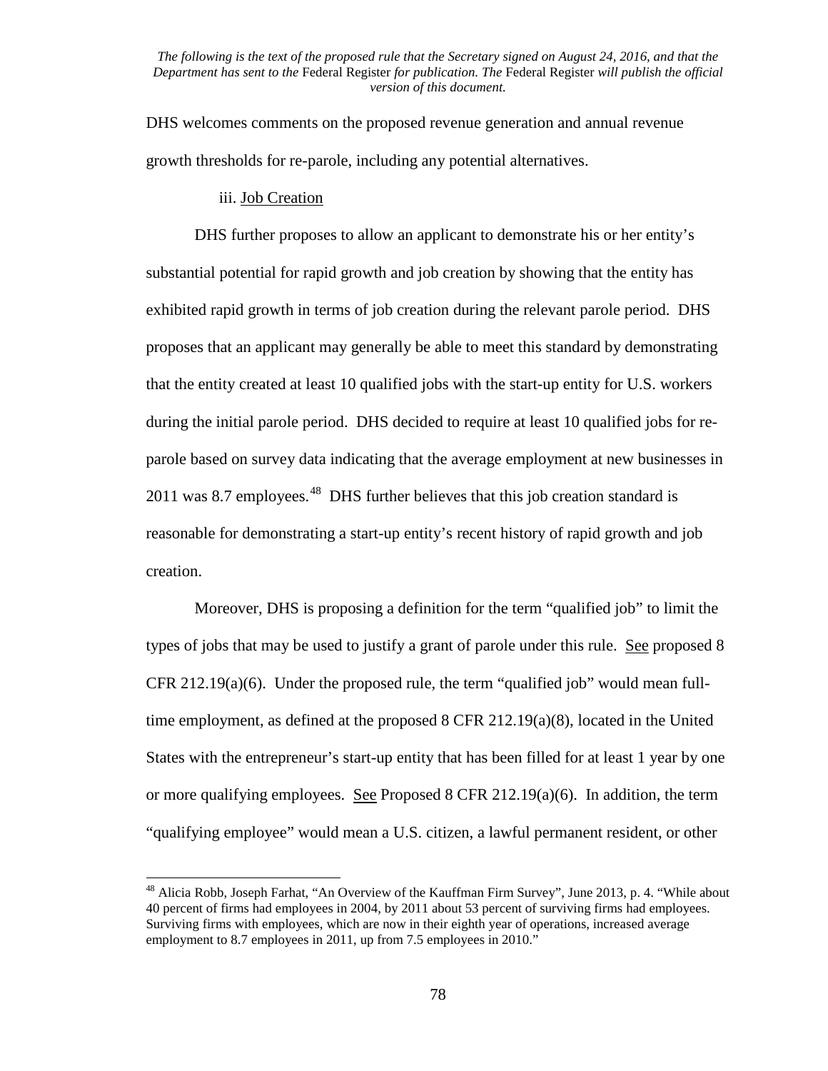DHS welcomes comments on the proposed revenue generation and annual revenue growth thresholds for re-parole, including any potential alternatives.

iii. Job Creation

DHS further proposes to allow an applicant to demonstrate his or her entity's substantial potential for rapid growth and job creation by showing that the entity has exhibited rapid growth in terms of job creation during the relevant parole period. DHS proposes that an applicant may generally be able to meet this standard by demonstrating that the entity created at least 10 qualified jobs with the start-up entity for U.S. workers during the initial parole period. DHS decided to require at least 10 qualified jobs for re-parole based on survey data indicating that the average employment at new businesses in 2011 was 8.7 employees.[48] DHS further believes that this job creation standard is reasonable for demonstrating a start-up entity's recent history of rapid growth and job creation.

Moreover, DHS is proposing a definition for the term "qualified job" to limit the types of jobs that may be used to justify a grant of parole under this rule. See proposed 8 CFR 212.19(a)(6). Under the proposed rule, the term "qualified job" would mean full-time employment, as defined at the proposed 8 CFR 212.19(a)(8), located in the United States with the entrepreneur's start-up entity that has been filled for at least 1 year by one or more qualifying employees. See Proposed 8 CFR 212.19(a)(6). In addition, the term "qualifying employee" would mean a U.S. citizen, a lawful permanent resident, or other

[48] Alicia Robb, Joseph Farhat, "An Overview of the Kauffman Firm Survey", June 2013, p. 4. "While about 40 percent of firms had employees in 2004, by 2011 about 53 percent of surviving firms had employees. Surviving firms with employees, which are now in their eighth year of operations, increased average employment to 8.7 employees in 2011, up from 7.5 employees in 2010."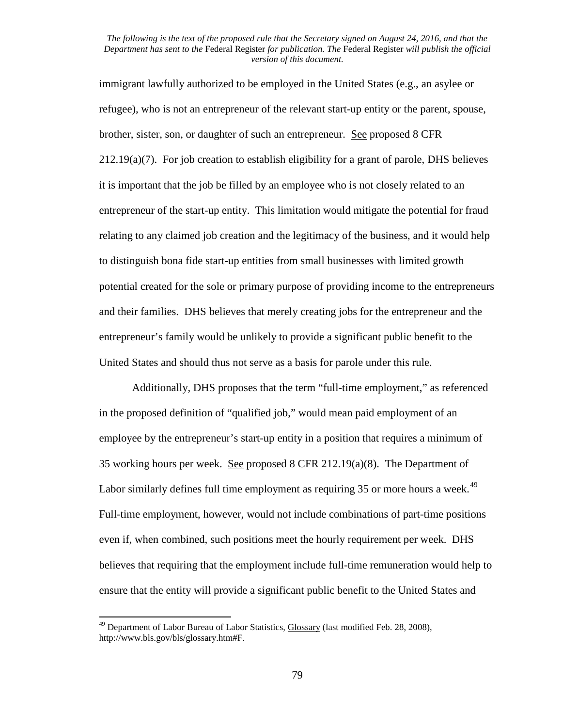immigrant lawfully authorized to be employed in the United States (e.g., an asylee or refugee), who is not an entrepreneur of the relevant start-up entity or the parent, spouse, brother, sister, son, or daughter of such an entrepreneur. See proposed 8 CFR 212.19(a)(7). For job creation to establish eligibility for a grant of parole, DHS believes it is important that the job be filled by an employee who is not closely related to an entrepreneur of the start-up entity. This limitation would mitigate the potential for fraud relating to any claimed job creation and the legitimacy of the business, and it would help to distinguish bona fide start-up entities from small businesses with limited growth potential created for the sole or primary purpose of providing income to the entrepreneurs and their families. DHS believes that merely creating jobs for the entrepreneur and the entrepreneur's family would be unlikely to provide a significant public benefit to the United States and should thus not serve as a basis for parole under this rule.

Additionally, DHS proposes that the term "full-time employment," as referenced in the proposed definition of "qualified job," would mean paid employment of an employee by the entrepreneur's start-up entity in a position that requires a minimum of 35 working hours per week. See proposed 8 CFR 212.19(a)(8). The Department of Labor similarly defines full time employment as requiring 35 or more hours a week.[49] Full-time employment, however, would not include combinations of part-time positions even if, when combined, such positions meet the hourly requirement per week. DHS believes that requiring that the employment include full-time remuneration would help to ensure that the entity will provide a significant public benefit to the United States and

[49] Department of Labor Bureau of Labor Statistics, Glossary (last modified Feb. 28, 2008), http://www.bls.gov/bls/glossary.htm#F.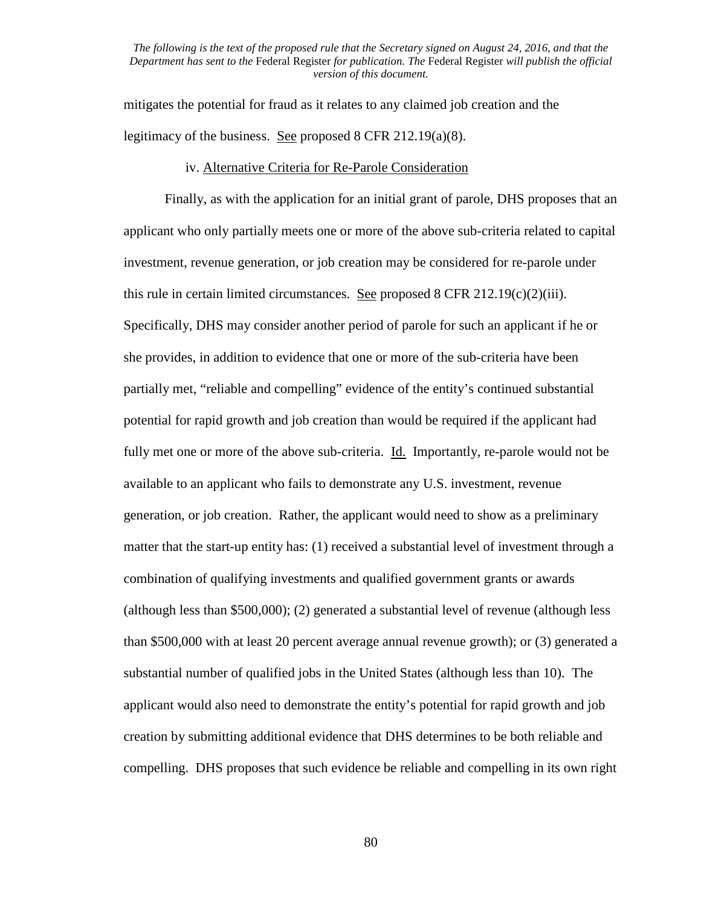mitigates the potential for fraud as it relates to any claimed job creation and the legitimacy of the business. See proposed 8 CFR 212.19(a)(8).

iv. Alternative Criteria for Re-Parole Consideration

Finally, as with the application for an initial grant of parole, DHS proposes that an applicant who only partially meets one or more of the above sub-criteria related to capital investment, revenue generation, or job creation may be considered for re-parole under this rule in certain limited circumstances. See proposed 8 CFR 212.19(c)(2)(iii). Specifically, DHS may consider another period of parole for such an applicant if he or she provides, in addition to evidence that one or more of the sub-criteria have been partially met, "reliable and compelling" evidence of the entity's continued substantial potential for rapid growth and job creation than would be required if the applicant had fully met one or more of the above sub-criteria. Id. Importantly, re-parole would not be available to an applicant who fails to demonstrate any U.S. investment, revenue generation, or job creation. Rather, the applicant would need to show as a preliminary matter that the start-up entity has: (1) received a substantial level of investment through a combination of qualifying investments and qualified government grants or awards (although less than $500,000); (2) generated a substantial level of revenue (although less than $500,000 with at least 20 percent average annual revenue growth); or (3) generated a substantial number of qualified jobs in the United States (although less than 10). The applicant would also need to demonstrate the entity's potential for rapid growth and job creation by submitting additional evidence that DHS determines to be both reliable and compelling. DHS proposes that such evidence be reliable and compelling in its own right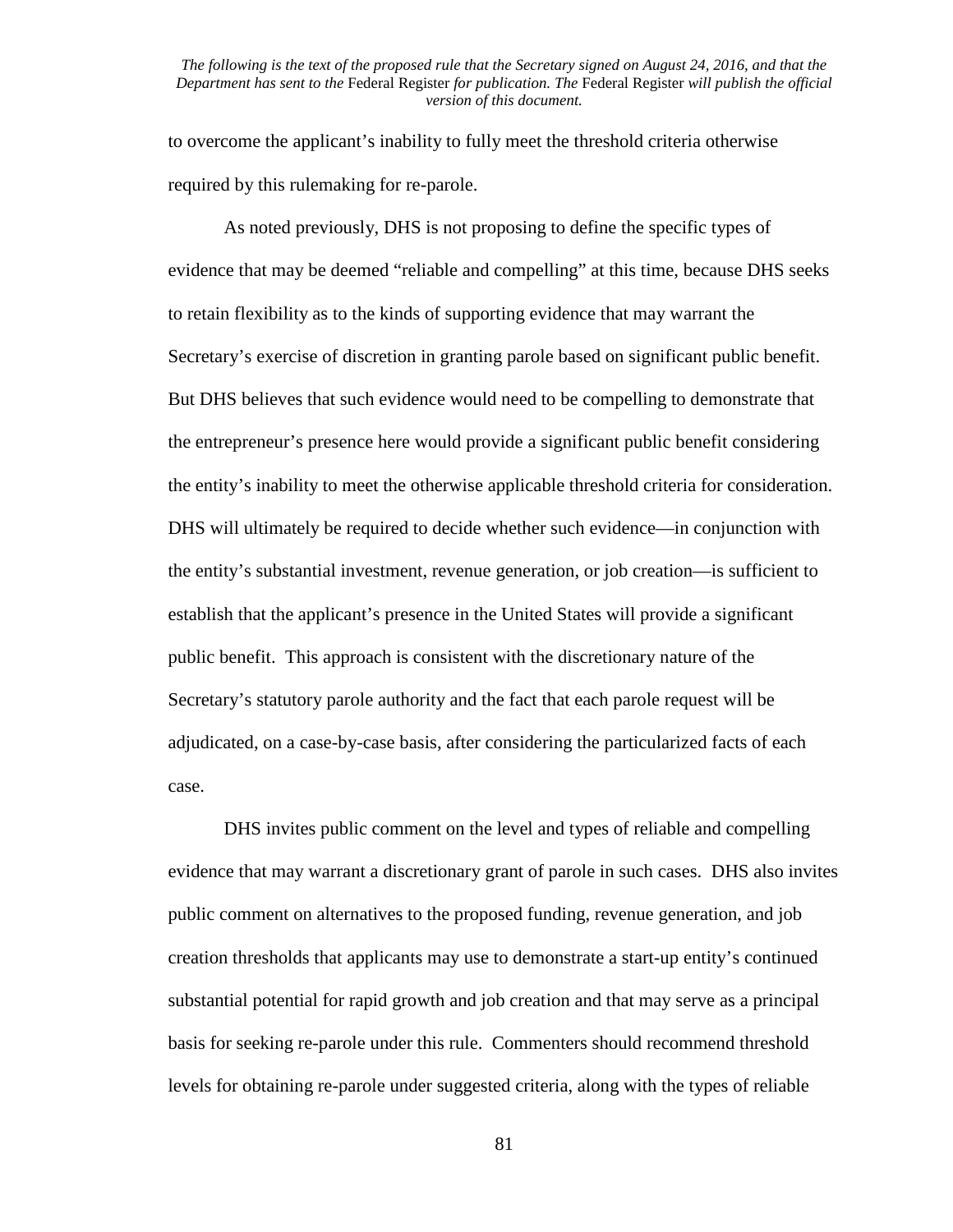to overcome the applicant's inability to fully meet the threshold criteria otherwise required by this rulemaking for re-parole.

As noted previously, DHS is not proposing to define the specific types of evidence that may be deemed "reliable and compelling" at this time, because DHS seeks to retain flexibility as to the kinds of supporting evidence that may warrant the Secretary's exercise of discretion in granting parole based on significant public benefit. But DHS believes that such evidence would need to be compelling to demonstrate that the entrepreneur's presence here would provide a significant public benefit considering the entity's inability to meet the otherwise applicable threshold criteria for consideration. DHS will ultimately be required to decide whether such evidence—in conjunction with the entity's substantial investment, revenue generation, or job creation—is sufficient to establish that the applicant's presence in the United States will provide a significant public benefit. This approach is consistent with the discretionary nature of the Secretary's statutory parole authority and the fact that each parole request will be adjudicated, on a case-by-case basis, after considering the particularized facts of each case.

DHS invites public comment on the level and types of reliable and compelling evidence that may warrant a discretionary grant of parole in such cases. DHS also invites public comment on alternatives to the proposed funding, revenue generation, and job creation thresholds that applicants may use to demonstrate a start-up entity's continued substantial potential for rapid growth and job creation and that may serve as a principal basis for seeking re-parole under this rule. Commenters should recommend threshold levels for obtaining re-parole under suggested criteria, along with the types of reliable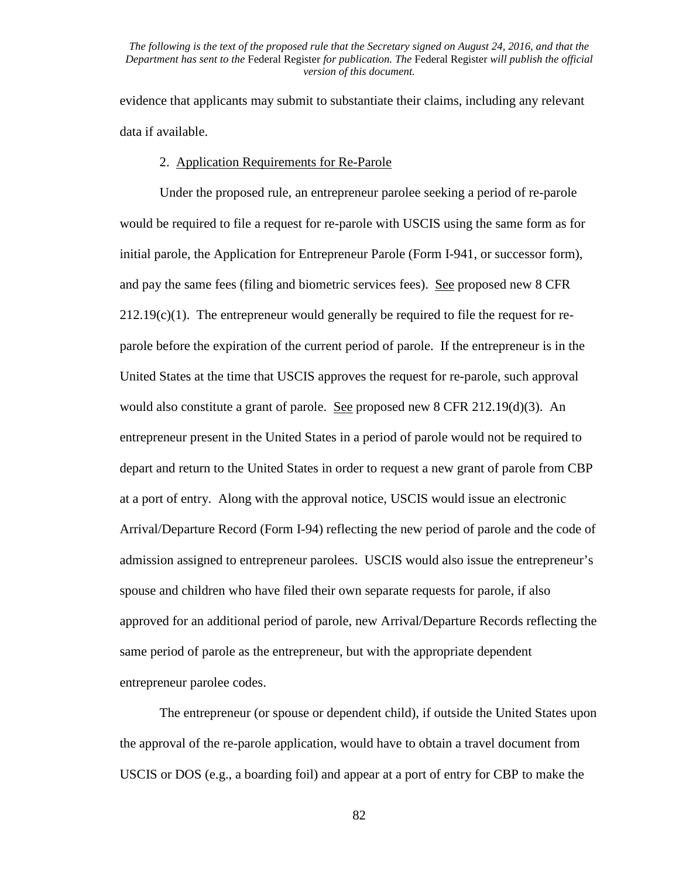evidence that applicants may submit to substantiate their claims, including any relevant data if available.

2. Application Requirements for Re-Parole

Under the proposed rule, an entrepreneur parolee seeking a period of re-parole would be required to file a request for re-parole with USCIS using the same form as for initial parole, the Application for Entrepreneur Parole (Form I-941, or successor form), and pay the same fees (filing and biometric services fees). See proposed new 8 CFR 212.19(c)(1). The entrepreneur would generally be required to file the request for re-parole before the expiration of the current period of parole. If the entrepreneur is in the United States at the time that USCIS approves the request for re-parole, such approval would also constitute a grant of parole. See proposed new 8 CFR 212.19(d)(3). An entrepreneur present in the United States in a period of parole would not be required to depart and return to the United States in order to request a new grant of parole from CBP at a port of entry. Along with the approval notice, USCIS would issue an electronic Arrival/Departure Record (Form I-94) reflecting the new period of parole and the code of admission assigned to entrepreneur parolees. USCIS would also issue the entrepreneur's spouse and children who have filed their own separate requests for parole, if also approved for an additional period of parole, new Arrival/Departure Records reflecting the same period of parole as the entrepreneur, but with the appropriate dependent entrepreneur parolee codes.

The entrepreneur (or spouse or dependent child), if outside the United States upon the approval of the re-parole application, would have to obtain a travel document from USCIS or DOS (e.g., a boarding foil) and appear at a port of entry for CBP to make the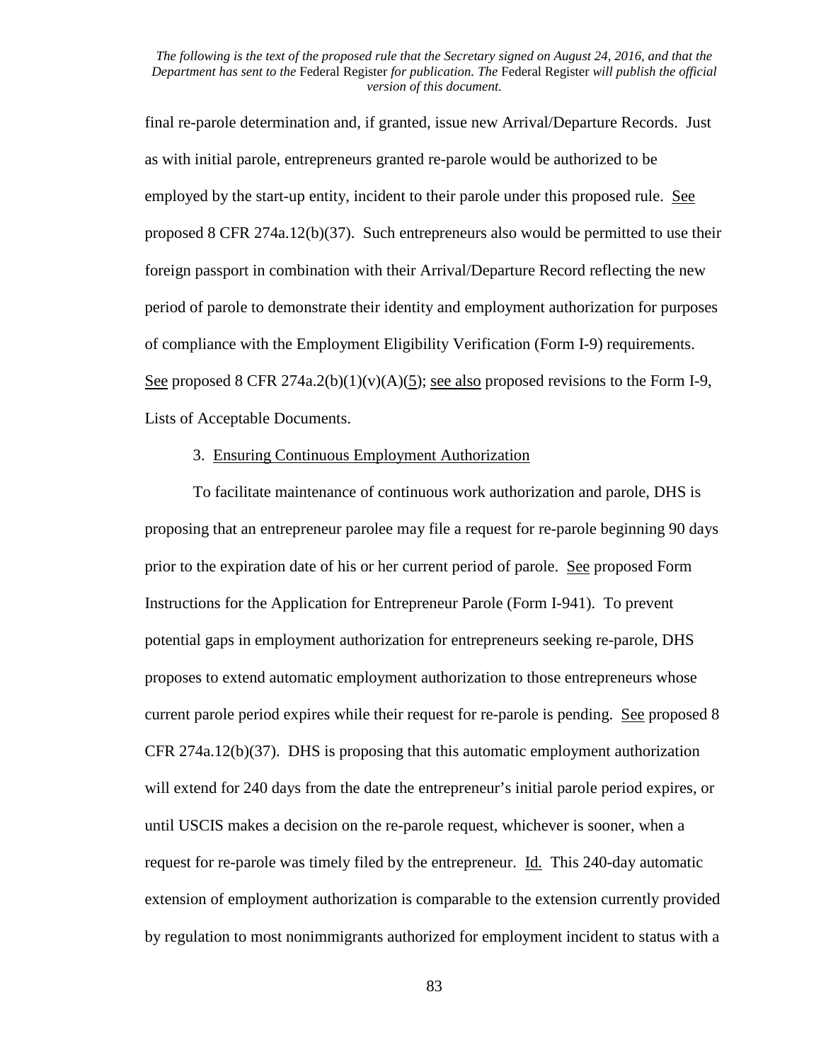final re-parole determination and, if granted, issue new Arrival/Departure Records. Just as with initial parole, entrepreneurs granted re-parole would be authorized to be employed by the start-up entity, incident to their parole under this proposed rule. See proposed 8 CFR 274a.12(b)(37). Such entrepreneurs also would be permitted to use their foreign passport in combination with their Arrival/Departure Record reflecting the new period of parole to demonstrate their identity and employment authorization for purposes of compliance with the Employment Eligibility Verification (Form I-9) requirements. See proposed 8 CFR 274a.2(b)(1)(v)(A)(5); see also proposed revisions to the Form I-9, Lists of Acceptable Documents.

3. Ensuring Continuous Employment Authorization

To facilitate maintenance of continuous work authorization and parole, DHS is proposing that an entrepreneur parolee may file a request for re-parole beginning 90 days prior to the expiration date of his or her current period of parole. See proposed Form Instructions for the Application for Entrepreneur Parole (Form I-941). To prevent potential gaps in employment authorization for entrepreneurs seeking re-parole, DHS proposes to extend automatic employment authorization to those entrepreneurs whose current parole period expires while their request for re-parole is pending. See proposed 8 CFR 274a.12(b)(37). DHS is proposing that this automatic employment authorization will extend for 240 days from the date the entrepreneur's initial parole period expires, or until USCIS makes a decision on the re-parole request, whichever is sooner, when a request for re-parole was timely filed by the entrepreneur. Id. This 240-day automatic extension of employment authorization is comparable to the extension currently provided by regulation to most nonimmigrants authorized for employment incident to status with a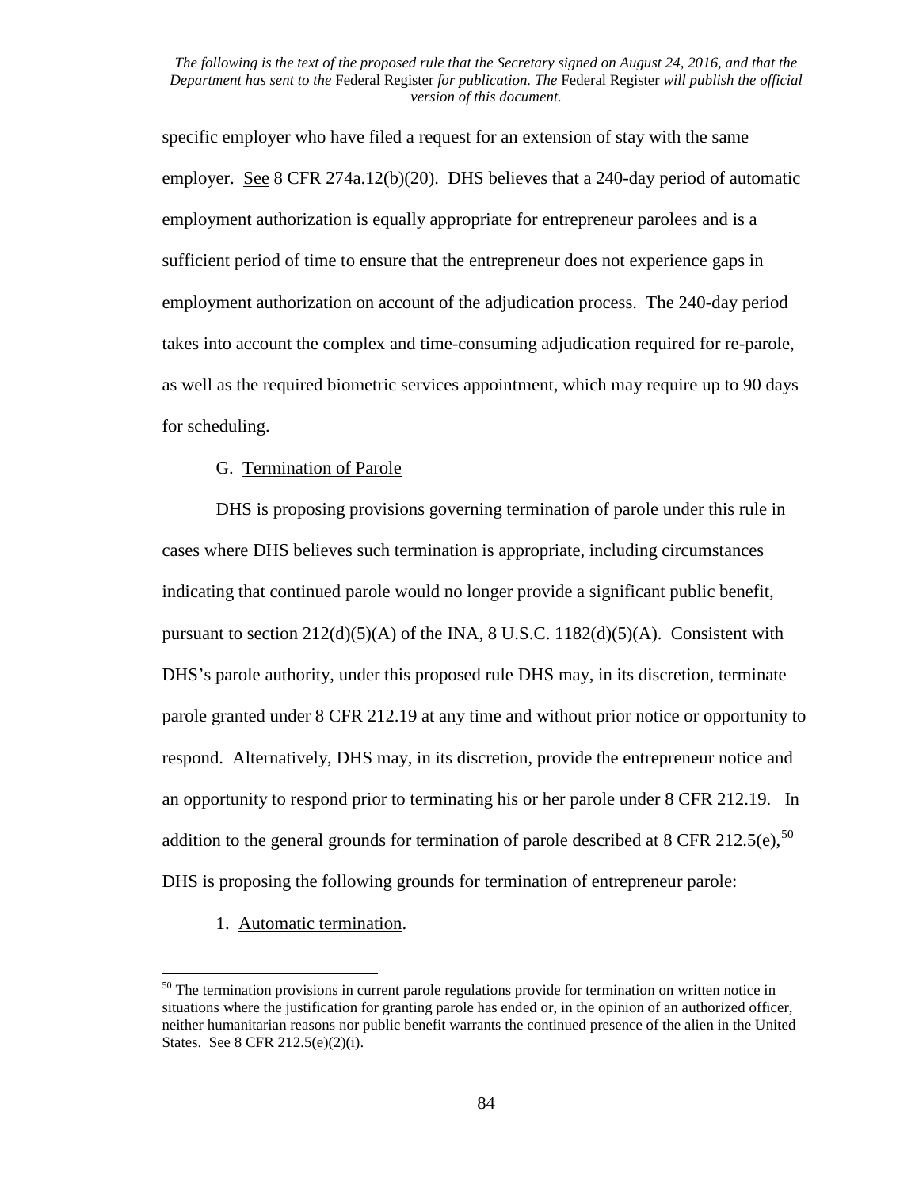specific employer who have filed a request for an extension of stay with the same employer. See 8 CFR 274a.12(b)(20). DHS believes that a 240-day period of automatic employment authorization is equally appropriate for entrepreneur parolees and is a sufficient period of time to ensure that the entrepreneur does not experience gaps in employment authorization on account of the adjudication process. The 240-day period takes into account the complex and time-consuming adjudication required for re-parole, as well as the required biometric services appointment, which may require up to 90 days for scheduling.

G. Termination of Parole

DHS is proposing provisions governing termination of parole under this rule in cases where DHS believes such termination is appropriate, including circumstances indicating that continued parole would no longer provide a significant public benefit, pursuant to section 212(d)(5)(A) of the INA, 8 U.S.C. 1182(d)(5)(A). Consistent with DHS's parole authority, under this proposed rule DHS may, in its discretion, terminate parole granted under 8 CFR 212.19 at any time and without prior notice or opportunity to respond. Alternatively, DHS may, in its discretion, provide the entrepreneur notice and an opportunity to respond prior to terminating his or her parole under 8 CFR 212.19. In addition to the general grounds for termination of parole described at 8 CFR 212.5(e),[50] DHS is proposing the following grounds for termination of entrepreneur parole:

1. Automatic termination.

[50] The termination provisions in current parole regulations provide for termination on written notice in situations where the justification for granting parole has ended or, in the opinion of an authorized officer, neither humanitarian reasons nor public benefit warrants the continued presence of the alien in the United States. See 8 CFR 212.5(e)(2)(i).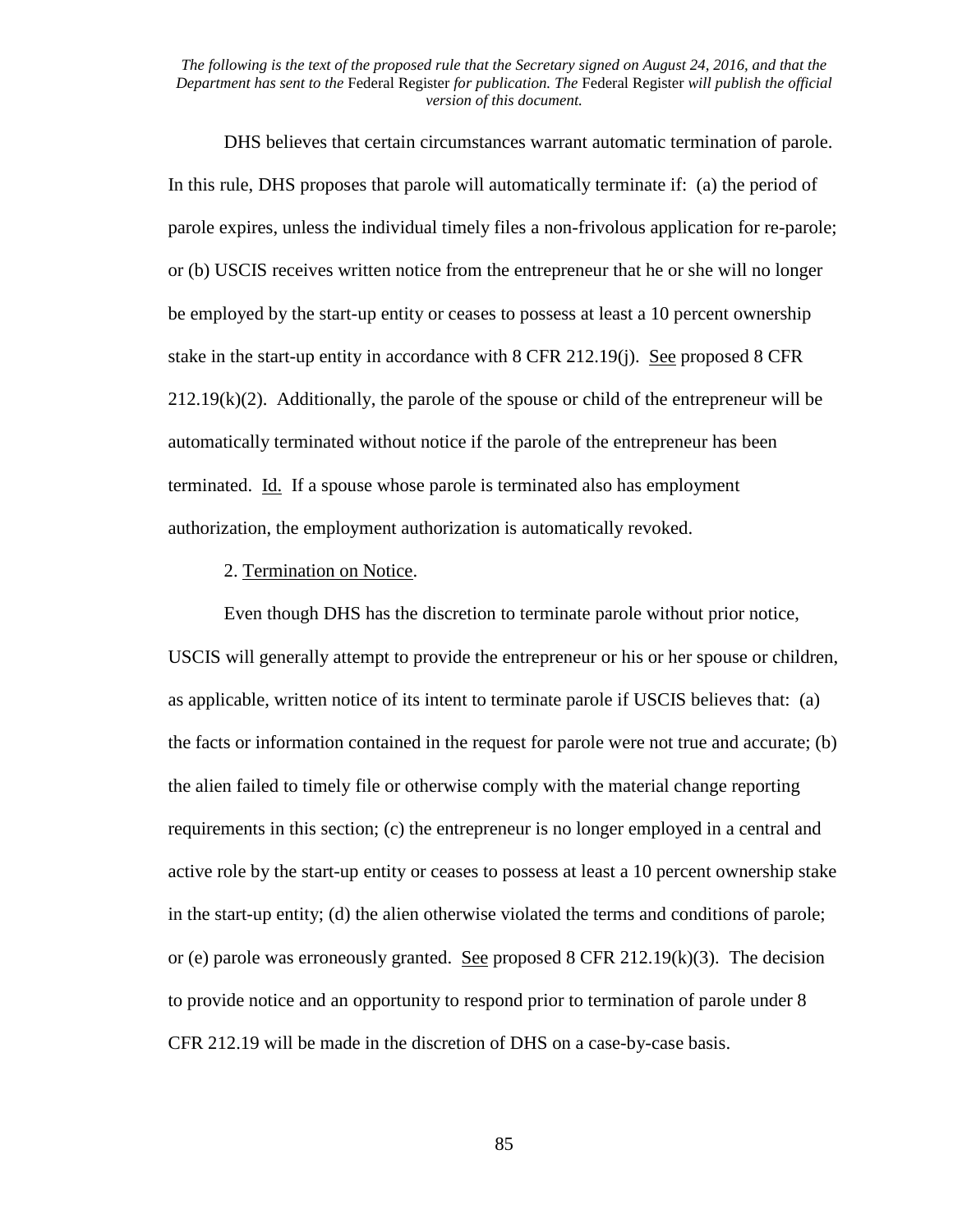DHS believes that certain circumstances warrant automatic termination of parole. In this rule, DHS proposes that parole will automatically terminate if: (a) the period of parole expires, unless the individual timely files a non-frivolous application for re-parole; or (b) USCIS receives written notice from the entrepreneur that he or she will no longer be employed by the start-up entity or ceases to possess at least a 10 percent ownership stake in the start-up entity in accordance with 8 CFR 212.19(j). See proposed 8 CFR 212.19(k)(2). Additionally, the parole of the spouse or child of the entrepreneur will be automatically terminated without notice if the parole of the entrepreneur has been terminated. Id. If a spouse whose parole is terminated also has employment authorization, the employment authorization is automatically revoked.

2. Termination on Notice.

Even though DHS has the discretion to terminate parole without prior notice, USCIS will generally attempt to provide the entrepreneur or his or her spouse or children, as applicable, written notice of its intent to terminate parole if USCIS believes that: (a) the facts or information contained in the request for parole were not true and accurate; (b) the alien failed to timely file or otherwise comply with the material change reporting requirements in this section; (c) the entrepreneur is no longer employed in a central and active role by the start-up entity or ceases to possess at least a 10 percent ownership stake in the start-up entity; (d) the alien otherwise violated the terms and conditions of parole; or (e) parole was erroneously granted. See proposed 8 CFR 212.19(k)(3). The decision to provide notice and an opportunity to respond prior to termination of parole under 8 CFR 212.19 will be made in the discretion of DHS on a case-by-case basis.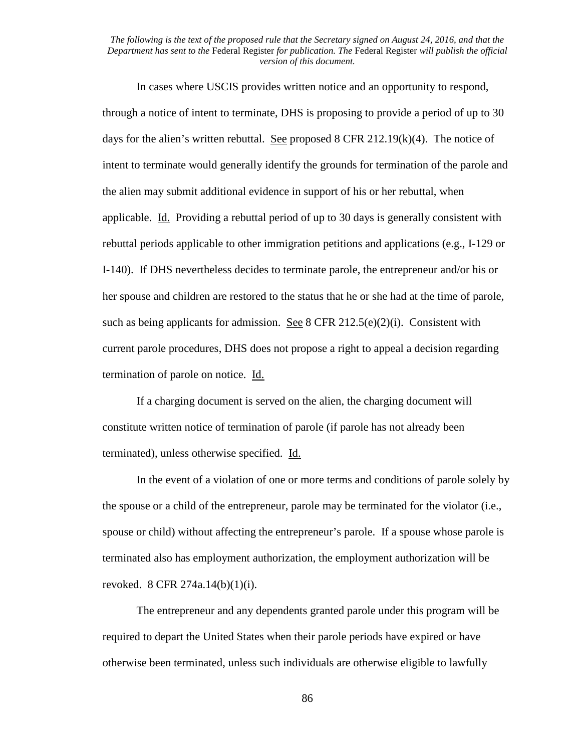In cases where USCIS provides written notice and an opportunity to respond, through a notice of intent to terminate, DHS is proposing to provide a period of up to 30 days for the alien's written rebuttal. See proposed 8 CFR 212.19(k)(4). The notice of intent to terminate would generally identify the grounds for termination of the parole and the alien may submit additional evidence in support of his or her rebuttal, when applicable. Id. Providing a rebuttal period of up to 30 days is generally consistent with rebuttal periods applicable to other immigration petitions and applications (e.g., I-129 or I-140). If DHS nevertheless decides to terminate parole, the entrepreneur and/or his or her spouse and children are restored to the status that he or she had at the time of parole, such as being applicants for admission. See 8 CFR 212.5(e)(2)(i). Consistent with current parole procedures, DHS does not propose a right to appeal a decision regarding termination of parole on notice. Id.

If a charging document is served on the alien, the charging document will constitute written notice of termination of parole (if parole has not already been terminated), unless otherwise specified. Id.

In the event of a violation of one or more terms and conditions of parole solely by the spouse or a child of the entrepreneur, parole may be terminated for the violator (i.e., spouse or child) without affecting the entrepreneur's parole. If a spouse whose parole is terminated also has employment authorization, the employment authorization will be revoked. 8 CFR 274a.14(b)(1)(i).

The entrepreneur and any dependents granted parole under this program will be required to depart the United States when their parole periods have expired or have otherwise been terminated, unless such individuals are otherwise eligible to lawfully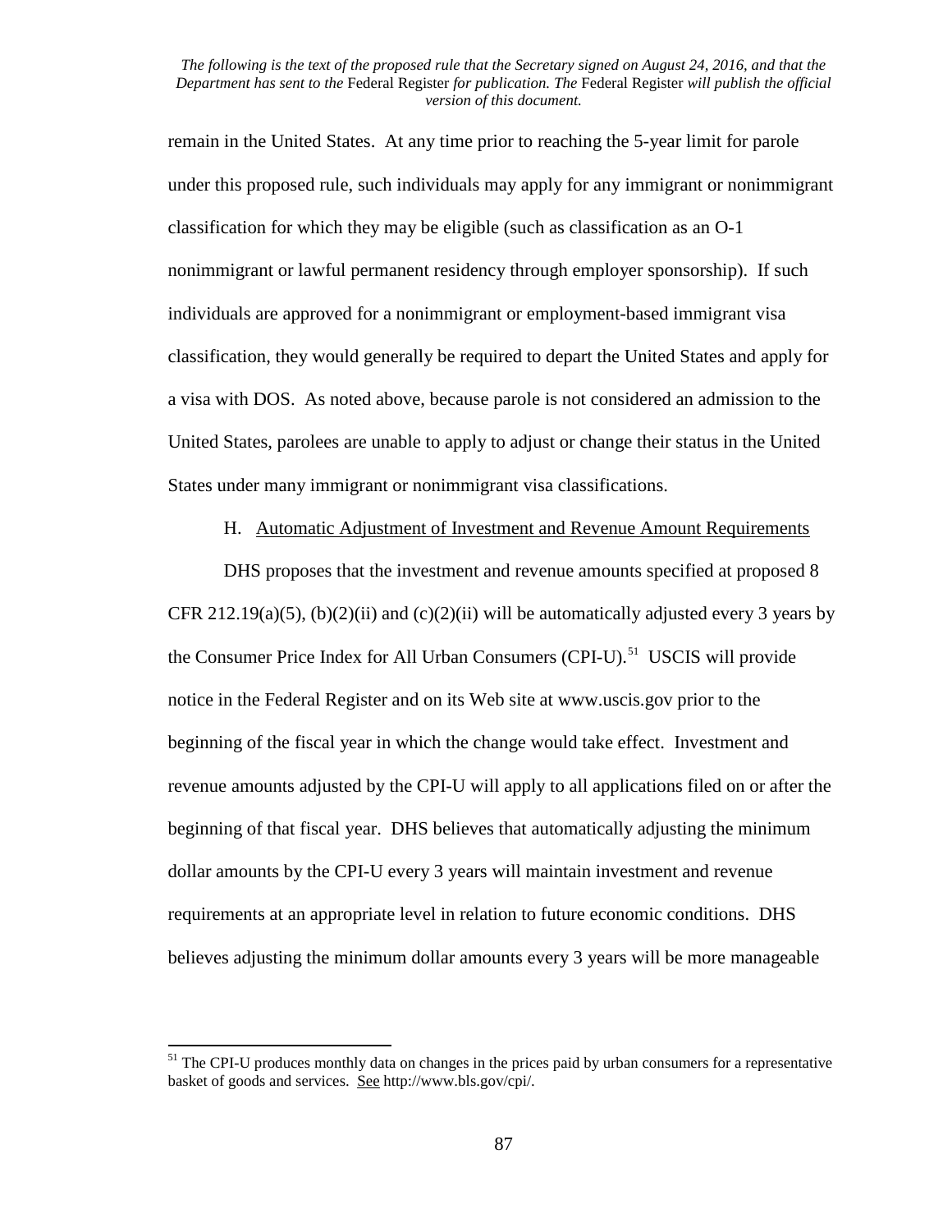remain in the United States. At any time prior to reaching the 5-year limit for parole under this proposed rule, such individuals may apply for any immigrant or nonimmigrant classification for which they may be eligible (such as classification as an O-1 nonimmigrant or lawful permanent residency through employer sponsorship). If such individuals are approved for a nonimmigrant or employment-based immigrant visa classification, they would generally be required to depart the United States and apply for a visa with DOS. As noted above, because parole is not considered an admission to the United States, parolees are unable to apply to adjust or change their status in the United States under many immigrant or nonimmigrant visa classifications.

### H. Automatic Adjustment of Investment and Revenue Amount Requirements

DHS proposes that the investment and revenue amounts specified at proposed 8 CFR 212.19(a)(5), (b)(2)(ii) and (c)(2)(ii) will be automatically adjusted every 3 years by the Consumer Price Index for All Urban Consumers (CPI-U).[51] USCIS will provide notice in the Federal Register and on its Web site at www.uscis.gov prior to the beginning of the fiscal year in which the change would take effect. Investment and revenue amounts adjusted by the CPI-U will apply to all applications filed on or after the beginning of that fiscal year. DHS believes that automatically adjusting the minimum dollar amounts by the CPI-U every 3 years will maintain investment and revenue requirements at an appropriate level in relation to future economic conditions. DHS believes adjusting the minimum dollar amounts every 3 years will be more manageable

[51] The CPI-U produces monthly data on changes in the prices paid by urban consumers for a representative basket of goods and services. See http://www.bls.gov/cpi/.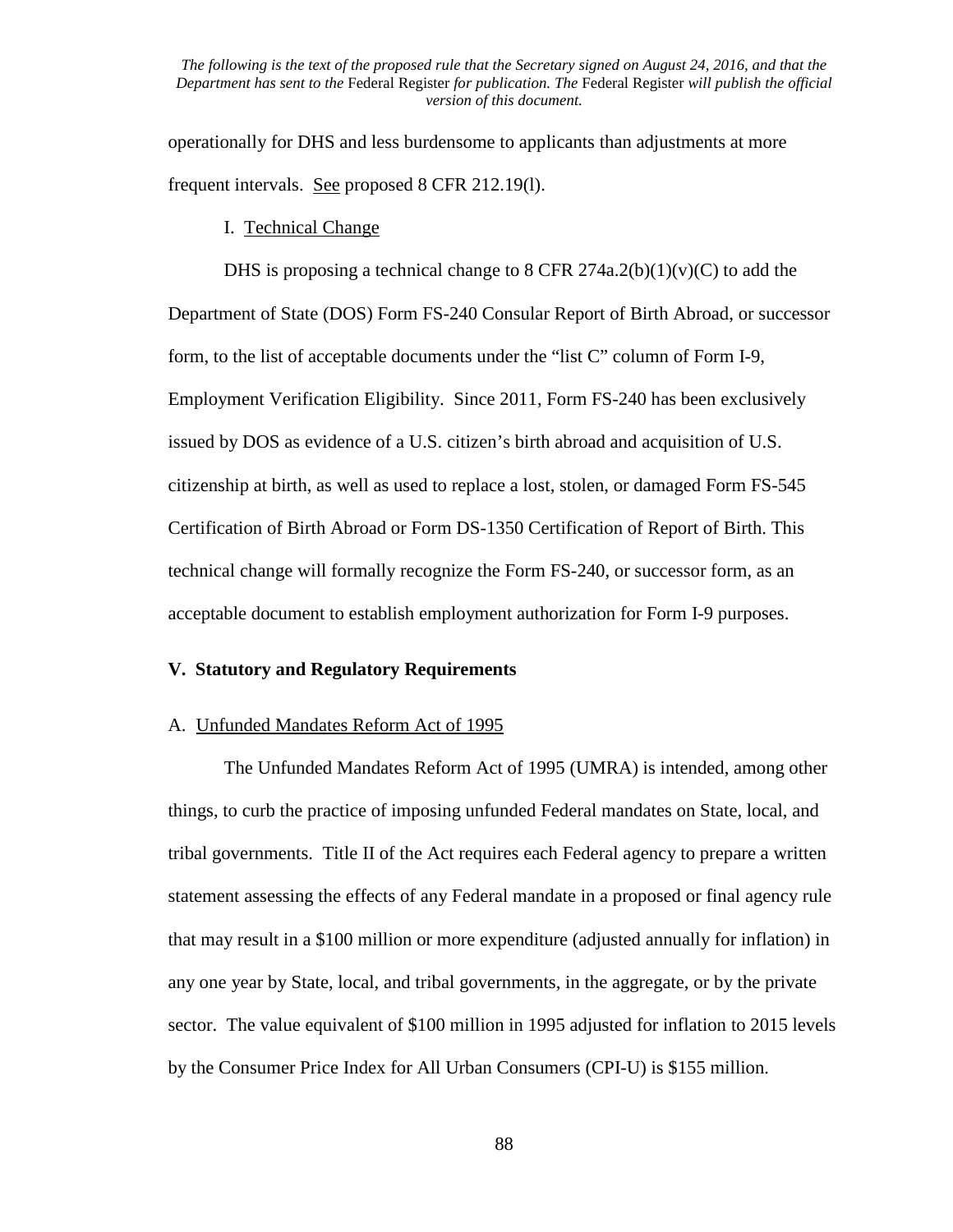operationally for DHS and less burdensome to applicants than adjustments at more frequent intervals. See proposed 8 CFR 212.19(l).

### I. Technical Change

DHS is proposing a technical change to 8 CFR 274a.2(b)(1)(v)(C) to add the Department of State (DOS) Form FS-240 Consular Report of Birth Abroad, or successor form, to the list of acceptable documents under the "list C" column of Form I-9, Employment Verification Eligibility. Since 2011, Form FS-240 has been exclusively issued by DOS as evidence of a U.S. citizen's birth abroad and acquisition of U.S. citizenship at birth, as well as used to replace a lost, stolen, or damaged Form FS-545 Certification of Birth Abroad or Form DS-1350 Certification of Report of Birth. This technical change will formally recognize the Form FS-240, or successor form, as an acceptable document to establish employment authorization for Form I-9 purposes.

## V. Statutory and Regulatory Requirements

### A. Unfunded Mandates Reform Act of 1995

The Unfunded Mandates Reform Act of 1995 (UMRA) is intended, among other things, to curb the practice of imposing unfunded Federal mandates on State, local, and tribal governments. Title II of the Act requires each Federal agency to prepare a written statement assessing the effects of any Federal mandate in a proposed or final agency rule that may result in a $100 million or more expenditure (adjusted annually for inflation) in any one year by State, local, and tribal governments, in the aggregate, or by the private sector. The value equivalent of $100 million in 1995 adjusted for inflation to 2015 levels by the Consumer Price Index for All Urban Consumers (CPI-U) is $155 million.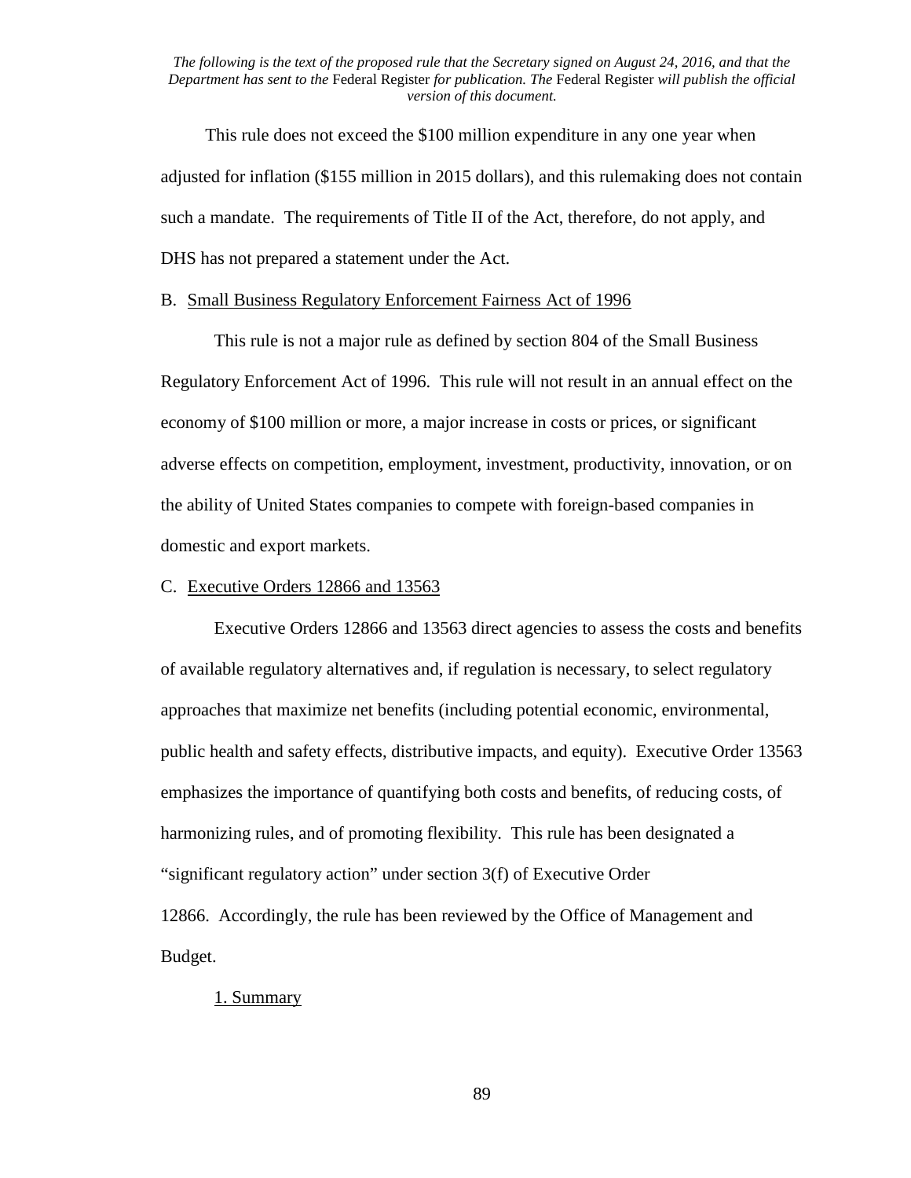This rule does not exceed the $100 million expenditure in any one year when adjusted for inflation ($155 million in 2015 dollars), and this rulemaking does not contain such a mandate. The requirements of Title II of the Act, therefore, do not apply, and DHS has not prepared a statement under the Act.

### B. Small Business Regulatory Enforcement Fairness Act of 1996

This rule is not a major rule as defined by section 804 of the Small Business Regulatory Enforcement Act of 1996. This rule will not result in an annual effect on the economy of $100 million or more, a major increase in costs or prices, or significant adverse effects on competition, employment, investment, productivity, innovation, or on the ability of United States companies to compete with foreign-based companies in domestic and export markets.

### C. Executive Orders 12866 and 13563

Executive Orders 12866 and 13563 direct agencies to assess the costs and benefits of available regulatory alternatives and, if regulation is necessary, to select regulatory approaches that maximize net benefits (including potential economic, environmental, public health and safety effects, distributive impacts, and equity). Executive Order 13563 emphasizes the importance of quantifying both costs and benefits, of reducing costs, of harmonizing rules, and of promoting flexibility. This rule has been designated a "significant regulatory action" under section 3(f) of Executive Order 12866. Accordingly, the rule has been reviewed by the Office of Management and Budget.

#### 1. Summary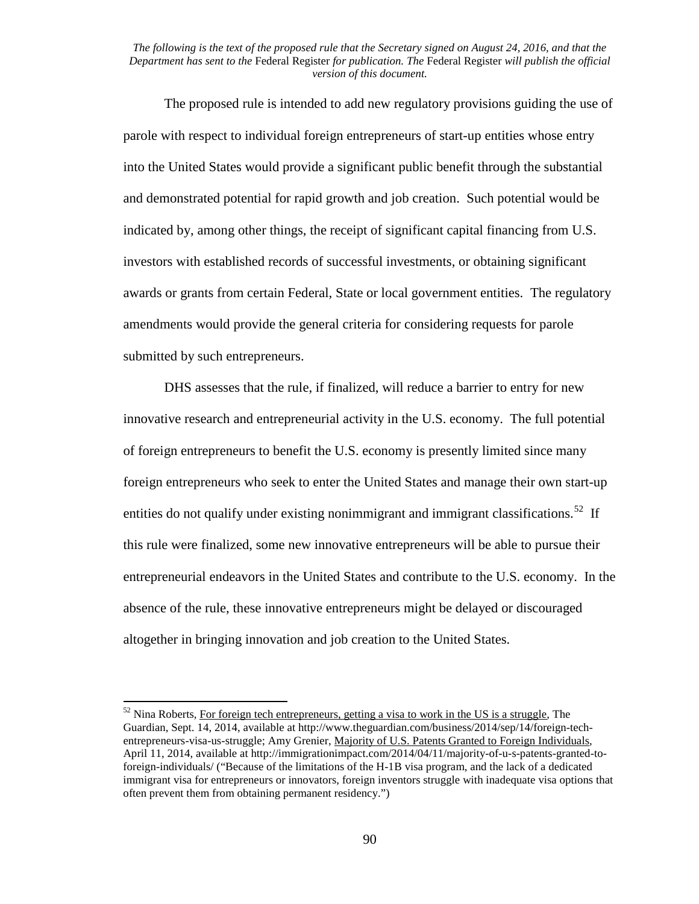The proposed rule is intended to add new regulatory provisions guiding the use of parole with respect to individual foreign entrepreneurs of start-up entities whose entry into the United States would provide a significant public benefit through the substantial and demonstrated potential for rapid growth and job creation. Such potential would be indicated by, among other things, the receipt of significant capital financing from U.S. investors with established records of successful investments, or obtaining significant awards or grants from certain Federal, State or local government entities. The regulatory amendments would provide the general criteria for considering requests for parole submitted by such entrepreneurs.

DHS assesses that the rule, if finalized, will reduce a barrier to entry for new innovative research and entrepreneurial activity in the U.S. economy. The full potential of foreign entrepreneurs to benefit the U.S. economy is presently limited since many foreign entrepreneurs who seek to enter the United States and manage their own start-up entities do not qualify under existing nonimmigrant and immigrant classifications.[52] If this rule were finalized, some new innovative entrepreneurs will be able to pursue their entrepreneurial endeavors in the United States and contribute to the U.S. economy. In the absence of the rule, these innovative entrepreneurs might be delayed or discouraged altogether in bringing innovation and job creation to the United States.

---

[52] Nina Roberts, For foreign tech entrepreneurs, getting a visa to work in the US is a struggle, The Guardian, Sept. 14, 2014, available at http://www.theguardian.com/business/2014/sep/14/foreign-tech-entrepreneurs-visa-us-struggle; Amy Grenier, Majority of U.S. Patents Granted to Foreign Individuals, April 11, 2014, available at http://immigrationimpact.com/2014/04/11/majority-of-u-s-patents-granted-to-foreign-individuals/ ("Because of the limitations of the H-1B visa program, and the lack of a dedicated immigrant visa for entrepreneurs or innovators, foreign inventors struggle with inadequate visa options that often prevent them from obtaining permanent residency.")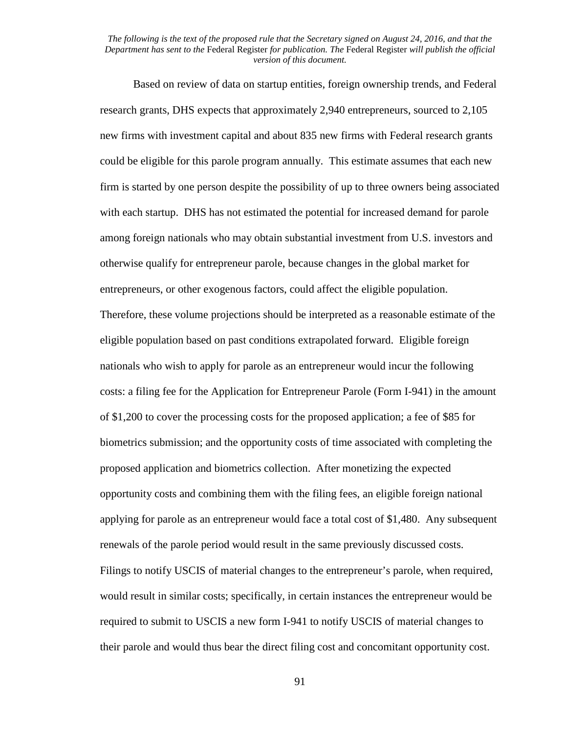Based on review of data on startup entities, foreign ownership trends, and Federal research grants, DHS expects that approximately 2,940 entrepreneurs, sourced to 2,105 new firms with investment capital and about 835 new firms with Federal research grants could be eligible for this parole program annually. This estimate assumes that each new firm is started by one person despite the possibility of up to three owners being associated with each startup. DHS has not estimated the potential for increased demand for parole among foreign nationals who may obtain substantial investment from U.S. investors and otherwise qualify for entrepreneur parole, because changes in the global market for entrepreneurs, or other exogenous factors, could affect the eligible population. Therefore, these volume projections should be interpreted as a reasonable estimate of the eligible population based on past conditions extrapolated forward. Eligible foreign nationals who wish to apply for parole as an entrepreneur would incur the following costs: a filing fee for the Application for Entrepreneur Parole (Form I-941) in the amount of $1,200 to cover the processing costs for the proposed application; a fee of $85 for biometrics submission; and the opportunity costs of time associated with completing the proposed application and biometrics collection. After monetizing the expected opportunity costs and combining them with the filing fees, an eligible foreign national applying for parole as an entrepreneur would face a total cost of $1,480. Any subsequent renewals of the parole period would result in the same previously discussed costs. Filings to notify USCIS of material changes to the entrepreneur's parole, when required, would result in similar costs; specifically, in certain instances the entrepreneur would be required to submit to USCIS a new form I-941 to notify USCIS of material changes to their parole and would thus bear the direct filing cost and concomitant opportunity cost.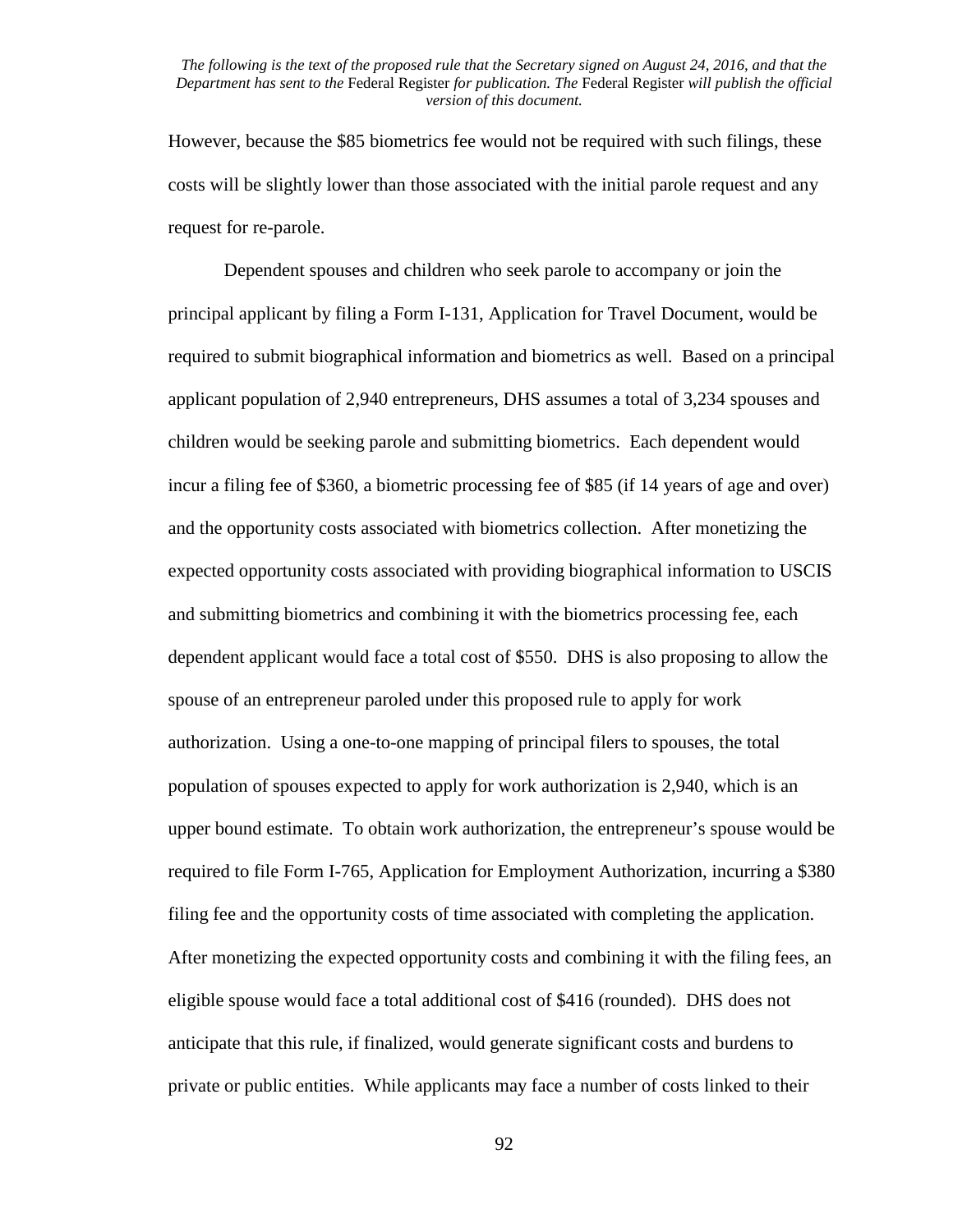However, because the $85 biometrics fee would not be required with such filings, these costs will be slightly lower than those associated with the initial parole request and any request for re-parole.

Dependent spouses and children who seek parole to accompany or join the principal applicant by filing a Form I-131, Application for Travel Document, would be required to submit biographical information and biometrics as well. Based on a principal applicant population of 2,940 entrepreneurs, DHS assumes a total of 3,234 spouses and children would be seeking parole and submitting biometrics. Each dependent would incur a filing fee of $360, a biometric processing fee of $85 (if 14 years of age and over) and the opportunity costs associated with biometrics collection. After monetizing the expected opportunity costs associated with providing biographical information to USCIS and submitting biometrics and combining it with the biometrics processing fee, each dependent applicant would face a total cost of $550. DHS is also proposing to allow the spouse of an entrepreneur paroled under this proposed rule to apply for work authorization. Using a one-to-one mapping of principal filers to spouses, the total population of spouses expected to apply for work authorization is 2,940, which is an upper bound estimate. To obtain work authorization, the entrepreneur's spouse would be required to file Form I-765, Application for Employment Authorization, incurring a $380 filing fee and the opportunity costs of time associated with completing the application. After monetizing the expected opportunity costs and combining it with the filing fees, an eligible spouse would face a total additional cost of $416 (rounded). DHS does not anticipate that this rule, if finalized, would generate significant costs and burdens to private or public entities. While applicants may face a number of costs linked to their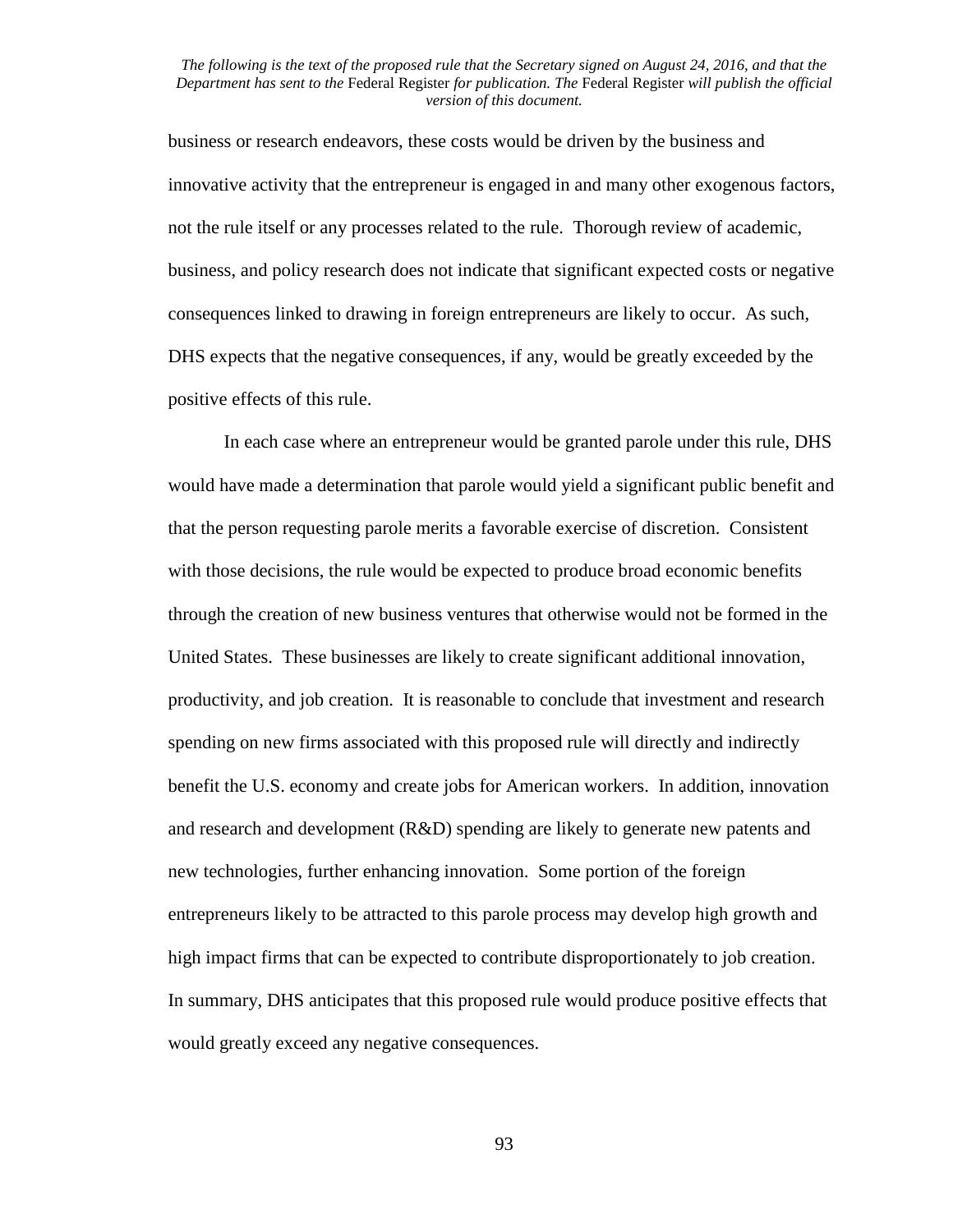business or research endeavors, these costs would be driven by the business and innovative activity that the entrepreneur is engaged in and many other exogenous factors, not the rule itself or any processes related to the rule. Thorough review of academic, business, and policy research does not indicate that significant expected costs or negative consequences linked to drawing in foreign entrepreneurs are likely to occur. As such, DHS expects that the negative consequences, if any, would be greatly exceeded by the positive effects of this rule.

In each case where an entrepreneur would be granted parole under this rule, DHS would have made a determination that parole would yield a significant public benefit and that the person requesting parole merits a favorable exercise of discretion. Consistent with those decisions, the rule would be expected to produce broad economic benefits through the creation of new business ventures that otherwise would not be formed in the United States. These businesses are likely to create significant additional innovation, productivity, and job creation. It is reasonable to conclude that investment and research spending on new firms associated with this proposed rule will directly and indirectly benefit the U.S. economy and create jobs for American workers. In addition, innovation and research and development (R&D) spending are likely to generate new patents and new technologies, further enhancing innovation. Some portion of the foreign entrepreneurs likely to be attracted to this parole process may develop high growth and high impact firms that can be expected to contribute disproportionately to job creation. In summary, DHS anticipates that this proposed rule would produce positive effects that would greatly exceed any negative consequences.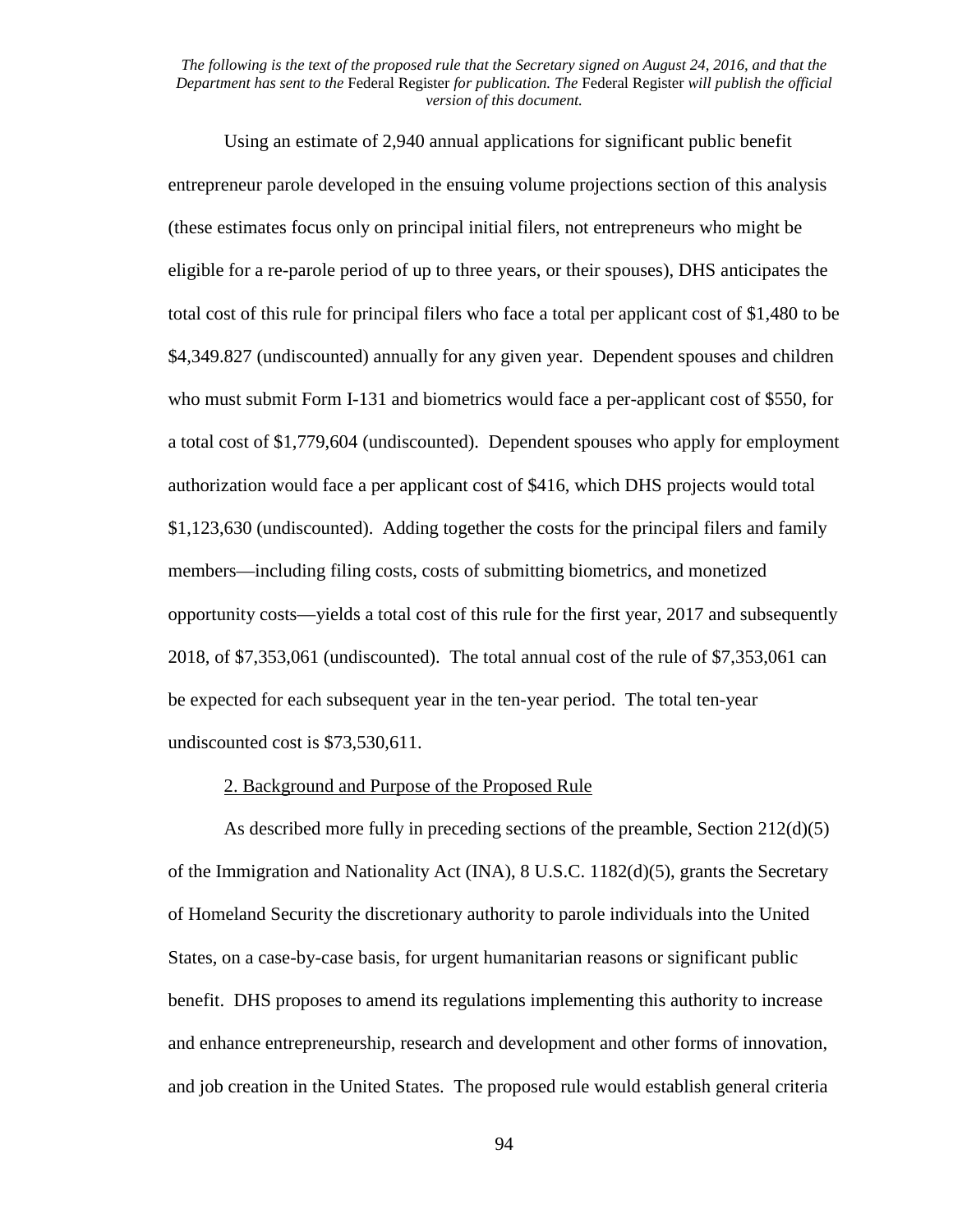Using an estimate of 2,940 annual applications for significant public benefit entrepreneur parole developed in the ensuing volume projections section of this analysis (these estimates focus only on principal initial filers, not entrepreneurs who might be eligible for a re-parole period of up to three years, or their spouses), DHS anticipates the total cost of this rule for principal filers who face a total per applicant cost of $1,480 to be $4,349.827 (undiscounted) annually for any given year. Dependent spouses and children who must submit Form I-131 and biometrics would face a per-applicant cost of $550, for a total cost of $1,779,604 (undiscounted). Dependent spouses who apply for employment authorization would face a per applicant cost of $416, which DHS projects would total $1,123,630 (undiscounted). Adding together the costs for the principal filers and family members—including filing costs, costs of submitting biometrics, and monetized opportunity costs—yields a total cost of this rule for the first year, 2017 and subsequently 2018, of $7,353,061 (undiscounted). The total annual cost of the rule of $7,353,061 can be expected for each subsequent year in the ten-year period. The total ten-year undiscounted cost is $73,530,611.

2. Background and Purpose of the Proposed Rule

As described more fully in preceding sections of the preamble, Section 212(d)(5) of the Immigration and Nationality Act (INA), 8 U.S.C. 1182(d)(5), grants the Secretary of Homeland Security the discretionary authority to parole individuals into the United States, on a case-by-case basis, for urgent humanitarian reasons or significant public benefit. DHS proposes to amend its regulations implementing this authority to increase and enhance entrepreneurship, research and development and other forms of innovation, and job creation in the United States. The proposed rule would establish general criteria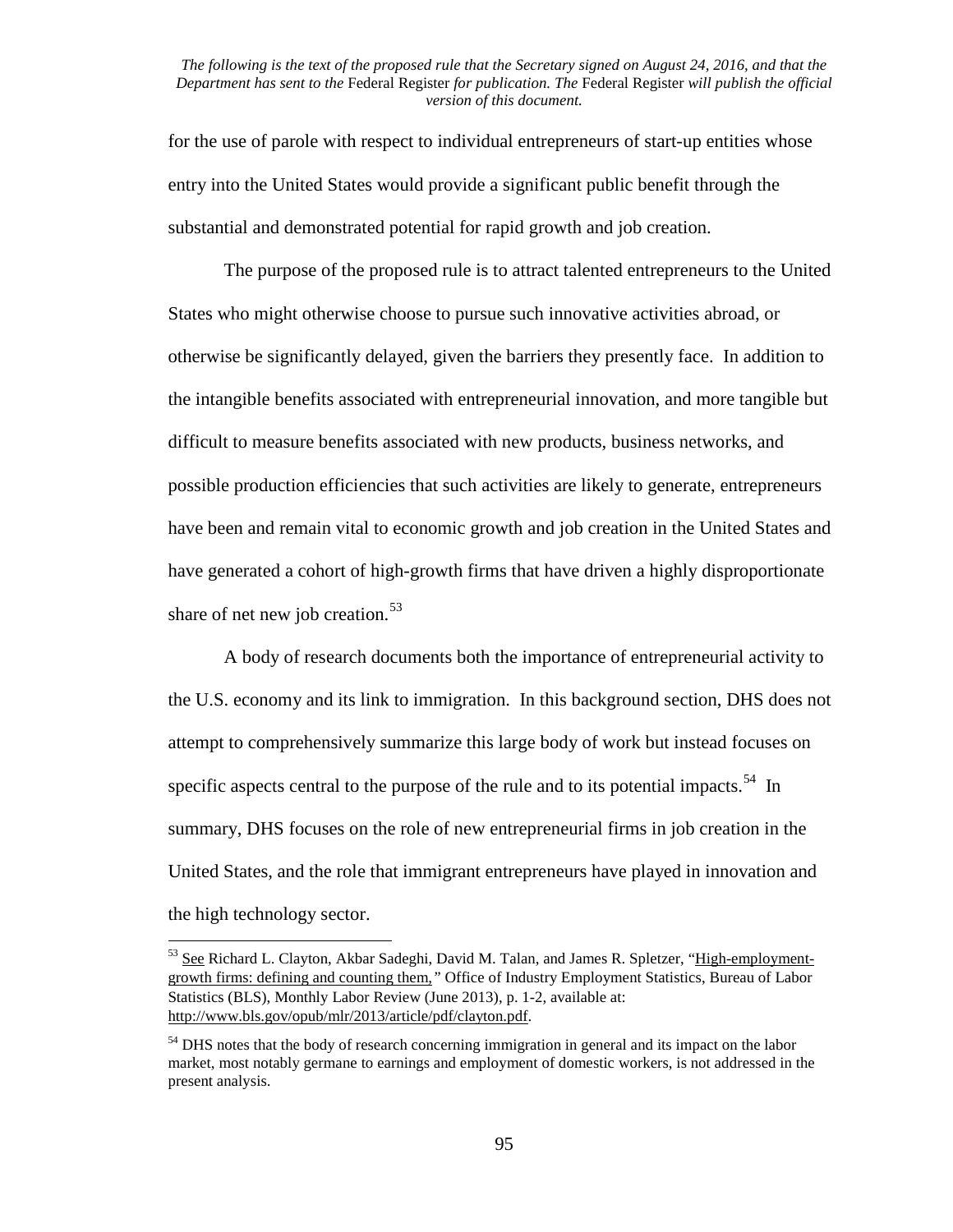for the use of parole with respect to individual entrepreneurs of start-up entities whose entry into the United States would provide a significant public benefit through the substantial and demonstrated potential for rapid growth and job creation.

The purpose of the proposed rule is to attract talented entrepreneurs to the United States who might otherwise choose to pursue such innovative activities abroad, or otherwise be significantly delayed, given the barriers they presently face. In addition to the intangible benefits associated with entrepreneurial innovation, and more tangible but difficult to measure benefits associated with new products, business networks, and possible production efficiencies that such activities are likely to generate, entrepreneurs have been and remain vital to economic growth and job creation in the United States and have generated a cohort of high-growth firms that have driven a highly disproportionate share of net new job creation.[53]

A body of research documents both the importance of entrepreneurial activity to the U.S. economy and its link to immigration. In this background section, DHS does not attempt to comprehensively summarize this large body of work but instead focuses on specific aspects central to the purpose of the rule and to its potential impacts.[54] In summary, DHS focuses on the role of new entrepreneurial firms in job creation in the United States, and the role that immigrant entrepreneurs have played in innovation and the high technology sector.

---

[53] See Richard L. Clayton, Akbar Sadeghi, David M. Talan, and James R. Spletzer, "High-employment-growth firms: defining and counting them," Office of Industry Employment Statistics, Bureau of Labor Statistics (BLS), Monthly Labor Review (June 2013), p. 1-2, available at: http://www.bls.gov/opub/mlr/2013/article/pdf/clayton.pdf.

[54] DHS notes that the body of research concerning immigration in general and its impact on the labor market, most notably germane to earnings and employment of domestic workers, is not addressed in the present analysis.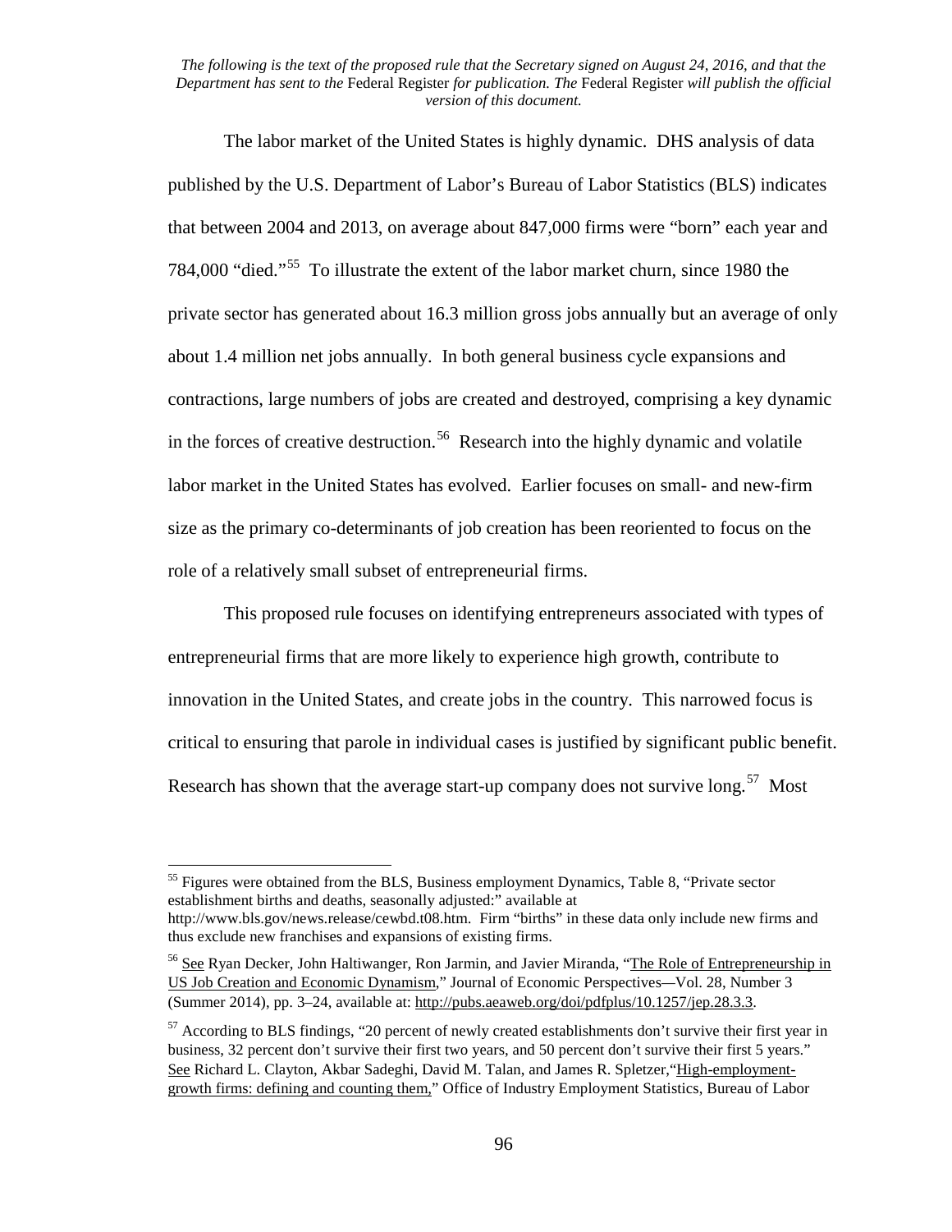The labor market of the United States is highly dynamic. DHS analysis of data published by the U.S. Department of Labor's Bureau of Labor Statistics (BLS) indicates that between 2004 and 2013, on average about 847,000 firms were "born" each year and 784,000 "died."[55] To illustrate the extent of the labor market churn, since 1980 the private sector has generated about 16.3 million gross jobs annually but an average of only about 1.4 million net jobs annually. In both general business cycle expansions and contractions, large numbers of jobs are created and destroyed, comprising a key dynamic in the forces of creative destruction.[56] Research into the highly dynamic and volatile labor market in the United States has evolved. Earlier focuses on small- and new-firm size as the primary co-determinants of job creation has been reoriented to focus on the role of a relatively small subset of entrepreneurial firms.

This proposed rule focuses on identifying entrepreneurs associated with types of entrepreneurial firms that are more likely to experience high growth, contribute to innovation in the United States, and create jobs in the country. This narrowed focus is critical to ensuring that parole in individual cases is justified by significant public benefit. Research has shown that the average start-up company does not survive long.[57] Most

---

[55] Figures were obtained from the BLS, Business employment Dynamics, Table 8, "Private sector establishment births and deaths, seasonally adjusted:" available at http://www.bls.gov/news.release/cewbd.t08.htm. Firm "births" in these data only include new firms and thus exclude new franchises and expansions of existing firms.

[56] See Ryan Decker, John Haltiwanger, Ron Jarmin, and Javier Miranda, "The Role of Entrepreneurship in US Job Creation and Economic Dynamism," Journal of Economic Perspectives—Vol. 28, Number 3 (Summer 2014), pp. 3–24, available at: http://pubs.aeaweb.org/doi/pdfplus/10.1257/jep.28.3.3.

[57] According to BLS findings, "20 percent of newly created establishments don't survive their first year in business, 32 percent don't survive their first two years, and 50 percent don't survive their first 5 years." See Richard L. Clayton, Akbar Sadeghi, David M. Talan, and James R. Spletzer,"High-employment-growth firms: defining and counting them," Office of Industry Employment Statistics, Bureau of Labor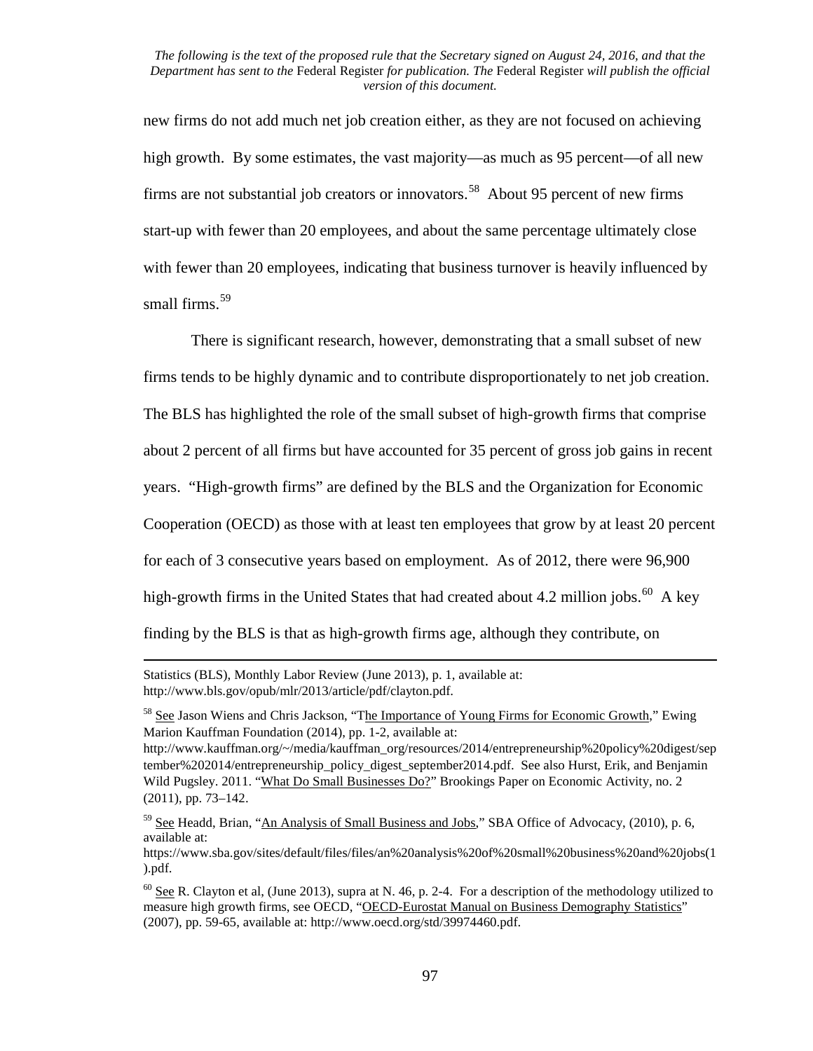new firms do not add much net job creation either, as they are not focused on achieving high growth. By some estimates, the vast majority—as much as 95 percent—of all new firms are not substantial job creators or innovators.[58] About 95 percent of new firms start-up with fewer than 20 employees, and about the same percentage ultimately close with fewer than 20 employees, indicating that business turnover is heavily influenced by small firms.[59]

There is significant research, however, demonstrating that a small subset of new firms tends to be highly dynamic and to contribute disproportionately to net job creation. The BLS has highlighted the role of the small subset of high-growth firms that comprise about 2 percent of all firms but have accounted for 35 percent of gross job gains in recent years. "High-growth firms" are defined by the BLS and the Organization for Economic Cooperation (OECD) as those with at least ten employees that grow by at least 20 percent for each of 3 consecutive years based on employment. As of 2012, there were 96,900 high-growth firms in the United States that had created about 4.2 million jobs.[60] A key finding by the BLS is that as high-growth firms age, although they contribute, on

---

Statistics (BLS), Monthly Labor Review (June 2013), p. 1, available at: http://www.bls.gov/opub/mlr/2013/article/pdf/clayton.pdf.

[58] See Jason Wiens and Chris Jackson, "The Importance of Young Firms for Economic Growth," Ewing Marion Kauffman Foundation (2014), pp. 1-2, available at: http://www.kauffman.org/~/media/kauffman_org/resources/2014/entrepreneurship%20policy%20digest/september%202014/entrepreneurship_policy_digest_september2014.pdf. See also Hurst, Erik, and Benjamin Wild Pugsley. 2011. "What Do Small Businesses Do?" Brookings Paper on Economic Activity, no. 2 (2011), pp. 73–142.

[59] See Headd, Brian, "An Analysis of Small Business and Jobs," SBA Office of Advocacy, (2010), p. 6, available at: https://www.sba.gov/sites/default/files/files/an%20analysis%20of%20small%20business%20and%20jobs(1).pdf.

[60] See R. Clayton et al, (June 2013), supra at N. 46, p. 2-4. For a description of the methodology utilized to measure high growth firms, see OECD, "OECD-Eurostat Manual on Business Demography Statistics" (2007), pp. 59-65, available at: http://www.oecd.org/std/39974460.pdf.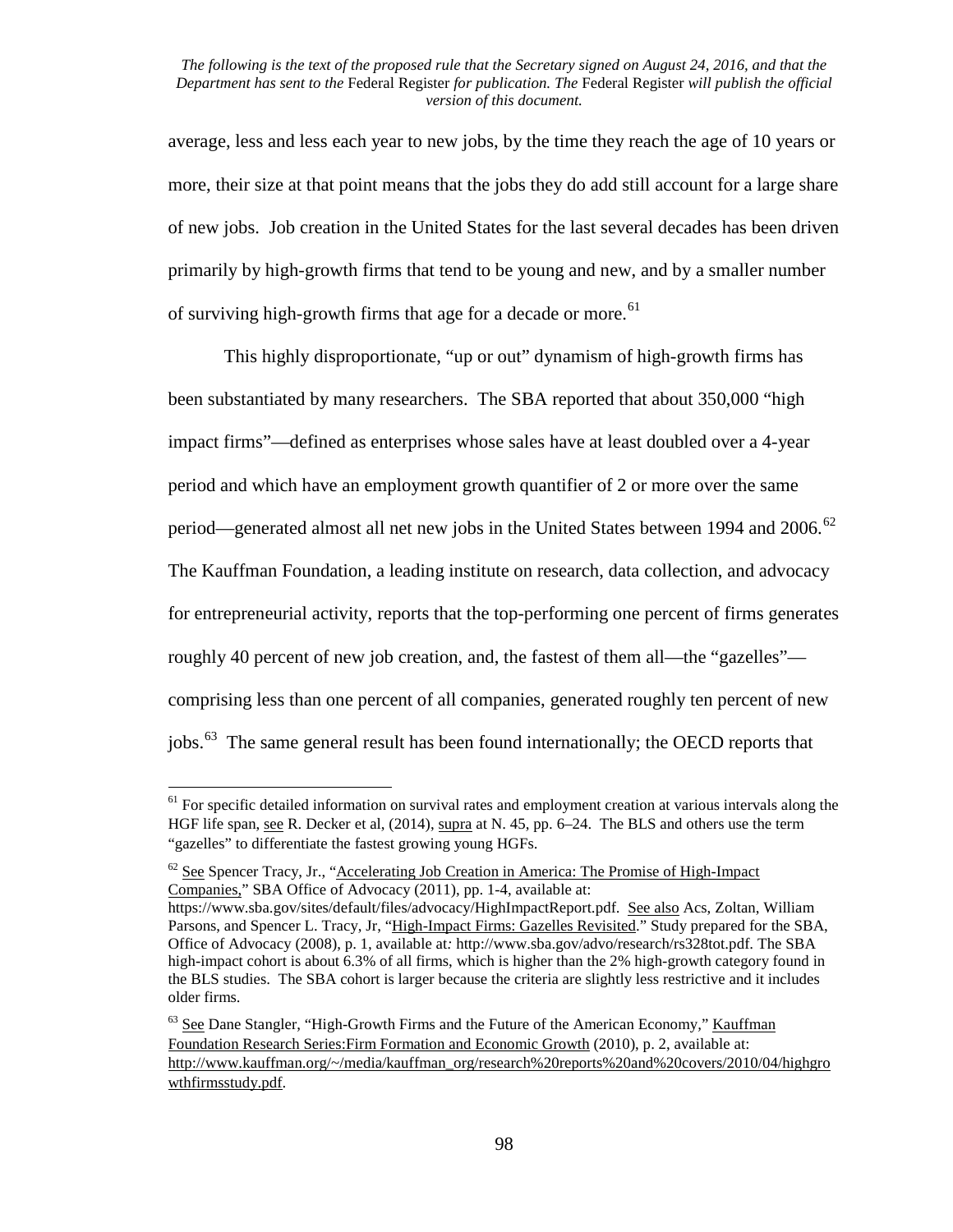average, less and less each year to new jobs, by the time they reach the age of 10 years or more, their size at that point means that the jobs they do add still account for a large share of new jobs. Job creation in the United States for the last several decades has been driven primarily by high-growth firms that tend to be young and new, and by a smaller number of surviving high-growth firms that age for a decade or more.[61]

This highly disproportionate, "up or out" dynamism of high-growth firms has been substantiated by many researchers. The SBA reported that about 350,000 "high impact firms"—defined as enterprises whose sales have at least doubled over a 4-year period and which have an employment growth quantifier of 2 or more over the same period—generated almost all net new jobs in the United States between 1994 and 2006.[62] The Kauffman Foundation, a leading institute on research, data collection, and advocacy for entrepreneurial activity, reports that the top-performing one percent of firms generates roughly 40 percent of new job creation, and, the fastest of them all—the "gazelles"—comprising less than one percent of all companies, generated roughly ten percent of new jobs.[63] The same general result has been found internationally; the OECD reports that

---

[61] For specific detailed information on survival rates and employment creation at various intervals along the HGF life span, see R. Decker et al, (2014), supra at N. 45, pp. 6–24. The BLS and others use the term "gazelles" to differentiate the fastest growing young HGFs.

[62] See Spencer Tracy, Jr., "Accelerating Job Creation in America: The Promise of High-Impact Companies," SBA Office of Advocacy (2011), pp. 1-4, available at: https://www.sba.gov/sites/default/files/advocacy/HighImpactReport.pdf. See also Acs, Zoltan, William Parsons, and Spencer L. Tracy, Jr, "High-Impact Firms: Gazelles Revisited." Study prepared for the SBA, Office of Advocacy (2008), p. 1, available at: http://www.sba.gov/advo/research/rs328tot.pdf. The SBA high-impact cohort is about 6.3% of all firms, which is higher than the 2% high-growth category found in the BLS studies. The SBA cohort is larger because the criteria are slightly less restrictive and it includes older firms.

[63] See Dane Stangler, "High-Growth Firms and the Future of the American Economy," Kauffman Foundation Research Series:Firm Formation and Economic Growth (2010), p. 2, available at: http://www.kauffman.org/~/media/kauffman_org/research%20reports%20and%20covers/2010/04/highgrowthfirmsstudy.pdf.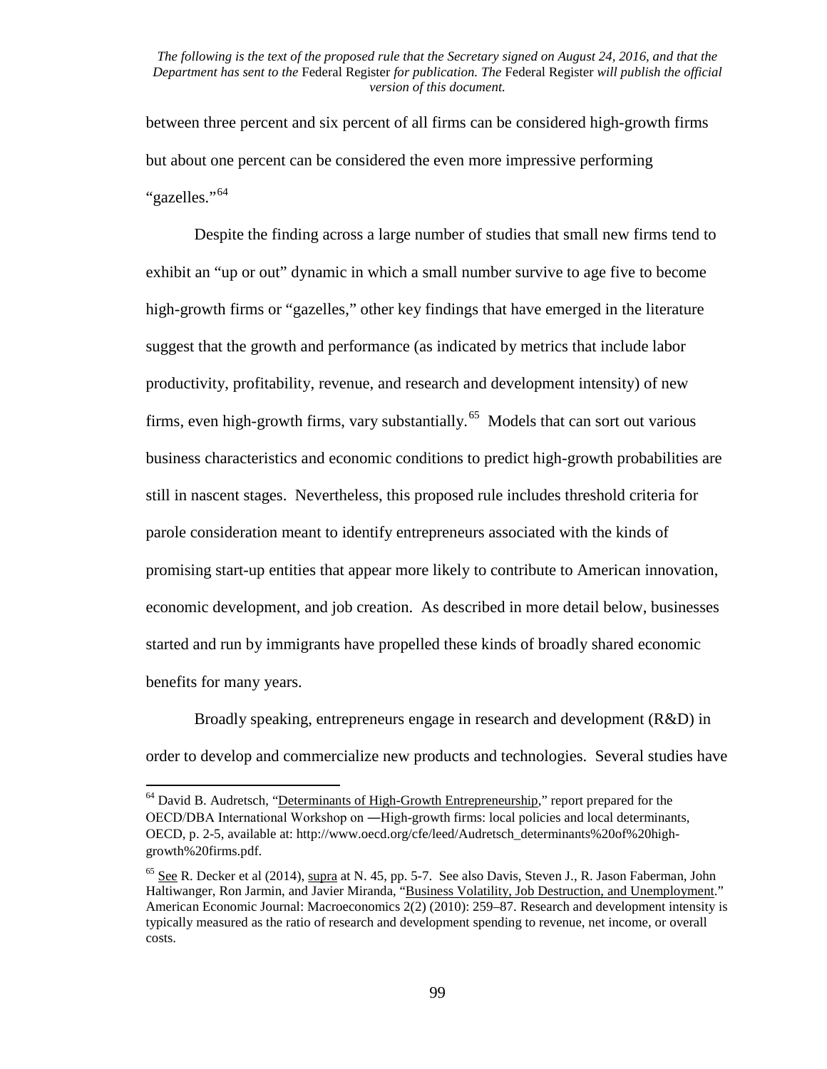between three percent and six percent of all firms can be considered high-growth firms but about one percent can be considered the even more impressive performing "gazelles."[64]

Despite the finding across a large number of studies that small new firms tend to exhibit an "up or out" dynamic in which a small number survive to age five to become high-growth firms or "gazelles," other key findings that have emerged in the literature suggest that the growth and performance (as indicated by metrics that include labor productivity, profitability, revenue, and research and development intensity) of new firms, even high-growth firms, vary substantially.[65] Models that can sort out various business characteristics and economic conditions to predict high-growth probabilities are still in nascent stages. Nevertheless, this proposed rule includes threshold criteria for parole consideration meant to identify entrepreneurs associated with the kinds of promising start-up entities that appear more likely to contribute to American innovation, economic development, and job creation. As described in more detail below, businesses started and run by immigrants have propelled these kinds of broadly shared economic benefits for many years.

Broadly speaking, entrepreneurs engage in research and development (R&D) in order to develop and commercialize new products and technologies. Several studies have

---

[64] David B. Audretsch, "Determinants of High-Growth Entrepreneurship," report prepared for the OECD/DBA International Workshop on ―High-growth firms: local policies and local determinants, OECD, p. 2-5, available at: http://www.oecd.org/cfe/leed/Audretsch_determinants%20of%20high-growth%20firms.pdf.

[65] See R. Decker et al (2014), supra at N. 45, pp. 5-7. See also Davis, Steven J., R. Jason Faberman, John Haltiwanger, Ron Jarmin, and Javier Miranda, "Business Volatility, Job Destruction, and Unemployment." American Economic Journal: Macroeconomics 2(2) (2010): 259–87. Research and development intensity is typically measured as the ratio of research and development spending to revenue, net income, or overall costs.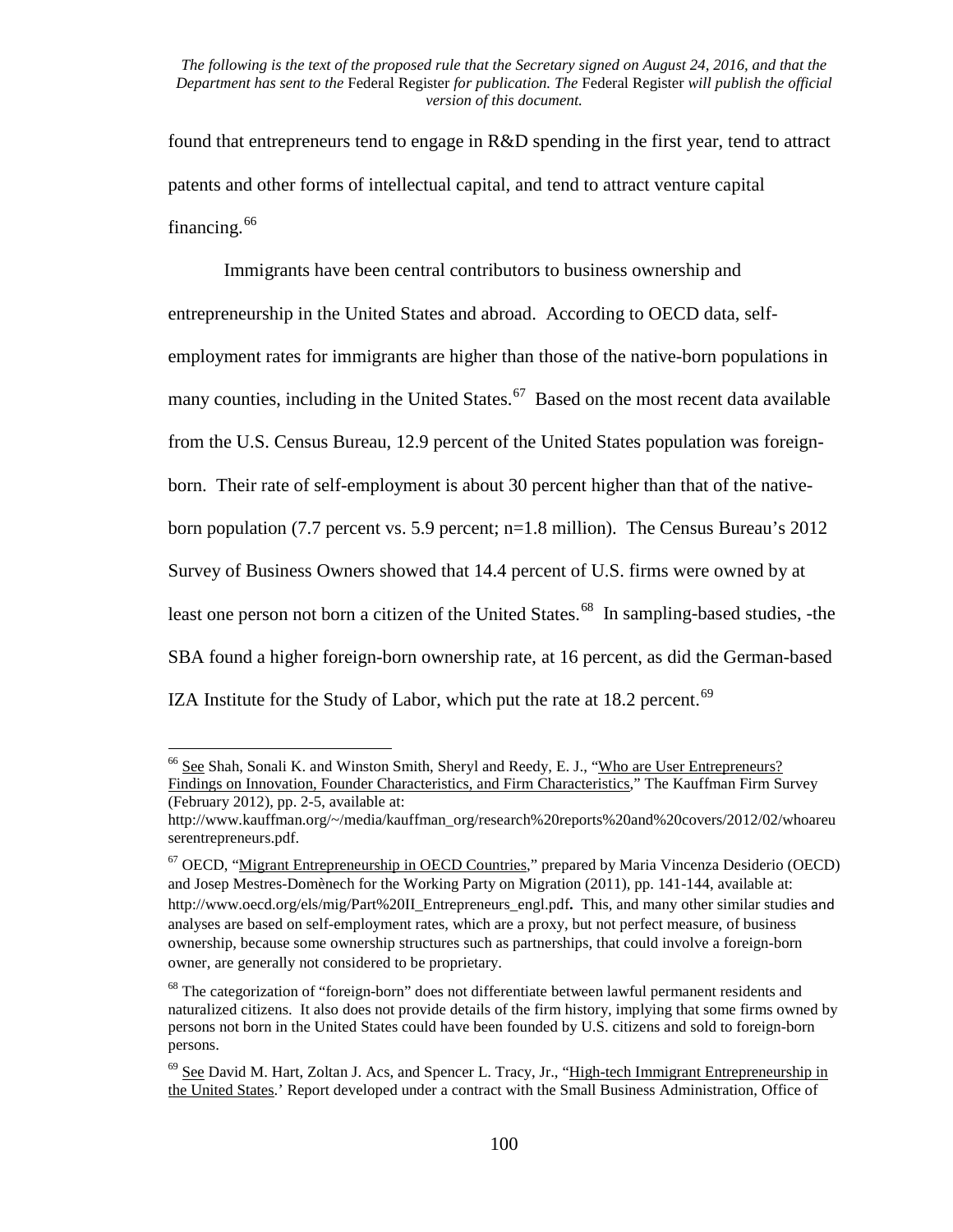found that entrepreneurs tend to engage in R&D spending in the first year, tend to attract patents and other forms of intellectual capital, and tend to attract venture capital financing.[66]

Immigrants have been central contributors to business ownership and entrepreneurship in the United States and abroad. According to OECD data, self-employment rates for immigrants are higher than those of the native-born populations in many counties, including in the United States.[67] Based on the most recent data available from the U.S. Census Bureau, 12.9 percent of the United States population was foreign-born. Their rate of self-employment is about 30 percent higher than that of the native-born population (7.7 percent vs. 5.9 percent; n=1.8 million). The Census Bureau's 2012 Survey of Business Owners showed that 14.4 percent of U.S. firms were owned by at least one person not born a citizen of the United States.[68] In sampling-based studies, -the SBA found a higher foreign-born ownership rate, at 16 percent, as did the German-based IZA Institute for the Study of Labor, which put the rate at 18.2 percent.[69]

---

[66] See Shah, Sonali K. and Winston Smith, Sheryl and Reedy, E. J., "Who are User Entrepreneurs? Findings on Innovation, Founder Characteristics, and Firm Characteristics," The Kauffman Firm Survey (February 2012), pp. 2-5, available at: http://www.kauffman.org/~/media/kauffman_org/research%20reports%20and%20covers/2012/02/whoareuserentrepreneurs.pdf.

[67] OECD, "Migrant Entrepreneurship in OECD Countries," prepared by Maria Vincenza Desiderio (OECD) and Josep Mestres-Domènech for the Working Party on Migration (2011), pp. 141-144, available at: http://www.oecd.org/els/mig/Part%20II_Entrepreneurs_engl.pdf. This, and many other similar studies and analyses are based on self-employment rates, which are a proxy, but not perfect measure, of business ownership, because some ownership structures such as partnerships, that could involve a foreign-born owner, are generally not considered to be proprietary.

[68] The categorization of "foreign-born" does not differentiate between lawful permanent residents and naturalized citizens. It also does not provide details of the firm history, implying that some firms owned by persons not born in the United States could have been founded by U.S. citizens and sold to foreign-born persons.

[69] See David M. Hart, Zoltan J. Acs, and Spencer L. Tracy, Jr., "High-tech Immigrant Entrepreneurship in the United States.' Report developed under a contract with the Small Business Administration, Office of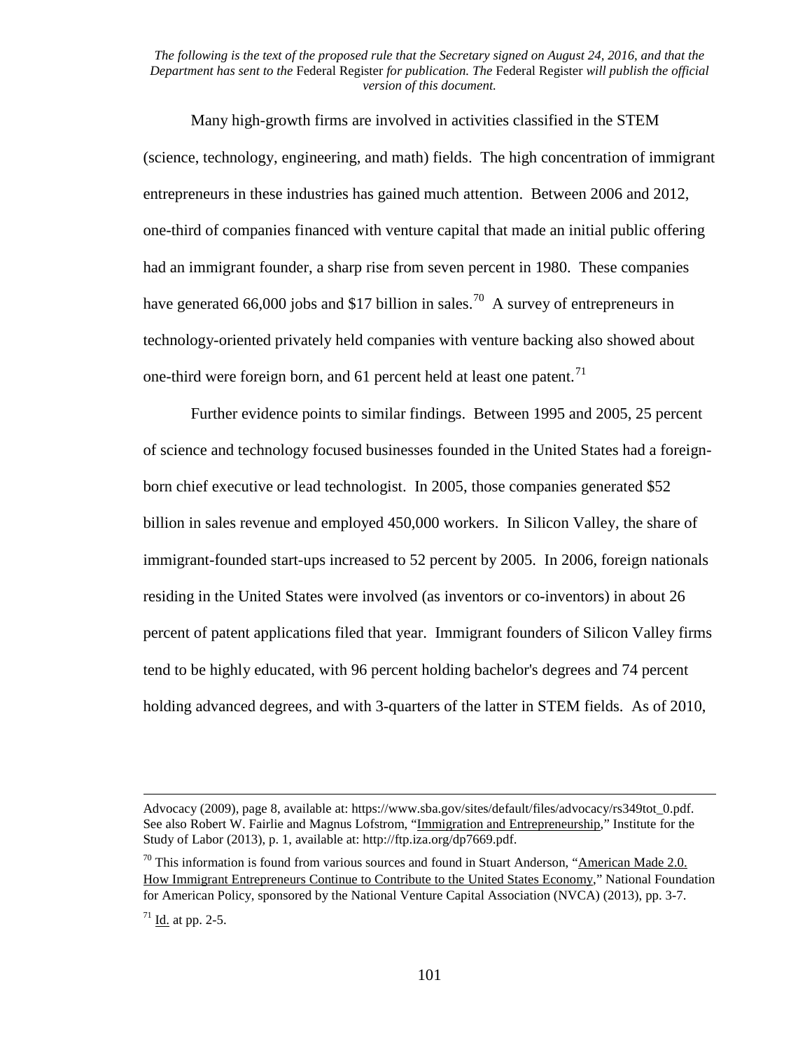*The following is the text of the proposed rule that the Secretary signed on August 24, 2016, and that the Department has sent to the* Federal Register *for publication. The* Federal Register *will publish the official version of this document.*

Many high-growth firms are involved in activities classified in the STEM (science, technology, engineering, and math) fields. The high concentration of immigrant entrepreneurs in these industries has gained much attention. Between 2006 and 2012, one-third of companies financed with venture capital that made an initial public offering had an immigrant founder, a sharp rise from seven percent in 1980. These companies have generated 66,000 jobs and $17 billion in sales.[70] A survey of entrepreneurs in technology-oriented privately held companies with venture backing also showed about one-third were foreign born, and 61 percent held at least one patent.[71]

Further evidence points to similar findings. Between 1995 and 2005, 25 percent of science and technology focused businesses founded in the United States had a foreign-born chief executive or lead technologist. In 2005, those companies generated $52 billion in sales revenue and employed 450,000 workers. In Silicon Valley, the share of immigrant-founded start-ups increased to 52 percent by 2005. In 2006, foreign nationals residing in the United States were involved (as inventors or co-inventors) in about 26 percent of patent applications filed that year. Immigrant founders of Silicon Valley firms tend to be highly educated, with 96 percent holding bachelor's degrees and 74 percent holding advanced degrees, and with 3-quarters of the latter in STEM fields. As of 2010,

---

Advocacy (2009), page 8, available at: https://www.sba.gov/sites/default/files/advocacy/rs349tot_0.pdf. See also Robert W. Fairlie and Magnus Lofstrom, "Immigration and Entrepreneurship," Institute for the Study of Labor (2013), p. 1, available at: http://ftp.iza.org/dp7669.pdf.

[70] This information is found from various sources and found in Stuart Anderson, "American Made 2.0. How Immigrant Entrepreneurs Continue to Contribute to the United States Economy," National Foundation for American Policy, sponsored by the National Venture Capital Association (NVCA) (2013), pp. 3-7.

[71] Id. at pp. 2-5.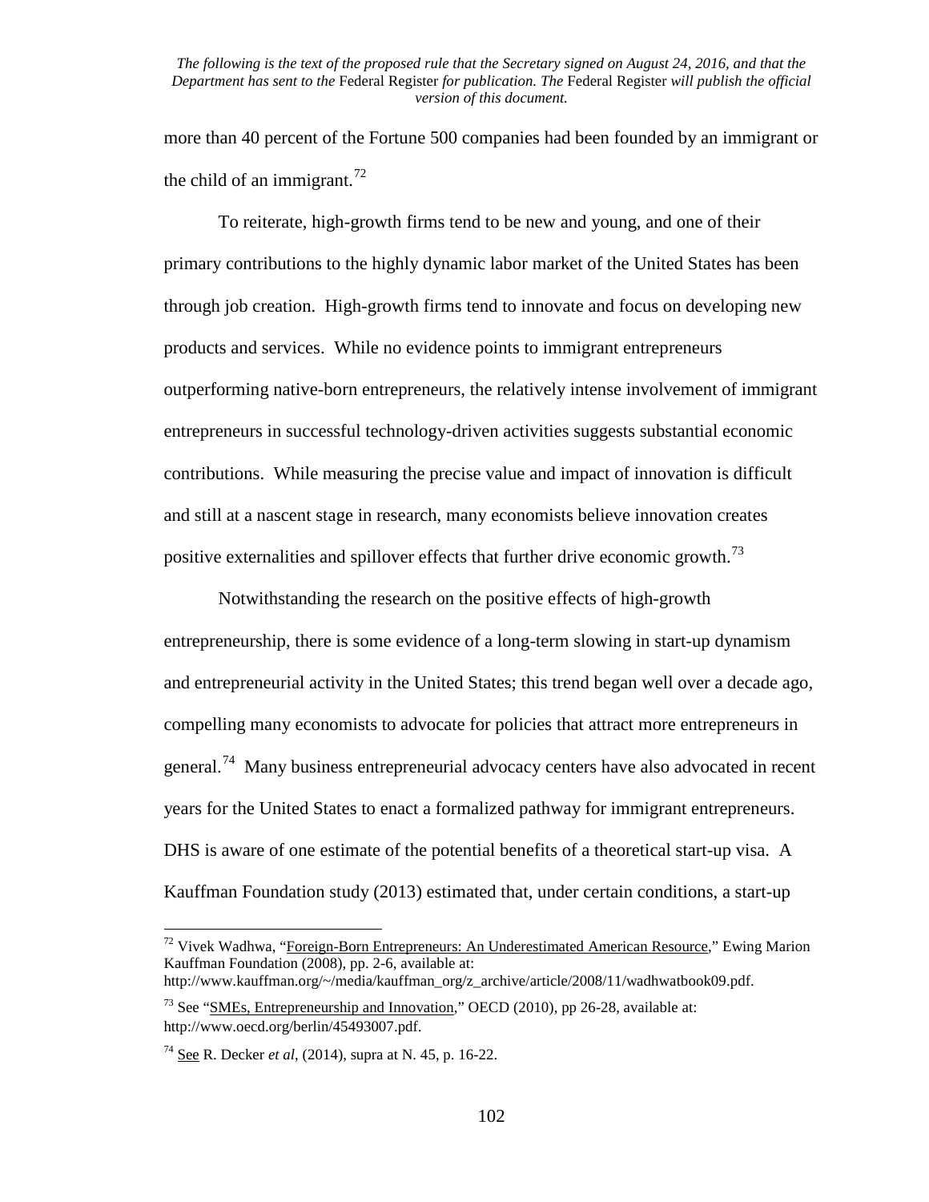more than 40 percent of the Fortune 500 companies had been founded by an immigrant or the child of an immigrant.[72]

To reiterate, high-growth firms tend to be new and young, and one of their primary contributions to the highly dynamic labor market of the United States has been through job creation. High-growth firms tend to innovate and focus on developing new products and services. While no evidence points to immigrant entrepreneurs outperforming native-born entrepreneurs, the relatively intense involvement of immigrant entrepreneurs in successful technology-driven activities suggests substantial economic contributions. While measuring the precise value and impact of innovation is difficult and still at a nascent stage in research, many economists believe innovation creates positive externalities and spillover effects that further drive economic growth.[73]

Notwithstanding the research on the positive effects of high-growth entrepreneurship, there is some evidence of a long-term slowing in start-up dynamism and entrepreneurial activity in the United States; this trend began well over a decade ago, compelling many economists to advocate for policies that attract more entrepreneurs in general.[74] Many business entrepreneurial advocacy centers have also advocated in recent years for the United States to enact a formalized pathway for immigrant entrepreneurs. DHS is aware of one estimate of the potential benefits of a theoretical start-up visa. A Kauffman Foundation study (2013) estimated that, under certain conditions, a start-up

---

[72] Vivek Wadhwa, "Foreign-Born Entrepreneurs: An Underestimated American Resource," Ewing Marion Kauffman Foundation (2008), pp. 2-6, available at: http://www.kauffman.org/~/media/kauffman_org/z_archive/article/2008/11/wadhwatbook09.pdf.

[73] See "SMEs, Entrepreneurship and Innovation," OECD (2010), pp 26-28, available at: http://www.oecd.org/berlin/45493007.pdf.

[74] See R. Decker *et al*, (2014), supra at N. 45, p. 16-22.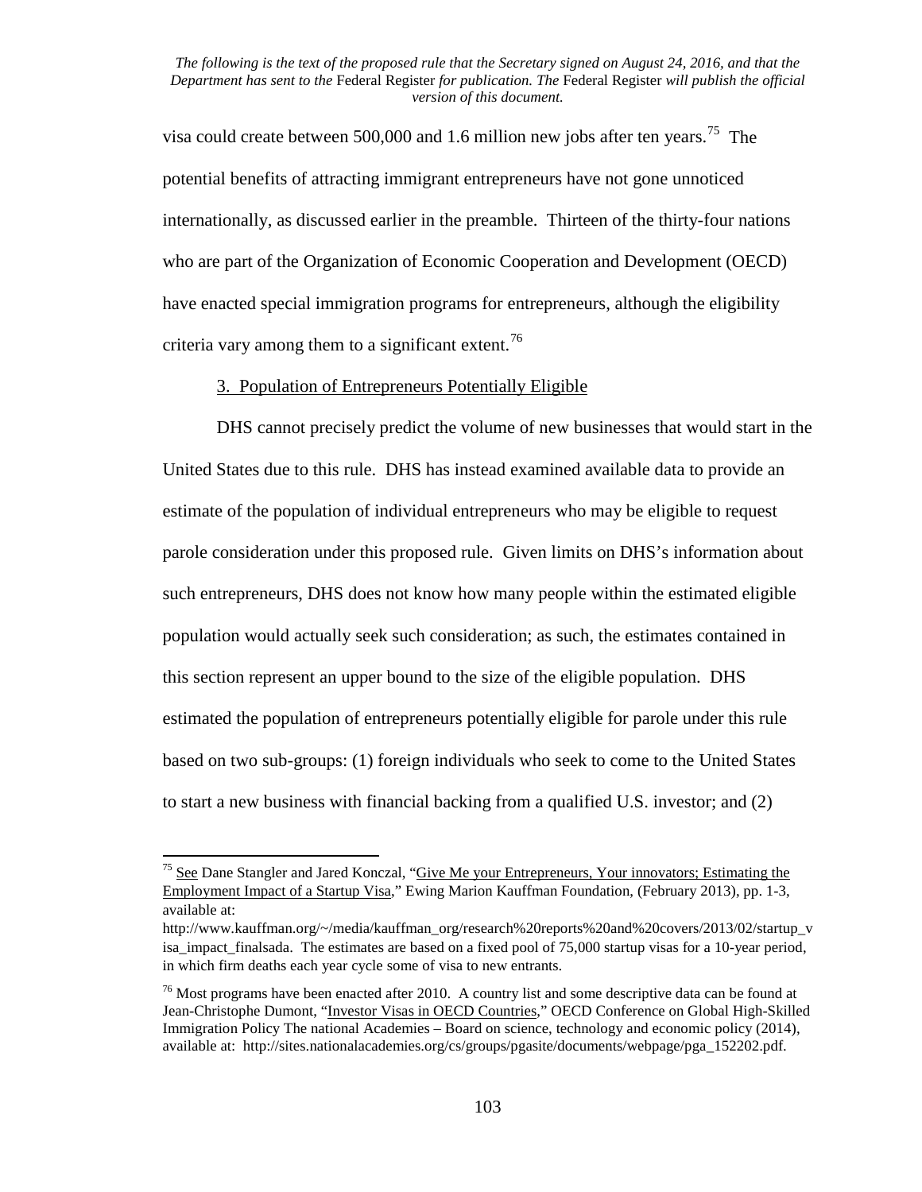visa could create between 500,000 and 1.6 million new jobs after ten years.[75] The potential benefits of attracting immigrant entrepreneurs have not gone unnoticed internationally, as discussed earlier in the preamble. Thirteen of the thirty-four nations who are part of the Organization of Economic Cooperation and Development (OECD) have enacted special immigration programs for entrepreneurs, although the eligibility criteria vary among them to a significant extent.[76]

3. Population of Entrepreneurs Potentially Eligible

DHS cannot precisely predict the volume of new businesses that would start in the United States due to this rule. DHS has instead examined available data to provide an estimate of the population of individual entrepreneurs who may be eligible to request parole consideration under this proposed rule. Given limits on DHS's information about such entrepreneurs, DHS does not know how many people within the estimated eligible population would actually seek such consideration; as such, the estimates contained in this section represent an upper bound to the size of the eligible population. DHS estimated the population of entrepreneurs potentially eligible for parole under this rule based on two sub-groups: (1) foreign individuals who seek to come to the United States to start a new business with financial backing from a qualified U.S. investor; and (2)

---

[75] See Dane Stangler and Jared Konczal, "Give Me your Entrepreneurs, Your innovators; Estimating the Employment Impact of a Startup Visa," Ewing Marion Kauffman Foundation, (February 2013), pp. 1-3, available at: http://www.kauffman.org/~/media/kauffman_org/research%20reports%20and%20covers/2013/02/startup_visa_impact_finalsada. The estimates are based on a fixed pool of 75,000 startup visas for a 10-year period, in which firm deaths each year cycle some of visa to new entrants.

[76] Most programs have been enacted after 2010. A country list and some descriptive data can be found at Jean-Christophe Dumont, "Investor Visas in OECD Countries," OECD Conference on Global High-Skilled Immigration Policy The national Academies – Board on science, technology and economic policy (2014), available at: http://sites.nationalacademies.org/cs/groups/pgasite/documents/webpage/pga_152202.pdf.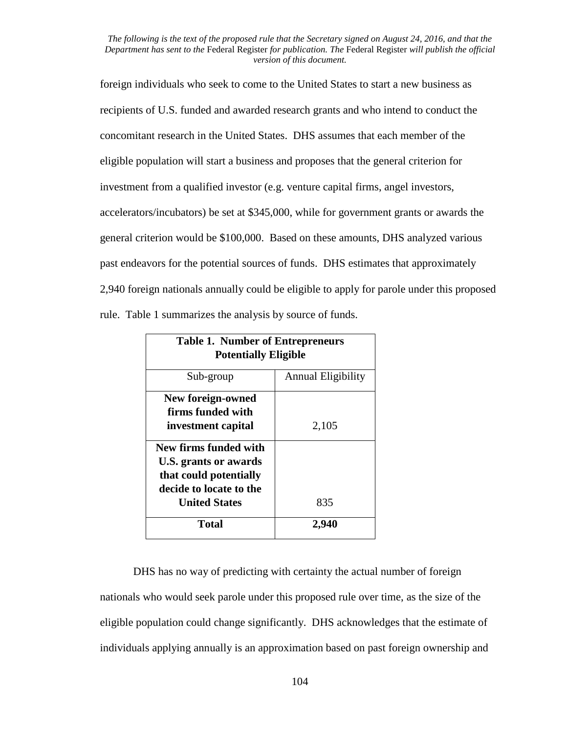foreign individuals who seek to come to the United States to start a new business as recipients of U.S. funded and awarded research grants and who intend to conduct the concomitant research in the United States. DHS assumes that each member of the eligible population will start a business and proposes that the general criterion for investment from a qualified investor (e.g. venture capital firms, angel investors, accelerators/incubators) be set at $345,000, while for government grants or awards the general criterion would be $100,000. Based on these amounts, DHS analyzed various past endeavors for the potential sources of funds. DHS estimates that approximately 2,940 foreign nationals annually could be eligible to apply for parole under this proposed rule. Table 1 summarizes the analysis by source of funds.

**Table 1. Number of Entrepreneurs Potentially Eligible**

| Sub-group | Annual Eligibility |
|---|---|
| **New foreign-owned firms funded with investment capital** | 2,105 |
| **New firms funded with U.S. grants or awards that could potentially decide to locate to the United States** | 835 |
| **Total** | **2,940** |

DHS has no way of predicting with certainty the actual number of foreign nationals who would seek parole under this proposed rule over time, as the size of the eligible population could change significantly. DHS acknowledges that the estimate of individuals applying annually is an approximation based on past foreign ownership and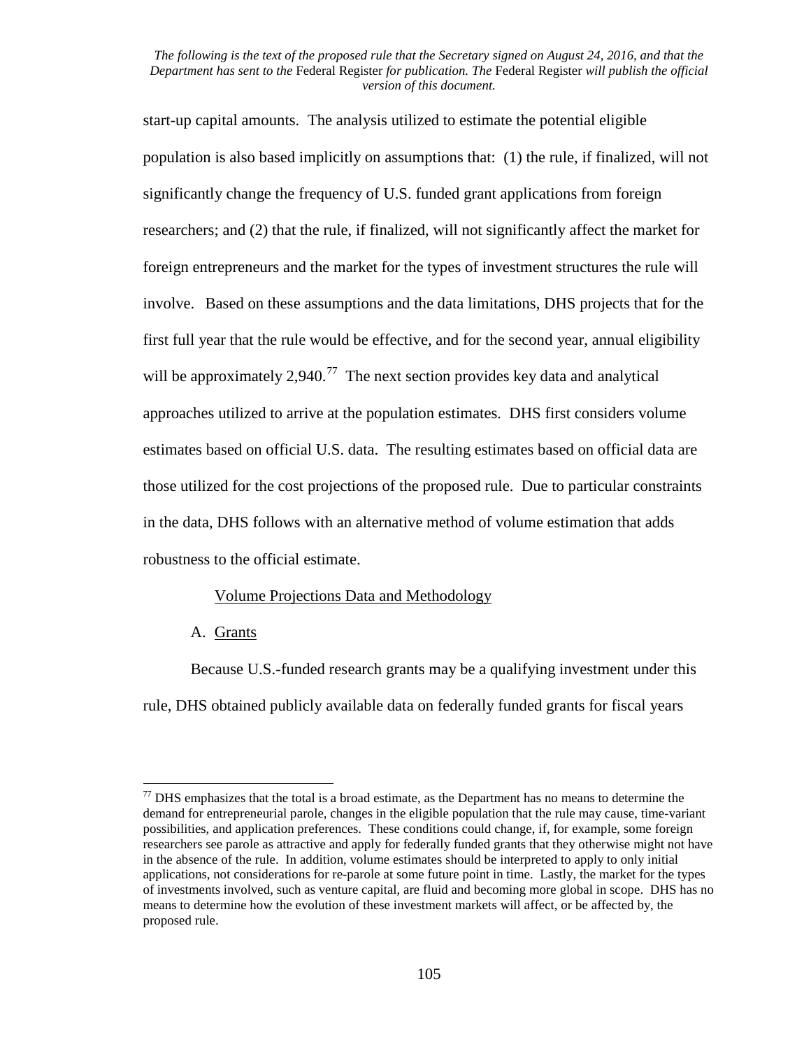start-up capital amounts. The analysis utilized to estimate the potential eligible population is also based implicitly on assumptions that: (1) the rule, if finalized, will not significantly change the frequency of U.S. funded grant applications from foreign researchers; and (2) that the rule, if finalized, will not significantly affect the market for foreign entrepreneurs and the market for the types of investment structures the rule will involve. Based on these assumptions and the data limitations, DHS projects that for the first full year that the rule would be effective, and for the second year, annual eligibility will be approximately 2,940.[77] The next section provides key data and analytical approaches utilized to arrive at the population estimates. DHS first considers volume estimates based on official U.S. data. The resulting estimates based on official data are those utilized for the cost projections of the proposed rule. Due to particular constraints in the data, DHS follows with an alternative method of volume estimation that adds robustness to the official estimate.

Volume Projections Data and Methodology

A. Grants

Because U.S.-funded research grants may be a qualifying investment under this rule, DHS obtained publicly available data on federally funded grants for fiscal years

[77] DHS emphasizes that the total is a broad estimate, as the Department has no means to determine the demand for entrepreneurial parole, changes in the eligible population that the rule may cause, time-variant possibilities, and application preferences. These conditions could change, if, for example, some foreign researchers see parole as attractive and apply for federally funded grants that they otherwise might not have in the absence of the rule. In addition, volume estimates should be interpreted to apply to only initial applications, not considerations for re-parole at some future point in time. Lastly, the market for the types of investments involved, such as venture capital, are fluid and becoming more global in scope. DHS has no means to determine how the evolution of these investment markets will affect, or be affected by, the proposed rule.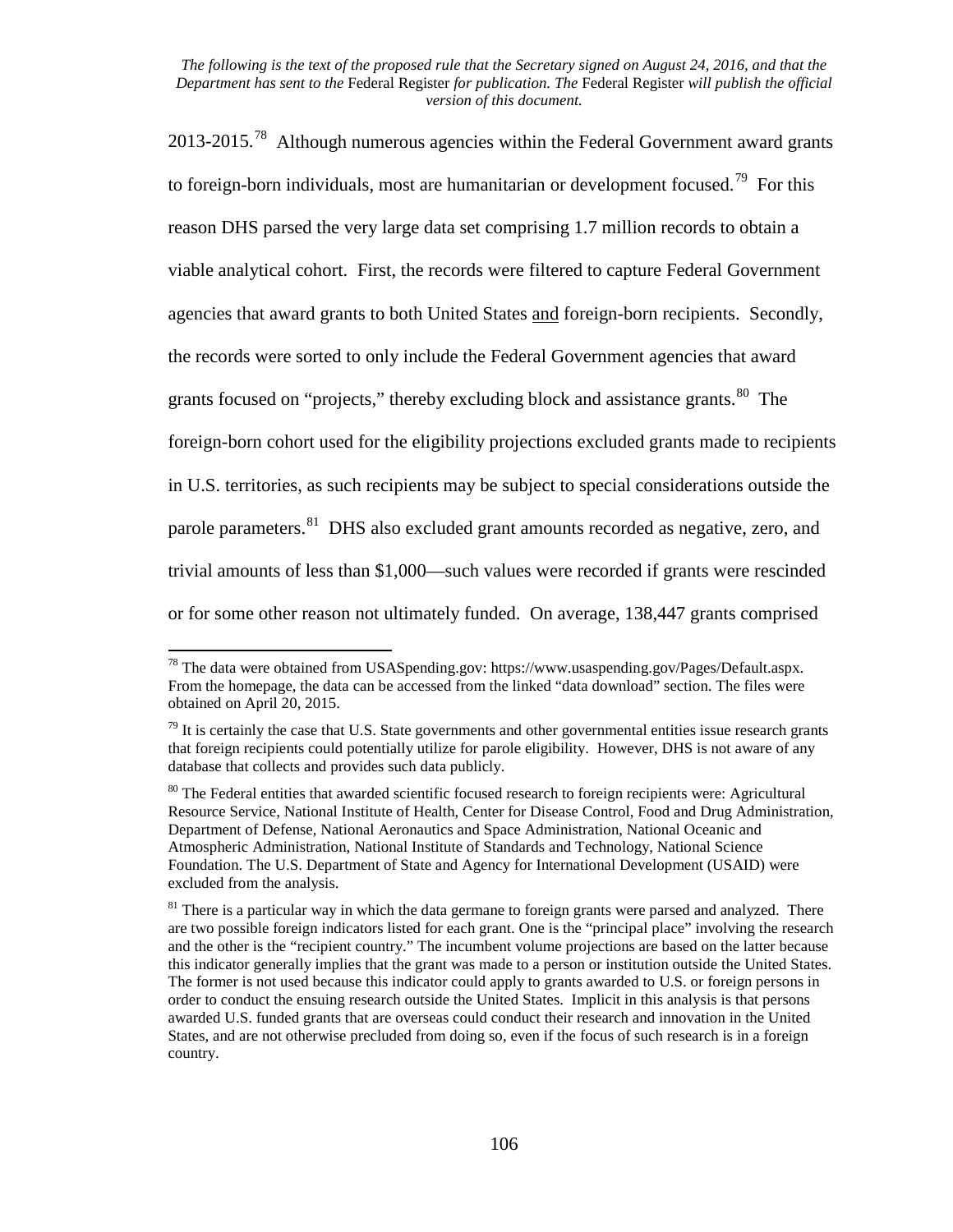2013-2015.[78] Although numerous agencies within the Federal Government award grants to foreign-born individuals, most are humanitarian or development focused.[79] For this reason DHS parsed the very large data set comprising 1.7 million records to obtain a viable analytical cohort. First, the records were filtered to capture Federal Government agencies that award grants to both United States and foreign-born recipients. Secondly, the records were sorted to only include the Federal Government agencies that award grants focused on "projects," thereby excluding block and assistance grants.[80] The foreign-born cohort used for the eligibility projections excluded grants made to recipients in U.S. territories, as such recipients may be subject to special considerations outside the parole parameters.[81] DHS also excluded grant amounts recorded as negative, zero, and trivial amounts of less than $1,000—such values were recorded if grants were rescinded or for some other reason not ultimately funded. On average, 138,447 grants comprised

[78] The data were obtained from USASpending.gov: https://www.usaspending.gov/Pages/Default.aspx. From the homepage, the data can be accessed from the linked "data download" section. The files were obtained on April 20, 2015.

[79] It is certainly the case that U.S. State governments and other governmental entities issue research grants that foreign recipients could potentially utilize for parole eligibility. However, DHS is not aware of any database that collects and provides such data publicly.

[80] The Federal entities that awarded scientific focused research to foreign recipients were: Agricultural Resource Service, National Institute of Health, Center for Disease Control, Food and Drug Administration, Department of Defense, National Aeronautics and Space Administration, National Oceanic and Atmospheric Administration, National Institute of Standards and Technology, National Science Foundation. The U.S. Department of State and Agency for International Development (USAID) were excluded from the analysis.

[81] There is a particular way in which the data germane to foreign grants were parsed and analyzed. There are two possible foreign indicators listed for each grant. One is the "principal place" involving the research and the other is the "recipient country." The incumbent volume projections are based on the latter because this indicator generally implies that the grant was made to a person or institution outside the United States. The former is not used because this indicator could apply to grants awarded to U.S. or foreign persons in order to conduct the ensuing research outside the United States. Implicit in this analysis is that persons awarded U.S. funded grants that are overseas could conduct their research and innovation in the United States, and are not otherwise precluded from doing so, even if the focus of such research is in a foreign country.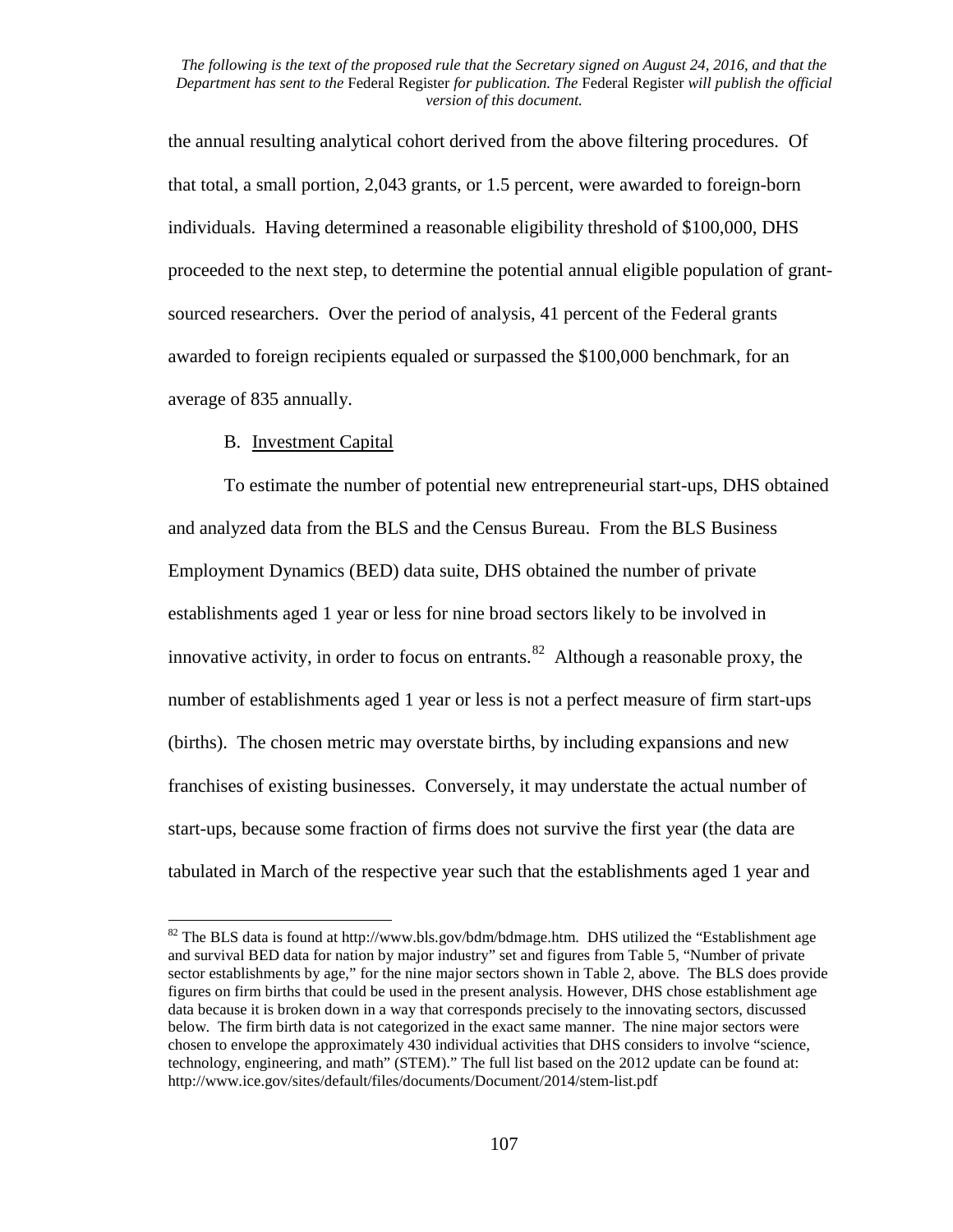the annual resulting analytical cohort derived from the above filtering procedures. Of that total, a small portion, 2,043 grants, or 1.5 percent, were awarded to foreign-born individuals. Having determined a reasonable eligibility threshold of $100,000, DHS proceeded to the next step, to determine the potential annual eligible population of grant-sourced researchers. Over the period of analysis, 41 percent of the Federal grants awarded to foreign recipients equaled or surpassed the $100,000 benchmark, for an average of 835 annually.

B. Investment Capital

To estimate the number of potential new entrepreneurial start-ups, DHS obtained and analyzed data from the BLS and the Census Bureau. From the BLS Business Employment Dynamics (BED) data suite, DHS obtained the number of private establishments aged 1 year or less for nine broad sectors likely to be involved in innovative activity, in order to focus on entrants.[82] Although a reasonable proxy, the number of establishments aged 1 year or less is not a perfect measure of firm start-ups (births). The chosen metric may overstate births, by including expansions and new franchises of existing businesses. Conversely, it may understate the actual number of start-ups, because some fraction of firms does not survive the first year (the data are tabulated in March of the respective year such that the establishments aged 1 year and

---

[82] The BLS data is found at http://www.bls.gov/bdm/bdmage.htm. DHS utilized the "Establishment age and survival BED data for nation by major industry" set and figures from Table 5, "Number of private sector establishments by age," for the nine major sectors shown in Table 2, above. The BLS does provide figures on firm births that could be used in the present analysis. However, DHS chose establishment age data because it is broken down in a way that corresponds precisely to the innovating sectors, discussed below. The firm birth data is not categorized in the exact same manner. The nine major sectors were chosen to envelope the approximately 430 individual activities that DHS considers to involve "science, technology, engineering, and math" (STEM)." The full list based on the 2012 update can be found at: http://www.ice.gov/sites/default/files/documents/Document/2014/stem-list.pdf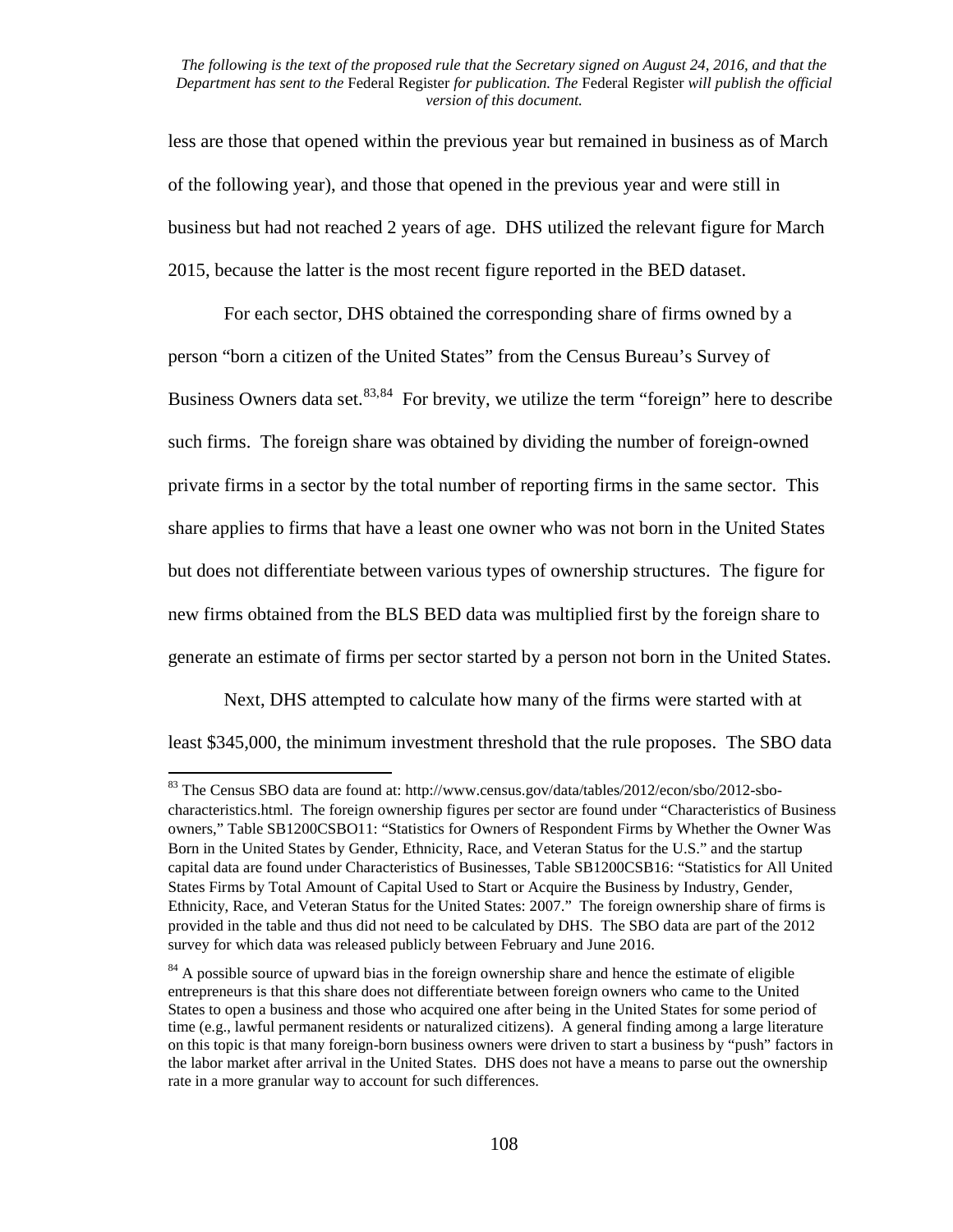less are those that opened within the previous year but remained in business as of March of the following year), and those that opened in the previous year and were still in business but had not reached 2 years of age. DHS utilized the relevant figure for March 2015, because the latter is the most recent figure reported in the BED dataset.

For each sector, DHS obtained the corresponding share of firms owned by a person "born a citizen of the United States" from the Census Bureau's Survey of Business Owners data set.[83,84] For brevity, we utilize the term "foreign" here to describe such firms. The foreign share was obtained by dividing the number of foreign-owned private firms in a sector by the total number of reporting firms in the same sector. This share applies to firms that have a least one owner who was not born in the United States but does not differentiate between various types of ownership structures. The figure for new firms obtained from the BLS BED data was multiplied first by the foreign share to generate an estimate of firms per sector started by a person not born in the United States.

Next, DHS attempted to calculate how many of the firms were started with at least $345,000, the minimum investment threshold that the rule proposes. The SBO data

---

[83] The Census SBO data are found at: http://www.census.gov/data/tables/2012/econ/sbo/2012-sbo-characteristics.html. The foreign ownership figures per sector are found under "Characteristics of Business owners," Table SB1200CSBO11: "Statistics for Owners of Respondent Firms by Whether the Owner Was Born in the United States by Gender, Ethnicity, Race, and Veteran Status for the U.S." and the startup capital data are found under Characteristics of Businesses, Table SB1200CSB16: "Statistics for All United States Firms by Total Amount of Capital Used to Start or Acquire the Business by Industry, Gender, Ethnicity, Race, and Veteran Status for the United States: 2007." The foreign ownership share of firms is provided in the table and thus did not need to be calculated by DHS. The SBO data are part of the 2012 survey for which data was released publicly between February and June 2016.

[84] A possible source of upward bias in the foreign ownership share and hence the estimate of eligible entrepreneurs is that this share does not differentiate between foreign owners who came to the United States to open a business and those who acquired one after being in the United States for some period of time (e.g., lawful permanent residents or naturalized citizens). A general finding among a large literature on this topic is that many foreign-born business owners were driven to start a business by "push" factors in the labor market after arrival in the United States. DHS does not have a means to parse out the ownership rate in a more granular way to account for such differences.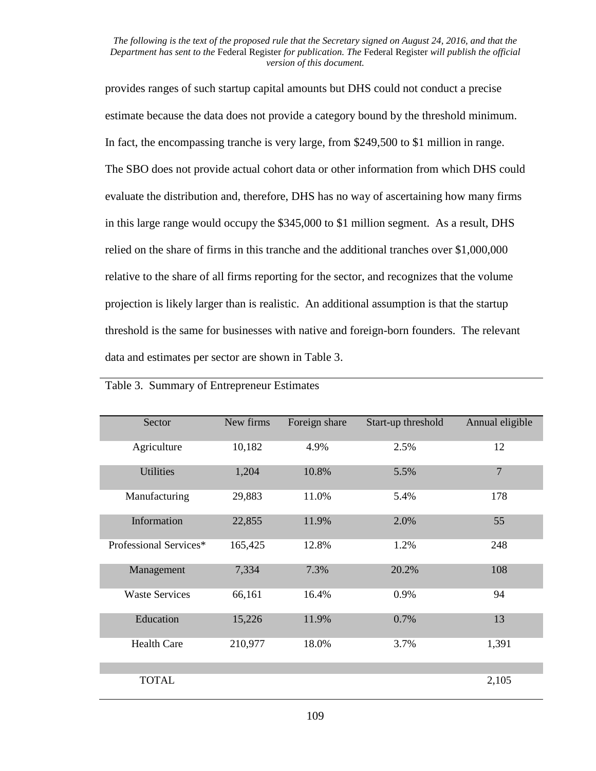provides ranges of such startup capital amounts but DHS could not conduct a precise estimate because the data does not provide a category bound by the threshold minimum. In fact, the encompassing tranche is very large, from $249,500 to $1 million in range. The SBO does not provide actual cohort data or other information from which DHS could evaluate the distribution and, therefore, DHS has no way of ascertaining how many firms in this large range would occupy the $345,000 to $1 million segment. As a result, DHS relied on the share of firms in this tranche and the additional tranches over $1,000,000 relative to the share of all firms reporting for the sector, and recognizes that the volume projection is likely larger than is realistic. An additional assumption is that the startup threshold is the same for businesses with native and foreign-born founders. The relevant data and estimates per sector are shown in Table 3.

Table 3. Summary of Entrepreneur Estimates

| Sector | New firms | Foreign share | Start-up threshold | Annual eligible |
|---|---|---|---|---|
| Agriculture | 10,182 | 4.9% | 2.5% | 12 |
| Utilities | 1,204 | 10.8% | 5.5% | 7 |
| Manufacturing | 29,883 | 11.0% | 5.4% | 178 |
| Information | 22,855 | 11.9% | 2.0% | 55 |
| Professional Services* | 165,425 | 12.8% | 1.2% | 248 |
| Management | 7,334 | 7.3% | 20.2% | 108 |
| Waste Services | 66,161 | 16.4% | 0.9% | 94 |
| Education | 15,226 | 11.9% | 0.7% | 13 |
| Health Care | 210,977 | 18.0% | 3.7% | 1,391 |
| | | | | |
| TOTAL | | | | 2,105 |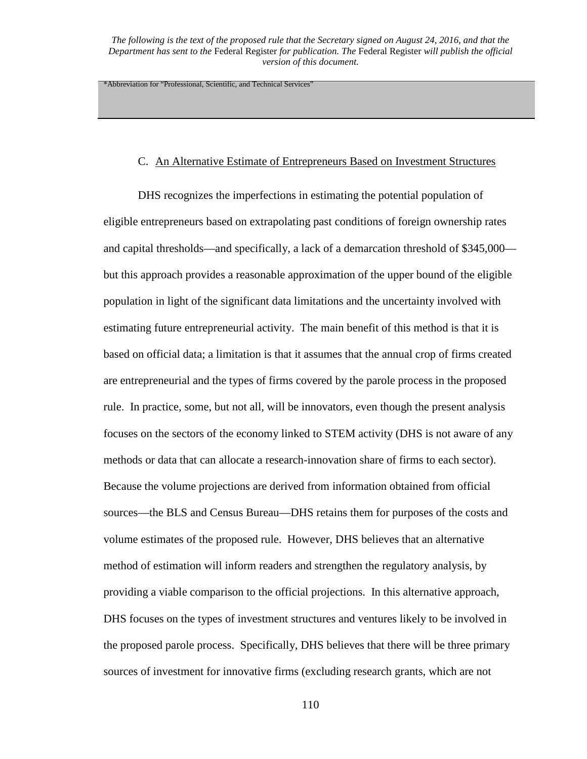*Abbreviation for "Professional, Scientific, and Technical Services"

### C. An Alternative Estimate of Entrepreneurs Based on Investment Structures

DHS recognizes the imperfections in estimating the potential population of eligible entrepreneurs based on extrapolating past conditions of foreign ownership rates and capital thresholds—and specifically, a lack of a demarcation threshold of $345,000—but this approach provides a reasonable approximation of the upper bound of the eligible population in light of the significant data limitations and the uncertainty involved with estimating future entrepreneurial activity. The main benefit of this method is that it is based on official data; a limitation is that it assumes that the annual crop of firms created are entrepreneurial and the types of firms covered by the parole process in the proposed rule. In practice, some, but not all, will be innovators, even though the present analysis focuses on the sectors of the economy linked to STEM activity (DHS is not aware of any methods or data that can allocate a research-innovation share of firms to each sector). Because the volume projections are derived from information obtained from official sources—the BLS and Census Bureau—DHS retains them for purposes of the costs and volume estimates of the proposed rule. However, DHS believes that an alternative method of estimation will inform readers and strengthen the regulatory analysis, by providing a viable comparison to the official projections. In this alternative approach, DHS focuses on the types of investment structures and ventures likely to be involved in the proposed parole process. Specifically, DHS believes that there will be three primary sources of investment for innovative firms (excluding research grants, which are not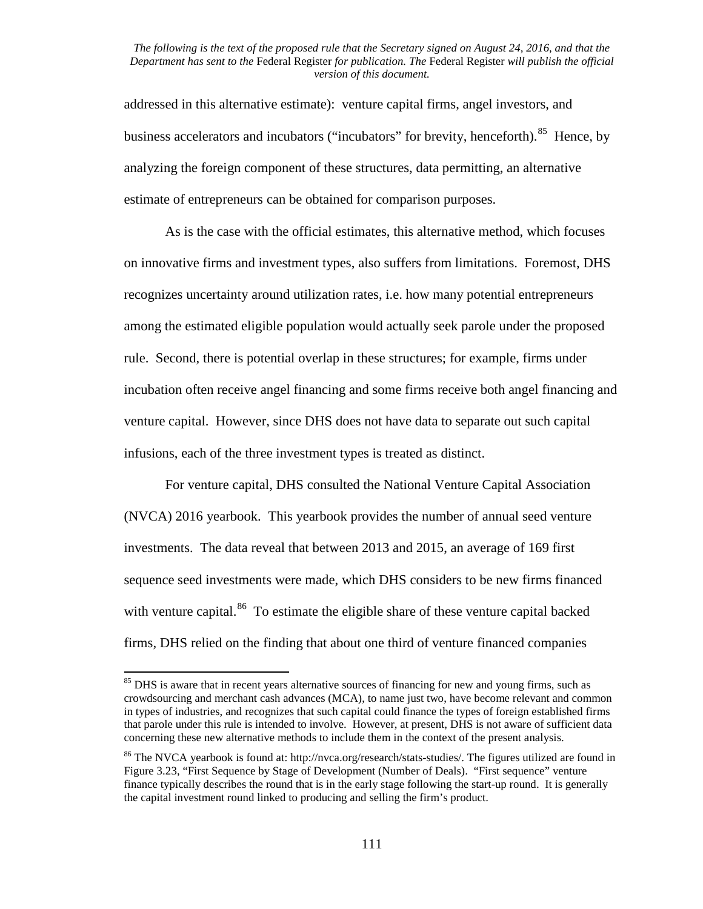addressed in this alternative estimate): venture capital firms, angel investors, and business accelerators and incubators ("incubators" for brevity, henceforth).[85] Hence, by analyzing the foreign component of these structures, data permitting, an alternative estimate of entrepreneurs can be obtained for comparison purposes.

As is the case with the official estimates, this alternative method, which focuses on innovative firms and investment types, also suffers from limitations. Foremost, DHS recognizes uncertainty around utilization rates, i.e. how many potential entrepreneurs among the estimated eligible population would actually seek parole under the proposed rule. Second, there is potential overlap in these structures; for example, firms under incubation often receive angel financing and some firms receive both angel financing and venture capital. However, since DHS does not have data to separate out such capital infusions, each of the three investment types is treated as distinct.

For venture capital, DHS consulted the National Venture Capital Association (NVCA) 2016 yearbook. This yearbook provides the number of annual seed venture investments. The data reveal that between 2013 and 2015, an average of 169 first sequence seed investments were made, which DHS considers to be new firms financed with venture capital.[86] To estimate the eligible share of these venture capital backed firms, DHS relied on the finding that about one third of venture financed companies

[85] DHS is aware that in recent years alternative sources of financing for new and young firms, such as crowdsourcing and merchant cash advances (MCA), to name just two, have become relevant and common in types of industries, and recognizes that such capital could finance the types of foreign established firms that parole under this rule is intended to involve. However, at present, DHS is not aware of sufficient data concerning these new alternative methods to include them in the context of the present analysis.

[86] The NVCA yearbook is found at: http://nvca.org/research/stats-studies/. The figures utilized are found in Figure 3.23, "First Sequence by Stage of Development (Number of Deals). "First sequence" venture finance typically describes the round that is in the early stage following the start-up round. It is generally the capital investment round linked to producing and selling the firm's product.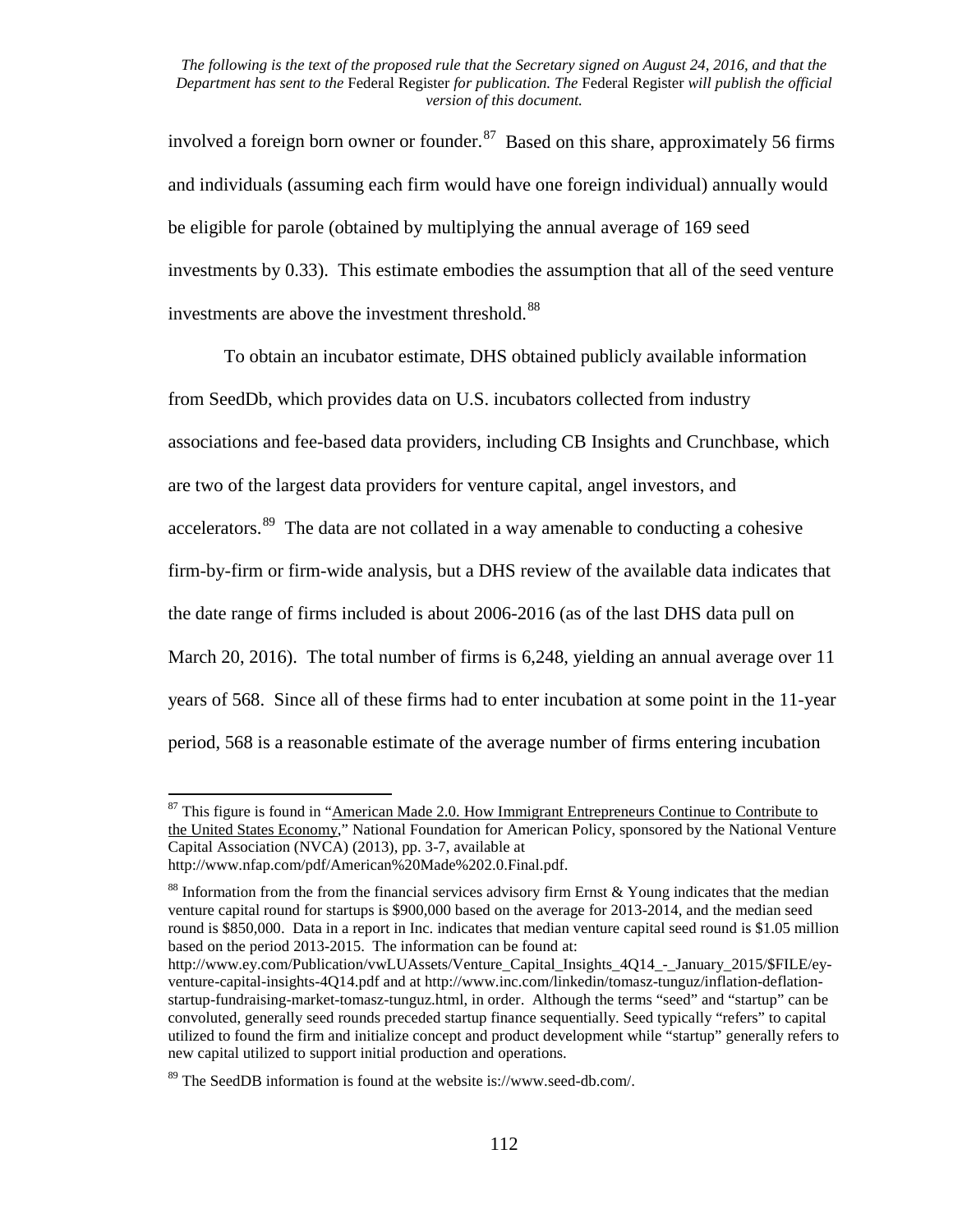involved a foreign born owner or founder.[87] Based on this share, approximately 56 firms and individuals (assuming each firm would have one foreign individual) annually would be eligible for parole (obtained by multiplying the annual average of 169 seed investments by 0.33). This estimate embodies the assumption that all of the seed venture investments are above the investment threshold.[88]

To obtain an incubator estimate, DHS obtained publicly available information from SeedDb, which provides data on U.S. incubators collected from industry associations and fee-based data providers, including CB Insights and Crunchbase, which are two of the largest data providers for venture capital, angel investors, and accelerators.[89] The data are not collated in a way amenable to conducting a cohesive firm-by-firm or firm-wide analysis, but a DHS review of the available data indicates that the date range of firms included is about 2006-2016 (as of the last DHS data pull on March 20, 2016). The total number of firms is 6,248, yielding an annual average over 11 years of 568. Since all of these firms had to enter incubation at some point in the 11-year period, 568 is a reasonable estimate of the average number of firms entering incubation

---

[87] This figure is found in "American Made 2.0. How Immigrant Entrepreneurs Continue to Contribute to the United States Economy," National Foundation for American Policy, sponsored by the National Venture Capital Association (NVCA) (2013), pp. 3-7, available at http://www.nfap.com/pdf/American%20Made%202.0.Final.pdf.

[88] Information from the from the financial services advisory firm Ernst & Young indicates that the median venture capital round for startups is $900,000 based on the average for 2013-2014, and the median seed round is $850,000. Data in a report in Inc. indicates that median venture capital seed round is $1.05 million based on the period 2013-2015. The information can be found at: http://www.ey.com/Publication/vwLUAssets/Venture_Capital_Insights_4Q14_-_January_2015/$FILE/ey-venture-capital-insights-4Q14.pdf and at http://www.inc.com/linkedin/tomasz-tunguz/inflation-deflation-startup-fundraising-market-tomasz-tunguz.html, in order. Although the terms "seed" and "startup" can be convoluted, generally seed rounds preceded startup finance sequentially. Seed typically "refers" to capital utilized to found the firm and initialize concept and product development while "startup" generally refers to new capital utilized to support initial production and operations.

[89] The SeedDB information is found at the website is://www.seed-db.com/.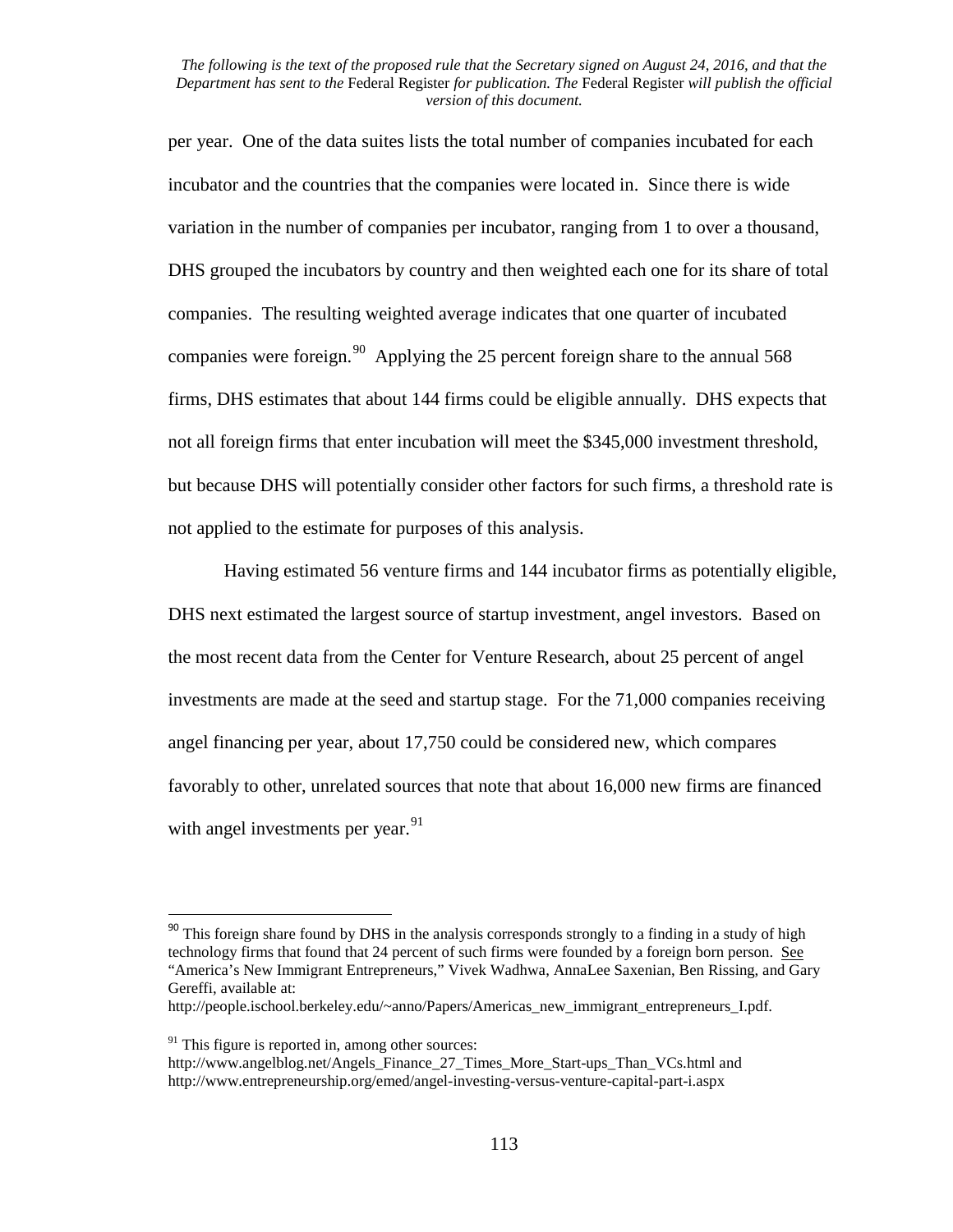per year. One of the data suites lists the total number of companies incubated for each incubator and the countries that the companies were located in. Since there is wide variation in the number of companies per incubator, ranging from 1 to over a thousand, DHS grouped the incubators by country and then weighted each one for its share of total companies. The resulting weighted average indicates that one quarter of incubated companies were foreign.[90] Applying the 25 percent foreign share to the annual 568 firms, DHS estimates that about 144 firms could be eligible annually. DHS expects that not all foreign firms that enter incubation will meet the $345,000 investment threshold, but because DHS will potentially consider other factors for such firms, a threshold rate is not applied to the estimate for purposes of this analysis.

Having estimated 56 venture firms and 144 incubator firms as potentially eligible, DHS next estimated the largest source of startup investment, angel investors. Based on the most recent data from the Center for Venture Research, about 25 percent of angel investments are made at the seed and startup stage. For the 71,000 companies receiving angel financing per year, about 17,750 could be considered new, which compares favorably to other, unrelated sources that note that about 16,000 new firms are financed with angel investments per year.[91]

---

[90] This foreign share found by DHS in the analysis corresponds strongly to a finding in a study of high technology firms that found that 24 percent of such firms were founded by a foreign born person. See "America's New Immigrant Entrepreneurs," Vivek Wadhwa, AnnaLee Saxenian, Ben Rissing, and Gary Gereffi, available at: http://people.ischool.berkeley.edu/~anno/Papers/Americas_new_immigrant_entrepreneurs_I.pdf.

[91] This figure is reported in, among other sources: http://www.angelblog.net/Angels_Finance_27_Times_More_Start-ups_Than_VCs.html and http://www.entrepreneurship.org/emed/angel-investing-versus-venture-capital-part-i.aspx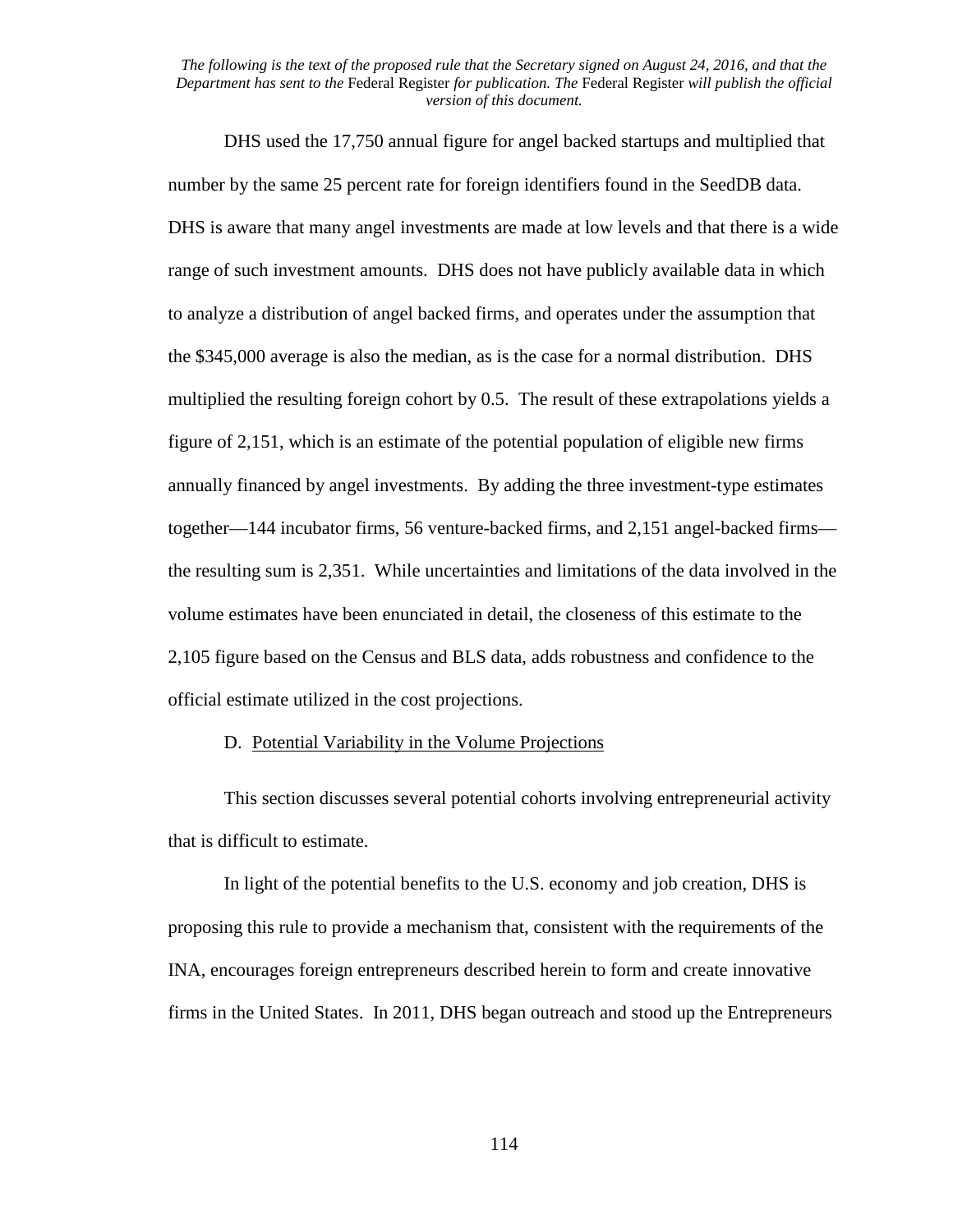DHS used the 17,750 annual figure for angel backed startups and multiplied that number by the same 25 percent rate for foreign identifiers found in the SeedDB data. DHS is aware that many angel investments are made at low levels and that there is a wide range of such investment amounts. DHS does not have publicly available data in which to analyze a distribution of angel backed firms, and operates under the assumption that the $345,000 average is also the median, as is the case for a normal distribution. DHS multiplied the resulting foreign cohort by 0.5. The result of these extrapolations yields a figure of 2,151, which is an estimate of the potential population of eligible new firms annually financed by angel investments. By adding the three investment-type estimates together—144 incubator firms, 56 venture-backed firms, and 2,151 angel-backed firms—the resulting sum is 2,351. While uncertainties and limitations of the data involved in the volume estimates have been enunciated in detail, the closeness of this estimate to the 2,105 figure based on the Census and BLS data, adds robustness and confidence to the official estimate utilized in the cost projections.

D. Potential Variability in the Volume Projections

This section discusses several potential cohorts involving entrepreneurial activity that is difficult to estimate.

In light of the potential benefits to the U.S. economy and job creation, DHS is proposing this rule to provide a mechanism that, consistent with the requirements of the INA, encourages foreign entrepreneurs described herein to form and create innovative firms in the United States. In 2011, DHS began outreach and stood up the Entrepreneurs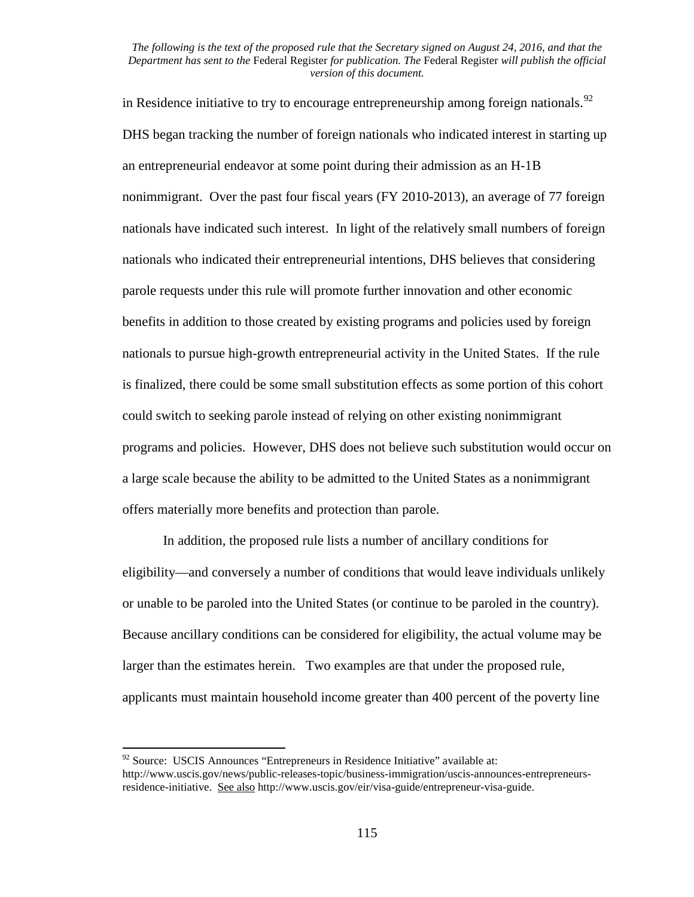in Residence initiative to try to encourage entrepreneurship among foreign nationals.[92] DHS began tracking the number of foreign nationals who indicated interest in starting up an entrepreneurial endeavor at some point during their admission as an H-1B nonimmigrant. Over the past four fiscal years (FY 2010-2013), an average of 77 foreign nationals have indicated such interest. In light of the relatively small numbers of foreign nationals who indicated their entrepreneurial intentions, DHS believes that considering parole requests under this rule will promote further innovation and other economic benefits in addition to those created by existing programs and policies used by foreign nationals to pursue high-growth entrepreneurial activity in the United States. If the rule is finalized, there could be some small substitution effects as some portion of this cohort could switch to seeking parole instead of relying on other existing nonimmigrant programs and policies. However, DHS does not believe such substitution would occur on a large scale because the ability to be admitted to the United States as a nonimmigrant offers materially more benefits and protection than parole.

In addition, the proposed rule lists a number of ancillary conditions for eligibility—and conversely a number of conditions that would leave individuals unlikely or unable to be paroled into the United States (or continue to be paroled in the country). Because ancillary conditions can be considered for eligibility, the actual volume may be larger than the estimates herein. Two examples are that under the proposed rule, applicants must maintain household income greater than 400 percent of the poverty line

---

[92] Source: USCIS Announces "Entrepreneurs in Residence Initiative" available at: http://www.uscis.gov/news/public-releases-topic/business-immigration/uscis-announces-entrepreneurs-residence-initiative. See also http://www.uscis.gov/eir/visa-guide/entrepreneur-visa-guide.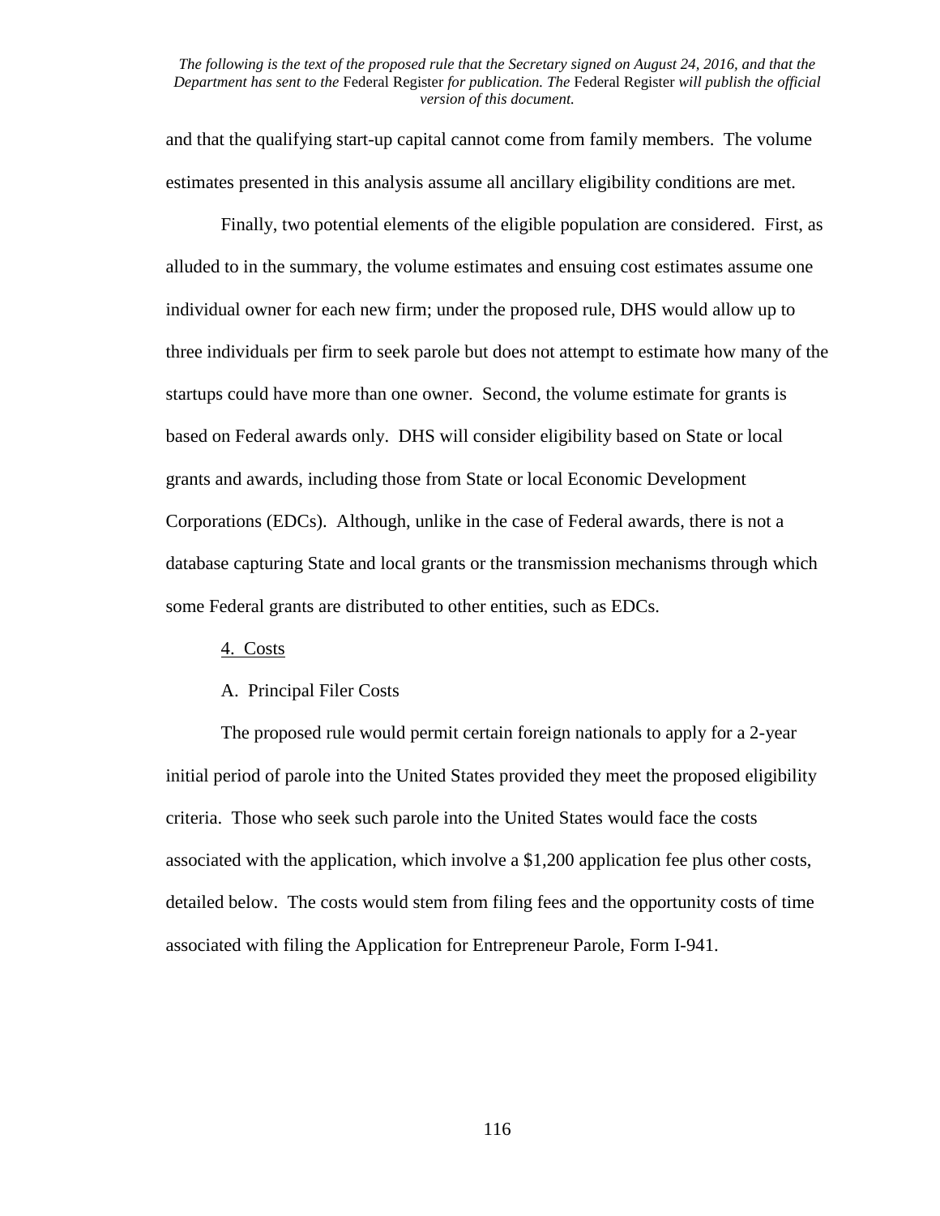and that the qualifying start-up capital cannot come from family members. The volume estimates presented in this analysis assume all ancillary eligibility conditions are met.

Finally, two potential elements of the eligible population are considered. First, as alluded to in the summary, the volume estimates and ensuing cost estimates assume one individual owner for each new firm; under the proposed rule, DHS would allow up to three individuals per firm to seek parole but does not attempt to estimate how many of the startups could have more than one owner. Second, the volume estimate for grants is based on Federal awards only. DHS will consider eligibility based on State or local grants and awards, including those from State or local Economic Development Corporations (EDCs). Although, unlike in the case of Federal awards, there is not a database capturing State and local grants or the transmission mechanisms through which some Federal grants are distributed to other entities, such as EDCs.

4. Costs

A. Principal Filer Costs

The proposed rule would permit certain foreign nationals to apply for a 2-year initial period of parole into the United States provided they meet the proposed eligibility criteria. Those who seek such parole into the United States would face the costs associated with the application, which involve a $1,200 application fee plus other costs, detailed below. The costs would stem from filing fees and the opportunity costs of time associated with filing the Application for Entrepreneur Parole, Form I-941.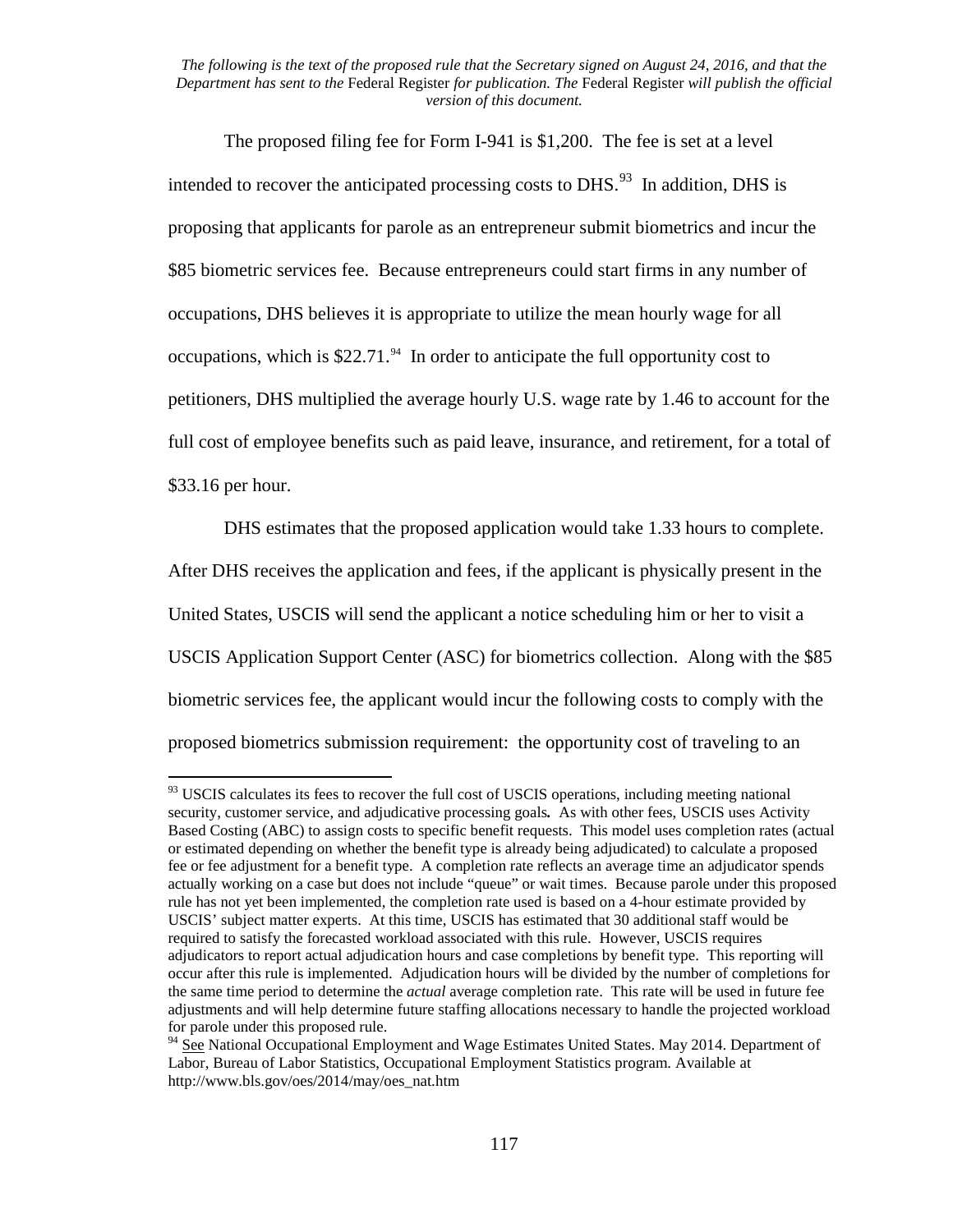*The following is the text of the proposed rule that the Secretary signed on August 24, 2016, and that the Department has sent to the* Federal Register *for publication. The* Federal Register *will publish the official version of this document.*

The proposed filing fee for Form I-941 is $1,200. The fee is set at a level intended to recover the anticipated processing costs to DHS.[93] In addition, DHS is proposing that applicants for parole as an entrepreneur submit biometrics and incur the $85 biometric services fee. Because entrepreneurs could start firms in any number of occupations, DHS believes it is appropriate to utilize the mean hourly wage for all occupations, which is $22.71.[94] In order to anticipate the full opportunity cost to petitioners, DHS multiplied the average hourly U.S. wage rate by 1.46 to account for the full cost of employee benefits such as paid leave, insurance, and retirement, for a total of $33.16 per hour.

DHS estimates that the proposed application would take 1.33 hours to complete. After DHS receives the application and fees, if the applicant is physically present in the United States, USCIS will send the applicant a notice scheduling him or her to visit a USCIS Application Support Center (ASC) for biometrics collection. Along with the $85 biometric services fee, the applicant would incur the following costs to comply with the proposed biometrics submission requirement: the opportunity cost of traveling to an

---

[93] USCIS calculates its fees to recover the full cost of USCIS operations, including meeting national security, customer service, and adjudicative processing goals**.** As with other fees, USCIS uses Activity Based Costing (ABC) to assign costs to specific benefit requests. This model uses completion rates (actual or estimated depending on whether the benefit type is already being adjudicated) to calculate a proposed fee or fee adjustment for a benefit type. A completion rate reflects an average time an adjudicator spends actually working on a case but does not include "queue" or wait times. Because parole under this proposed rule has not yet been implemented, the completion rate used is based on a 4-hour estimate provided by USCIS' subject matter experts. At this time, USCIS has estimated that 30 additional staff would be required to satisfy the forecasted workload associated with this rule. However, USCIS requires adjudicators to report actual adjudication hours and case completions by benefit type. This reporting will occur after this rule is implemented. Adjudication hours will be divided by the number of completions for the same time period to determine the *actual* average completion rate. This rate will be used in future fee adjustments and will help determine future staffing allocations necessary to handle the projected workload for parole under this proposed rule.

[94] See National Occupational Employment and Wage Estimates United States. May 2014. Department of Labor, Bureau of Labor Statistics, Occupational Employment Statistics program. Available at http://www.bls.gov/oes/2014/may/oes_nat.htm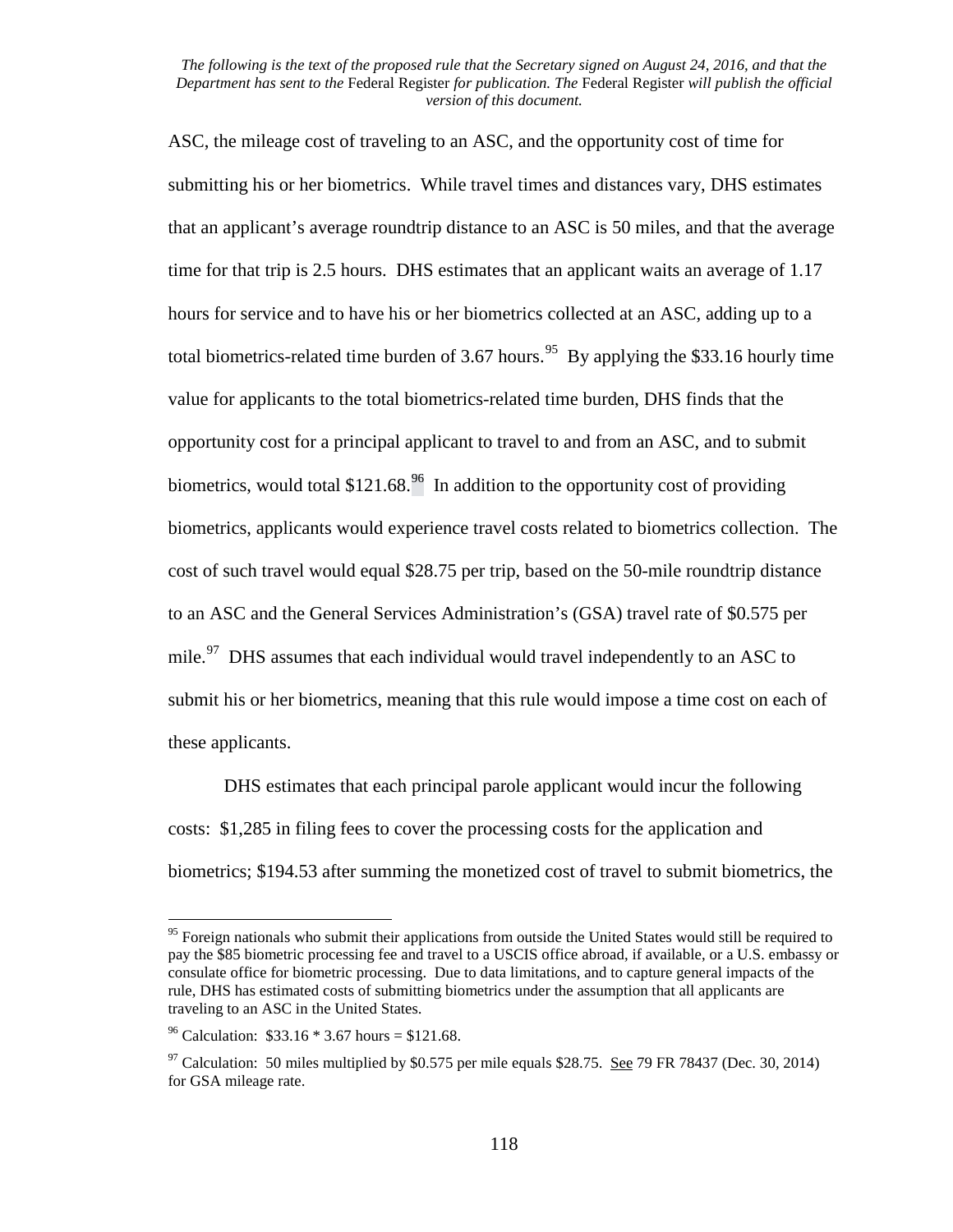ASC, the mileage cost of traveling to an ASC, and the opportunity cost of time for submitting his or her biometrics. While travel times and distances vary, DHS estimates that an applicant's average roundtrip distance to an ASC is 50 miles, and that the average time for that trip is 2.5 hours. DHS estimates that an applicant waits an average of 1.17 hours for service and to have his or her biometrics collected at an ASC, adding up to a total biometrics-related time burden of 3.67 hours.[95] By applying the $33.16 hourly time value for applicants to the total biometrics-related time burden, DHS finds that the opportunity cost for a principal applicant to travel to and from an ASC, and to submit biometrics, would total $121.68.[96] In addition to the opportunity cost of providing biometrics, applicants would experience travel costs related to biometrics collection. The cost of such travel would equal $28.75 per trip, based on the 50-mile roundtrip distance to an ASC and the General Services Administration's (GSA) travel rate of $0.575 per mile.[97] DHS assumes that each individual would travel independently to an ASC to submit his or her biometrics, meaning that this rule would impose a time cost on each of these applicants.

DHS estimates that each principal parole applicant would incur the following costs: $1,285 in filing fees to cover the processing costs for the application and biometrics; $194.53 after summing the monetized cost of travel to submit biometrics, the

---

[95] Foreign nationals who submit their applications from outside the United States would still be required to pay the $85 biometric processing fee and travel to a USCIS office abroad, if available, or a U.S. embassy or consulate office for biometric processing. Due to data limitations, and to capture general impacts of the rule, DHS has estimated costs of submitting biometrics under the assumption that all applicants are traveling to an ASC in the United States.

[96] Calculation: $33.16 * 3.67 hours = $121.68.

[97] Calculation: 50 miles multiplied by $0.575 per mile equals $28.75. See 79 FR 78437 (Dec. 30, 2014) for GSA mileage rate.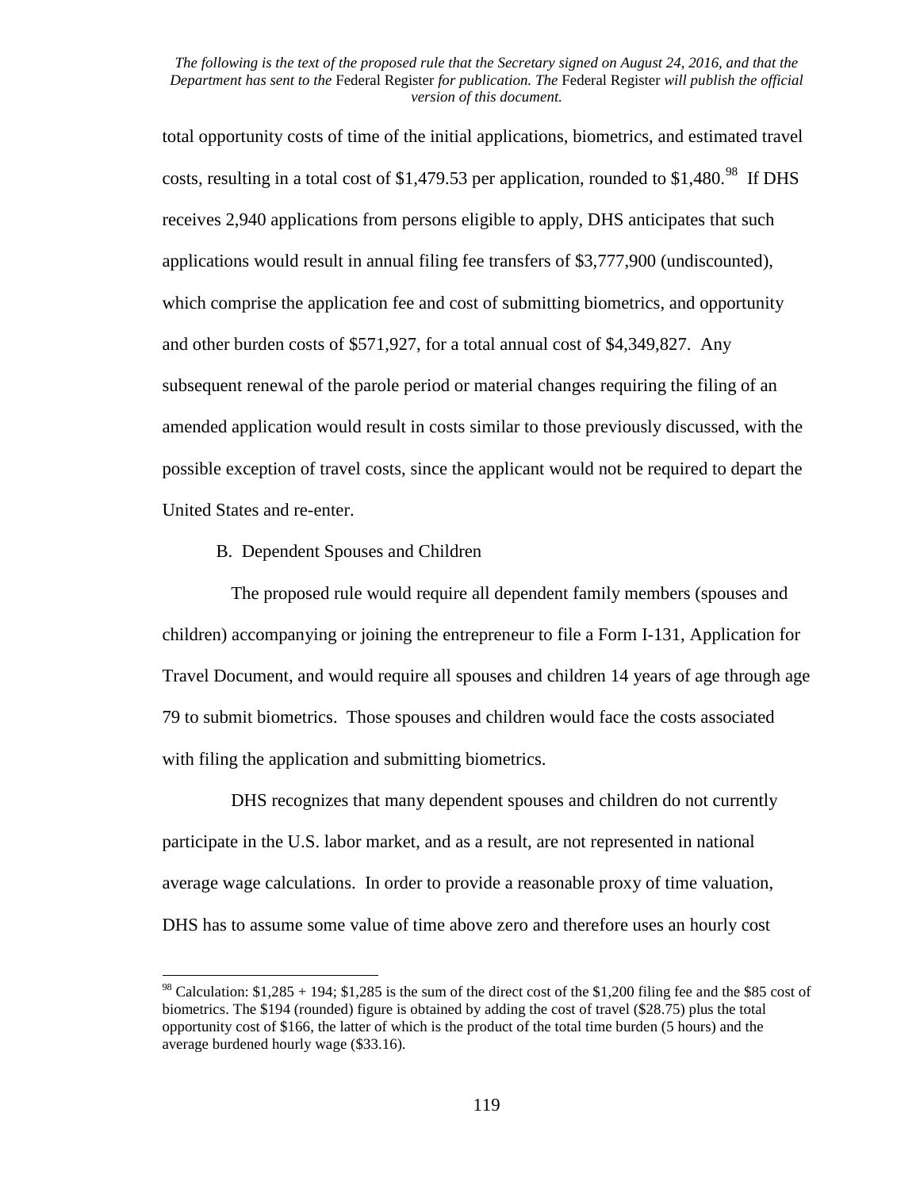total opportunity costs of time of the initial applications, biometrics, and estimated travel costs, resulting in a total cost of $1,479.53 per application, rounded to $1,480.[98] If DHS receives 2,940 applications from persons eligible to apply, DHS anticipates that such applications would result in annual filing fee transfers of $3,777,900 (undiscounted), which comprise the application fee and cost of submitting biometrics, and opportunity and other burden costs of $571,927, for a total annual cost of $4,349,827. Any subsequent renewal of the parole period or material changes requiring the filing of an amended application would result in costs similar to those previously discussed, with the possible exception of travel costs, since the applicant would not be required to depart the United States and re-enter.

B. Dependent Spouses and Children

The proposed rule would require all dependent family members (spouses and children) accompanying or joining the entrepreneur to file a Form I-131, Application for Travel Document, and would require all spouses and children 14 years of age through age 79 to submit biometrics. Those spouses and children would face the costs associated with filing the application and submitting biometrics.

DHS recognizes that many dependent spouses and children do not currently participate in the U.S. labor market, and as a result, are not represented in national average wage calculations. In order to provide a reasonable proxy of time valuation, DHS has to assume some value of time above zero and therefore uses an hourly cost

---

[98] Calculation: $1,285 + 194; $1,285 is the sum of the direct cost of the $1,200 filing fee and the $85 cost of biometrics. The $194 (rounded) figure is obtained by adding the cost of travel ($28.75) plus the total opportunity cost of $166, the latter of which is the product of the total time burden (5 hours) and the average burdened hourly wage ($33.16).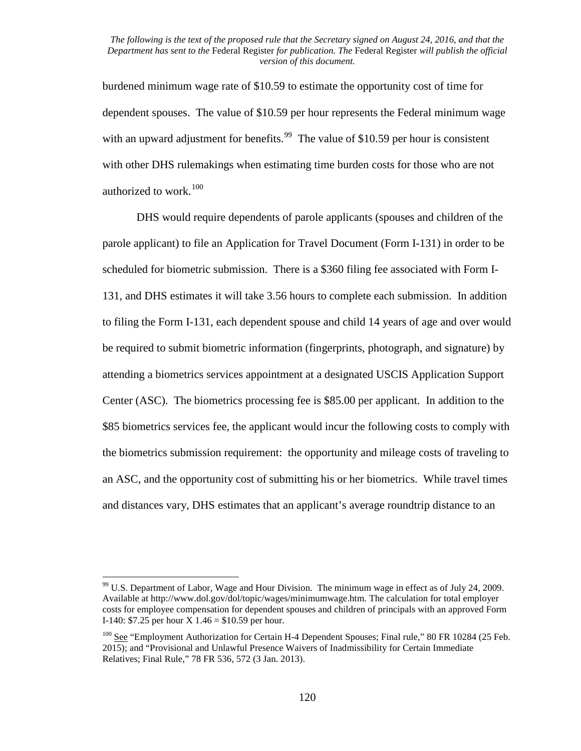burdened minimum wage rate of \$10.59 to estimate the opportunity cost of time for dependent spouses. The value of \$10.59 per hour represents the Federal minimum wage with an upward adjustment for benefits.[99] The value of \$10.59 per hour is consistent with other DHS rulemakings when estimating time burden costs for those who are not authorized to work.[100]

DHS would require dependents of parole applicants (spouses and children of the parole applicant) to file an Application for Travel Document (Form I-131) in order to be scheduled for biometric submission. There is a \$360 filing fee associated with Form I-131, and DHS estimates it will take 3.56 hours to complete each submission. In addition to filing the Form I-131, each dependent spouse and child 14 years of age and over would be required to submit biometric information (fingerprints, photograph, and signature) by attending a biometrics services appointment at a designated USCIS Application Support Center (ASC). The biometrics processing fee is \$85.00 per applicant. In addition to the \$85 biometrics services fee, the applicant would incur the following costs to comply with the biometrics submission requirement: the opportunity and mileage costs of traveling to an ASC, and the opportunity cost of submitting his or her biometrics. While travel times and distances vary, DHS estimates that an applicant's average roundtrip distance to an

---

[99] U.S. Department of Labor, Wage and Hour Division. The minimum wage in effect as of July 24, 2009. Available at http://www.dol.gov/dol/topic/wages/minimumwage.htm. The calculation for total employer costs for employee compensation for dependent spouses and children of principals with an approved Form I-140: \$7.25 per hour X 1.46 = \$10.59 per hour.

[100] See "Employment Authorization for Certain H-4 Dependent Spouses; Final rule," 80 FR 10284 (25 Feb. 2015); and "Provisional and Unlawful Presence Waivers of Inadmissibility for Certain Immediate Relatives; Final Rule," 78 FR 536, 572 (3 Jan. 2013).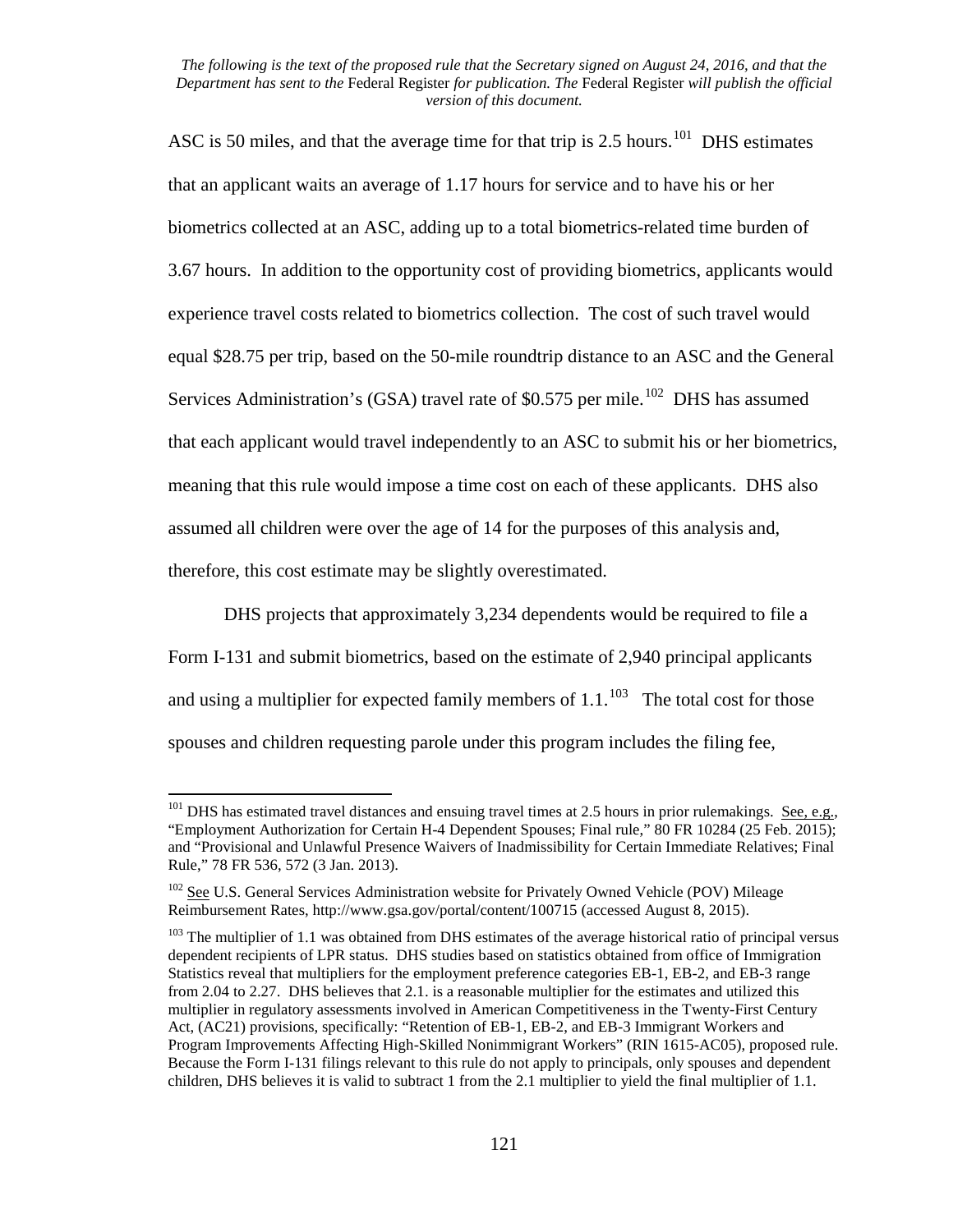ASC is 50 miles, and that the average time for that trip is 2.5 hours.[101] DHS estimates that an applicant waits an average of 1.17 hours for service and to have his or her biometrics collected at an ASC, adding up to a total biometrics-related time burden of 3.67 hours. In addition to the opportunity cost of providing biometrics, applicants would experience travel costs related to biometrics collection. The cost of such travel would equal $28.75 per trip, based on the 50-mile roundtrip distance to an ASC and the General Services Administration's (GSA) travel rate of $0.575 per mile.[102] DHS has assumed that each applicant would travel independently to an ASC to submit his or her biometrics, meaning that this rule would impose a time cost on each of these applicants. DHS also assumed all children were over the age of 14 for the purposes of this analysis and, therefore, this cost estimate may be slightly overestimated.

DHS projects that approximately 3,234 dependents would be required to file a Form I-131 and submit biometrics, based on the estimate of 2,940 principal applicants and using a multiplier for expected family members of 1.1.[103] The total cost for those spouses and children requesting parole under this program includes the filing fee,

---

[101] DHS has estimated travel distances and ensuing travel times at 2.5 hours in prior rulemakings. See, e.g., "Employment Authorization for Certain H-4 Dependent Spouses; Final rule," 80 FR 10284 (25 Feb. 2015); and "Provisional and Unlawful Presence Waivers of Inadmissibility for Certain Immediate Relatives; Final Rule," 78 FR 536, 572 (3 Jan. 2013).

[102] See U.S. General Services Administration website for Privately Owned Vehicle (POV) Mileage Reimbursement Rates, http://www.gsa.gov/portal/content/100715 (accessed August 8, 2015).

[103] The multiplier of 1.1 was obtained from DHS estimates of the average historical ratio of principal versus dependent recipients of LPR status. DHS studies based on statistics obtained from office of Immigration Statistics reveal that multipliers for the employment preference categories EB-1, EB-2, and EB-3 range from 2.04 to 2.27. DHS believes that 2.1. is a reasonable multiplier for the estimates and utilized this multiplier in regulatory assessments involved in American Competitiveness in the Twenty-First Century Act, (AC21) provisions, specifically: "Retention of EB-1, EB-2, and EB-3 Immigrant Workers and Program Improvements Affecting High-Skilled Nonimmigrant Workers" (RIN 1615-AC05), proposed rule. Because the Form I-131 filings relevant to this rule do not apply to principals, only spouses and dependent children, DHS believes it is valid to subtract 1 from the 2.1 multiplier to yield the final multiplier of 1.1.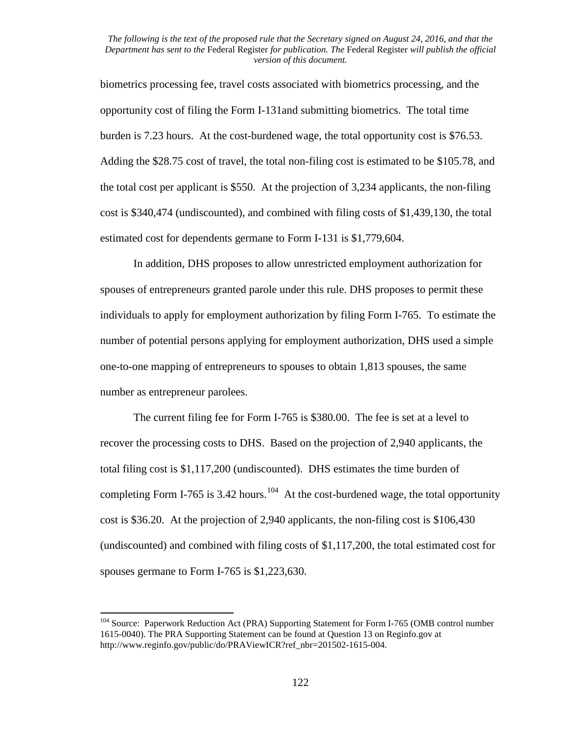biometrics processing fee, travel costs associated with biometrics processing, and the opportunity cost of filing the Form I-131and submitting biometrics. The total time burden is 7.23 hours. At the cost-burdened wage, the total opportunity cost is $76.53. Adding the $28.75 cost of travel, the total non-filing cost is estimated to be $105.78, and the total cost per applicant is $550. At the projection of 3,234 applicants, the non-filing cost is $340,474 (undiscounted), and combined with filing costs of $1,439,130, the total estimated cost for dependents germane to Form I-131 is $1,779,604.

In addition, DHS proposes to allow unrestricted employment authorization for spouses of entrepreneurs granted parole under this rule. DHS proposes to permit these individuals to apply for employment authorization by filing Form I-765. To estimate the number of potential persons applying for employment authorization, DHS used a simple one-to-one mapping of entrepreneurs to spouses to obtain 1,813 spouses, the same number as entrepreneur parolees.

The current filing fee for Form I-765 is $380.00. The fee is set at a level to recover the processing costs to DHS. Based on the projection of 2,940 applicants, the total filing cost is $1,117,200 (undiscounted). DHS estimates the time burden of completing Form I-765 is 3.42 hours.[104] At the cost-burdened wage, the total opportunity cost is $36.20. At the projection of 2,940 applicants, the non-filing cost is $106,430 (undiscounted) and combined with filing costs of $1,117,200, the total estimated cost for spouses germane to Form I-765 is $1,223,630.

---

[104] Source: Paperwork Reduction Act (PRA) Supporting Statement for Form I-765 (OMB control number 1615-0040). The PRA Supporting Statement can be found at Question 13 on Reginfo.gov at http://www.reginfo.gov/public/do/PRAViewICR?ref_nbr=201502-1615-004.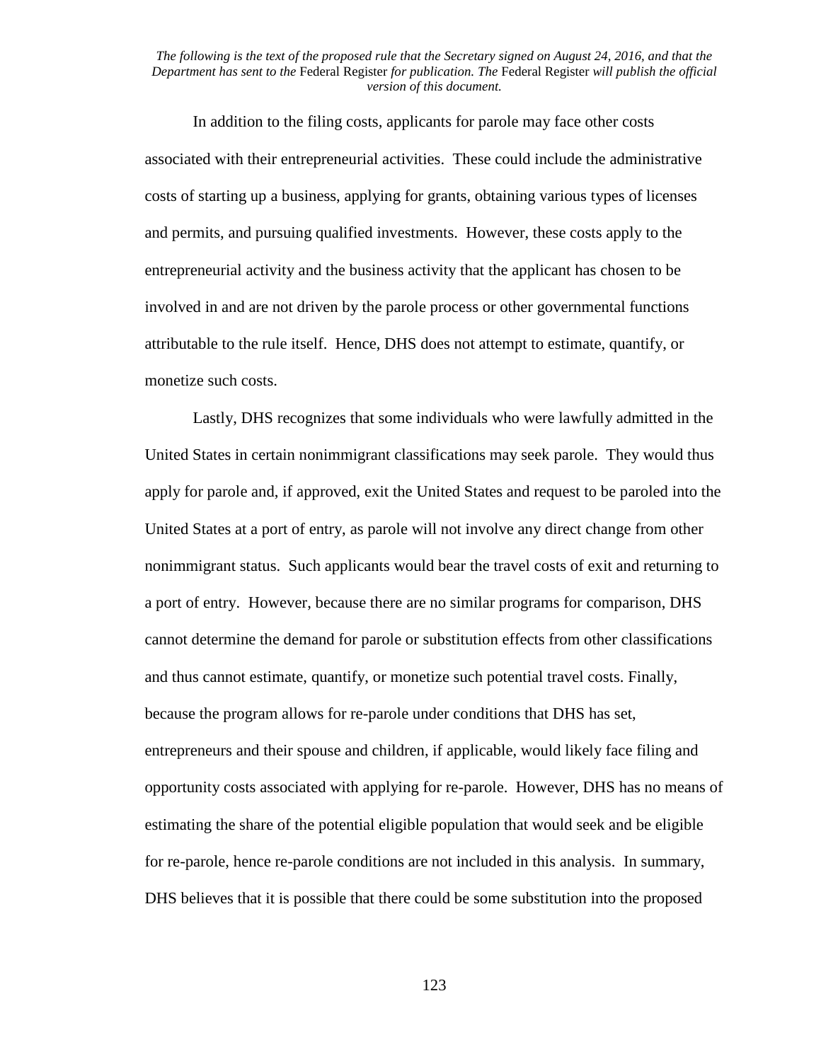In addition to the filing costs, applicants for parole may face other costs associated with their entrepreneurial activities. These could include the administrative costs of starting up a business, applying for grants, obtaining various types of licenses and permits, and pursuing qualified investments. However, these costs apply to the entrepreneurial activity and the business activity that the applicant has chosen to be involved in and are not driven by the parole process or other governmental functions attributable to the rule itself. Hence, DHS does not attempt to estimate, quantify, or monetize such costs.

Lastly, DHS recognizes that some individuals who were lawfully admitted in the United States in certain nonimmigrant classifications may seek parole. They would thus apply for parole and, if approved, exit the United States and request to be paroled into the United States at a port of entry, as parole will not involve any direct change from other nonimmigrant status. Such applicants would bear the travel costs of exit and returning to a port of entry. However, because there are no similar programs for comparison, DHS cannot determine the demand for parole or substitution effects from other classifications and thus cannot estimate, quantify, or monetize such potential travel costs. Finally, because the program allows for re-parole under conditions that DHS has set, entrepreneurs and their spouse and children, if applicable, would likely face filing and opportunity costs associated with applying for re-parole. However, DHS has no means of estimating the share of the potential eligible population that would seek and be eligible for re-parole, hence re-parole conditions are not included in this analysis. In summary, DHS believes that it is possible that there could be some substitution into the proposed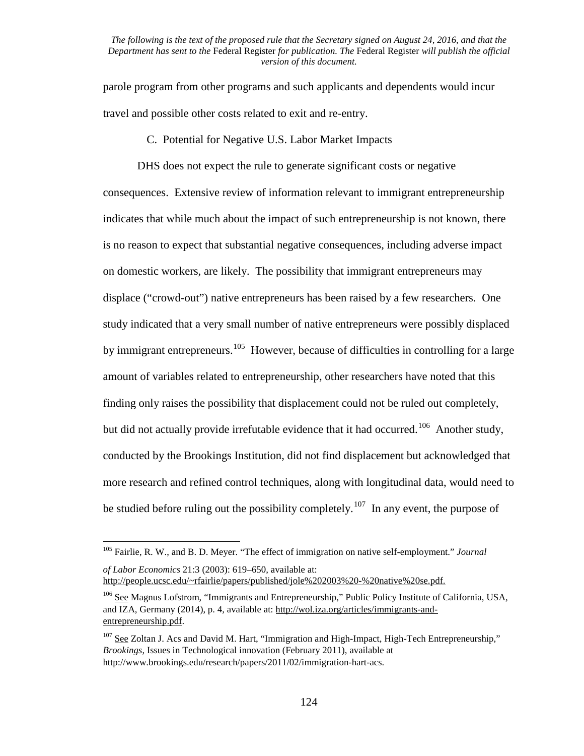parole program from other programs and such applicants and dependents would incur travel and possible other costs related to exit and re-entry.

C. Potential for Negative U.S. Labor Market Impacts

DHS does not expect the rule to generate significant costs or negative consequences. Extensive review of information relevant to immigrant entrepreneurship indicates that while much about the impact of such entrepreneurship is not known, there is no reason to expect that substantial negative consequences, including adverse impact on domestic workers, are likely. The possibility that immigrant entrepreneurs may displace ("crowd-out") native entrepreneurs has been raised by a few researchers. One study indicated that a very small number of native entrepreneurs were possibly displaced by immigrant entrepreneurs.[105] However, because of difficulties in controlling for a large amount of variables related to entrepreneurship, other researchers have noted that this finding only raises the possibility that displacement could not be ruled out completely, but did not actually provide irrefutable evidence that it had occurred.[106] Another study, conducted by the Brookings Institution, did not find displacement but acknowledged that more research and refined control techniques, along with longitudinal data, would need to be studied before ruling out the possibility completely.[107] In any event, the purpose of

---

[105] Fairlie, R. W., and B. D. Meyer. "The effect of immigration on native self-employment." *Journal of Labor Economics* 21:3 (2003): 619–650, available at: http://people.ucsc.edu/~rfairlie/papers/published/jole%202003%20-%20native%20se.pdf.

[106] See Magnus Lofstrom, "Immigrants and Entrepreneurship," Public Policy Institute of California, USA, and IZA, Germany (2014), p. 4, available at: http://wol.iza.org/articles/immigrants-and-entrepreneurship.pdf.

[107] See Zoltan J. Acs and David M. Hart, "Immigration and High-Impact, High-Tech Entrepreneurship," *Brookings*, Issues in Technological innovation (February 2011), available at http://www.brookings.edu/research/papers/2011/02/immigration-hart-acs.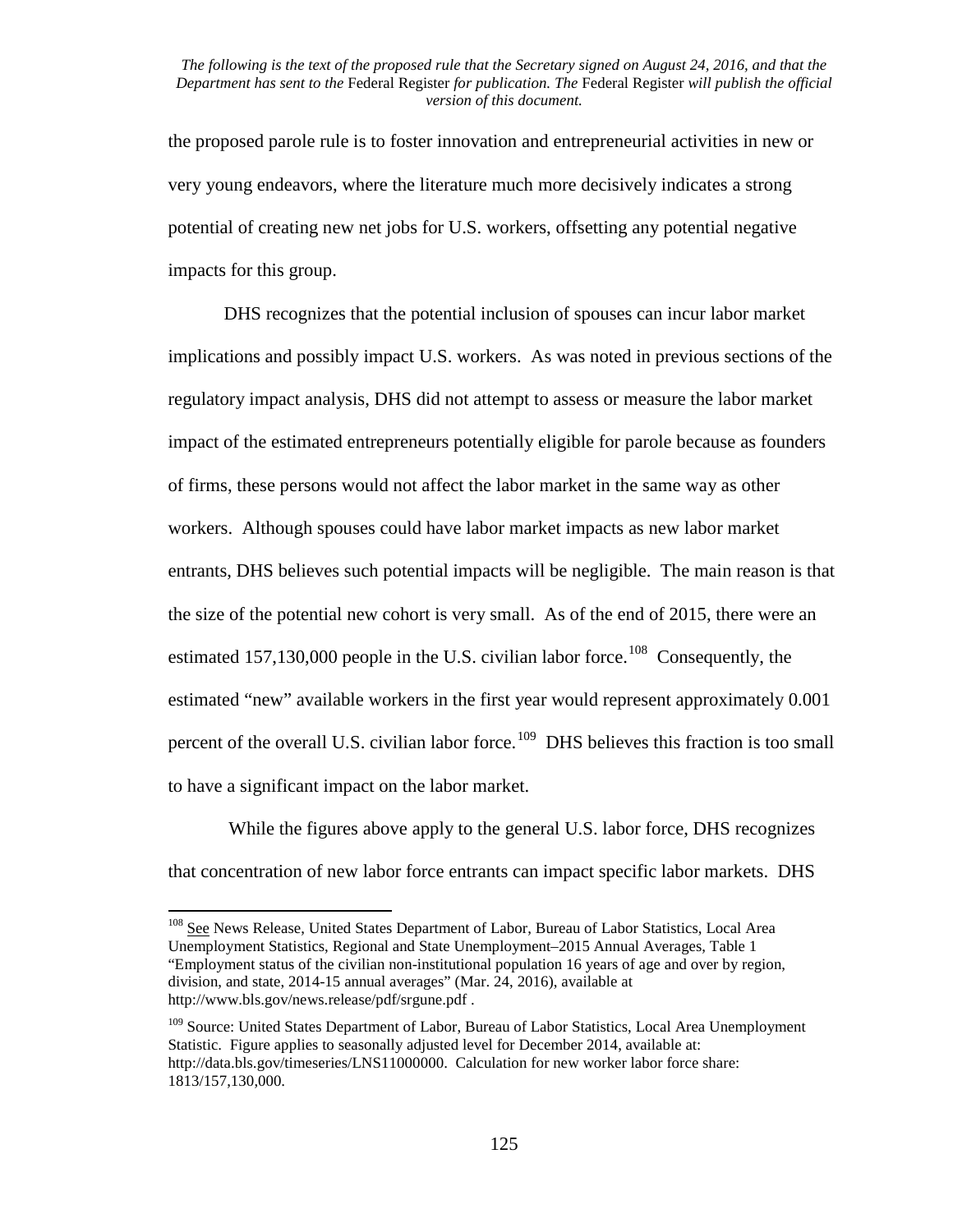the proposed parole rule is to foster innovation and entrepreneurial activities in new or very young endeavors, where the literature much more decisively indicates a strong potential of creating new net jobs for U.S. workers, offsetting any potential negative impacts for this group.

DHS recognizes that the potential inclusion of spouses can incur labor market implications and possibly impact U.S. workers. As was noted in previous sections of the regulatory impact analysis, DHS did not attempt to assess or measure the labor market impact of the estimated entrepreneurs potentially eligible for parole because as founders of firms, these persons would not affect the labor market in the same way as other workers. Although spouses could have labor market impacts as new labor market entrants, DHS believes such potential impacts will be negligible. The main reason is that the size of the potential new cohort is very small. As of the end of 2015, there were an estimated 157,130,000 people in the U.S. civilian labor force.[108] Consequently, the estimated "new" available workers in the first year would represent approximately 0.001 percent of the overall U.S. civilian labor force.[109] DHS believes this fraction is too small to have a significant impact on the labor market.

While the figures above apply to the general U.S. labor force, DHS recognizes that concentration of new labor force entrants can impact specific labor markets. DHS

---

[108] See News Release, United States Department of Labor, Bureau of Labor Statistics, Local Area Unemployment Statistics, Regional and State Unemployment–2015 Annual Averages, Table 1 "Employment status of the civilian non-institutional population 16 years of age and over by region, division, and state, 2014-15 annual averages" (Mar. 24, 2016), available at http://www.bls.gov/news.release/pdf/srgune.pdf .

[109] Source: United States Department of Labor, Bureau of Labor Statistics, Local Area Unemployment Statistic. Figure applies to seasonally adjusted level for December 2014, available at: http://data.bls.gov/timeseries/LNS11000000. Calculation for new worker labor force share: 1813/157,130,000.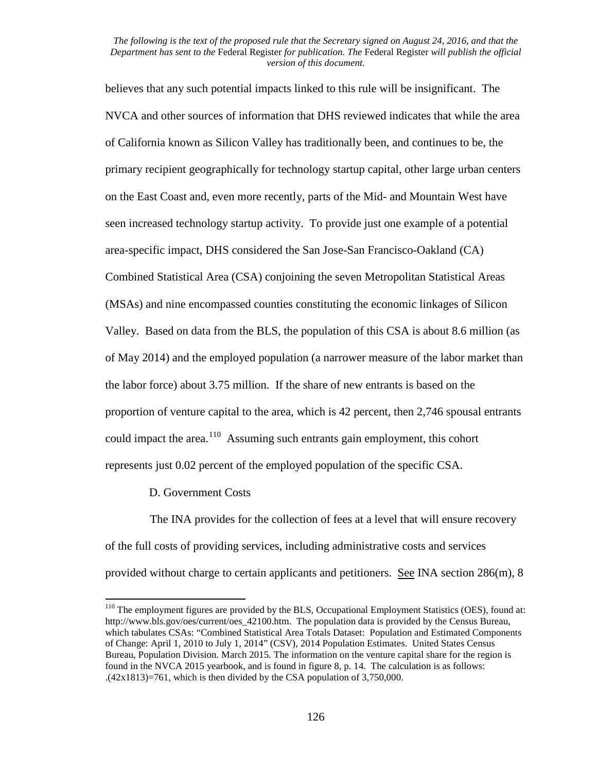believes that any such potential impacts linked to this rule will be insignificant. The NVCA and other sources of information that DHS reviewed indicates that while the area of California known as Silicon Valley has traditionally been, and continues to be, the primary recipient geographically for technology startup capital, other large urban centers on the East Coast and, even more recently, parts of the Mid- and Mountain West have seen increased technology startup activity. To provide just one example of a potential area-specific impact, DHS considered the San Jose-San Francisco-Oakland (CA) Combined Statistical Area (CSA) conjoining the seven Metropolitan Statistical Areas (MSAs) and nine encompassed counties constituting the economic linkages of Silicon Valley. Based on data from the BLS, the population of this CSA is about 8.6 million (as of May 2014) and the employed population (a narrower measure of the labor market than the labor force) about 3.75 million. If the share of new entrants is based on the proportion of venture capital to the area, which is 42 percent, then 2,746 spousal entrants could impact the area.[110] Assuming such entrants gain employment, this cohort represents just 0.02 percent of the employed population of the specific CSA.

D. Government Costs

The INA provides for the collection of fees at a level that will ensure recovery of the full costs of providing services, including administrative costs and services provided without charge to certain applicants and petitioners. See INA section 286(m), 8

---

[110] The employment figures are provided by the BLS, Occupational Employment Statistics (OES), found at: http://www.bls.gov/oes/current/oes_42100.htm. The population data is provided by the Census Bureau, which tabulates CSAs: "Combined Statistical Area Totals Dataset: Population and Estimated Components of Change: April 1, 2010 to July 1, 2014" (CSV), 2014 Population Estimates. United States Census Bureau, Population Division. March 2015. The information on the venture capital share for the region is found in the NVCA 2015 yearbook, and is found in figure 8, p. 14. The calculation is as follows: .(42x1813)=761, which is then divided by the CSA population of 3,750,000.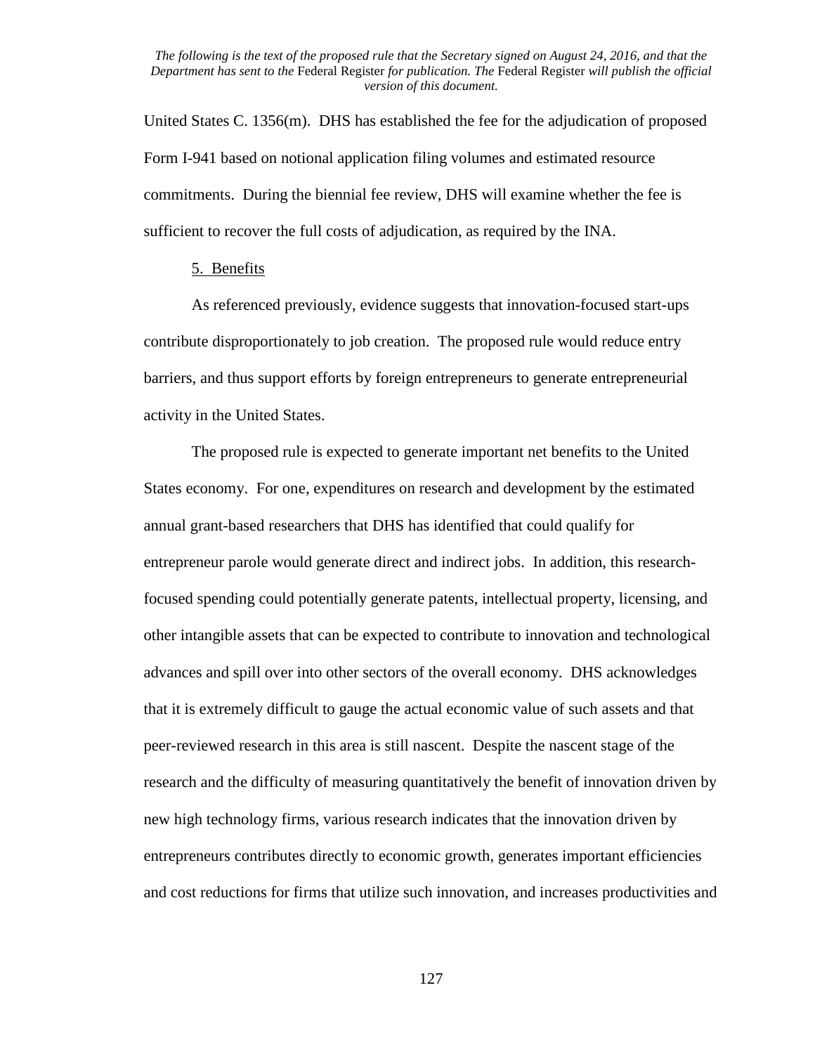United States C. 1356(m). DHS has established the fee for the adjudication of proposed Form I-941 based on notional application filing volumes and estimated resource commitments. During the biennial fee review, DHS will examine whether the fee is sufficient to recover the full costs of adjudication, as required by the INA.

5. Benefits

As referenced previously, evidence suggests that innovation-focused start-ups contribute disproportionately to job creation. The proposed rule would reduce entry barriers, and thus support efforts by foreign entrepreneurs to generate entrepreneurial activity in the United States.

The proposed rule is expected to generate important net benefits to the United States economy. For one, expenditures on research and development by the estimated annual grant-based researchers that DHS has identified that could qualify for entrepreneur parole would generate direct and indirect jobs. In addition, this research-focused spending could potentially generate patents, intellectual property, licensing, and other intangible assets that can be expected to contribute to innovation and technological advances and spill over into other sectors of the overall economy. DHS acknowledges that it is extremely difficult to gauge the actual economic value of such assets and that peer-reviewed research in this area is still nascent. Despite the nascent stage of the research and the difficulty of measuring quantitatively the benefit of innovation driven by new high technology firms, various research indicates that the innovation driven by entrepreneurs contributes directly to economic growth, generates important efficiencies and cost reductions for firms that utilize such innovation, and increases productivities and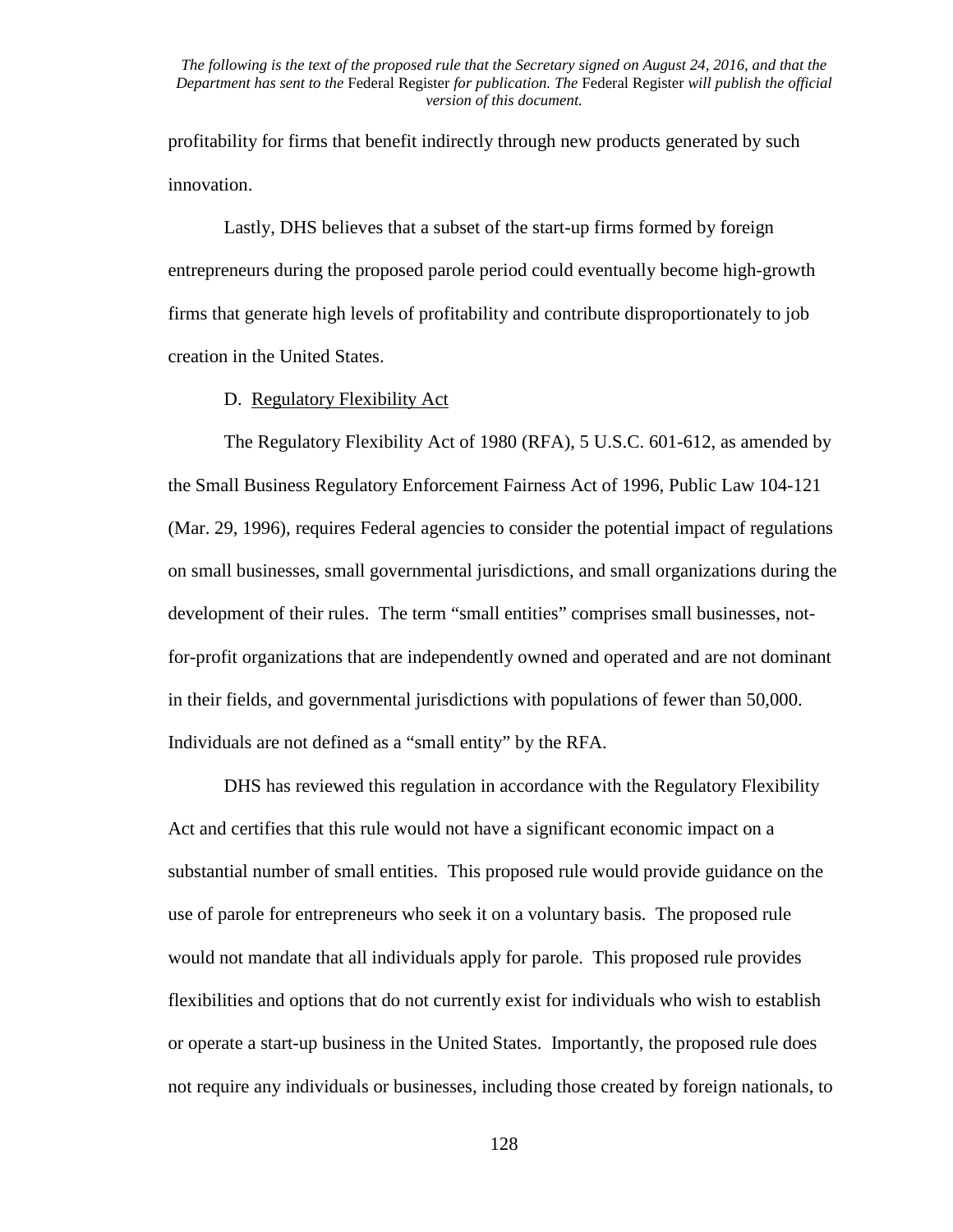profitability for firms that benefit indirectly through new products generated by such innovation.

Lastly, DHS believes that a subset of the start-up firms formed by foreign entrepreneurs during the proposed parole period could eventually become high-growth firms that generate high levels of profitability and contribute disproportionately to job creation in the United States.

### D. Regulatory Flexibility Act

The Regulatory Flexibility Act of 1980 (RFA), 5 U.S.C. 601-612, as amended by the Small Business Regulatory Enforcement Fairness Act of 1996, Public Law 104-121 (Mar. 29, 1996), requires Federal agencies to consider the potential impact of regulations on small businesses, small governmental jurisdictions, and small organizations during the development of their rules. The term "small entities" comprises small businesses, not-for-profit organizations that are independently owned and operated and are not dominant in their fields, and governmental jurisdictions with populations of fewer than 50,000. Individuals are not defined as a "small entity" by the RFA.

DHS has reviewed this regulation in accordance with the Regulatory Flexibility Act and certifies that this rule would not have a significant economic impact on a substantial number of small entities. This proposed rule would provide guidance on the use of parole for entrepreneurs who seek it on a voluntary basis. The proposed rule would not mandate that all individuals apply for parole. This proposed rule provides flexibilities and options that do not currently exist for individuals who wish to establish or operate a start-up business in the United States. Importantly, the proposed rule does not require any individuals or businesses, including those created by foreign nationals, to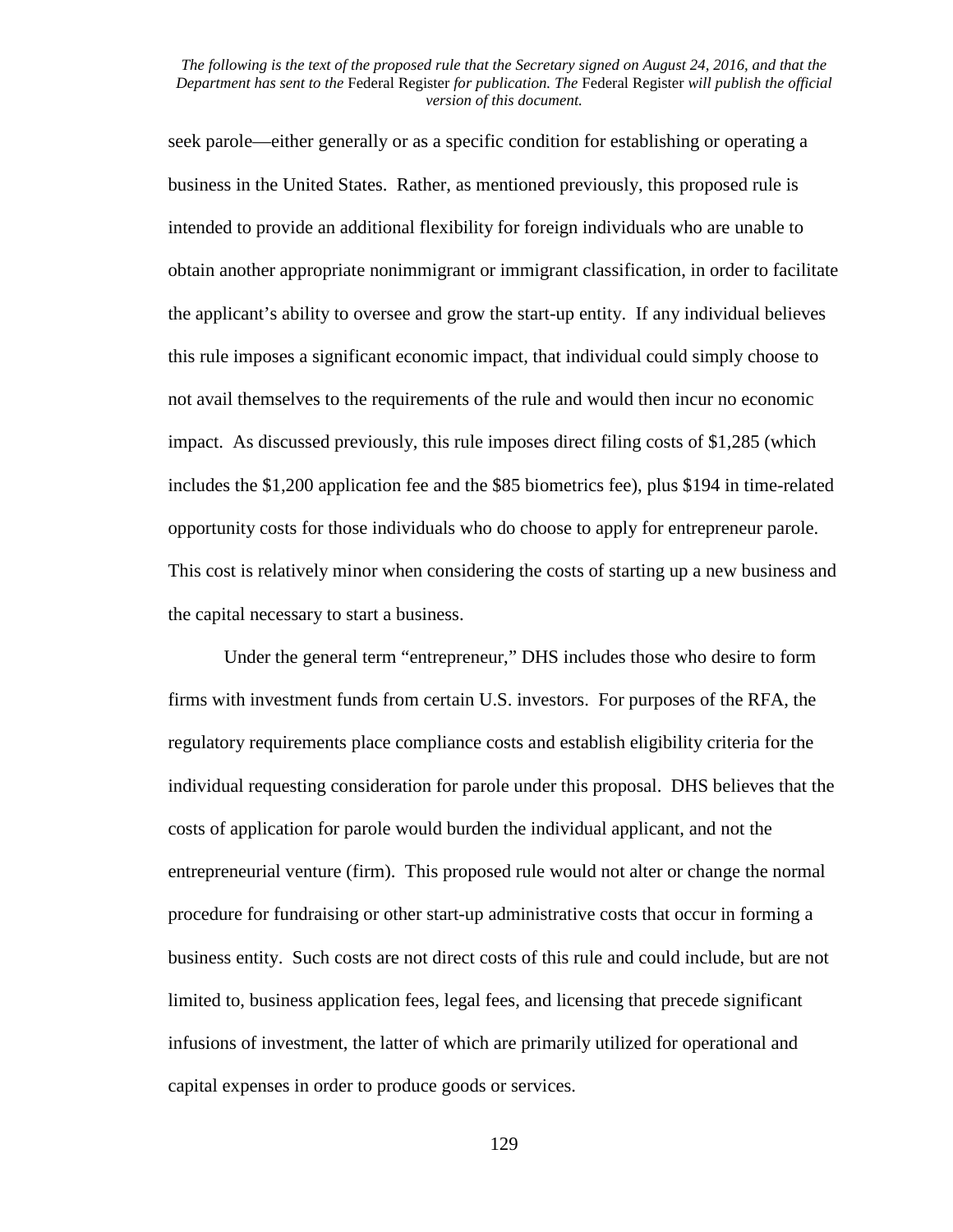seek parole—either generally or as a specific condition for establishing or operating a business in the United States. Rather, as mentioned previously, this proposed rule is intended to provide an additional flexibility for foreign individuals who are unable to obtain another appropriate nonimmigrant or immigrant classification, in order to facilitate the applicant's ability to oversee and grow the start-up entity. If any individual believes this rule imposes a significant economic impact, that individual could simply choose to not avail themselves to the requirements of the rule and would then incur no economic impact. As discussed previously, this rule imposes direct filing costs of $1,285 (which includes the $1,200 application fee and the $85 biometrics fee), plus $194 in time-related opportunity costs for those individuals who do choose to apply for entrepreneur parole. This cost is relatively minor when considering the costs of starting up a new business and the capital necessary to start a business.

Under the general term "entrepreneur," DHS includes those who desire to form firms with investment funds from certain U.S. investors. For purposes of the RFA, the regulatory requirements place compliance costs and establish eligibility criteria for the individual requesting consideration for parole under this proposal. DHS believes that the costs of application for parole would burden the individual applicant, and not the entrepreneurial venture (firm). This proposed rule would not alter or change the normal procedure for fundraising or other start-up administrative costs that occur in forming a business entity. Such costs are not direct costs of this rule and could include, but are not limited to, business application fees, legal fees, and licensing that precede significant infusions of investment, the latter of which are primarily utilized for operational and capital expenses in order to produce goods or services.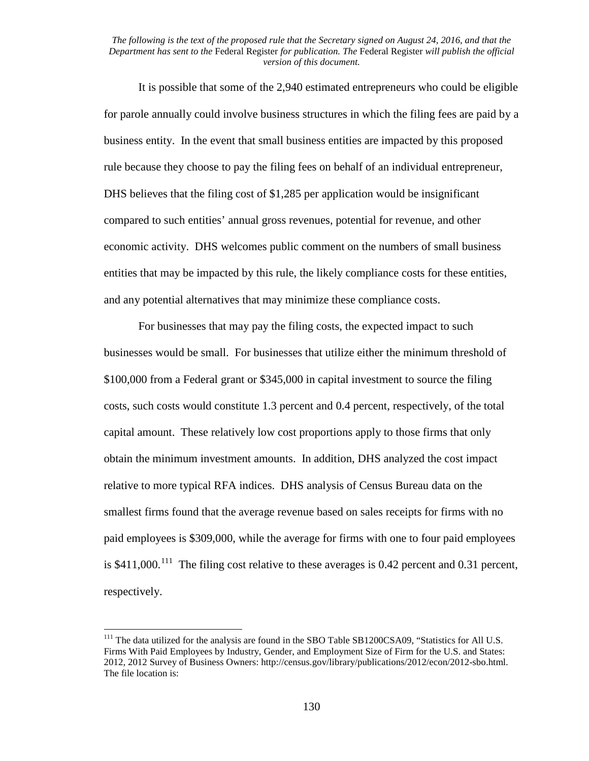*The following is the text of the proposed rule that the Secretary signed on August 24, 2016, and that the Department has sent to the* Federal Register *for publication. The* Federal Register *will publish the official version of this document.*

It is possible that some of the 2,940 estimated entrepreneurs who could be eligible for parole annually could involve business structures in which the filing fees are paid by a business entity. In the event that small business entities are impacted by this proposed rule because they choose to pay the filing fees on behalf of an individual entrepreneur, DHS believes that the filing cost of $1,285 per application would be insignificant compared to such entities' annual gross revenues, potential for revenue, and other economic activity. DHS welcomes public comment on the numbers of small business entities that may be impacted by this rule, the likely compliance costs for these entities, and any potential alternatives that may minimize these compliance costs.

For businesses that may pay the filing costs, the expected impact to such businesses would be small. For businesses that utilize either the minimum threshold of $100,000 from a Federal grant or $345,000 in capital investment to source the filing costs, such costs would constitute 1.3 percent and 0.4 percent, respectively, of the total capital amount. These relatively low cost proportions apply to those firms that only obtain the minimum investment amounts. In addition, DHS analyzed the cost impact relative to more typical RFA indices. DHS analysis of Census Bureau data on the smallest firms found that the average revenue based on sales receipts for firms with no paid employees is $309,000, while the average for firms with one to four paid employees is $411,000.[111] The filing cost relative to these averages is 0.42 percent and 0.31 percent, respectively.

[111] The data utilized for the analysis are found in the SBO Table SB1200CSA09, "Statistics for All U.S. Firms With Paid Employees by Industry, Gender, and Employment Size of Firm for the U.S. and States: 2012, 2012 Survey of Business Owners: http://census.gov/library/publications/2012/econ/2012-sbo.html. The file location is: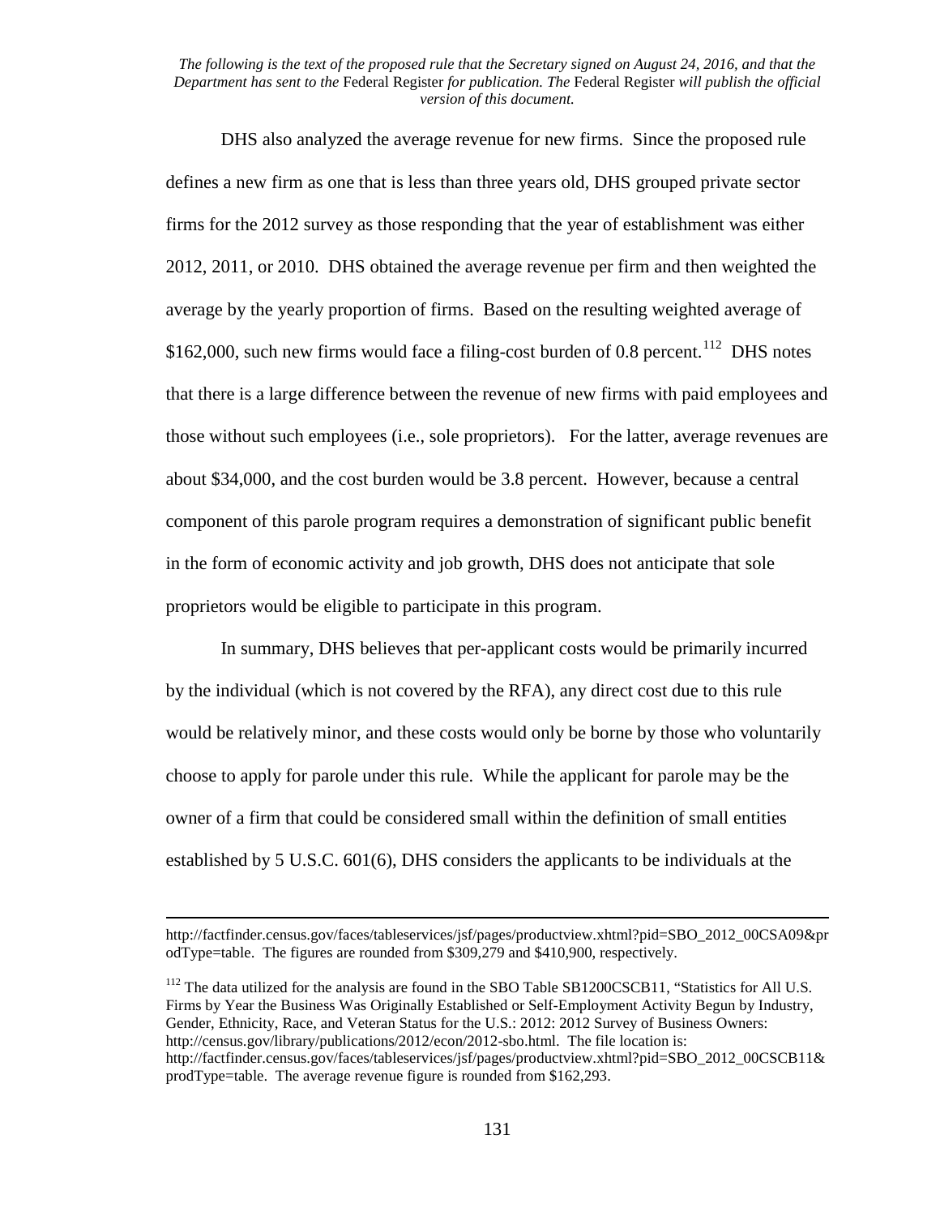DHS also analyzed the average revenue for new firms. Since the proposed rule defines a new firm as one that is less than three years old, DHS grouped private sector firms for the 2012 survey as those responding that the year of establishment was either 2012, 2011, or 2010. DHS obtained the average revenue per firm and then weighted the average by the yearly proportion of firms. Based on the resulting weighted average of $162,000, such new firms would face a filing-cost burden of 0.8 percent.[112] DHS notes that there is a large difference between the revenue of new firms with paid employees and those without such employees (i.e., sole proprietors). For the latter, average revenues are about $34,000, and the cost burden would be 3.8 percent. However, because a central component of this parole program requires a demonstration of significant public benefit in the form of economic activity and job growth, DHS does not anticipate that sole proprietors would be eligible to participate in this program.

In summary, DHS believes that per-applicant costs would be primarily incurred by the individual (which is not covered by the RFA), any direct cost due to this rule would be relatively minor, and these costs would only be borne by those who voluntarily choose to apply for parole under this rule. While the applicant for parole may be the owner of a firm that could be considered small within the definition of small entities established by 5 U.S.C. 601(6), DHS considers the applicants to be individuals at the

---

http://factfinder.census.gov/faces/tableservices/jsf/pages/productview.xhtml?pid=SBO_2012_00CSA09&prodType=table. The figures are rounded from $309,279 and $410,900, respectively.

[112] The data utilized for the analysis are found in the SBO Table SB1200CSCB11, "Statistics for All U.S. Firms by Year the Business Was Originally Established or Self-Employment Activity Begun by Industry, Gender, Ethnicity, Race, and Veteran Status for the U.S.: 2012: 2012 Survey of Business Owners: http://census.gov/library/publications/2012/econ/2012-sbo.html. The file location is: http://factfinder.census.gov/faces/tableservices/jsf/pages/productview.xhtml?pid=SBO_2012_00CSCB11&prodType=table. The average revenue figure is rounded from $162,293.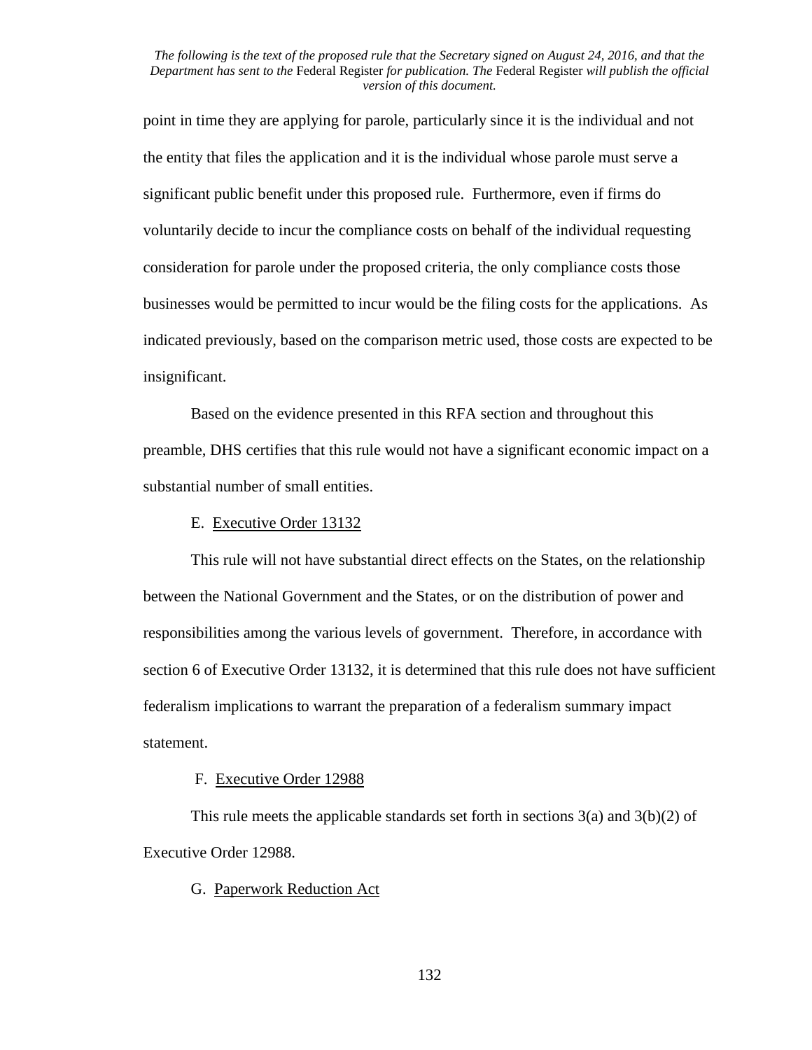point in time they are applying for parole, particularly since it is the individual and not the entity that files the application and it is the individual whose parole must serve a significant public benefit under this proposed rule. Furthermore, even if firms do voluntarily decide to incur the compliance costs on behalf of the individual requesting consideration for parole under the proposed criteria, the only compliance costs those businesses would be permitted to incur would be the filing costs for the applications. As indicated previously, based on the comparison metric used, those costs are expected to be insignificant.

Based on the evidence presented in this RFA section and throughout this preamble, DHS certifies that this rule would not have a significant economic impact on a substantial number of small entities.

### E. Executive Order 13132

This rule will not have substantial direct effects on the States, on the relationship between the National Government and the States, or on the distribution of power and responsibilities among the various levels of government. Therefore, in accordance with section 6 of Executive Order 13132, it is determined that this rule does not have sufficient federalism implications to warrant the preparation of a federalism summary impact statement.

### F. Executive Order 12988

This rule meets the applicable standards set forth in sections 3(a) and 3(b)(2) of Executive Order 12988.

### G. Paperwork Reduction Act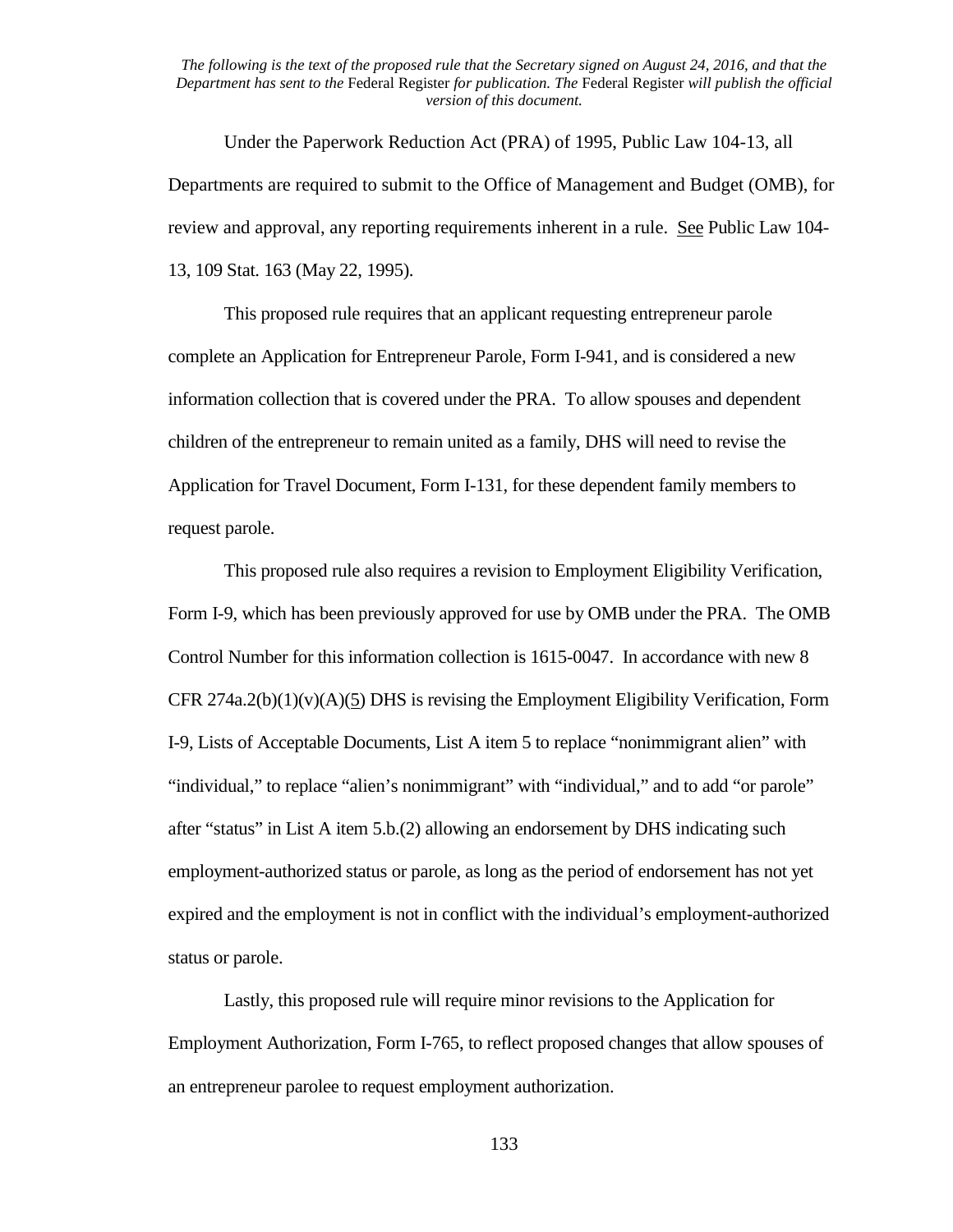*The following is the text of the proposed rule that the Secretary signed on August 24, 2016, and that the Department has sent to the* Federal Register *for publication. The* Federal Register *will publish the official version of this document.*

Under the Paperwork Reduction Act (PRA) of 1995, Public Law 104-13, all Departments are required to submit to the Office of Management and Budget (OMB), for review and approval, any reporting requirements inherent in a rule. See Public Law 104-13, 109 Stat. 163 (May 22, 1995).

This proposed rule requires that an applicant requesting entrepreneur parole complete an Application for Entrepreneur Parole, Form I-941, and is considered a new information collection that is covered under the PRA. To allow spouses and dependent children of the entrepreneur to remain united as a family, DHS will need to revise the Application for Travel Document, Form I-131, for these dependent family members to request parole.

This proposed rule also requires a revision to Employment Eligibility Verification, Form I-9, which has been previously approved for use by OMB under the PRA. The OMB Control Number for this information collection is 1615-0047. In accordance with new 8 CFR 274a.2(b)(1)(v)(A)(5) DHS is revising the Employment Eligibility Verification, Form I-9, Lists of Acceptable Documents, List A item 5 to replace "nonimmigrant alien" with "individual," to replace "alien's nonimmigrant" with "individual," and to add "or parole" after "status" in List A item 5.b.(2) allowing an endorsement by DHS indicating such employment-authorized status or parole, as long as the period of endorsement has not yet expired and the employment is not in conflict with the individual's employment-authorized status or parole.

Lastly, this proposed rule will require minor revisions to the Application for Employment Authorization, Form I-765, to reflect proposed changes that allow spouses of an entrepreneur parolee to request employment authorization.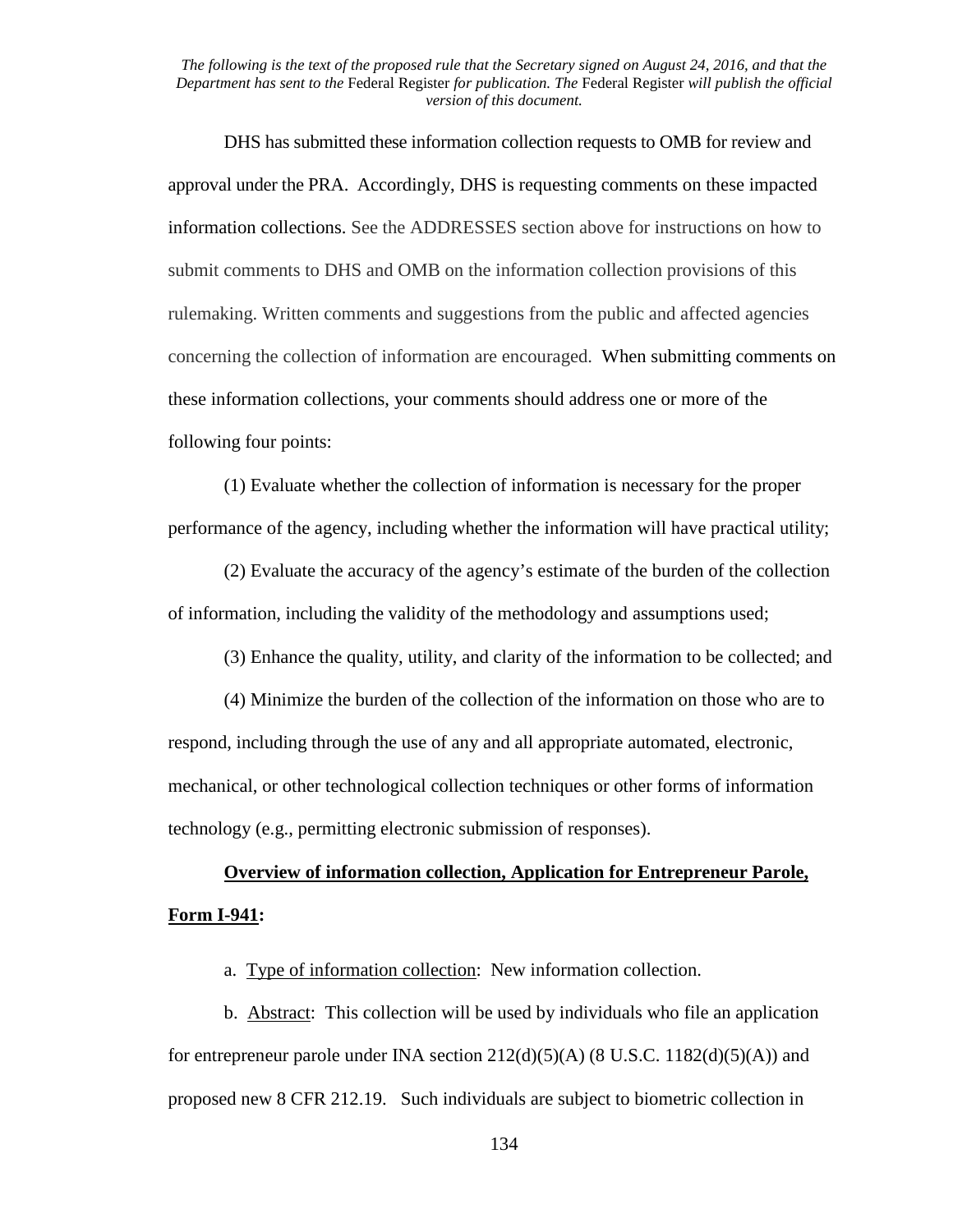*The following is the text of the proposed rule that the Secretary signed on August 24, 2016, and that the Department has sent to the* Federal Register *for publication. The* Federal Register *will publish the official version of this document.*

DHS has submitted these information collection requests to OMB for review and approval under the PRA. Accordingly, DHS is requesting comments on these impacted information collections. See the ADDRESSES section above for instructions on how to submit comments to DHS and OMB on the information collection provisions of this rulemaking. Written comments and suggestions from the public and affected agencies concerning the collection of information are encouraged. When submitting comments on these information collections, your comments should address one or more of the following four points:

(1) Evaluate whether the collection of information is necessary for the proper performance of the agency, including whether the information will have practical utility;

(2) Evaluate the accuracy of the agency's estimate of the burden of the collection of information, including the validity of the methodology and assumptions used;

(3) Enhance the quality, utility, and clarity of the information to be collected; and

(4) Minimize the burden of the collection of the information on those who are to respond, including through the use of any and all appropriate automated, electronic, mechanical, or other technological collection techniques or other forms of information technology (e.g., permitting electronic submission of responses).

**Overview of information collection, Application for Entrepreneur Parole, Form I-941:**

a. Type of information collection: New information collection.

b. Abstract: This collection will be used by individuals who file an application for entrepreneur parole under INA section 212(d)(5)(A) (8 U.S.C. 1182(d)(5)(A)) and proposed new 8 CFR 212.19. Such individuals are subject to biometric collection in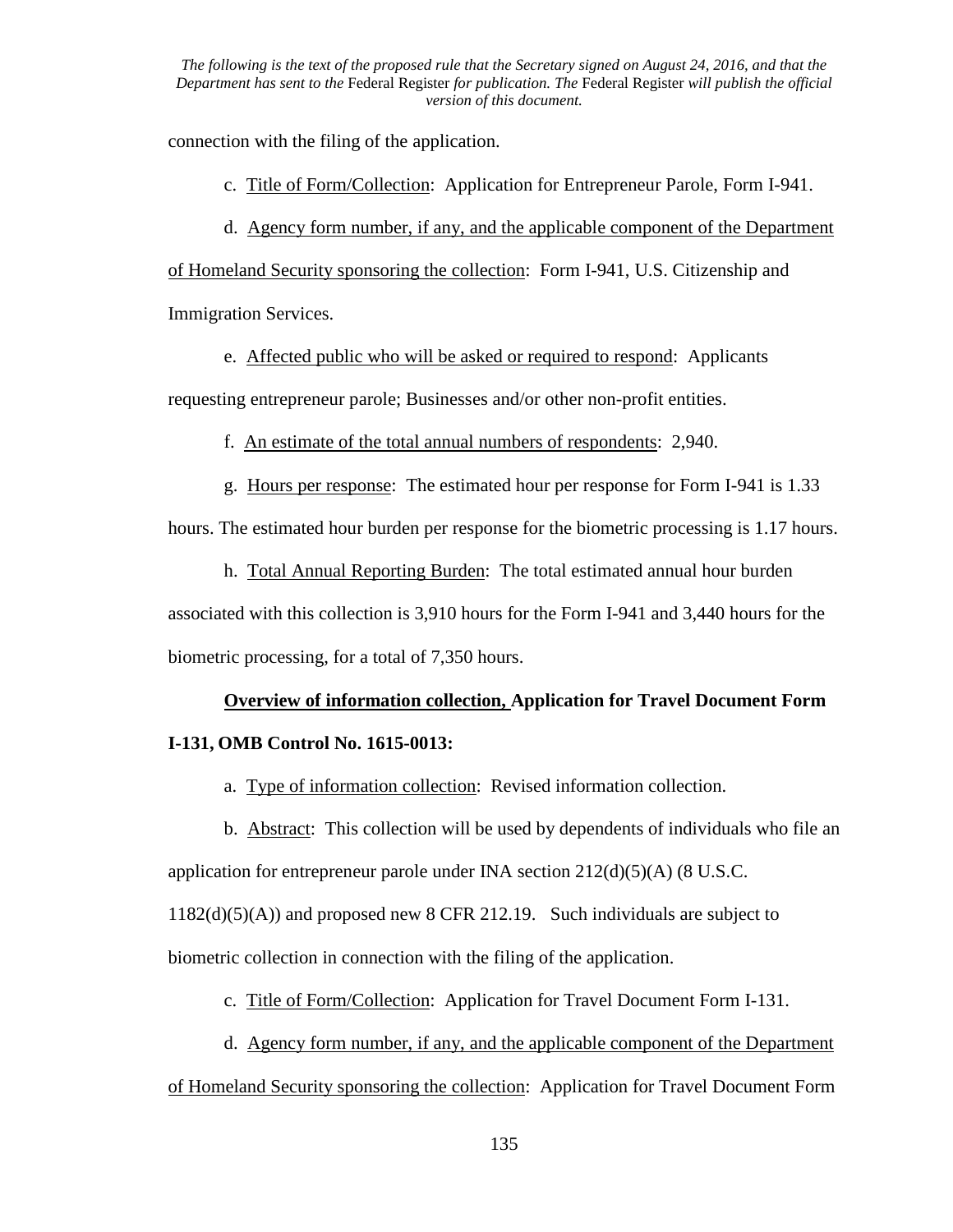connection with the filing of the application.

c. Title of Form/Collection: Application for Entrepreneur Parole, Form I-941.

d. Agency form number, if any, and the applicable component of the Department of Homeland Security sponsoring the collection: Form I-941, U.S. Citizenship and Immigration Services.

e. Affected public who will be asked or required to respond: Applicants requesting entrepreneur parole; Businesses and/or other non-profit entities.

f. An estimate of the total annual numbers of respondents: 2,940.

g. Hours per response: The estimated hour per response for Form I-941 is 1.33 hours. The estimated hour burden per response for the biometric processing is 1.17 hours.

h. Total Annual Reporting Burden: The total estimated annual hour burden associated with this collection is 3,910 hours for the Form I-941 and 3,440 hours for the biometric processing, for a total of 7,350 hours.

**Overview of information collection, Application for Travel Document Form I-131, OMB Control No. 1615-0013:**

a. Type of information collection: Revised information collection.

b. Abstract: This collection will be used by dependents of individuals who file an application for entrepreneur parole under INA section 212(d)(5)(A) (8 U.S.C. 1182(d)(5)(A)) and proposed new 8 CFR 212.19. Such individuals are subject to biometric collection in connection with the filing of the application.

c. Title of Form/Collection: Application for Travel Document Form I-131.

d. Agency form number, if any, and the applicable component of the Department of Homeland Security sponsoring the collection: Application for Travel Document Form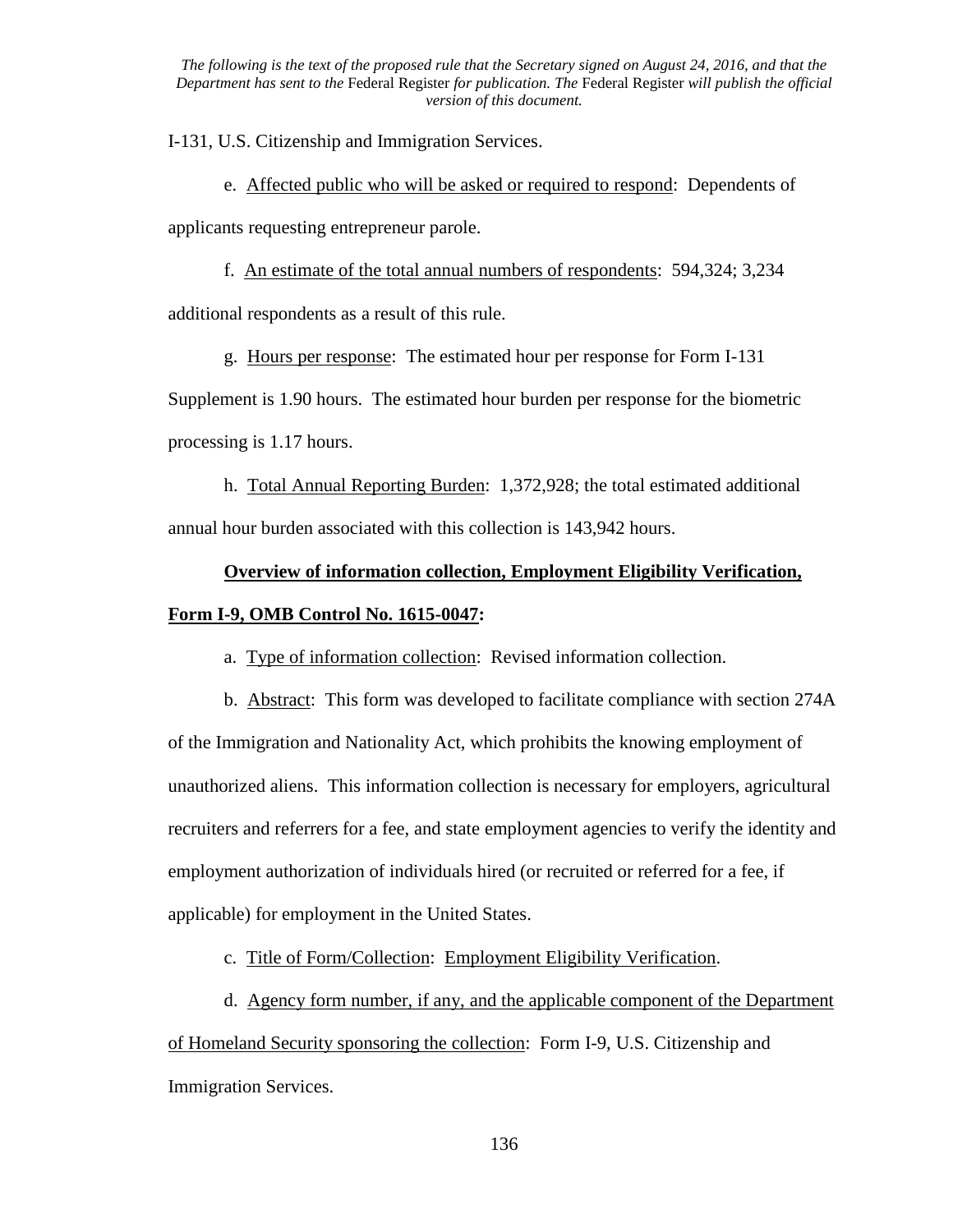I-131, U.S. Citizenship and Immigration Services.

e. Affected public who will be asked or required to respond: Dependents of applicants requesting entrepreneur parole.

f. An estimate of the total annual numbers of respondents: 594,324; 3,234 additional respondents as a result of this rule.

g. Hours per response: The estimated hour per response for Form I-131 Supplement is 1.90 hours. The estimated hour burden per response for the biometric processing is 1.17 hours.

h. Total Annual Reporting Burden: 1,372,928; the total estimated additional annual hour burden associated with this collection is 143,942 hours.

**Overview of information collection, Employment Eligibility Verification, Form I-9, OMB Control No. 1615-0047:**

a. Type of information collection: Revised information collection.

b. Abstract: This form was developed to facilitate compliance with section 274A of the Immigration and Nationality Act, which prohibits the knowing employment of unauthorized aliens. This information collection is necessary for employers, agricultural recruiters and referrers for a fee, and state employment agencies to verify the identity and employment authorization of individuals hired (or recruited or referred for a fee, if applicable) for employment in the United States.

c. Title of Form/Collection: Employment Eligibility Verification.

d. Agency form number, if any, and the applicable component of the Department of Homeland Security sponsoring the collection: Form I-9, U.S. Citizenship and Immigration Services.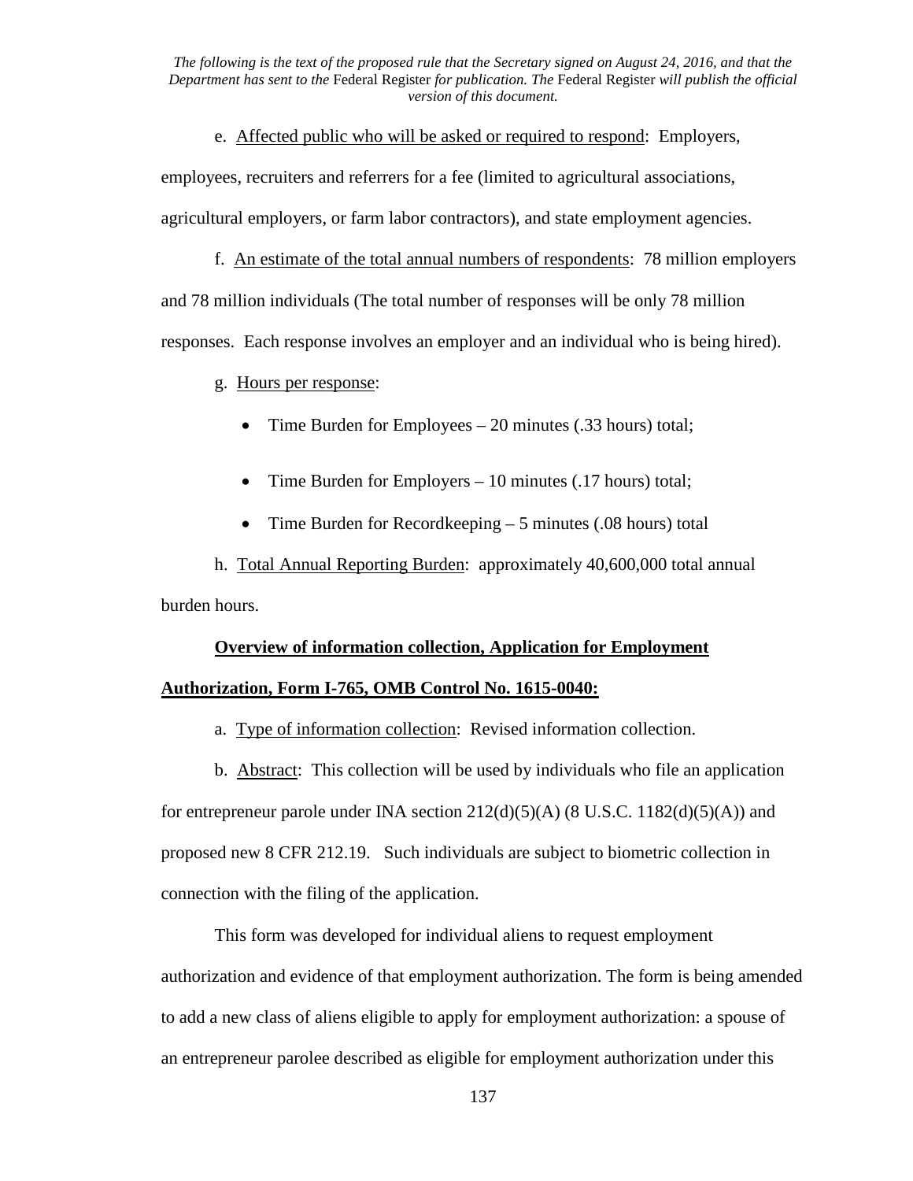e. Affected public who will be asked or required to respond: Employers, employees, recruiters and referrers for a fee (limited to agricultural associations, agricultural employers, or farm labor contractors), and state employment agencies.

f. An estimate of the total annual numbers of respondents: 78 million employers and 78 million individuals (The total number of responses will be only 78 million responses. Each response involves an employer and an individual who is being hired).

g. Hours per response:

- Time Burden for Employees – 20 minutes (.33 hours) total;
- Time Burden for Employers – 10 minutes (.17 hours) total;
- Time Burden for Recordkeeping – 5 minutes (.08 hours) total

h. Total Annual Reporting Burden: approximately 40,600,000 total annual burden hours.

**Overview of information collection, Application for Employment Authorization, Form I-765, OMB Control No. 1615-0040:**

a. Type of information collection: Revised information collection.

b. Abstract: This collection will be used by individuals who file an application for entrepreneur parole under INA section 212(d)(5)(A) (8 U.S.C. 1182(d)(5)(A)) and proposed new 8 CFR 212.19. Such individuals are subject to biometric collection in connection with the filing of the application.

This form was developed for individual aliens to request employment authorization and evidence of that employment authorization. The form is being amended to add a new class of aliens eligible to apply for employment authorization: a spouse of an entrepreneur parolee described as eligible for employment authorization under this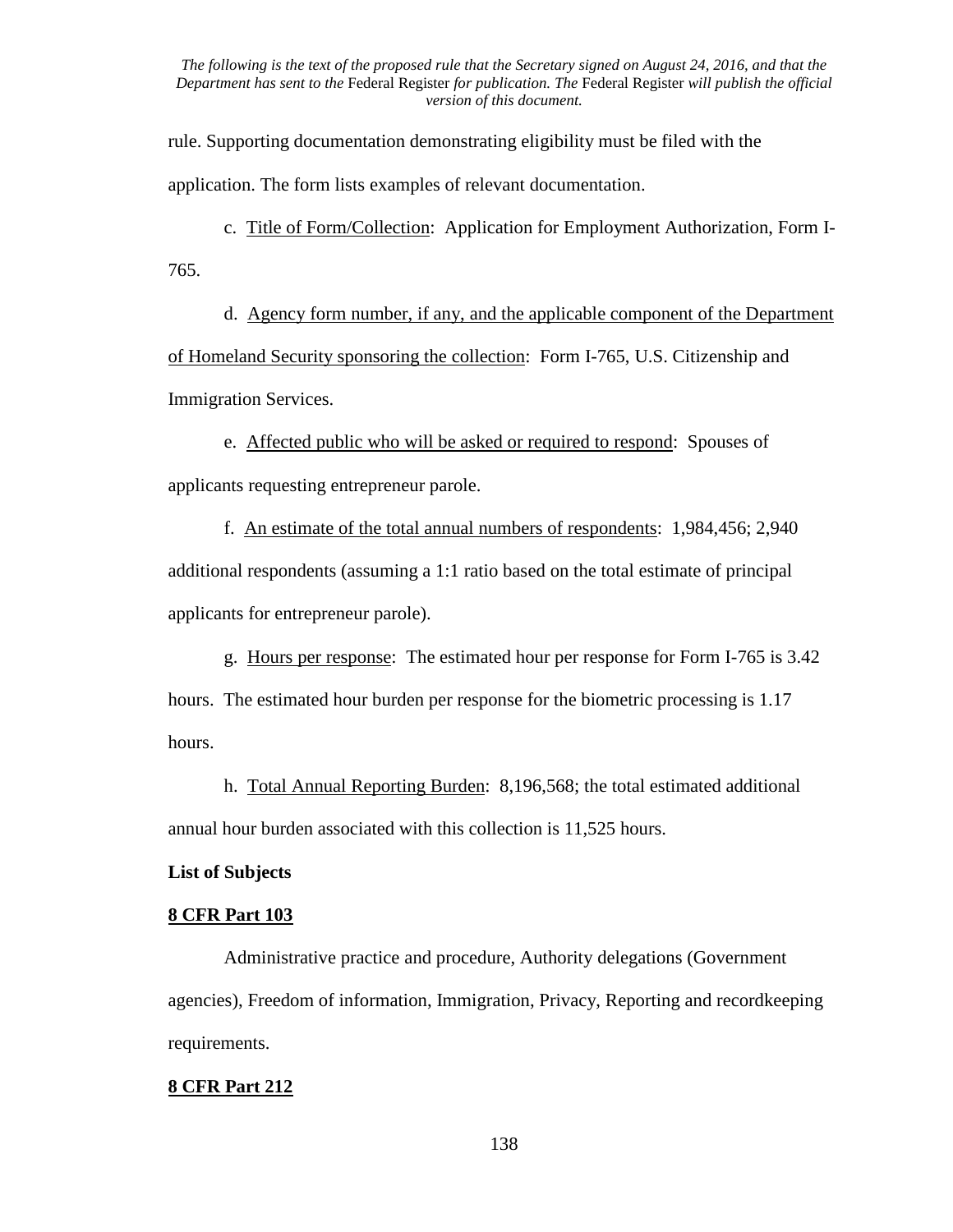rule. Supporting documentation demonstrating eligibility must be filed with the application. The form lists examples of relevant documentation.

c. Title of Form/Collection: Application for Employment Authorization, Form I-765.

d. Agency form number, if any, and the applicable component of the Department of Homeland Security sponsoring the collection: Form I-765, U.S. Citizenship and Immigration Services.

e. Affected public who will be asked or required to respond: Spouses of applicants requesting entrepreneur parole.

f. An estimate of the total annual numbers of respondents: 1,984,456; 2,940 additional respondents (assuming a 1:1 ratio based on the total estimate of principal applicants for entrepreneur parole).

g. Hours per response: The estimated hour per response for Form I-765 is 3.42 hours. The estimated hour burden per response for the biometric processing is 1.17 hours.

h. Total Annual Reporting Burden: 8,196,568; the total estimated additional annual hour burden associated with this collection is 11,525 hours.

**List of Subjects**

**8 CFR Part 103**

Administrative practice and procedure, Authority delegations (Government agencies), Freedom of information, Immigration, Privacy, Reporting and recordkeeping requirements.

**8 CFR Part 212**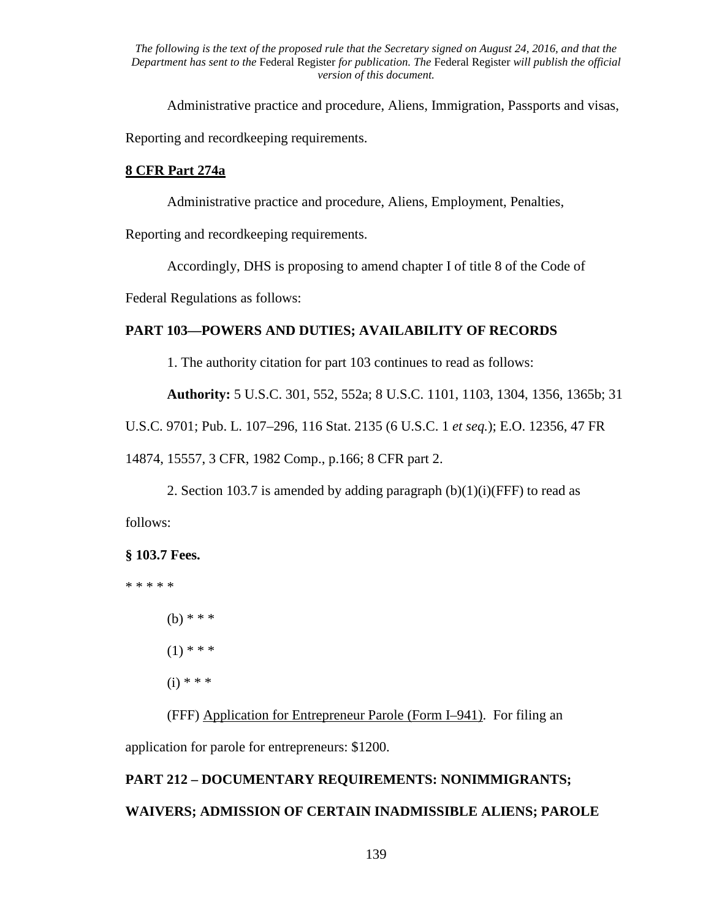*The following is the text of the proposed rule that the Secretary signed on August 24, 2016, and that the Department has sent to the* Federal Register *for publication. The* Federal Register *will publish the official version of this document.*

Administrative practice and procedure, Aliens, Immigration, Passports and visas, Reporting and recordkeeping requirements.

**8 CFR Part 274a**

Administrative practice and procedure, Aliens, Employment, Penalties, Reporting and recordkeeping requirements.

Accordingly, DHS is proposing to amend chapter I of title 8 of the Code of Federal Regulations as follows:

**PART 103—POWERS AND DUTIES; AVAILABILITY OF RECORDS**

1. The authority citation for part 103 continues to read as follows:

**Authority:** 5 U.S.C. 301, 552, 552a; 8 U.S.C. 1101, 1103, 1304, 1356, 1365b; 31 U.S.C. 9701; Pub. L. 107–296, 116 Stat. 2135 (6 U.S.C. 1 *et seq.*); E.O. 12356, 47 FR 14874, 15557, 3 CFR, 1982 Comp., p.166; 8 CFR part 2.

2. Section 103.7 is amended by adding paragraph (b)(1)(i)(FFF) to read as follows:

**§ 103.7 Fees.**

* * * * *

(b) * * *

(1) * * *

(i) * * *

(FFF) Application for Entrepreneur Parole (Form I–941). For filing an application for parole for entrepreneurs: $1200.

**PART 212 – DOCUMENTARY REQUIREMENTS: NONIMMIGRANTS; WAIVERS; ADMISSION OF CERTAIN INADMISSIBLE ALIENS; PAROLE**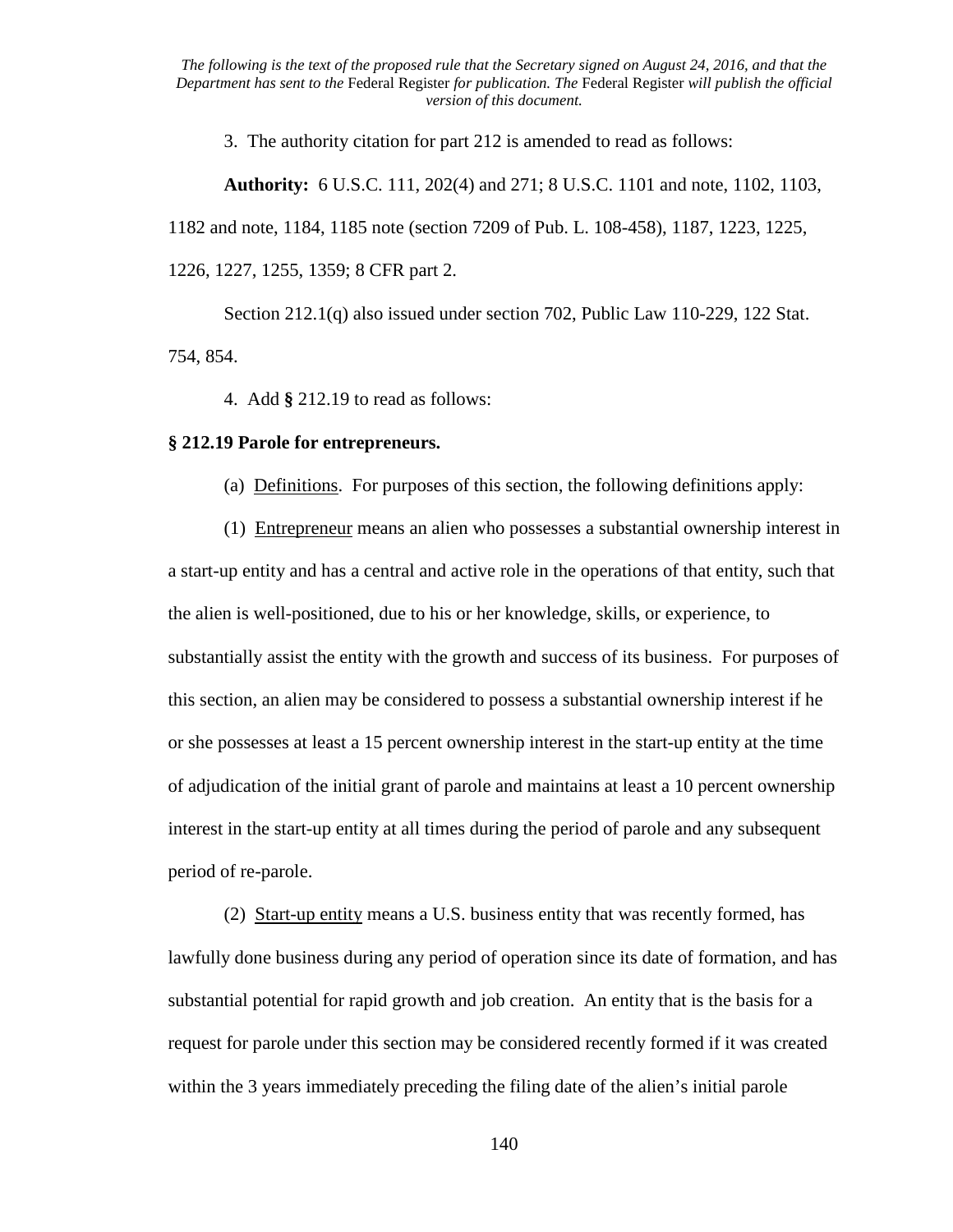3. The authority citation for part 212 is amended to read as follows:

**Authority:** 6 U.S.C. 111, 202(4) and 271; 8 U.S.C. 1101 and note, 1102, 1103, 1182 and note, 1184, 1185 note (section 7209 of Pub. L. 108-458), 1187, 1223, 1225, 1226, 1227, 1255, 1359; 8 CFR part 2.

Section 212.1(q) also issued under section 702, Public Law 110-229, 122 Stat. 754, 854.

4. Add **§** 212.19 to read as follows:

**§ 212.19 Parole for entrepreneurs.**

(a) Definitions. For purposes of this section, the following definitions apply:

(1) Entrepreneur means an alien who possesses a substantial ownership interest in a start-up entity and has a central and active role in the operations of that entity, such that the alien is well-positioned, due to his or her knowledge, skills, or experience, to substantially assist the entity with the growth and success of its business. For purposes of this section, an alien may be considered to possess a substantial ownership interest if he or she possesses at least a 15 percent ownership interest in the start-up entity at the time of adjudication of the initial grant of parole and maintains at least a 10 percent ownership interest in the start-up entity at all times during the period of parole and any subsequent period of re-parole.

(2) Start-up entity means a U.S. business entity that was recently formed, has lawfully done business during any period of operation since its date of formation, and has substantial potential for rapid growth and job creation. An entity that is the basis for a request for parole under this section may be considered recently formed if it was created within the 3 years immediately preceding the filing date of the alien's initial parole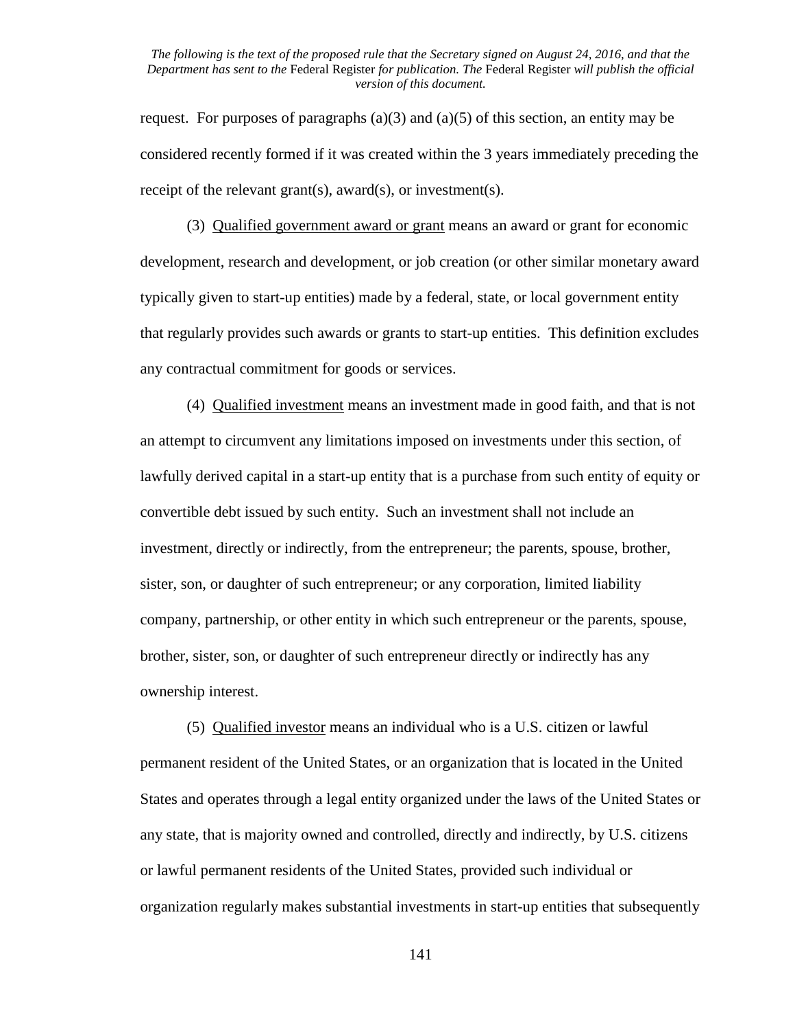request. For purposes of paragraphs (a)(3) and (a)(5) of this section, an entity may be considered recently formed if it was created within the 3 years immediately preceding the receipt of the relevant grant(s), award(s), or investment(s).

(3) Qualified government award or grant means an award or grant for economic development, research and development, or job creation (or other similar monetary award typically given to start-up entities) made by a federal, state, or local government entity that regularly provides such awards or grants to start-up entities. This definition excludes any contractual commitment for goods or services.

(4) Qualified investment means an investment made in good faith, and that is not an attempt to circumvent any limitations imposed on investments under this section, of lawfully derived capital in a start-up entity that is a purchase from such entity of equity or convertible debt issued by such entity. Such an investment shall not include an investment, directly or indirectly, from the entrepreneur; the parents, spouse, brother, sister, son, or daughter of such entrepreneur; or any corporation, limited liability company, partnership, or other entity in which such entrepreneur or the parents, spouse, brother, sister, son, or daughter of such entrepreneur directly or indirectly has any ownership interest.

(5) Qualified investor means an individual who is a U.S. citizen or lawful permanent resident of the United States, or an organization that is located in the United States and operates through a legal entity organized under the laws of the United States or any state, that is majority owned and controlled, directly and indirectly, by U.S. citizens or lawful permanent residents of the United States, provided such individual or organization regularly makes substantial investments in start-up entities that subsequently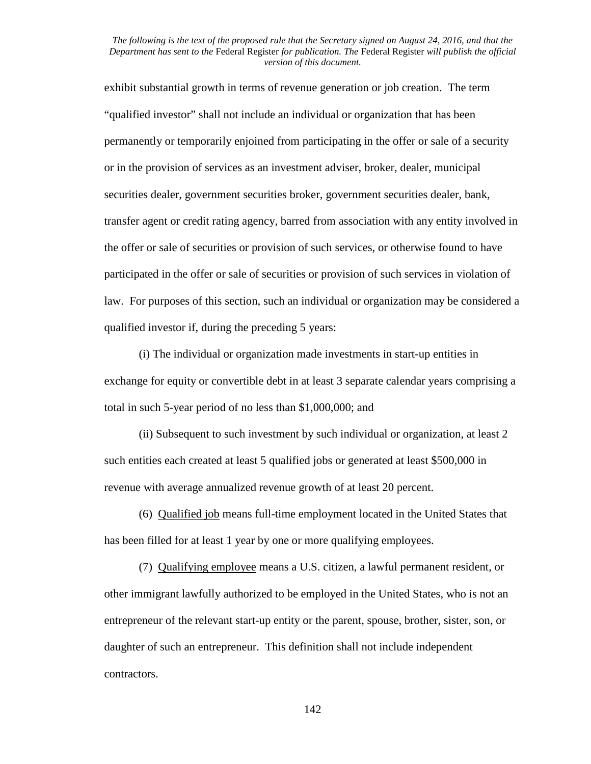exhibit substantial growth in terms of revenue generation or job creation. The term "qualified investor" shall not include an individual or organization that has been permanently or temporarily enjoined from participating in the offer or sale of a security or in the provision of services as an investment adviser, broker, dealer, municipal securities dealer, government securities broker, government securities dealer, bank, transfer agent or credit rating agency, barred from association with any entity involved in the offer or sale of securities or provision of such services, or otherwise found to have participated in the offer or sale of securities or provision of such services in violation of law. For purposes of this section, such an individual or organization may be considered a qualified investor if, during the preceding 5 years:

(i) The individual or organization made investments in start-up entities in exchange for equity or convertible debt in at least 3 separate calendar years comprising a total in such 5-year period of no less than $1,000,000; and

(ii) Subsequent to such investment by such individual or organization, at least 2 such entities each created at least 5 qualified jobs or generated at least $500,000 in revenue with average annualized revenue growth of at least 20 percent.

(6) Qualified job means full-time employment located in the United States that has been filled for at least 1 year by one or more qualifying employees.

(7) Qualifying employee means a U.S. citizen, a lawful permanent resident, or other immigrant lawfully authorized to be employed in the United States, who is not an entrepreneur of the relevant start-up entity or the parent, spouse, brother, sister, son, or daughter of such an entrepreneur. This definition shall not include independent contractors.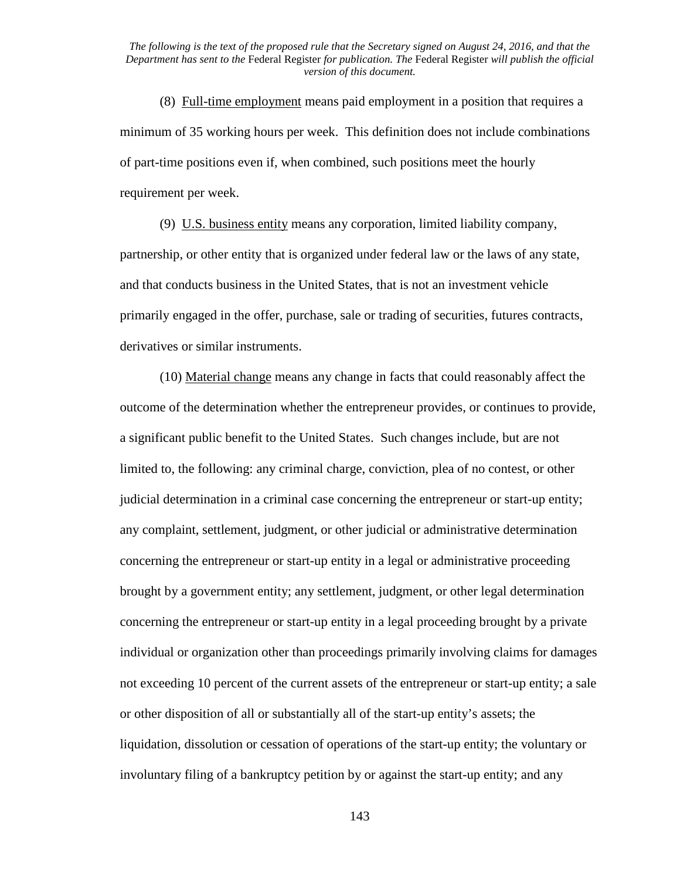*The following is the text of the proposed rule that the Secretary signed on August 24, 2016, and that the Department has sent to the* Federal Register *for publication. The* Federal Register *will publish the official version of this document.*

(8) Full-time employment means paid employment in a position that requires a minimum of 35 working hours per week. This definition does not include combinations of part-time positions even if, when combined, such positions meet the hourly requirement per week.

(9) U.S. business entity means any corporation, limited liability company, partnership, or other entity that is organized under federal law or the laws of any state, and that conducts business in the United States, that is not an investment vehicle primarily engaged in the offer, purchase, sale or trading of securities, futures contracts, derivatives or similar instruments.

(10) Material change means any change in facts that could reasonably affect the outcome of the determination whether the entrepreneur provides, or continues to provide, a significant public benefit to the United States. Such changes include, but are not limited to, the following: any criminal charge, conviction, plea of no contest, or other judicial determination in a criminal case concerning the entrepreneur or start-up entity; any complaint, settlement, judgment, or other judicial or administrative determination concerning the entrepreneur or start-up entity in a legal or administrative proceeding brought by a government entity; any settlement, judgment, or other legal determination concerning the entrepreneur or start-up entity in a legal proceeding brought by a private individual or organization other than proceedings primarily involving claims for damages not exceeding 10 percent of the current assets of the entrepreneur or start-up entity; a sale or other disposition of all or substantially all of the start-up entity's assets; the liquidation, dissolution or cessation of operations of the start-up entity; the voluntary or involuntary filing of a bankruptcy petition by or against the start-up entity; and any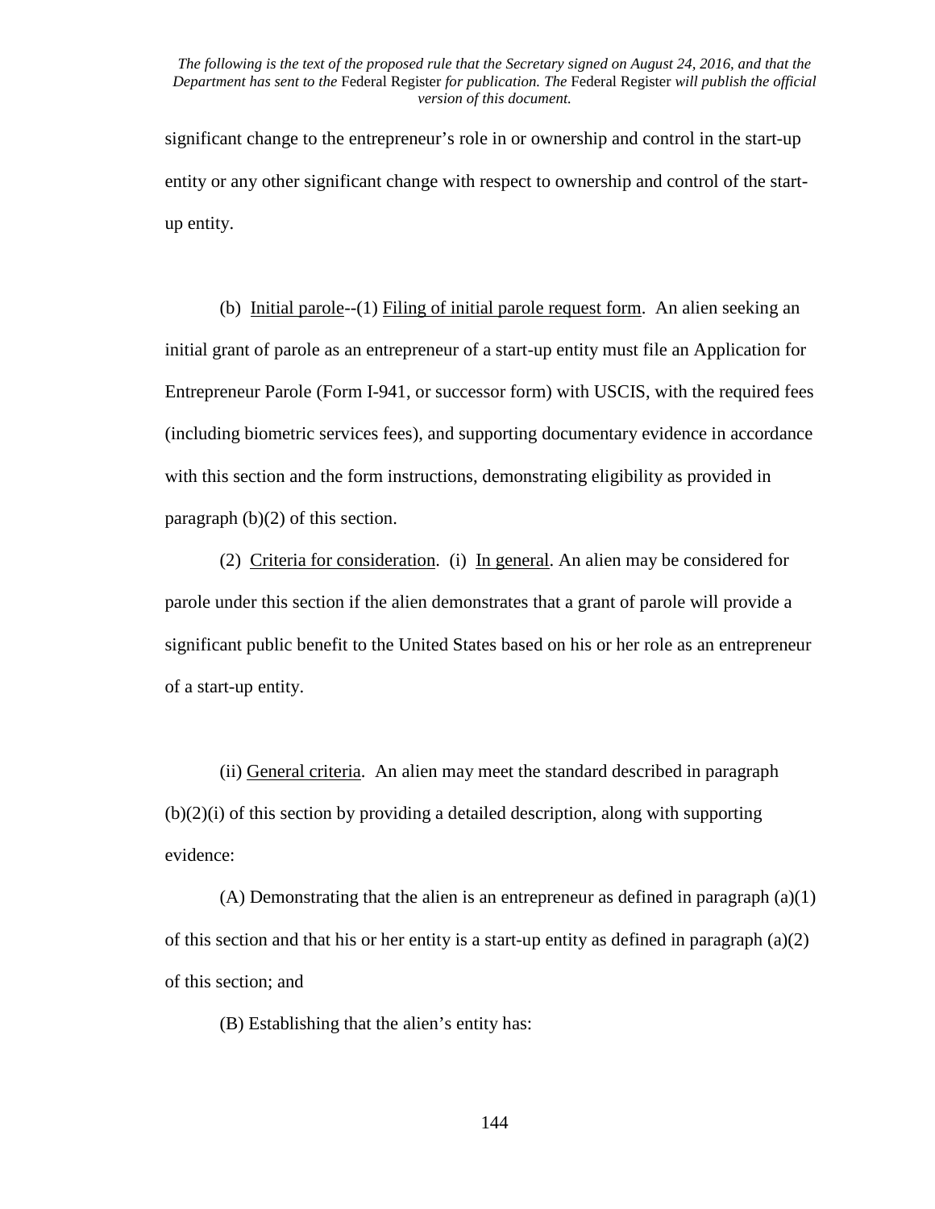significant change to the entrepreneur's role in or ownership and control in the start-up entity or any other significant change with respect to ownership and control of the start-up entity.

(b) Initial parole--(1) Filing of initial parole request form. An alien seeking an initial grant of parole as an entrepreneur of a start-up entity must file an Application for Entrepreneur Parole (Form I-941, or successor form) with USCIS, with the required fees (including biometric services fees), and supporting documentary evidence in accordance with this section and the form instructions, demonstrating eligibility as provided in paragraph (b)(2) of this section.

(2) Criteria for consideration. (i) In general. An alien may be considered for parole under this section if the alien demonstrates that a grant of parole will provide a significant public benefit to the United States based on his or her role as an entrepreneur of a start-up entity.

(ii) General criteria. An alien may meet the standard described in paragraph (b)(2)(i) of this section by providing a detailed description, along with supporting evidence:

(A) Demonstrating that the alien is an entrepreneur as defined in paragraph (a)(1) of this section and that his or her entity is a start-up entity as defined in paragraph (a)(2) of this section; and

(B) Establishing that the alien's entity has: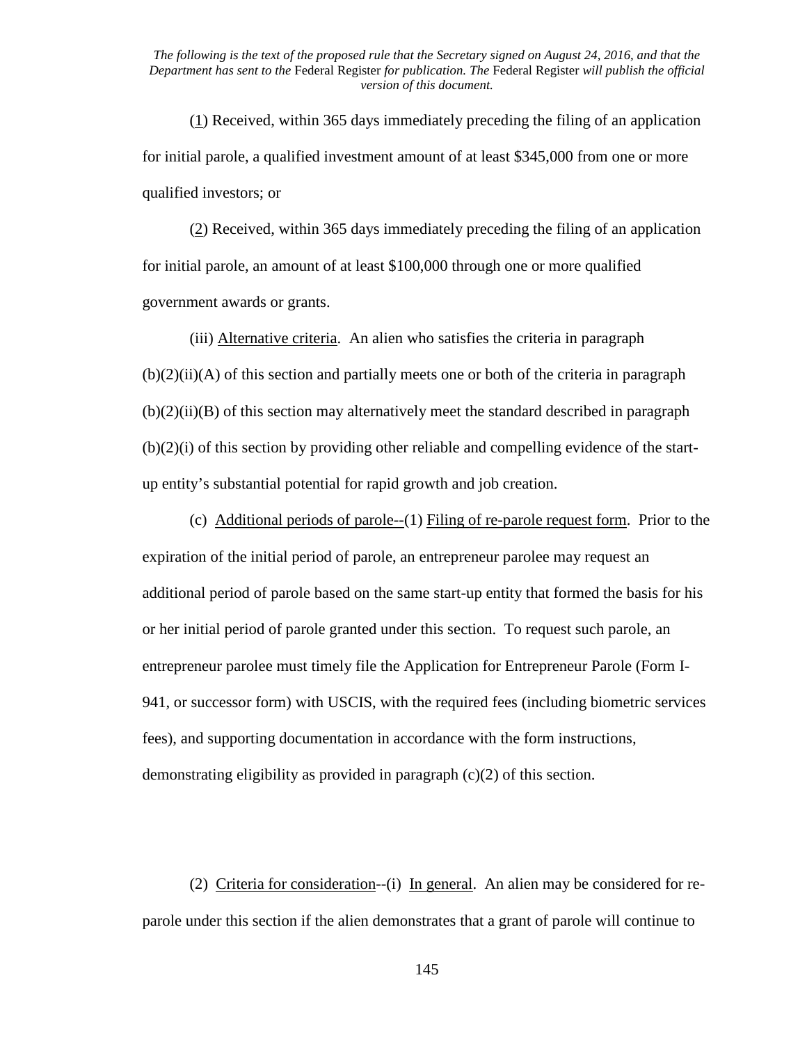*The following is the text of the proposed rule that the Secretary signed on August 24, 2016, and that the Department has sent to the* Federal Register *for publication. The* Federal Register *will publish the official version of this document.*

(1) Received, within 365 days immediately preceding the filing of an application for initial parole, a qualified investment amount of at least $345,000 from one or more qualified investors; or

(2) Received, within 365 days immediately preceding the filing of an application for initial parole, an amount of at least $100,000 through one or more qualified government awards or grants.

(iii) Alternative criteria. An alien who satisfies the criteria in paragraph (b)(2)(ii)(A) of this section and partially meets one or both of the criteria in paragraph (b)(2)(ii)(B) of this section may alternatively meet the standard described in paragraph (b)(2)(i) of this section by providing other reliable and compelling evidence of the start-up entity's substantial potential for rapid growth and job creation.

(c) Additional periods of parole--(1) Filing of re-parole request form. Prior to the expiration of the initial period of parole, an entrepreneur parolee may request an additional period of parole based on the same start-up entity that formed the basis for his or her initial period of parole granted under this section. To request such parole, an entrepreneur parolee must timely file the Application for Entrepreneur Parole (Form I-941, or successor form) with USCIS, with the required fees (including biometric services fees), and supporting documentation in accordance with the form instructions, demonstrating eligibility as provided in paragraph (c)(2) of this section.

(2) Criteria for consideration--(i) In general. An alien may be considered for re-parole under this section if the alien demonstrates that a grant of parole will continue to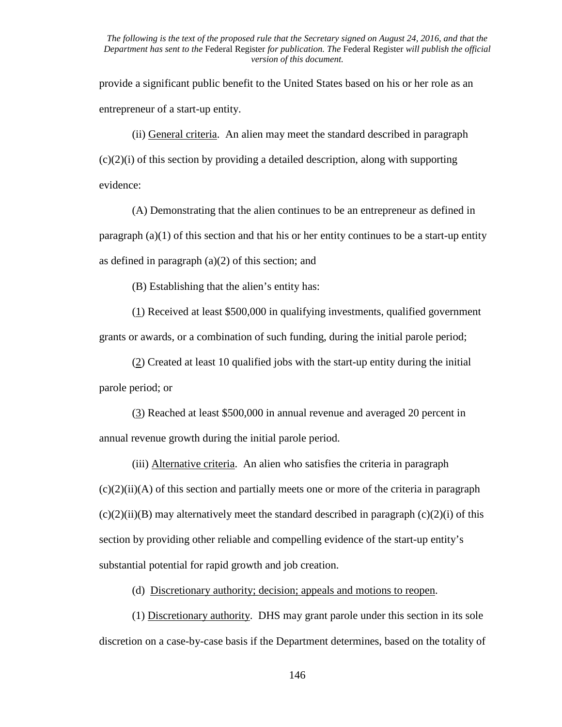provide a significant public benefit to the United States based on his or her role as an entrepreneur of a start-up entity.

(ii) General criteria. An alien may meet the standard described in paragraph (c)(2)(i) of this section by providing a detailed description, along with supporting evidence:

(A) Demonstrating that the alien continues to be an entrepreneur as defined in paragraph (a)(1) of this section and that his or her entity continues to be a start-up entity as defined in paragraph (a)(2) of this section; and

(B) Establishing that the alien's entity has:

(1) Received at least $500,000 in qualifying investments, qualified government grants or awards, or a combination of such funding, during the initial parole period;

(2) Created at least 10 qualified jobs with the start-up entity during the initial parole period; or

(3) Reached at least $500,000 in annual revenue and averaged 20 percent in annual revenue growth during the initial parole period.

(iii) Alternative criteria. An alien who satisfies the criteria in paragraph (c)(2)(ii)(A) of this section and partially meets one or more of the criteria in paragraph (c)(2)(ii)(B) may alternatively meet the standard described in paragraph (c)(2)(i) of this section by providing other reliable and compelling evidence of the start-up entity's substantial potential for rapid growth and job creation.

(d) Discretionary authority; decision; appeals and motions to reopen.

(1) Discretionary authority. DHS may grant parole under this section in its sole discretion on a case-by-case basis if the Department determines, based on the totality of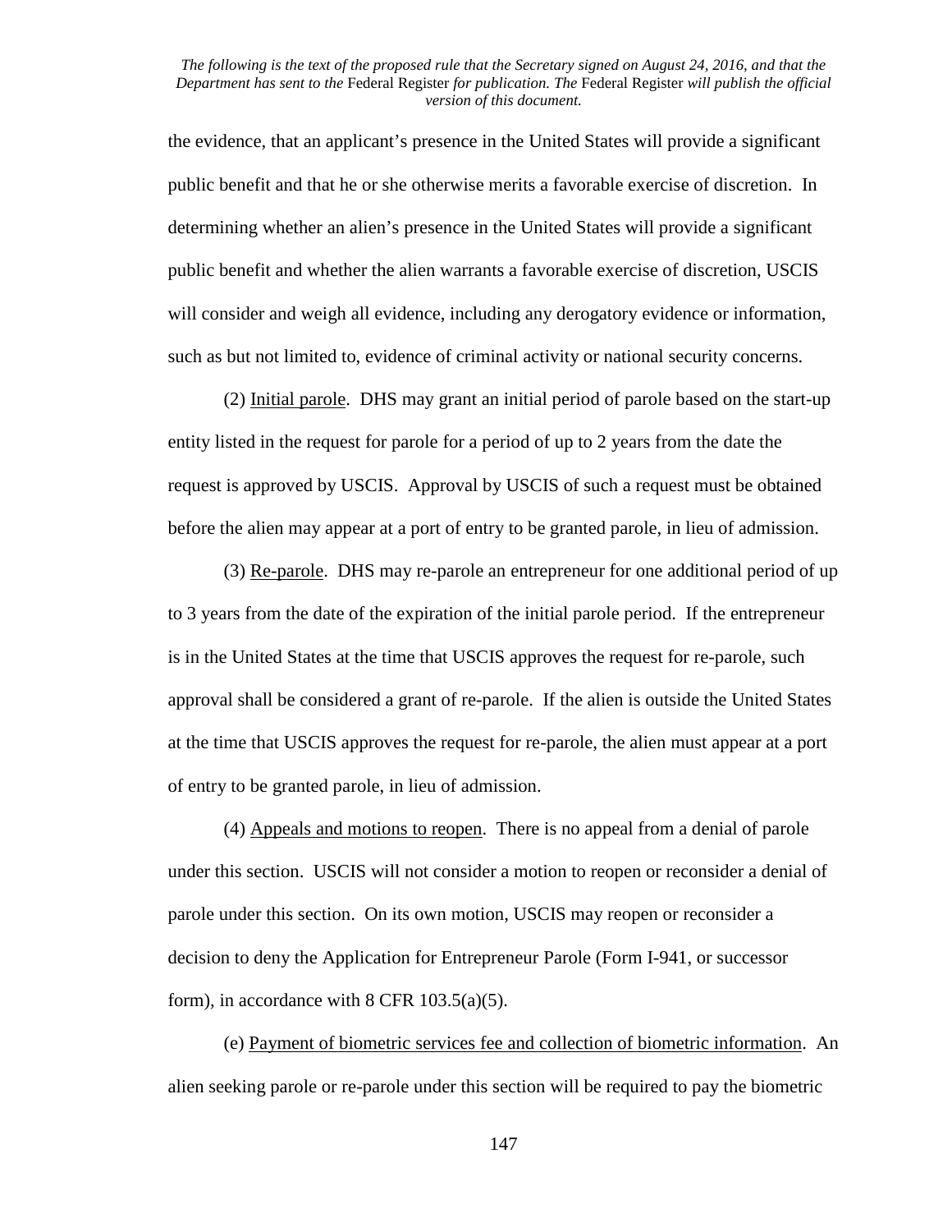the evidence, that an applicant's presence in the United States will provide a significant public benefit and that he or she otherwise merits a favorable exercise of discretion. In determining whether an alien's presence in the United States will provide a significant public benefit and whether the alien warrants a favorable exercise of discretion, USCIS will consider and weigh all evidence, including any derogatory evidence or information, such as but not limited to, evidence of criminal activity or national security concerns.

(2) Initial parole. DHS may grant an initial period of parole based on the start-up entity listed in the request for parole for a period of up to 2 years from the date the request is approved by USCIS. Approval by USCIS of such a request must be obtained before the alien may appear at a port of entry to be granted parole, in lieu of admission.

(3) Re-parole. DHS may re-parole an entrepreneur for one additional period of up to 3 years from the date of the expiration of the initial parole period. If the entrepreneur is in the United States at the time that USCIS approves the request for re-parole, such approval shall be considered a grant of re-parole. If the alien is outside the United States at the time that USCIS approves the request for re-parole, the alien must appear at a port of entry to be granted parole, in lieu of admission.

(4) Appeals and motions to reopen. There is no appeal from a denial of parole under this section. USCIS will not consider a motion to reopen or reconsider a denial of parole under this section. On its own motion, USCIS may reopen or reconsider a decision to deny the Application for Entrepreneur Parole (Form I-941, or successor form), in accordance with 8 CFR 103.5(a)(5).

(e) Payment of biometric services fee and collection of biometric information. An alien seeking parole or re-parole under this section will be required to pay the biometric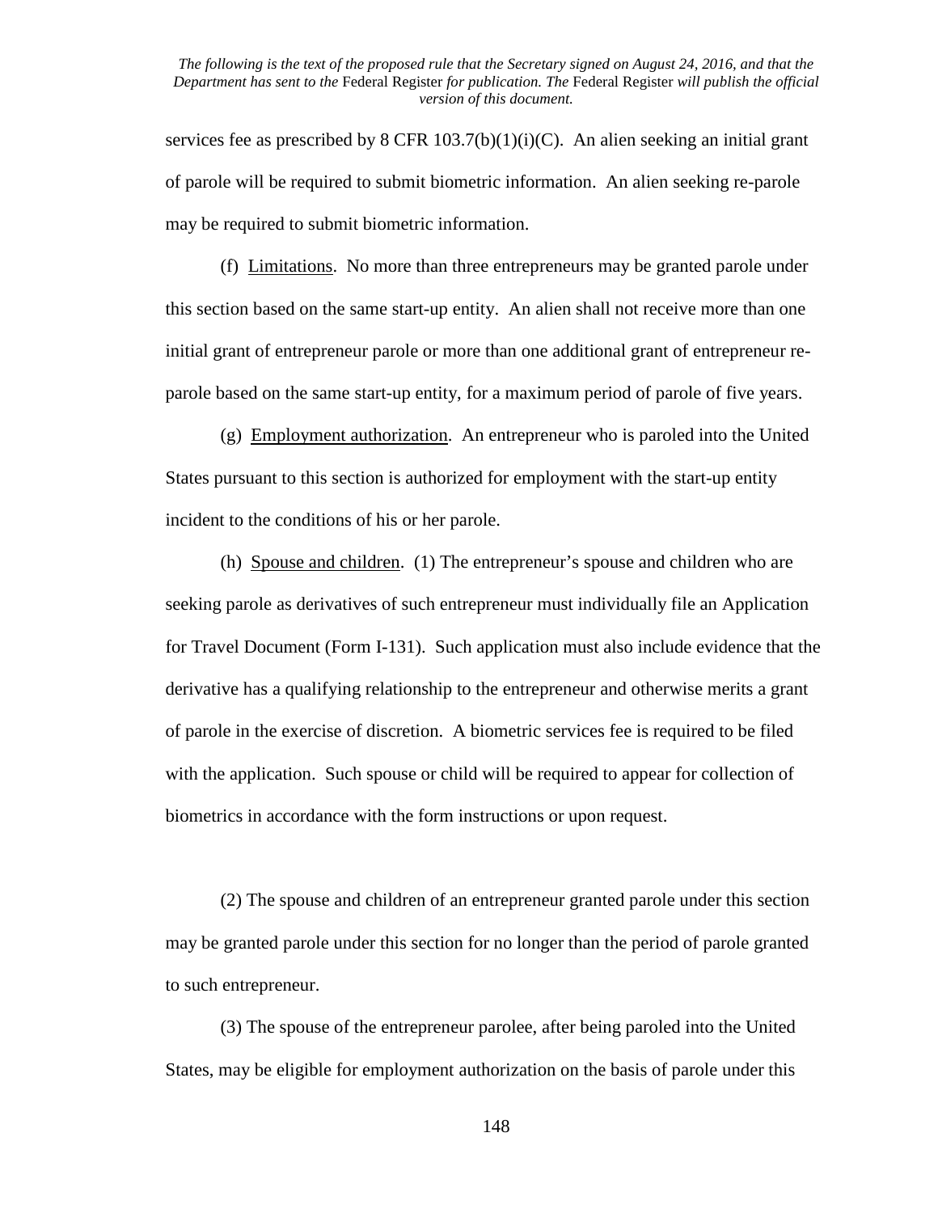services fee as prescribed by 8 CFR 103.7(b)(1)(i)(C). An alien seeking an initial grant of parole will be required to submit biometric information. An alien seeking re-parole may be required to submit biometric information.

(f) Limitations. No more than three entrepreneurs may be granted parole under this section based on the same start-up entity. An alien shall not receive more than one initial grant of entrepreneur parole or more than one additional grant of entrepreneur re-parole based on the same start-up entity, for a maximum period of parole of five years.

(g) Employment authorization. An entrepreneur who is paroled into the United States pursuant to this section is authorized for employment with the start-up entity incident to the conditions of his or her parole.

(h) Spouse and children. (1) The entrepreneur's spouse and children who are seeking parole as derivatives of such entrepreneur must individually file an Application for Travel Document (Form I-131). Such application must also include evidence that the derivative has a qualifying relationship to the entrepreneur and otherwise merits a grant of parole in the exercise of discretion. A biometric services fee is required to be filed with the application. Such spouse or child will be required to appear for collection of biometrics in accordance with the form instructions or upon request.

(2) The spouse and children of an entrepreneur granted parole under this section may be granted parole under this section for no longer than the period of parole granted to such entrepreneur.

(3) The spouse of the entrepreneur parolee, after being paroled into the United States, may be eligible for employment authorization on the basis of parole under this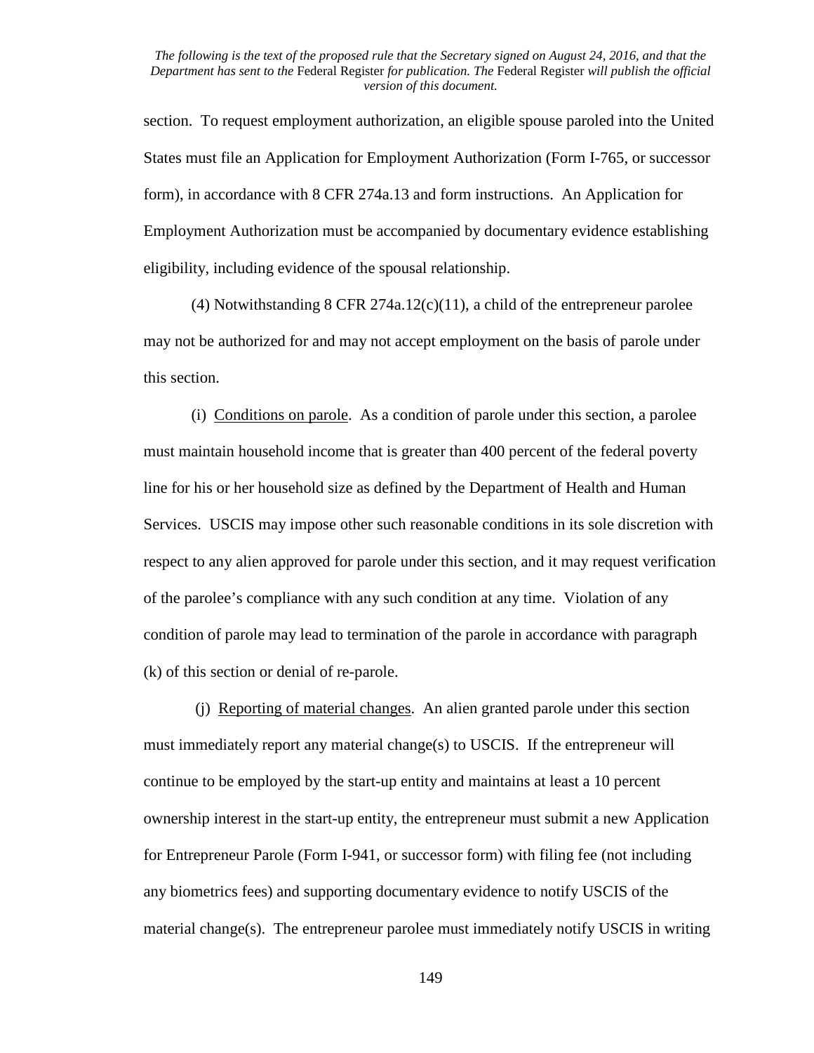section. To request employment authorization, an eligible spouse paroled into the United States must file an Application for Employment Authorization (Form I-765, or successor form), in accordance with 8 CFR 274a.13 and form instructions. An Application for Employment Authorization must be accompanied by documentary evidence establishing eligibility, including evidence of the spousal relationship.

(4) Notwithstanding 8 CFR 274a.12(c)(11), a child of the entrepreneur parolee may not be authorized for and may not accept employment on the basis of parole under this section.

(i) Conditions on parole. As a condition of parole under this section, a parolee must maintain household income that is greater than 400 percent of the federal poverty line for his or her household size as defined by the Department of Health and Human Services. USCIS may impose other such reasonable conditions in its sole discretion with respect to any alien approved for parole under this section, and it may request verification of the parolee's compliance with any such condition at any time. Violation of any condition of parole may lead to termination of the parole in accordance with paragraph (k) of this section or denial of re-parole.

(j) Reporting of material changes. An alien granted parole under this section must immediately report any material change(s) to USCIS. If the entrepreneur will continue to be employed by the start-up entity and maintains at least a 10 percent ownership interest in the start-up entity, the entrepreneur must submit a new Application for Entrepreneur Parole (Form I-941, or successor form) with filing fee (not including any biometrics fees) and supporting documentary evidence to notify USCIS of the material change(s). The entrepreneur parolee must immediately notify USCIS in writing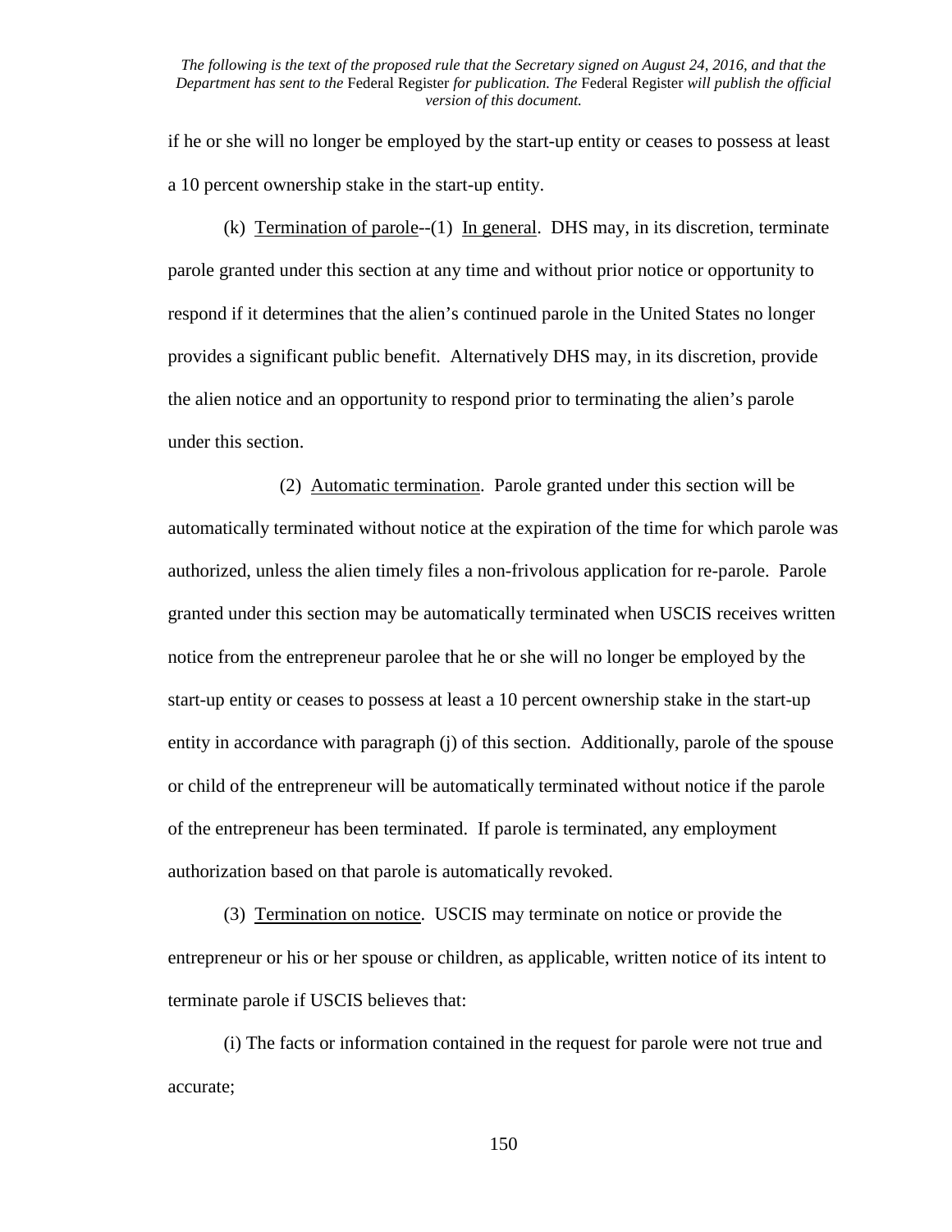if he or she will no longer be employed by the start-up entity or ceases to possess at least a 10 percent ownership stake in the start-up entity.

(k) Termination of parole--(1) In general. DHS may, in its discretion, terminate parole granted under this section at any time and without prior notice or opportunity to respond if it determines that the alien's continued parole in the United States no longer provides a significant public benefit. Alternatively DHS may, in its discretion, provide the alien notice and an opportunity to respond prior to terminating the alien's parole under this section.

(2) Automatic termination. Parole granted under this section will be automatically terminated without notice at the expiration of the time for which parole was authorized, unless the alien timely files a non-frivolous application for re-parole. Parole granted under this section may be automatically terminated when USCIS receives written notice from the entrepreneur parolee that he or she will no longer be employed by the start-up entity or ceases to possess at least a 10 percent ownership stake in the start-up entity in accordance with paragraph (j) of this section. Additionally, parole of the spouse or child of the entrepreneur will be automatically terminated without notice if the parole of the entrepreneur has been terminated. If parole is terminated, any employment authorization based on that parole is automatically revoked.

(3) Termination on notice. USCIS may terminate on notice or provide the entrepreneur or his or her spouse or children, as applicable, written notice of its intent to terminate parole if USCIS believes that:

(i) The facts or information contained in the request for parole were not true and accurate;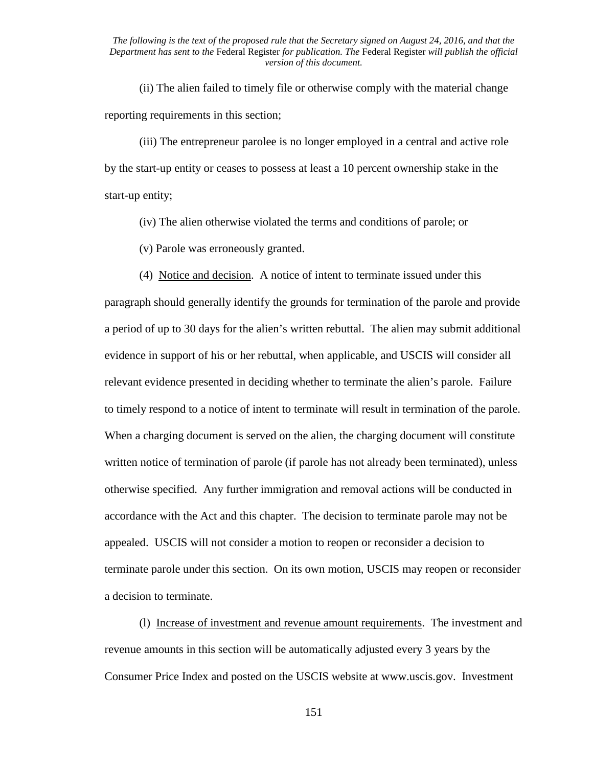*The following is the text of the proposed rule that the Secretary signed on August 24, 2016, and that the Department has sent to the* Federal Register *for publication. The* Federal Register *will publish the official version of this document.*

(ii) The alien failed to timely file or otherwise comply with the material change reporting requirements in this section;

(iii) The entrepreneur parolee is no longer employed in a central and active role by the start-up entity or ceases to possess at least a 10 percent ownership stake in the start-up entity;

(iv) The alien otherwise violated the terms and conditions of parole; or

(v) Parole was erroneously granted.

(4) Notice and decision. A notice of intent to terminate issued under this paragraph should generally identify the grounds for termination of the parole and provide a period of up to 30 days for the alien's written rebuttal. The alien may submit additional evidence in support of his or her rebuttal, when applicable, and USCIS will consider all relevant evidence presented in deciding whether to terminate the alien's parole. Failure to timely respond to a notice of intent to terminate will result in termination of the parole. When a charging document is served on the alien, the charging document will constitute written notice of termination of parole (if parole has not already been terminated), unless otherwise specified. Any further immigration and removal actions will be conducted in accordance with the Act and this chapter. The decision to terminate parole may not be appealed. USCIS will not consider a motion to reopen or reconsider a decision to terminate parole under this section. On its own motion, USCIS may reopen or reconsider a decision to terminate.

(l) Increase of investment and revenue amount requirements. The investment and revenue amounts in this section will be automatically adjusted every 3 years by the Consumer Price Index and posted on the USCIS website at www.uscis.gov. Investment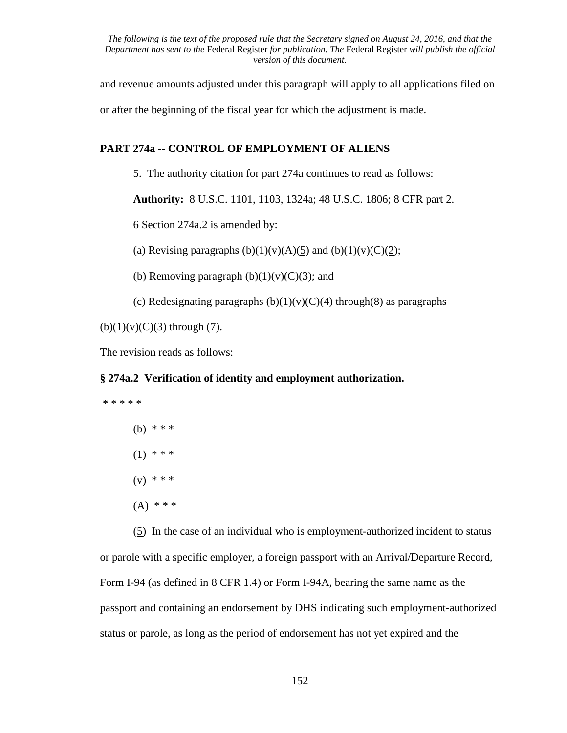and revenue amounts adjusted under this paragraph will apply to all applications filed on or after the beginning of the fiscal year for which the adjustment is made.

**PART 274a -- CONTROL OF EMPLOYMENT OF ALIENS**

5. The authority citation for part 274a continues to read as follows:

**Authority:** 8 U.S.C. 1101, 1103, 1324a; 48 U.S.C. 1806; 8 CFR part 2.

6 Section 274a.2 is amended by:

(a) Revising paragraphs (b)(1)(v)(A)(5) and (b)(1)(v)(C)(2);

(b) Removing paragraph (b)(1)(v)(C)(3); and

(c) Redesignating paragraphs (b)(1)(v)(C)(4) through(8) as paragraphs (b)(1)(v)(C)(3) through (7).

The revision reads as follows:

**§ 274a.2 Verification of identity and employment authorization.**

\* \* \* \* \*

(b) \* \* \*

(1) \* \* \*

(v) \* \* \*

(A) \* \* \*

(5) In the case of an individual who is employment-authorized incident to status or parole with a specific employer, a foreign passport with an Arrival/Departure Record, Form I-94 (as defined in 8 CFR 1.4) or Form I-94A, bearing the same name as the passport and containing an endorsement by DHS indicating such employment-authorized status or parole, as long as the period of endorsement has not yet expired and the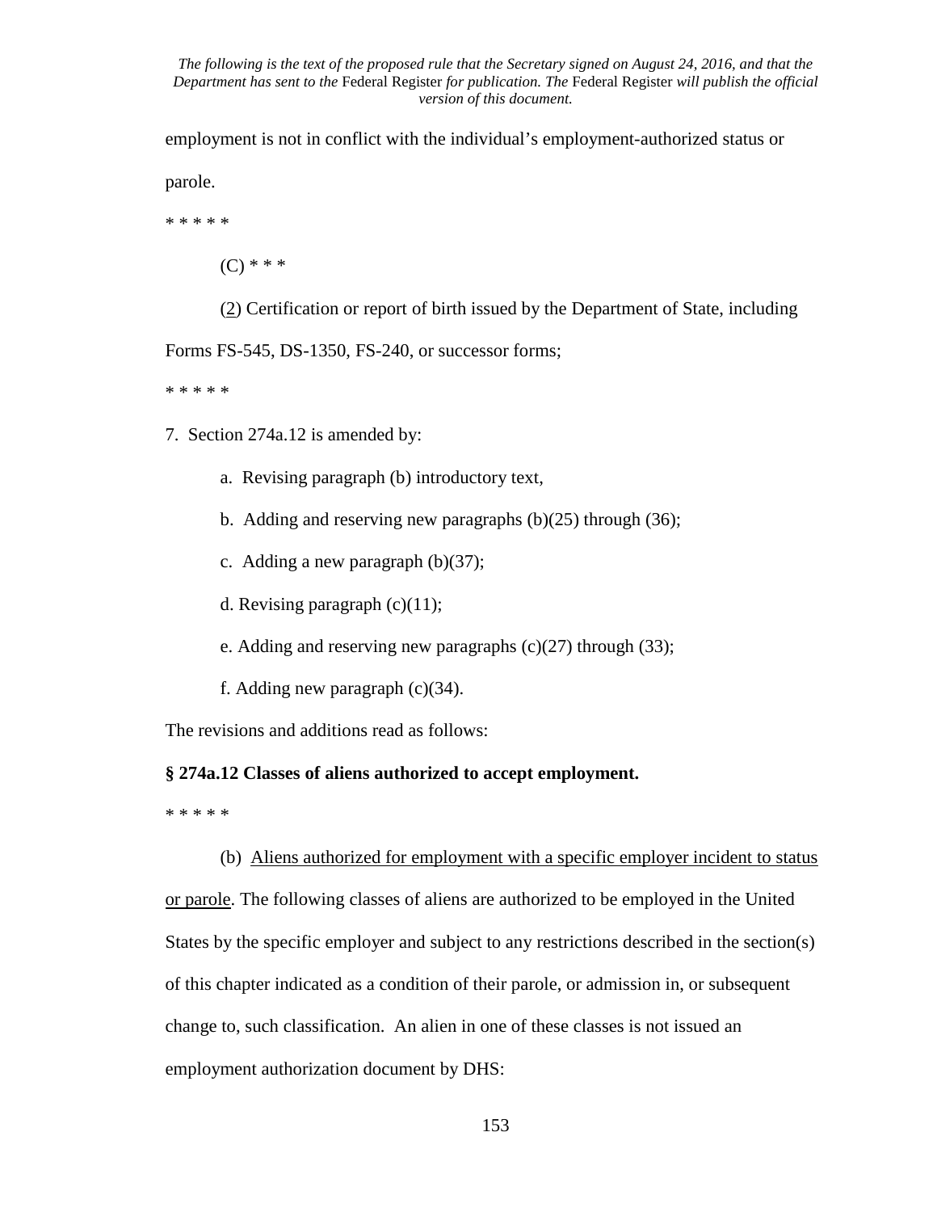employment is not in conflict with the individual's employment-authorized status or parole.

* * * * *

(C) * * *

(2) Certification or report of birth issued by the Department of State, including Forms FS-545, DS-1350, FS-240, or successor forms;

* * * * *

7. Section 274a.12 is amended by:

a. Revising paragraph (b) introductory text,

b. Adding and reserving new paragraphs (b)(25) through (36);

c. Adding a new paragraph (b)(37);

d. Revising paragraph (c)(11);

e. Adding and reserving new paragraphs (c)(27) through (33);

f. Adding new paragraph (c)(34).

The revisions and additions read as follows:

**§ 274a.12 Classes of aliens authorized to accept employment.**

* * * * *

(b) Aliens authorized for employment with a specific employer incident to status or parole. The following classes of aliens are authorized to be employed in the United States by the specific employer and subject to any restrictions described in the section(s) of this chapter indicated as a condition of their parole, or admission in, or subsequent change to, such classification. An alien in one of these classes is not issued an employment authorization document by DHS: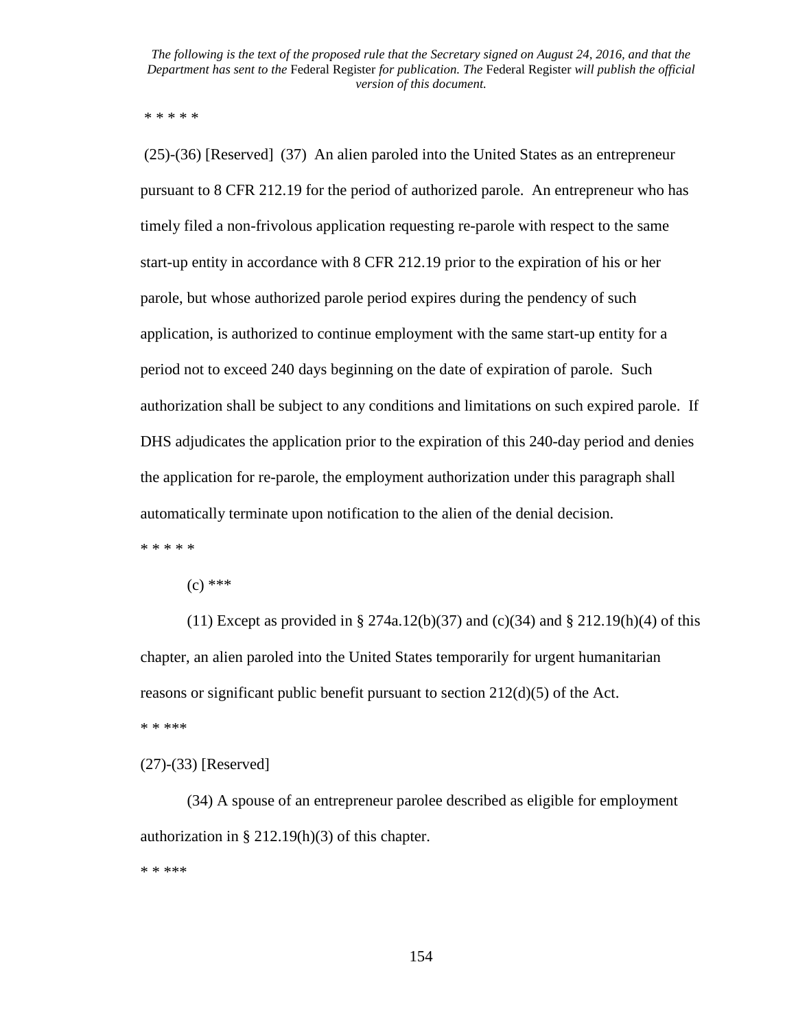*The following is the text of the proposed rule that the Secretary signed on August 24, 2016, and that the Department has sent to the* Federal Register *for publication. The* Federal Register *will publish the official version of this document.*

* * * * *

(25)-(36) [Reserved] (37) An alien paroled into the United States as an entrepreneur pursuant to 8 CFR 212.19 for the period of authorized parole. An entrepreneur who has timely filed a non-frivolous application requesting re-parole with respect to the same start-up entity in accordance with 8 CFR 212.19 prior to the expiration of his or her parole, but whose authorized parole period expires during the pendency of such application, is authorized to continue employment with the same start-up entity for a period not to exceed 240 days beginning on the date of expiration of parole. Such authorization shall be subject to any conditions and limitations on such expired parole. If DHS adjudicates the application prior to the expiration of this 240-day period and denies the application for re-parole, the employment authorization under this paragraph shall automatically terminate upon notification to the alien of the denial decision.

* * * * *

(c) ***

(11) Except as provided in § 274a.12(b)(37) and (c)(34) and § 212.19(h)(4) of this chapter, an alien paroled into the United States temporarily for urgent humanitarian reasons or significant public benefit pursuant to section 212(d)(5) of the Act.

* * ***

(27)-(33) [Reserved]

(34) A spouse of an entrepreneur parolee described as eligible for employment authorization in § 212.19(h)(3) of this chapter.

* * ***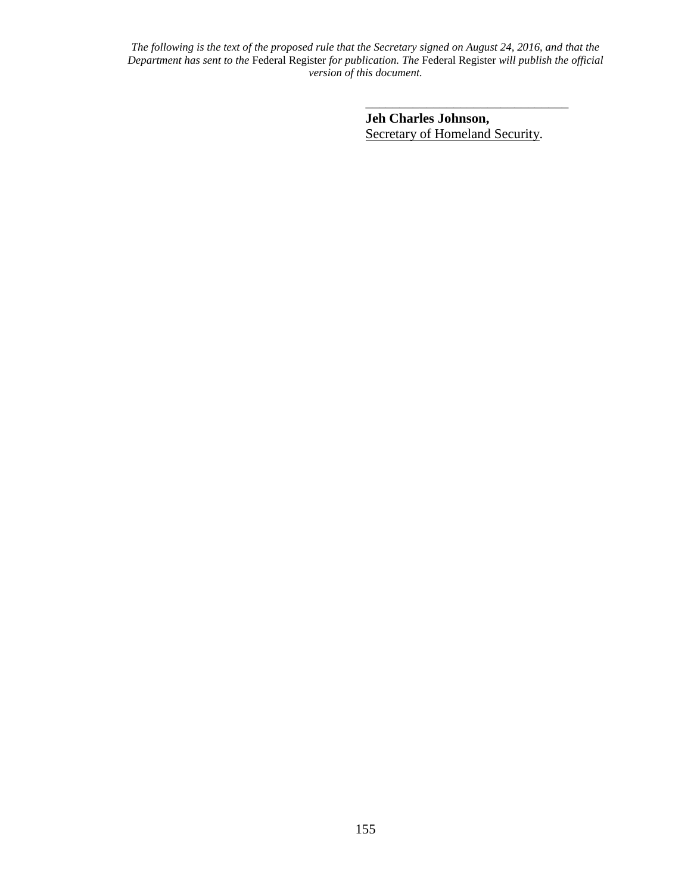*The following is the text of the proposed rule that the Secretary signed on August 24, 2016, and that the Department has sent to the* Federal Register *for publication. The* Federal Register *will publish the official version of this document.*

\_\_\_\_\_\_\_\_\_\_\_\_\_\_\_\_\_\_\_\_\_\_\_\_\_\_\_\_\_\_\_\_

**Jeh Charles Johnson,**

Secretary of Homeland Security.